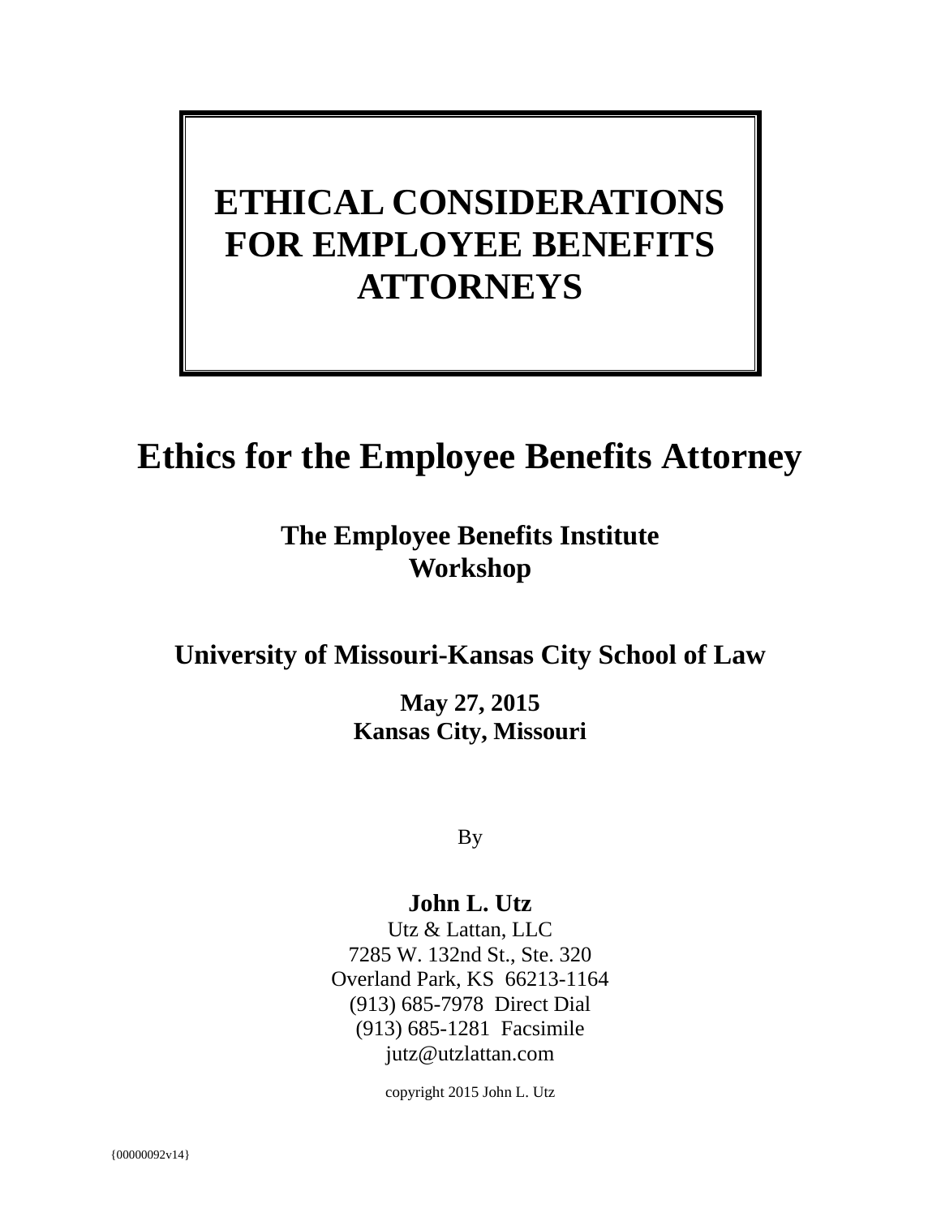# ETHICAL CONSIDERATIONS FOR EMPLOYEE BENEFITS ATTORNEYS

## Ethics for the Employee Benefits Attorney

### The Employee Benefits Institute Workshop

### University of Missouri-Kansas City School of Law

**May 27, 2015**
**Kansas City, Missouri**

By

**John L. Utz**
Utz & Lattan, LLC
7285 W. 132nd St., Ste. 320
Overland Park, KS 66213-1164
(913) 685-7978 Direct Dial
(913) 685-1281 Facsimile
jutz@utzlattan.com

copyright 2015 John L. Utz

{00000092v14}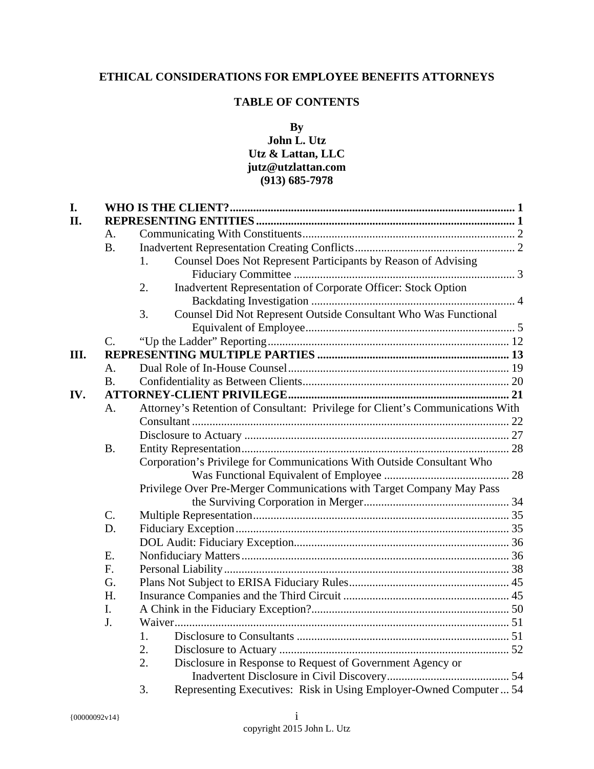**ETHICAL CONSIDERATIONS FOR EMPLOYEE BENEFITS ATTORNEYS**

**TABLE OF CONTENTS**

**By**
**John L. Utz**
**Utz & Lattan, LLC**
**jutz@utzlattan.com**
**(913) 685-7978**

- **I. WHO IS THE CLIENT? ..... 1**
- **II. REPRESENTING ENTITIES ..... 1**
  - A. Communicating With Constituents ..... 2
  - B. Inadvertent Representation Creating Conflicts ..... 2
    - 1. Counsel Does Not Represent Participants by Reason of Advising Fiduciary Committee ..... 3
    - 2. Inadvertent Representation of Corporate Officer: Stock Option Backdating Investigation ..... 4
    - 3. Counsel Did Not Represent Outside Consultant Who Was Functional Equivalent of Employee ..... 5
  - C. "Up the Ladder" Reporting ..... 12
- **III. REPRESENTING MULTIPLE PARTIES ..... 13**
  - A. Dual Role of In-House Counsel ..... 19
  - B. Confidentiality as Between Clients ..... 20
- **IV. ATTORNEY-CLIENT PRIVILEGE ..... 21**
  - A. Attorney's Retention of Consultant: Privilege for Client's Communications With Consultant ..... 22
    - Disclosure to Actuary ..... 27
  - B. Entity Representation ..... 28
    - Corporation's Privilege for Communications With Outside Consultant Who Was Functional Equivalent of Employee ..... 28
    - Privilege Over Pre-Merger Communications with Target Company May Pass the Surviving Corporation in Merger ..... 34
  - C. Multiple Representation ..... 35
  - D. Fiduciary Exception ..... 35
    - DOL Audit: Fiduciary Exception ..... 36
  - E. Nonfiduciary Matters ..... 36
  - F. Personal Liability ..... 38
  - G. Plans Not Subject to ERISA Fiduciary Rules ..... 45
  - H. Insurance Companies and the Third Circuit ..... 45
  - I. A Chink in the Fiduciary Exception? ..... 50
  - J. Waiver ..... 51
    - 1. Disclosure to Consultants ..... 51
    - 2. Disclosure to Actuary ..... 52
    - 2. Disclosure in Response to Request of Government Agency or Inadvertent Disclosure in Civil Discovery ..... 54
    - 3. Representing Executives: Risk in Using Employer-Owned Computer ..... 54

{00000092v14}

copyright 2015 John L. Utz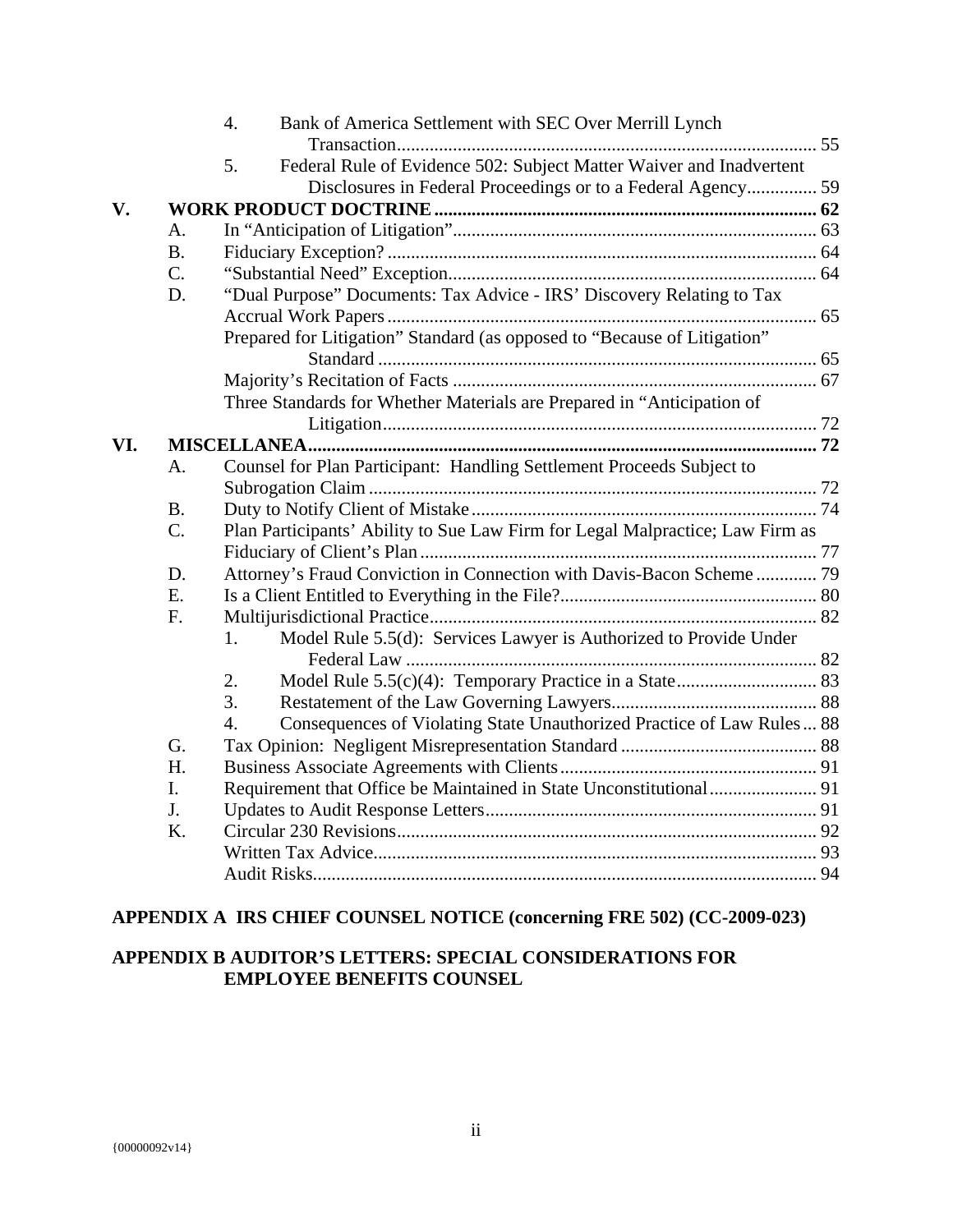4. Bank of America Settlement with SEC Over Merrill Lynch Transaction .......... 55
5. Federal Rule of Evidence 502: Subject Matter Waiver and Inadvertent Disclosures in Federal Proceedings or to a Federal Agency .......... 59

**V. WORK PRODUCT DOCTRINE .......... 62**

A. In “Anticipation of Litigation” .......... 63
B. Fiduciary Exception? .......... 64
C. “Substantial Need” Exception .......... 64
D. “Dual Purpose” Documents: Tax Advice - IRS’ Discovery Relating to Tax Accrual Work Papers .......... 65
Prepared for Litigation” Standard (as opposed to “Because of Litigation” Standard .......... 65
Majority’s Recitation of Facts .......... 67
Three Standards for Whether Materials are Prepared in “Anticipation of Litigation .......... 72

**VI. MISCELLANEA .......... 72**

A. Counsel for Plan Participant: Handling Settlement Proceeds Subject to Subrogation Claim .......... 72
B. Duty to Notify Client of Mistake .......... 74
C. Plan Participants’ Ability to Sue Law Firm for Legal Malpractice; Law Firm as Fiduciary of Client’s Plan .......... 77
D. Attorney’s Fraud Conviction in Connection with Davis-Bacon Scheme .......... 79
E. Is a Client Entitled to Everything in the File? .......... 80
F. Multijurisdictional Practice .......... 82
1. Model Rule 5.5(d): Services Lawyer is Authorized to Provide Under Federal Law .......... 82
2. Model Rule 5.5(c)(4): Temporary Practice in a State .......... 83
3. Restatement of the Law Governing Lawyers .......... 88
4. Consequences of Violating State Unauthorized Practice of Law Rules .......... 88
G. Tax Opinion: Negligent Misrepresentation Standard .......... 88
H. Business Associate Agreements with Clients .......... 91
I. Requirement that Office be Maintained in State Unconstitutional .......... 91
J. Updates to Audit Response Letters .......... 91
K. Circular 230 Revisions .......... 92
Written Tax Advice .......... 93
Audit Risks .......... 94

**APPENDIX A IRS CHIEF COUNSEL NOTICE (concerning FRE 502) (CC-2009-023)**

**APPENDIX B AUDITOR’S LETTERS: SPECIAL CONSIDERATIONS FOR EMPLOYEE BENEFITS COUNSEL**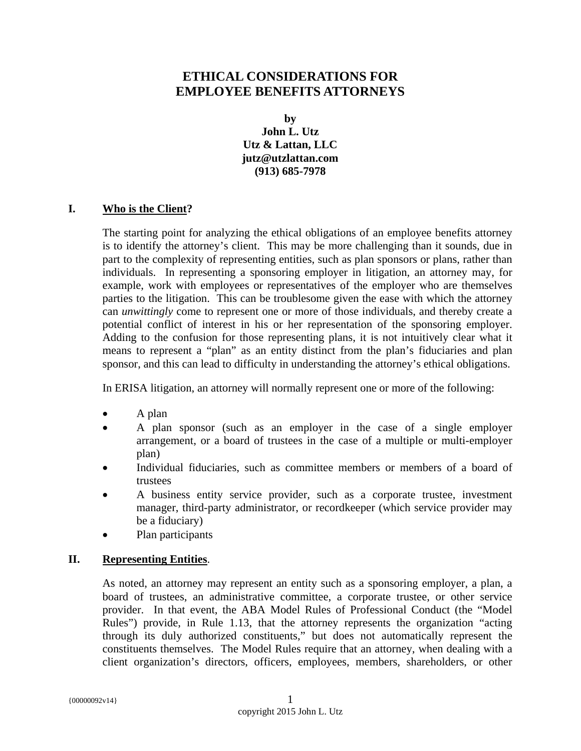# ETHICAL CONSIDERATIONS FOR EMPLOYEE BENEFITS ATTORNEYS

**by**
**John L. Utz**
**Utz & Lattan, LLC**
**jutz@utzlattan.com**
**(913) 685-7978**

## I. <u>Who is the Client</u>?

The starting point for analyzing the ethical obligations of an employee benefits attorney is to identify the attorney's client. This may be more challenging than it sounds, due in part to the complexity of representing entities, such as plan sponsors or plans, rather than individuals. In representing a sponsoring employer in litigation, an attorney may, for example, work with employees or representatives of the employer who are themselves parties to the litigation. This can be troublesome given the ease with which the attorney can *unwittingly* come to represent one or more of those individuals, and thereby create a potential conflict of interest in his or her representation of the sponsoring employer. Adding to the confusion for those representing plans, it is not intuitively clear what it means to represent a "plan" as an entity distinct from the plan's fiduciaries and plan sponsor, and this can lead to difficulty in understanding the attorney's ethical obligations.

In ERISA litigation, an attorney will normally represent one or more of the following:

- A plan
- A plan sponsor (such as an employer in the case of a single employer arrangement, or a board of trustees in the case of a multiple or multi-employer plan)
- Individual fiduciaries, such as committee members or members of a board of trustees
- A business entity service provider, such as a corporate trustee, investment manager, third-party administrator, or recordkeeper (which service provider may be a fiduciary)
- Plan participants

## II. <u>Representing Entities</u>.

As noted, an attorney may represent an entity such as a sponsoring employer, a plan, a board of trustees, an administrative committee, a corporate trustee, or other service provider. In that event, the ABA Model Rules of Professional Conduct (the "Model Rules") provide, in Rule 1.13, that the attorney represents the organization "acting through its duly authorized constituents," but does not automatically represent the constituents themselves. The Model Rules require that an attorney, when dealing with a client organization's directors, officers, employees, members, shareholders, or other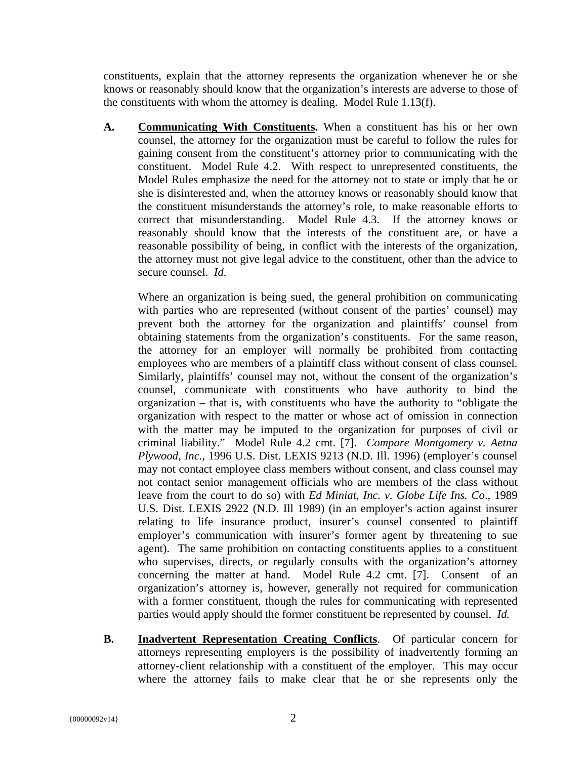constituents, explain that the attorney represents the organization whenever he or she knows or reasonably should know that the organization's interests are adverse to those of the constituents with whom the attorney is dealing. Model Rule 1.13(f).

**A. <u>Communicating With Constituents</u>.** When a constituent has his or her own counsel, the attorney for the organization must be careful to follow the rules for gaining consent from the constituent's attorney prior to communicating with the constituent. Model Rule 4.2. With respect to unrepresented constituents, the Model Rules emphasize the need for the attorney not to state or imply that he or she is disinterested and, when the attorney knows or reasonably should know that the constituent misunderstands the attorney's role, to make reasonable efforts to correct that misunderstanding. Model Rule 4.3. If the attorney knows or reasonably should know that the interests of the constituent are, or have a reasonable possibility of being, in conflict with the interests of the organization, the attorney must not give legal advice to the constituent, other than the advice to secure counsel. *Id*.

Where an organization is being sued, the general prohibition on communicating with parties who are represented (without consent of the parties' counsel) may prevent both the attorney for the organization and plaintiffs' counsel from obtaining statements from the organization's constituents. For the same reason, the attorney for an employer will normally be prohibited from contacting employees who are members of a plaintiff class without consent of class counsel. Similarly, plaintiffs' counsel may not, without the consent of the organization's counsel, communicate with constituents who have authority to bind the organization – that is, with constituents who have the authority to "obligate the organization with respect to the matter or whose act of omission in connection with the matter may be imputed to the organization for purposes of civil or criminal liability." Model Rule 4.2 cmt. [7]. *Compare Montgomery v. Aetna Plywood, Inc.*, 1996 U.S. Dist. LEXIS 9213 (N.D. Ill. 1996) (employer's counsel may not contact employee class members without consent, and class counsel may not contact senior management officials who are members of the class without leave from the court to do so) with *Ed Miniat, Inc. v. Globe Life Ins. Co*., 1989 U.S. Dist. LEXIS 2922 (N.D. Ill 1989) (in an employer's action against insurer relating to life insurance product, insurer's counsel consented to plaintiff employer's communication with insurer's former agent by threatening to sue agent). The same prohibition on contacting constituents applies to a constituent who supervises, directs, or regularly consults with the organization's attorney concerning the matter at hand. Model Rule 4.2 cmt. [7]. Consent of an organization's attorney is, however, generally not required for communication with a former constituent, though the rules for communicating with represented parties would apply should the former constituent be represented by counsel. *Id.*

**B. <u>Inadvertent Representation Creating Conflicts</u>.** Of particular concern for attorneys representing employers is the possibility of inadvertently forming an attorney-client relationship with a constituent of the employer. This may occur where the attorney fails to make clear that he or she represents only the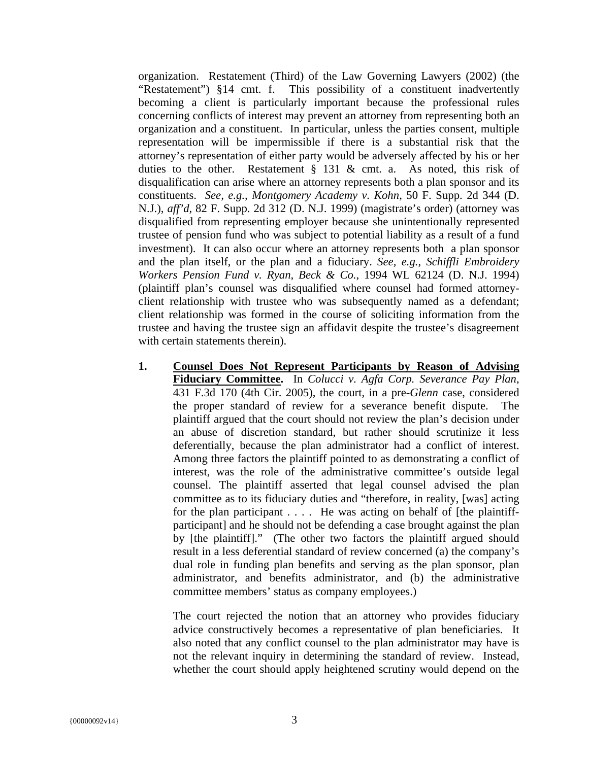organization. Restatement (Third) of the Law Governing Lawyers (2002) (the "Restatement") §14 cmt. f. This possibility of a constituent inadvertently becoming a client is particularly important because the professional rules concerning conflicts of interest may prevent an attorney from representing both an organization and a constituent. In particular, unless the parties consent, multiple representation will be impermissible if there is a substantial risk that the attorney's representation of either party would be adversely affected by his or her duties to the other. Restatement § 131 & cmt. a. As noted, this risk of disqualification can arise where an attorney represents both a plan sponsor and its constituents. *See, e.g., Montgomery Academy v. Kohn*, 50 F. Supp. 2d 344 (D. N.J.), *aff'd*, 82 F. Supp. 2d 312 (D. N.J. 1999) (magistrate's order) (attorney was disqualified from representing employer because she unintentionally represented trustee of pension fund who was subject to potential liability as a result of a fund investment). It can also occur where an attorney represents both a plan sponsor and the plan itself, or the plan and a fiduciary. *See, e.g., Schiffli Embroidery Workers Pension Fund v. Ryan, Beck & Co.*, 1994 WL 62124 (D. N.J. 1994) (plaintiff plan's counsel was disqualified where counsel had formed attorney-client relationship with trustee who was subsequently named as a defendant; client relationship was formed in the course of soliciting information from the trustee and having the trustee sign an affidavit despite the trustee's disagreement with certain statements therein).

1. **Counsel Does Not Represent Participants by Reason of Advising Fiduciary Committee.** In *Colucci v. Agfa Corp. Severance Pay Plan*, 431 F.3d 170 (4th Cir. 2005), the court, in a pre-*Glenn* case, considered the proper standard of review for a severance benefit dispute. The plaintiff argued that the court should not review the plan's decision under an abuse of discretion standard, but rather should scrutinize it less deferentially, because the plan administrator had a conflict of interest. Among three factors the plaintiff pointed to as demonstrating a conflict of interest, was the role of the administrative committee's outside legal counsel. The plaintiff asserted that legal counsel advised the plan committee as to its fiduciary duties and "therefore, in reality, [was] acting for the plan participant . . . . He was acting on behalf of [the plaintiff-participant] and he should not be defending a case brought against the plan by [the plaintiff]." (The other two factors the plaintiff argued should result in a less deferential standard of review concerned (a) the company's dual role in funding plan benefits and serving as the plan sponsor, plan administrator, and benefits administrator, and (b) the administrative committee members' status as company employees.)

   The court rejected the notion that an attorney who provides fiduciary advice constructively becomes a representative of plan beneficiaries. It also noted that any conflict counsel to the plan administrator may have is not the relevant inquiry in determining the standard of review. Instead, whether the court should apply heightened scrutiny would depend on the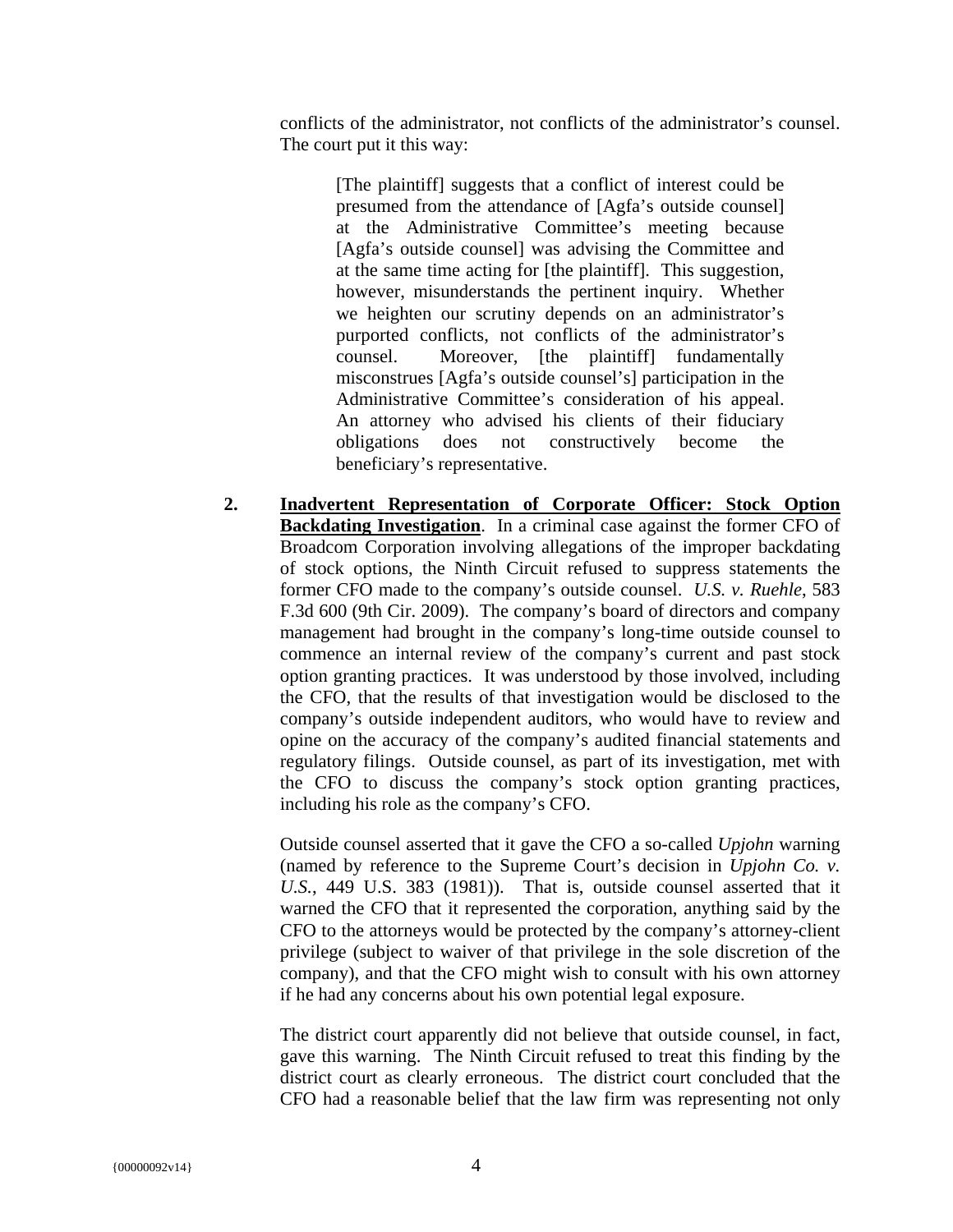conflicts of the administrator, not conflicts of the administrator's counsel. The court put it this way:

> [The plaintiff] suggests that a conflict of interest could be presumed from the attendance of [Agfa's outside counsel] at the Administrative Committee's meeting because [Agfa's outside counsel] was advising the Committee and at the same time acting for [the plaintiff]. This suggestion, however, misunderstands the pertinent inquiry. Whether we heighten our scrutiny depends on an administrator's purported conflicts, not conflicts of the administrator's counsel. Moreover, [the plaintiff] fundamentally misconstrues [Agfa's outside counsel's] participation in the Administrative Committee's consideration of his appeal. An attorney who advised his clients of their fiduciary obligations does not constructively become the beneficiary's representative.

2. **<u>Inadvertent Representation of Corporate Officer: Stock Option Backdating Investigation</u>**. In a criminal case against the former CFO of Broadcom Corporation involving allegations of the improper backdating of stock options, the Ninth Circuit refused to suppress statements the former CFO made to the company's outside counsel. *U.S. v. Ruehle*, 583 F.3d 600 (9th Cir. 2009). The company's board of directors and company management had brought in the company's long-time outside counsel to commence an internal review of the company's current and past stock option granting practices. It was understood by those involved, including the CFO, that the results of that investigation would be disclosed to the company's outside independent auditors, who would have to review and opine on the accuracy of the company's audited financial statements and regulatory filings. Outside counsel, as part of its investigation, met with the CFO to discuss the company's stock option granting practices, including his role as the company's CFO.

   Outside counsel asserted that it gave the CFO a so-called *Upjohn* warning (named by reference to the Supreme Court's decision in *Upjohn Co. v. U.S.*, 449 U.S. 383 (1981)). That is, outside counsel asserted that it warned the CFO that it represented the corporation, anything said by the CFO to the attorneys would be protected by the company's attorney-client privilege (subject to waiver of that privilege in the sole discretion of the company), and that the CFO might wish to consult with his own attorney if he had any concerns about his own potential legal exposure.

   The district court apparently did not believe that outside counsel, in fact, gave this warning. The Ninth Circuit refused to treat this finding by the district court as clearly erroneous. The district court concluded that the CFO had a reasonable belief that the law firm was representing not only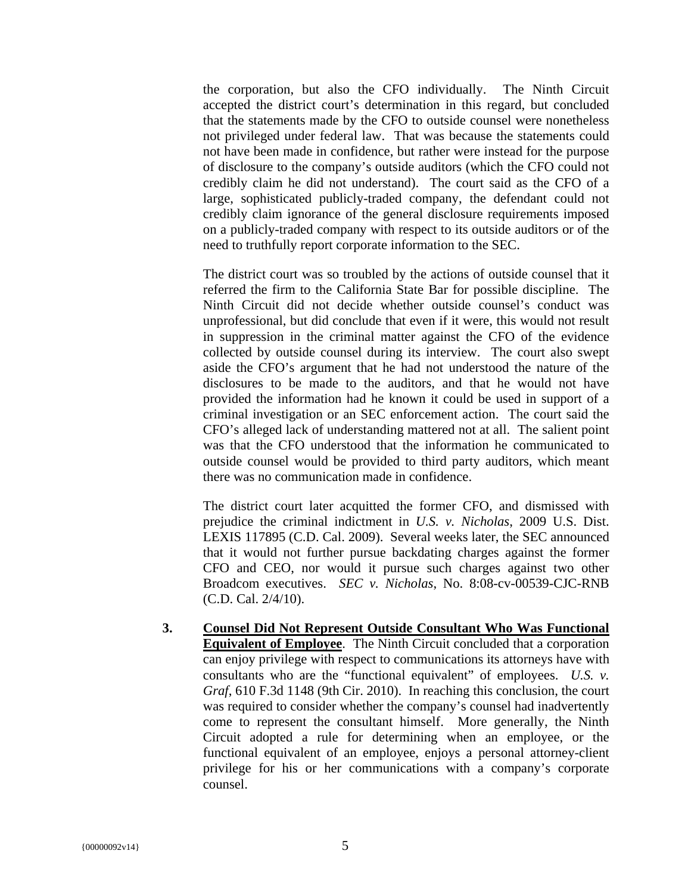the corporation, but also the CFO individually. The Ninth Circuit accepted the district court's determination in this regard, but concluded that the statements made by the CFO to outside counsel were nonetheless not privileged under federal law. That was because the statements could not have been made in confidence, but rather were instead for the purpose of disclosure to the company's outside auditors (which the CFO could not credibly claim he did not understand). The court said as the CFO of a large, sophisticated publicly-traded company, the defendant could not credibly claim ignorance of the general disclosure requirements imposed on a publicly-traded company with respect to its outside auditors or of the need to truthfully report corporate information to the SEC.

The district court was so troubled by the actions of outside counsel that it referred the firm to the California State Bar for possible discipline. The Ninth Circuit did not decide whether outside counsel's conduct was unprofessional, but did conclude that even if it were, this would not result in suppression in the criminal matter against the CFO of the evidence collected by outside counsel during its interview. The court also swept aside the CFO's argument that he had not understood the nature of the disclosures to be made to the auditors, and that he would not have provided the information had he known it could be used in support of a criminal investigation or an SEC enforcement action. The court said the CFO's alleged lack of understanding mattered not at all. The salient point was that the CFO understood that the information he communicated to outside counsel would be provided to third party auditors, which meant there was no communication made in confidence.

The district court later acquitted the former CFO, and dismissed with prejudice the criminal indictment in *U.S. v. Nicholas*, 2009 U.S. Dist. LEXIS 117895 (C.D. Cal. 2009). Several weeks later, the SEC announced that it would not further pursue backdating charges against the former CFO and CEO, nor would it pursue such charges against two other Broadcom executives. *SEC v. Nicholas*, No. 8:08-cv-00539-CJC-RNB (C.D. Cal. 2/4/10).

3. **Counsel Did Not Represent Outside Consultant Who Was Functional Equivalent of Employee**. The Ninth Circuit concluded that a corporation can enjoy privilege with respect to communications its attorneys have with consultants who are the "functional equivalent" of employees. *U.S. v. Graf*, 610 F.3d 1148 (9th Cir. 2010). In reaching this conclusion, the court was required to consider whether the company's counsel had inadvertently come to represent the consultant himself. More generally, the Ninth Circuit adopted a rule for determining when an employee, or the functional equivalent of an employee, enjoys a personal attorney-client privilege for his or her communications with a company's corporate counsel.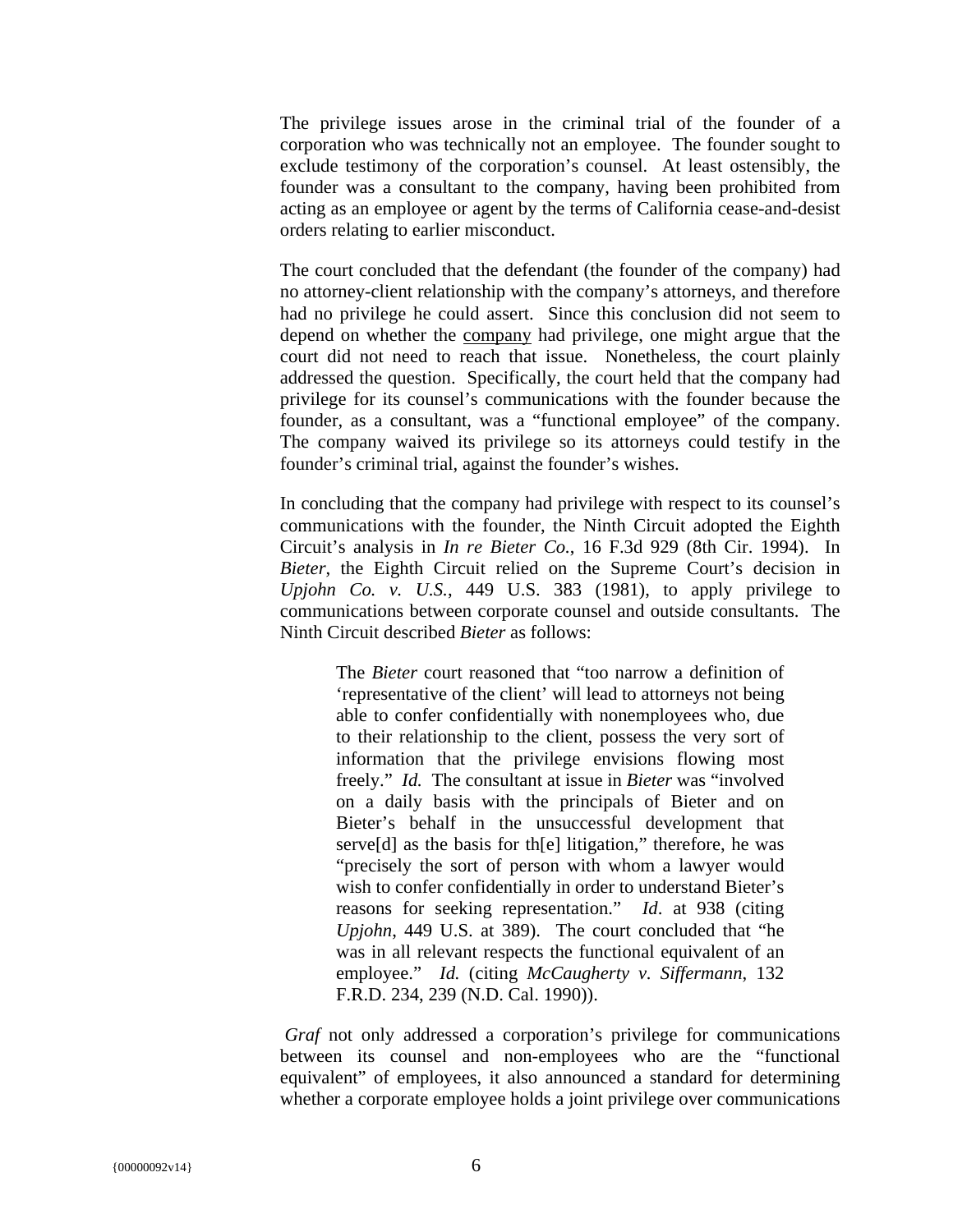The privilege issues arose in the criminal trial of the founder of a corporation who was technically not an employee. The founder sought to exclude testimony of the corporation's counsel. At least ostensibly, the founder was a consultant to the company, having been prohibited from acting as an employee or agent by the terms of California cease-and-desist orders relating to earlier misconduct.

The court concluded that the defendant (the founder of the company) had no attorney-client relationship with the company's attorneys, and therefore had no privilege he could assert. Since this conclusion did not seem to depend on whether the <u>company</u> had privilege, one might argue that the court did not need to reach that issue. Nonetheless, the court plainly addressed the question. Specifically, the court held that the company had privilege for its counsel's communications with the founder because the founder, as a consultant, was a "functional employee" of the company. The company waived its privilege so its attorneys could testify in the founder's criminal trial, against the founder's wishes.

In concluding that the company had privilege with respect to its counsel's communications with the founder, the Ninth Circuit adopted the Eighth Circuit's analysis in *In re Bieter Co.*, 16 F.3d 929 (8th Cir. 1994). In *Bieter*, the Eighth Circuit relied on the Supreme Court's decision in *Upjohn Co. v. U.S.*, 449 U.S. 383 (1981), to apply privilege to communications between corporate counsel and outside consultants. The Ninth Circuit described *Bieter* as follows:

> The *Bieter* court reasoned that "too narrow a definition of 'representative of the client' will lead to attorneys not being able to confer confidentially with nonemployees who, due to their relationship to the client, possess the very sort of information that the privilege envisions flowing most freely." *Id.* The consultant at issue in *Bieter* was "involved on a daily basis with the principals of Bieter and on Bieter's behalf in the unsuccessful development that serve[d] as the basis for th[e] litigation," therefore, he was "precisely the sort of person with whom a lawyer would wish to confer confidentially in order to understand Bieter's reasons for seeking representation." *Id*. at 938 (citing *Upjohn*, 449 U.S. at 389). The court concluded that "he was in all relevant respects the functional equivalent of an employee." *Id.* (citing *McCaugherty v. Siffermann*, 132 F.R.D. 234, 239 (N.D. Cal. 1990)).

*Graf* not only addressed a corporation's privilege for communications between its counsel and non-employees who are the "functional equivalent" of employees, it also announced a standard for determining whether a corporate employee holds a joint privilege over communications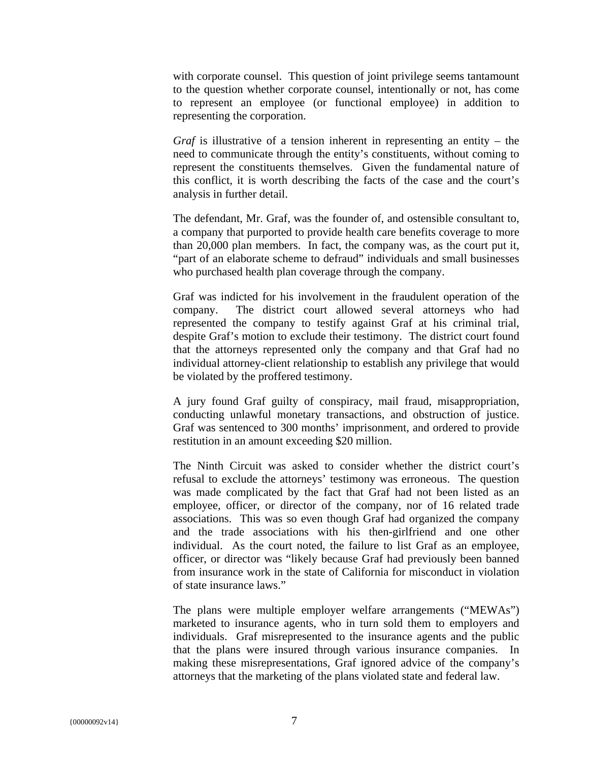with corporate counsel. This question of joint privilege seems tantamount to the question whether corporate counsel, intentionally or not, has come to represent an employee (or functional employee) in addition to representing the corporation.

*Graf* is illustrative of a tension inherent in representing an entity – the need to communicate through the entity's constituents, without coming to represent the constituents themselves. Given the fundamental nature of this conflict, it is worth describing the facts of the case and the court's analysis in further detail.

The defendant, Mr. Graf, was the founder of, and ostensible consultant to, a company that purported to provide health care benefits coverage to more than 20,000 plan members. In fact, the company was, as the court put it, "part of an elaborate scheme to defraud" individuals and small businesses who purchased health plan coverage through the company.

Graf was indicted for his involvement in the fraudulent operation of the company. The district court allowed several attorneys who had represented the company to testify against Graf at his criminal trial, despite Graf's motion to exclude their testimony. The district court found that the attorneys represented only the company and that Graf had no individual attorney-client relationship to establish any privilege that would be violated by the proffered testimony.

A jury found Graf guilty of conspiracy, mail fraud, misappropriation, conducting unlawful monetary transactions, and obstruction of justice. Graf was sentenced to 300 months' imprisonment, and ordered to provide restitution in an amount exceeding $20 million.

The Ninth Circuit was asked to consider whether the district court's refusal to exclude the attorneys' testimony was erroneous. The question was made complicated by the fact that Graf had not been listed as an employee, officer, or director of the company, nor of 16 related trade associations. This was so even though Graf had organized the company and the trade associations with his then-girlfriend and one other individual. As the court noted, the failure to list Graf as an employee, officer, or director was "likely because Graf had previously been banned from insurance work in the state of California for misconduct in violation of state insurance laws."

The plans were multiple employer welfare arrangements ("MEWAs") marketed to insurance agents, who in turn sold them to employers and individuals. Graf misrepresented to the insurance agents and the public that the plans were insured through various insurance companies. In making these misrepresentations, Graf ignored advice of the company's attorneys that the marketing of the plans violated state and federal law.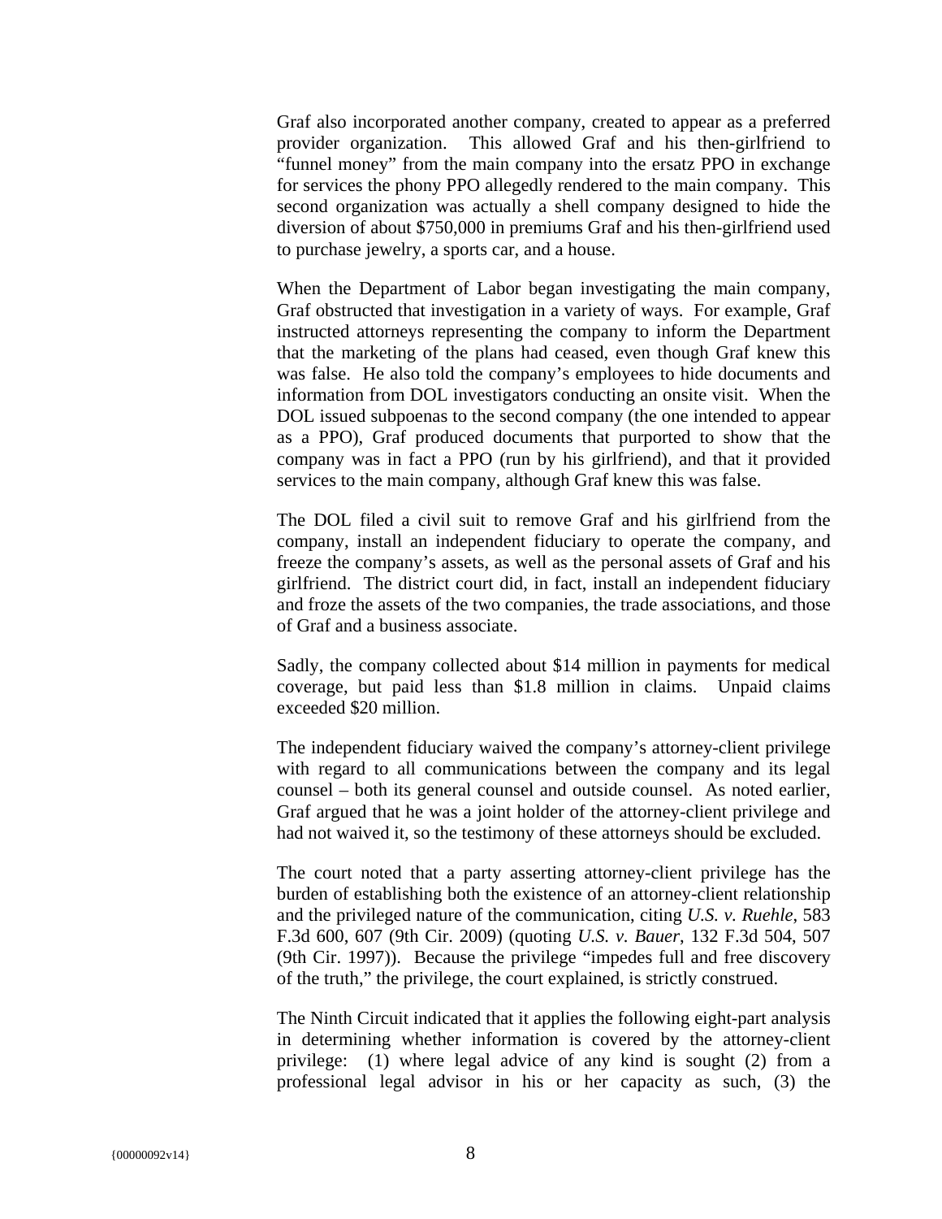Graf also incorporated another company, created to appear as a preferred provider organization. This allowed Graf and his then-girlfriend to "funnel money" from the main company into the ersatz PPO in exchange for services the phony PPO allegedly rendered to the main company. This second organization was actually a shell company designed to hide the diversion of about $750,000 in premiums Graf and his then-girlfriend used to purchase jewelry, a sports car, and a house.

When the Department of Labor began investigating the main company, Graf obstructed that investigation in a variety of ways. For example, Graf instructed attorneys representing the company to inform the Department that the marketing of the plans had ceased, even though Graf knew this was false. He also told the company's employees to hide documents and information from DOL investigators conducting an onsite visit. When the DOL issued subpoenas to the second company (the one intended to appear as a PPO), Graf produced documents that purported to show that the company was in fact a PPO (run by his girlfriend), and that it provided services to the main company, although Graf knew this was false.

The DOL filed a civil suit to remove Graf and his girlfriend from the company, install an independent fiduciary to operate the company, and freeze the company's assets, as well as the personal assets of Graf and his girlfriend. The district court did, in fact, install an independent fiduciary and froze the assets of the two companies, the trade associations, and those of Graf and a business associate.

Sadly, the company collected about $14 million in payments for medical coverage, but paid less than $1.8 million in claims. Unpaid claims exceeded $20 million.

The independent fiduciary waived the company's attorney-client privilege with regard to all communications between the company and its legal counsel – both its general counsel and outside counsel. As noted earlier, Graf argued that he was a joint holder of the attorney-client privilege and had not waived it, so the testimony of these attorneys should be excluded.

The court noted that a party asserting attorney-client privilege has the burden of establishing both the existence of an attorney-client relationship and the privileged nature of the communication, citing *U.S. v. Ruehle*, 583 F.3d 600, 607 (9th Cir. 2009) (quoting *U.S. v. Bauer*, 132 F.3d 504, 507 (9th Cir. 1997)). Because the privilege "impedes full and free discovery of the truth," the privilege, the court explained, is strictly construed.

The Ninth Circuit indicated that it applies the following eight-part analysis in determining whether information is covered by the attorney-client privilege: (1) where legal advice of any kind is sought (2) from a professional legal advisor in his or her capacity as such, (3) the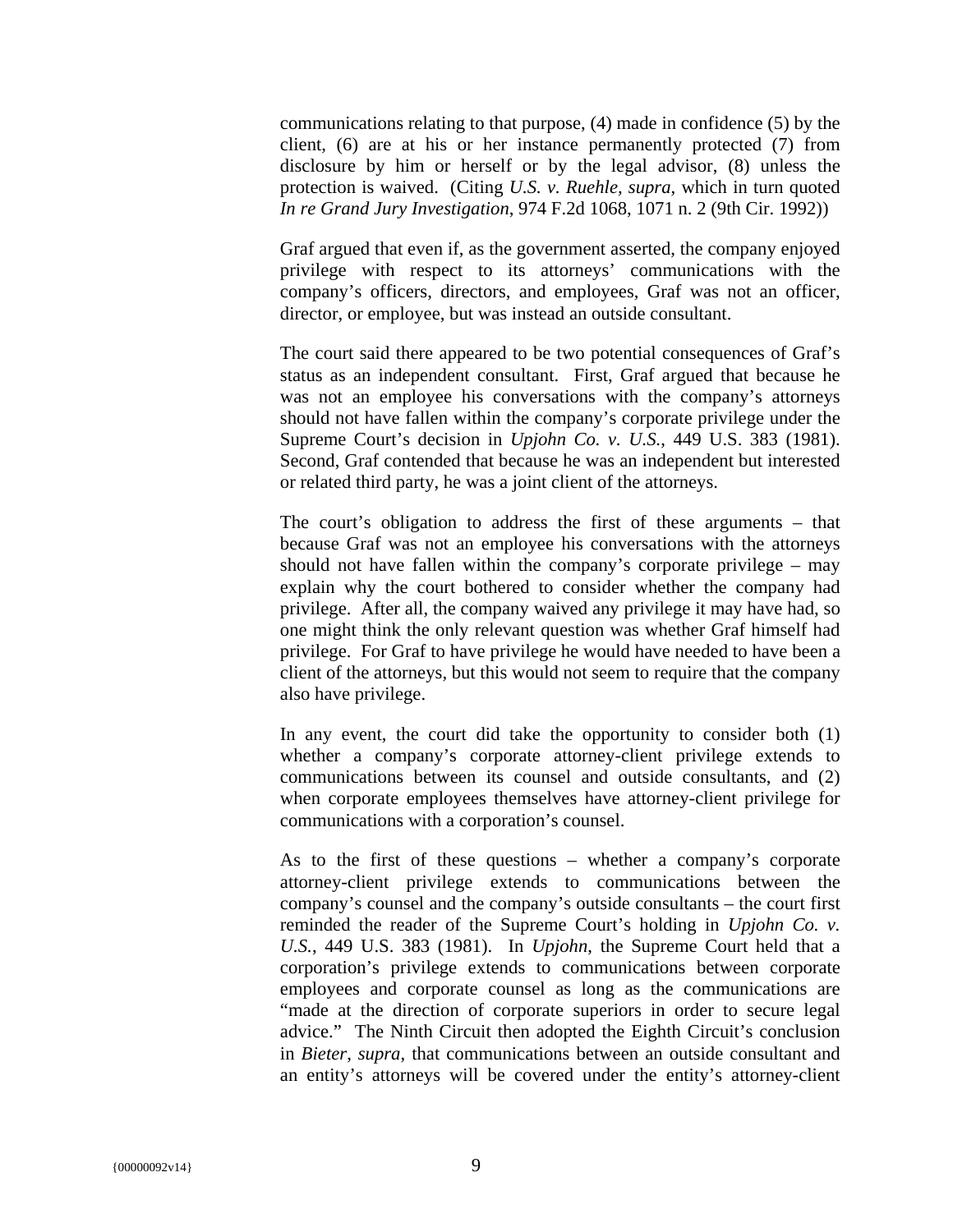communications relating to that purpose, (4) made in confidence (5) by the client, (6) are at his or her instance permanently protected (7) from disclosure by him or herself or by the legal advisor, (8) unless the protection is waived. (Citing *U.S. v. Ruehle*, *supra*, which in turn quoted *In re Grand Jury Investigation*, 974 F.2d 1068, 1071 n. 2 (9th Cir. 1992))

Graf argued that even if, as the government asserted, the company enjoyed privilege with respect to its attorneys' communications with the company's officers, directors, and employees, Graf was not an officer, director, or employee, but was instead an outside consultant.

The court said there appeared to be two potential consequences of Graf's status as an independent consultant. First, Graf argued that because he was not an employee his conversations with the company's attorneys should not have fallen within the company's corporate privilege under the Supreme Court's decision in *Upjohn Co. v. U.S.*, 449 U.S. 383 (1981). Second, Graf contended that because he was an independent but interested or related third party, he was a joint client of the attorneys.

The court's obligation to address the first of these arguments – that because Graf was not an employee his conversations with the attorneys should not have fallen within the company's corporate privilege – may explain why the court bothered to consider whether the company had privilege. After all, the company waived any privilege it may have had, so one might think the only relevant question was whether Graf himself had privilege. For Graf to have privilege he would have needed to have been a client of the attorneys, but this would not seem to require that the company also have privilege.

In any event, the court did take the opportunity to consider both (1) whether a company's corporate attorney-client privilege extends to communications between its counsel and outside consultants, and (2) when corporate employees themselves have attorney-client privilege for communications with a corporation's counsel.

As to the first of these questions – whether a company's corporate attorney-client privilege extends to communications between the company's counsel and the company's outside consultants – the court first reminded the reader of the Supreme Court's holding in *Upjohn Co. v. U.S.*, 449 U.S. 383 (1981). In *Upjohn*, the Supreme Court held that a corporation's privilege extends to communications between corporate employees and corporate counsel as long as the communications are "made at the direction of corporate superiors in order to secure legal advice." The Ninth Circuit then adopted the Eighth Circuit's conclusion in *Bieter*, *supra*, that communications between an outside consultant and an entity's attorneys will be covered under the entity's attorney-client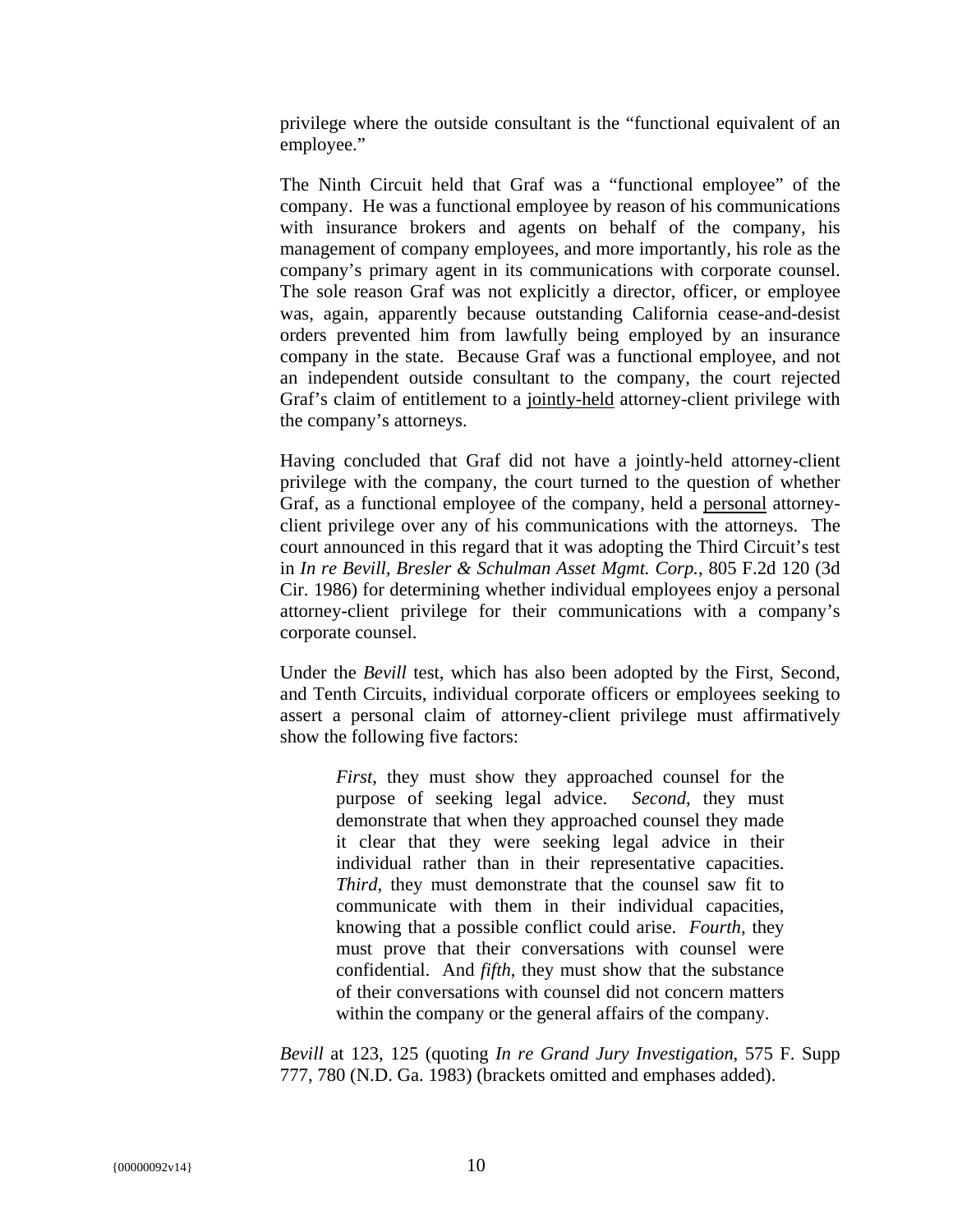privilege where the outside consultant is the "functional equivalent of an employee."

The Ninth Circuit held that Graf was a "functional employee" of the company. He was a functional employee by reason of his communications with insurance brokers and agents on behalf of the company, his management of company employees, and more importantly, his role as the company's primary agent in its communications with corporate counsel. The sole reason Graf was not explicitly a director, officer, or employee was, again, apparently because outstanding California cease-and-desist orders prevented him from lawfully being employed by an insurance company in the state. Because Graf was a functional employee, and not an independent outside consultant to the company, the court rejected Graf's claim of entitlement to a <u>jointly-held</u> attorney-client privilege with the company's attorneys.

Having concluded that Graf did not have a jointly-held attorney-client privilege with the company, the court turned to the question of whether Graf, as a functional employee of the company, held a <u>personal</u> attorney-client privilege over any of his communications with the attorneys. The court announced in this regard that it was adopting the Third Circuit's test in *In re Bevill, Bresler & Schulman Asset Mgmt. Corp.*, 805 F.2d 120 (3d Cir. 1986) for determining whether individual employees enjoy a personal attorney-client privilege for their communications with a company's corporate counsel.

Under the *Bevill* test, which has also been adopted by the First, Second, and Tenth Circuits, individual corporate officers or employees seeking to assert a personal claim of attorney-client privilege must affirmatively show the following five factors:

> *First*, they must show they approached counsel for the purpose of seeking legal advice. *Second*, they must demonstrate that when they approached counsel they made it clear that they were seeking legal advice in their individual rather than in their representative capacities. *Third*, they must demonstrate that the counsel saw fit to communicate with them in their individual capacities, knowing that a possible conflict could arise. *Fourth*, they must prove that their conversations with counsel were confidential. And *fifth*, they must show that the substance of their conversations with counsel did not concern matters within the company or the general affairs of the company.

*Bevill* at 123, 125 (quoting *In re Grand Jury Investigation*, 575 F. Supp 777, 780 (N.D. Ga. 1983) (brackets omitted and emphases added).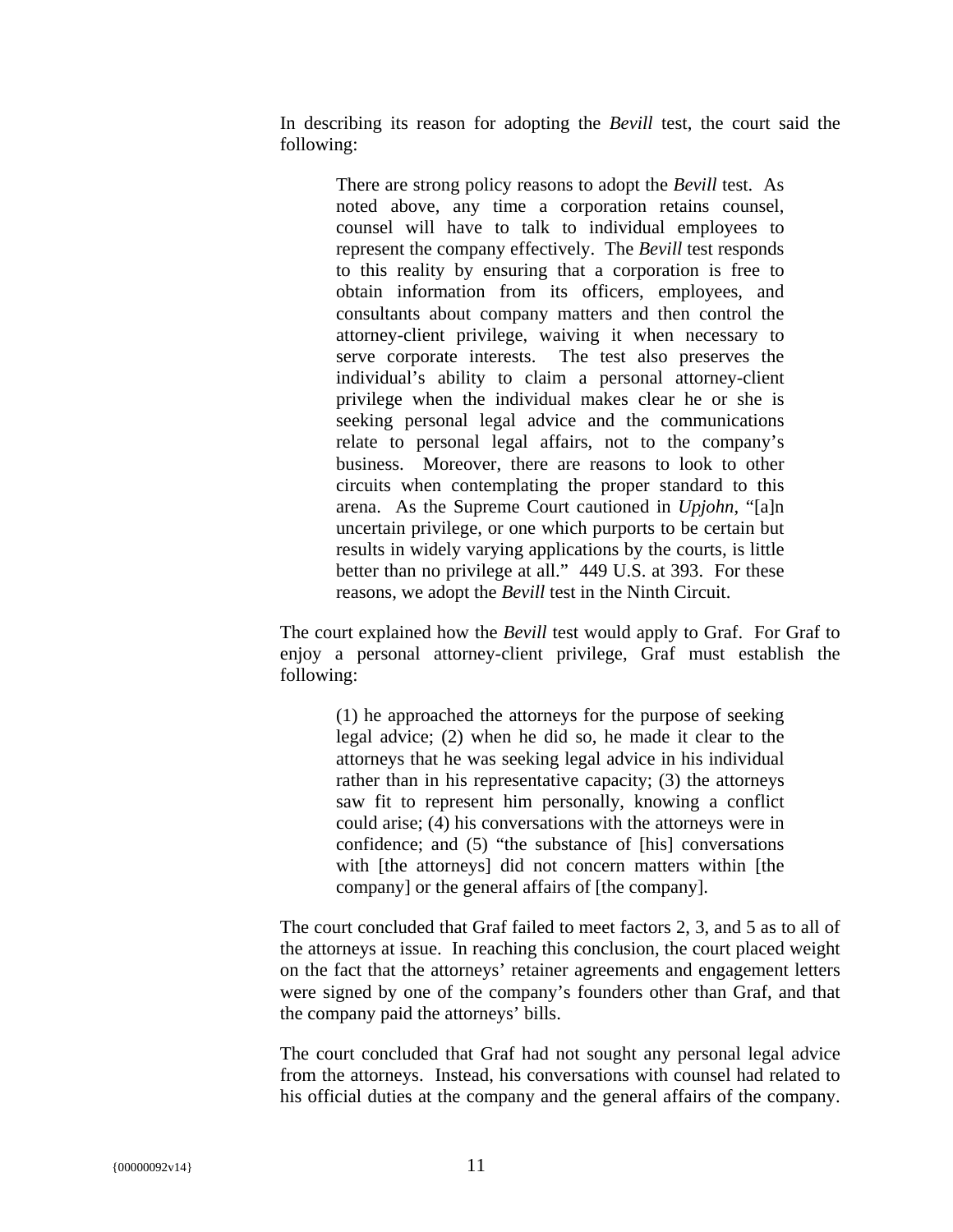In describing its reason for adopting the *Bevill* test, the court said the following:

> There are strong policy reasons to adopt the *Bevill* test. As noted above, any time a corporation retains counsel, counsel will have to talk to individual employees to represent the company effectively. The *Bevill* test responds to this reality by ensuring that a corporation is free to obtain information from its officers, employees, and consultants about company matters and then control the attorney-client privilege, waiving it when necessary to serve corporate interests. The test also preserves the individual's ability to claim a personal attorney-client privilege when the individual makes clear he or she is seeking personal legal advice and the communications relate to personal legal affairs, not to the company's business. Moreover, there are reasons to look to other circuits when contemplating the proper standard to this arena. As the Supreme Court cautioned in *Upjohn*, "[a]n uncertain privilege, or one which purports to be certain but results in widely varying applications by the courts, is little better than no privilege at all." 449 U.S. at 393. For these reasons, we adopt the *Bevill* test in the Ninth Circuit.

The court explained how the *Bevill* test would apply to Graf. For Graf to enjoy a personal attorney-client privilege, Graf must establish the following:

> (1) he approached the attorneys for the purpose of seeking legal advice; (2) when he did so, he made it clear to the attorneys that he was seeking legal advice in his individual rather than in his representative capacity; (3) the attorneys saw fit to represent him personally, knowing a conflict could arise; (4) his conversations with the attorneys were in confidence; and (5) "the substance of [his] conversations with [the attorneys] did not concern matters within [the company] or the general affairs of [the company].

The court concluded that Graf failed to meet factors 2, 3, and 5 as to all of the attorneys at issue. In reaching this conclusion, the court placed weight on the fact that the attorneys' retainer agreements and engagement letters were signed by one of the company's founders other than Graf, and that the company paid the attorneys' bills.

The court concluded that Graf had not sought any personal legal advice from the attorneys. Instead, his conversations with counsel had related to his official duties at the company and the general affairs of the company.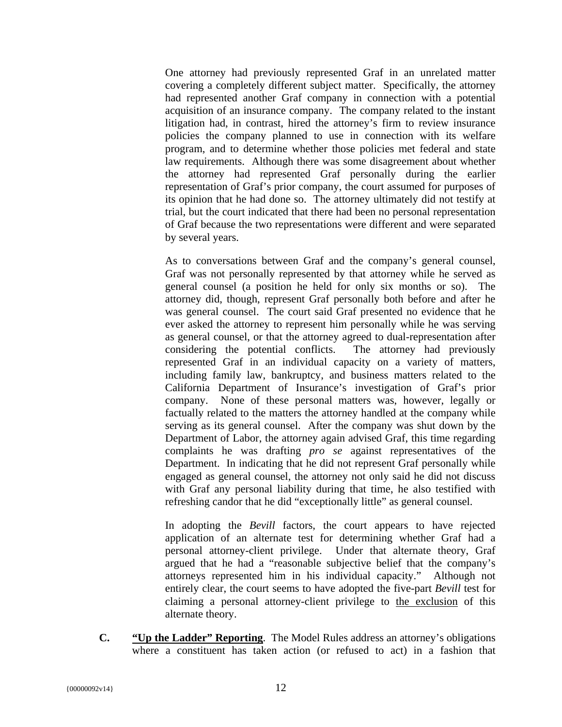One attorney had previously represented Graf in an unrelated matter covering a completely different subject matter. Specifically, the attorney had represented another Graf company in connection with a potential acquisition of an insurance company. The company related to the instant litigation had, in contrast, hired the attorney's firm to review insurance policies the company planned to use in connection with its welfare program, and to determine whether those policies met federal and state law requirements. Although there was some disagreement about whether the attorney had represented Graf personally during the earlier representation of Graf's prior company, the court assumed for purposes of its opinion that he had done so. The attorney ultimately did not testify at trial, but the court indicated that there had been no personal representation of Graf because the two representations were different and were separated by several years.

As to conversations between Graf and the company's general counsel, Graf was not personally represented by that attorney while he served as general counsel (a position he held for only six months or so). The attorney did, though, represent Graf personally both before and after he was general counsel. The court said Graf presented no evidence that he ever asked the attorney to represent him personally while he was serving as general counsel, or that the attorney agreed to dual-representation after considering the potential conflicts. The attorney had previously represented Graf in an individual capacity on a variety of matters, including family law, bankruptcy, and business matters related to the California Department of Insurance's investigation of Graf's prior company. None of these personal matters was, however, legally or factually related to the matters the attorney handled at the company while serving as its general counsel. After the company was shut down by the Department of Labor, the attorney again advised Graf, this time regarding complaints he was drafting *pro se* against representatives of the Department. In indicating that he did not represent Graf personally while engaged as general counsel, the attorney not only said he did not discuss with Graf any personal liability during that time, he also testified with refreshing candor that he did "exceptionally little" as general counsel.

In adopting the *Bevill* factors, the court appears to have rejected application of an alternate test for determining whether Graf had a personal attorney-client privilege. Under that alternate theory, Graf argued that he had a "reasonable subjective belief that the company's attorneys represented him in his individual capacity." Although not entirely clear, the court seems to have adopted the five-part *Bevill* test for claiming a personal attorney-client privilege to the exclusion of this alternate theory.

**C.** **"Up the Ladder" Reporting**. The Model Rules address an attorney's obligations where a constituent has taken action (or refused to act) in a fashion that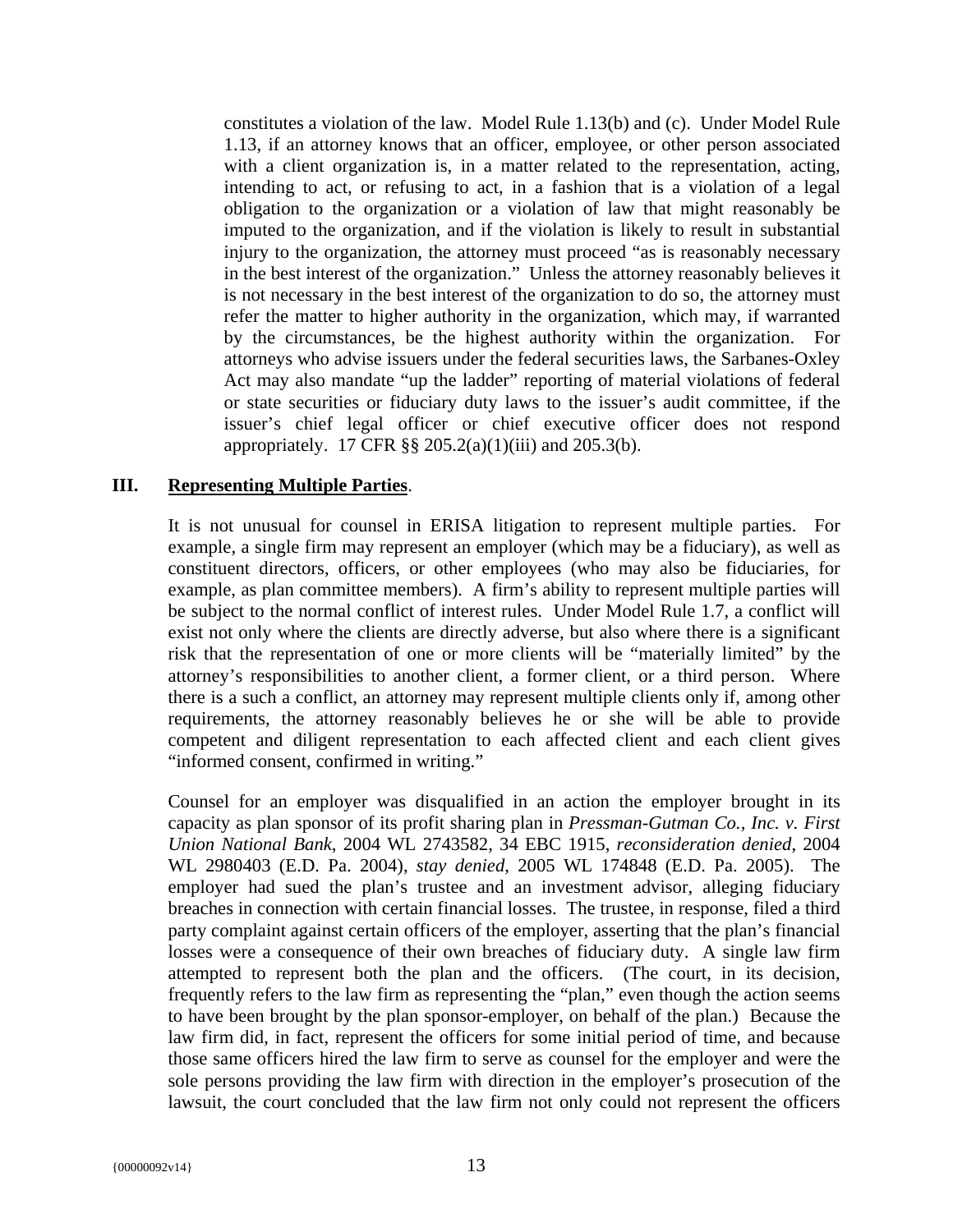constitutes a violation of the law. Model Rule 1.13(b) and (c). Under Model Rule 1.13, if an attorney knows that an officer, employee, or other person associated with a client organization is, in a matter related to the representation, acting, intending to act, or refusing to act, in a fashion that is a violation of a legal obligation to the organization or a violation of law that might reasonably be imputed to the organization, and if the violation is likely to result in substantial injury to the organization, the attorney must proceed "as is reasonably necessary in the best interest of the organization." Unless the attorney reasonably believes it is not necessary in the best interest of the organization to do so, the attorney must refer the matter to higher authority in the organization, which may, if warranted by the circumstances, be the highest authority within the organization. For attorneys who advise issuers under the federal securities laws, the Sarbanes-Oxley Act may also mandate "up the ladder" reporting of material violations of federal or state securities or fiduciary duty laws to the issuer's audit committee, if the issuer's chief legal officer or chief executive officer does not respond appropriately. 17 CFR §§ 205.2(a)(1)(iii) and 205.3(b).

## III. Representing Multiple Parties.

It is not unusual for counsel in ERISA litigation to represent multiple parties. For example, a single firm may represent an employer (which may be a fiduciary), as well as constituent directors, officers, or other employees (who may also be fiduciaries, for example, as plan committee members). A firm's ability to represent multiple parties will be subject to the normal conflict of interest rules. Under Model Rule 1.7, a conflict will exist not only where the clients are directly adverse, but also where there is a significant risk that the representation of one or more clients will be "materially limited" by the attorney's responsibilities to another client, a former client, or a third person. Where there is a such a conflict, an attorney may represent multiple clients only if, among other requirements, the attorney reasonably believes he or she will be able to provide competent and diligent representation to each affected client and each client gives "informed consent, confirmed in writing."

Counsel for an employer was disqualified in an action the employer brought in its capacity as plan sponsor of its profit sharing plan in *Pressman-Gutman Co., Inc. v. First Union National Bank*, 2004 WL 2743582, 34 EBC 1915, *reconsideration denied*, 2004 WL 2980403 (E.D. Pa. 2004), *stay denied*, 2005 WL 174848 (E.D. Pa. 2005). The employer had sued the plan's trustee and an investment advisor, alleging fiduciary breaches in connection with certain financial losses. The trustee, in response, filed a third party complaint against certain officers of the employer, asserting that the plan's financial losses were a consequence of their own breaches of fiduciary duty. A single law firm attempted to represent both the plan and the officers. (The court, in its decision, frequently refers to the law firm as representing the "plan," even though the action seems to have been brought by the plan sponsor-employer, on behalf of the plan.) Because the law firm did, in fact, represent the officers for some initial period of time, and because those same officers hired the law firm to serve as counsel for the employer and were the sole persons providing the law firm with direction in the employer's prosecution of the lawsuit, the court concluded that the law firm not only could not represent the officers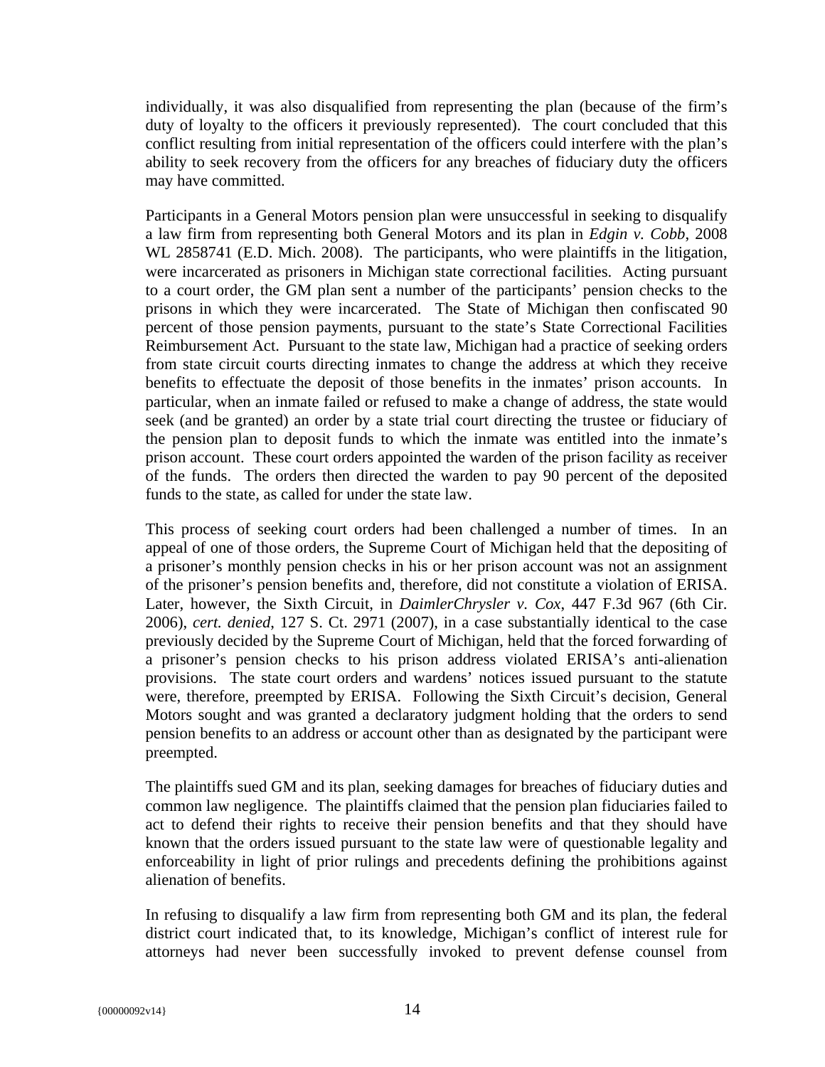individually, it was also disqualified from representing the plan (because of the firm's duty of loyalty to the officers it previously represented). The court concluded that this conflict resulting from initial representation of the officers could interfere with the plan's ability to seek recovery from the officers for any breaches of fiduciary duty the officers may have committed.

Participants in a General Motors pension plan were unsuccessful in seeking to disqualify a law firm from representing both General Motors and its plan in *Edgin v. Cobb*, 2008 WL 2858741 (E.D. Mich. 2008). The participants, who were plaintiffs in the litigation, were incarcerated as prisoners in Michigan state correctional facilities. Acting pursuant to a court order, the GM plan sent a number of the participants' pension checks to the prisons in which they were incarcerated. The State of Michigan then confiscated 90 percent of those pension payments, pursuant to the state's State Correctional Facilities Reimbursement Act. Pursuant to the state law, Michigan had a practice of seeking orders from state circuit courts directing inmates to change the address at which they receive benefits to effectuate the deposit of those benefits in the inmates' prison accounts. In particular, when an inmate failed or refused to make a change of address, the state would seek (and be granted) an order by a state trial court directing the trustee or fiduciary of the pension plan to deposit funds to which the inmate was entitled into the inmate's prison account. These court orders appointed the warden of the prison facility as receiver of the funds. The orders then directed the warden to pay 90 percent of the deposited funds to the state, as called for under the state law.

This process of seeking court orders had been challenged a number of times. In an appeal of one of those orders, the Supreme Court of Michigan held that the depositing of a prisoner's monthly pension checks in his or her prison account was not an assignment of the prisoner's pension benefits and, therefore, did not constitute a violation of ERISA. Later, however, the Sixth Circuit, in *DaimlerChrysler v. Cox*, 447 F.3d 967 (6th Cir. 2006), *cert. denied*, 127 S. Ct. 2971 (2007), in a case substantially identical to the case previously decided by the Supreme Court of Michigan, held that the forced forwarding of a prisoner's pension checks to his prison address violated ERISA's anti-alienation provisions. The state court orders and wardens' notices issued pursuant to the statute were, therefore, preempted by ERISA. Following the Sixth Circuit's decision, General Motors sought and was granted a declaratory judgment holding that the orders to send pension benefits to an address or account other than as designated by the participant were preempted.

The plaintiffs sued GM and its plan, seeking damages for breaches of fiduciary duties and common law negligence. The plaintiffs claimed that the pension plan fiduciaries failed to act to defend their rights to receive their pension benefits and that they should have known that the orders issued pursuant to the state law were of questionable legality and enforceability in light of prior rulings and precedents defining the prohibitions against alienation of benefits.

In refusing to disqualify a law firm from representing both GM and its plan, the federal district court indicated that, to its knowledge, Michigan's conflict of interest rule for attorneys had never been successfully invoked to prevent defense counsel from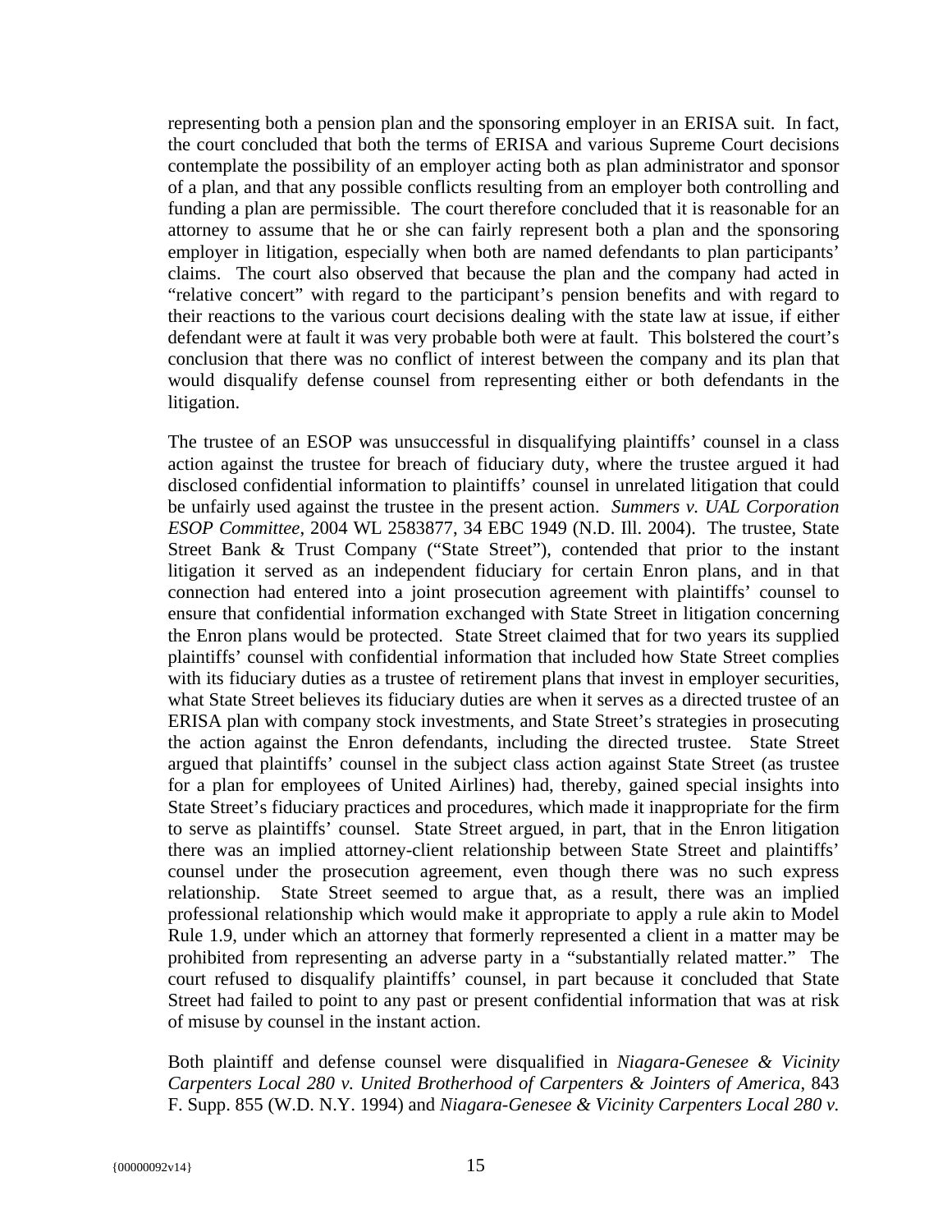representing both a pension plan and the sponsoring employer in an ERISA suit. In fact, the court concluded that both the terms of ERISA and various Supreme Court decisions contemplate the possibility of an employer acting both as plan administrator and sponsor of a plan, and that any possible conflicts resulting from an employer both controlling and funding a plan are permissible. The court therefore concluded that it is reasonable for an attorney to assume that he or she can fairly represent both a plan and the sponsoring employer in litigation, especially when both are named defendants to plan participants' claims. The court also observed that because the plan and the company had acted in "relative concert" with regard to the participant's pension benefits and with regard to their reactions to the various court decisions dealing with the state law at issue, if either defendant were at fault it was very probable both were at fault. This bolstered the court's conclusion that there was no conflict of interest between the company and its plan that would disqualify defense counsel from representing either or both defendants in the litigation.

The trustee of an ESOP was unsuccessful in disqualifying plaintiffs' counsel in a class action against the trustee for breach of fiduciary duty, where the trustee argued it had disclosed confidential information to plaintiffs' counsel in unrelated litigation that could be unfairly used against the trustee in the present action. *Summers v. UAL Corporation ESOP Committee*, 2004 WL 2583877, 34 EBC 1949 (N.D. Ill. 2004). The trustee, State Street Bank & Trust Company ("State Street"), contended that prior to the instant litigation it served as an independent fiduciary for certain Enron plans, and in that connection had entered into a joint prosecution agreement with plaintiffs' counsel to ensure that confidential information exchanged with State Street in litigation concerning the Enron plans would be protected. State Street claimed that for two years its supplied plaintiffs' counsel with confidential information that included how State Street complies with its fiduciary duties as a trustee of retirement plans that invest in employer securities, what State Street believes its fiduciary duties are when it serves as a directed trustee of an ERISA plan with company stock investments, and State Street's strategies in prosecuting the action against the Enron defendants, including the directed trustee. State Street argued that plaintiffs' counsel in the subject class action against State Street (as trustee for a plan for employees of United Airlines) had, thereby, gained special insights into State Street's fiduciary practices and procedures, which made it inappropriate for the firm to serve as plaintiffs' counsel. State Street argued, in part, that in the Enron litigation there was an implied attorney-client relationship between State Street and plaintiffs' counsel under the prosecution agreement, even though there was no such express relationship. State Street seemed to argue that, as a result, there was an implied professional relationship which would make it appropriate to apply a rule akin to Model Rule 1.9, under which an attorney that formerly represented a client in a matter may be prohibited from representing an adverse party in a "substantially related matter." The court refused to disqualify plaintiffs' counsel, in part because it concluded that State Street had failed to point to any past or present confidential information that was at risk of misuse by counsel in the instant action.

Both plaintiff and defense counsel were disqualified in *Niagara-Genesee & Vicinity Carpenters Local 280 v. United Brotherhood of Carpenters & Jointers of America*, 843 F. Supp. 855 (W.D. N.Y. 1994) and *Niagara-Genesee & Vicinity Carpenters Local 280 v.*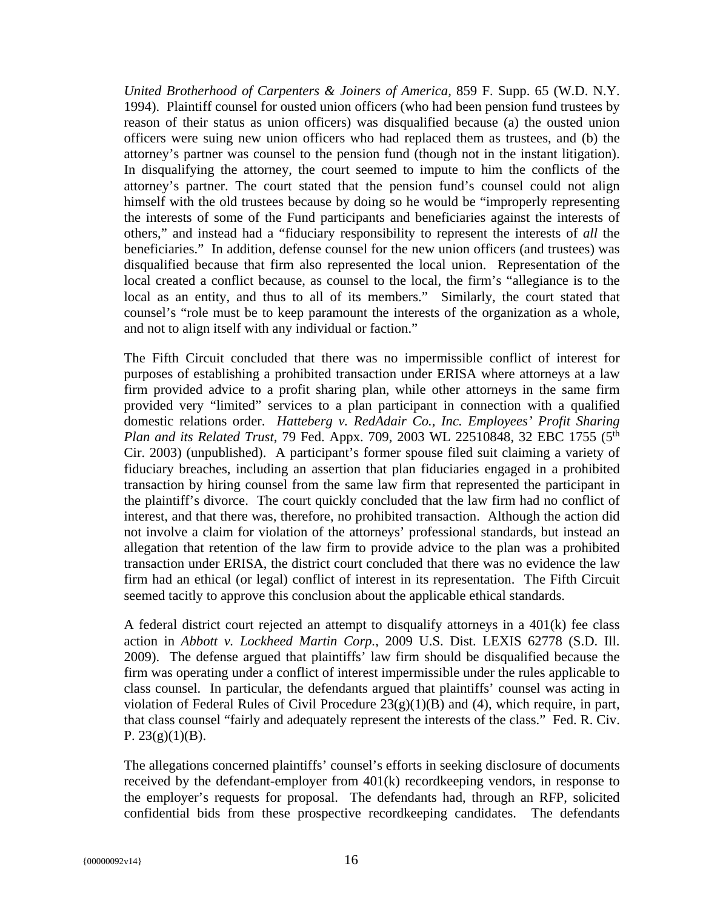*United Brotherhood of Carpenters & Joiners of America*, 859 F. Supp. 65 (W.D. N.Y. 1994). Plaintiff counsel for ousted union officers (who had been pension fund trustees by reason of their status as union officers) was disqualified because (a) the ousted union officers were suing new union officers who had replaced them as trustees, and (b) the attorney's partner was counsel to the pension fund (though not in the instant litigation). In disqualifying the attorney, the court seemed to impute to him the conflicts of the attorney's partner. The court stated that the pension fund's counsel could not align himself with the old trustees because by doing so he would be "improperly representing the interests of some of the Fund participants and beneficiaries against the interests of others," and instead had a "fiduciary responsibility to represent the interests of *all* the beneficiaries." In addition, defense counsel for the new union officers (and trustees) was disqualified because that firm also represented the local union. Representation of the local created a conflict because, as counsel to the local, the firm's "allegiance is to the local as an entity, and thus to all of its members." Similarly, the court stated that counsel's "role must be to keep paramount the interests of the organization as a whole, and not to align itself with any individual or faction."

The Fifth Circuit concluded that there was no impermissible conflict of interest for purposes of establishing a prohibited transaction under ERISA where attorneys at a law firm provided advice to a profit sharing plan, while other attorneys in the same firm provided very "limited" services to a plan participant in connection with a qualified domestic relations order. *Hatteberg v. RedAdair Co., Inc. Employees' Profit Sharing Plan and its Related Trust*, 79 Fed. Appx. 709, 2003 WL 22510848, 32 EBC 1755 (5th Cir. 2003) (unpublished). A participant's former spouse filed suit claiming a variety of fiduciary breaches, including an assertion that plan fiduciaries engaged in a prohibited transaction by hiring counsel from the same law firm that represented the participant in the plaintiff's divorce. The court quickly concluded that the law firm had no conflict of interest, and that there was, therefore, no prohibited transaction. Although the action did not involve a claim for violation of the attorneys' professional standards, but instead an allegation that retention of the law firm to provide advice to the plan was a prohibited transaction under ERISA, the district court concluded that there was no evidence the law firm had an ethical (or legal) conflict of interest in its representation. The Fifth Circuit seemed tacitly to approve this conclusion about the applicable ethical standards.

A federal district court rejected an attempt to disqualify attorneys in a 401(k) fee class action in *Abbott v. Lockheed Martin Corp.*, 2009 U.S. Dist. LEXIS 62778 (S.D. Ill. 2009). The defense argued that plaintiffs' law firm should be disqualified because the firm was operating under a conflict of interest impermissible under the rules applicable to class counsel. In particular, the defendants argued that plaintiffs' counsel was acting in violation of Federal Rules of Civil Procedure 23(g)(1)(B) and (4), which require, in part, that class counsel "fairly and adequately represent the interests of the class." Fed. R. Civ. P. 23(g)(1)(B).

The allegations concerned plaintiffs' counsel's efforts in seeking disclosure of documents received by the defendant-employer from 401(k) recordkeeping vendors, in response to the employer's requests for proposal. The defendants had, through an RFP, solicited confidential bids from these prospective recordkeeping candidates. The defendants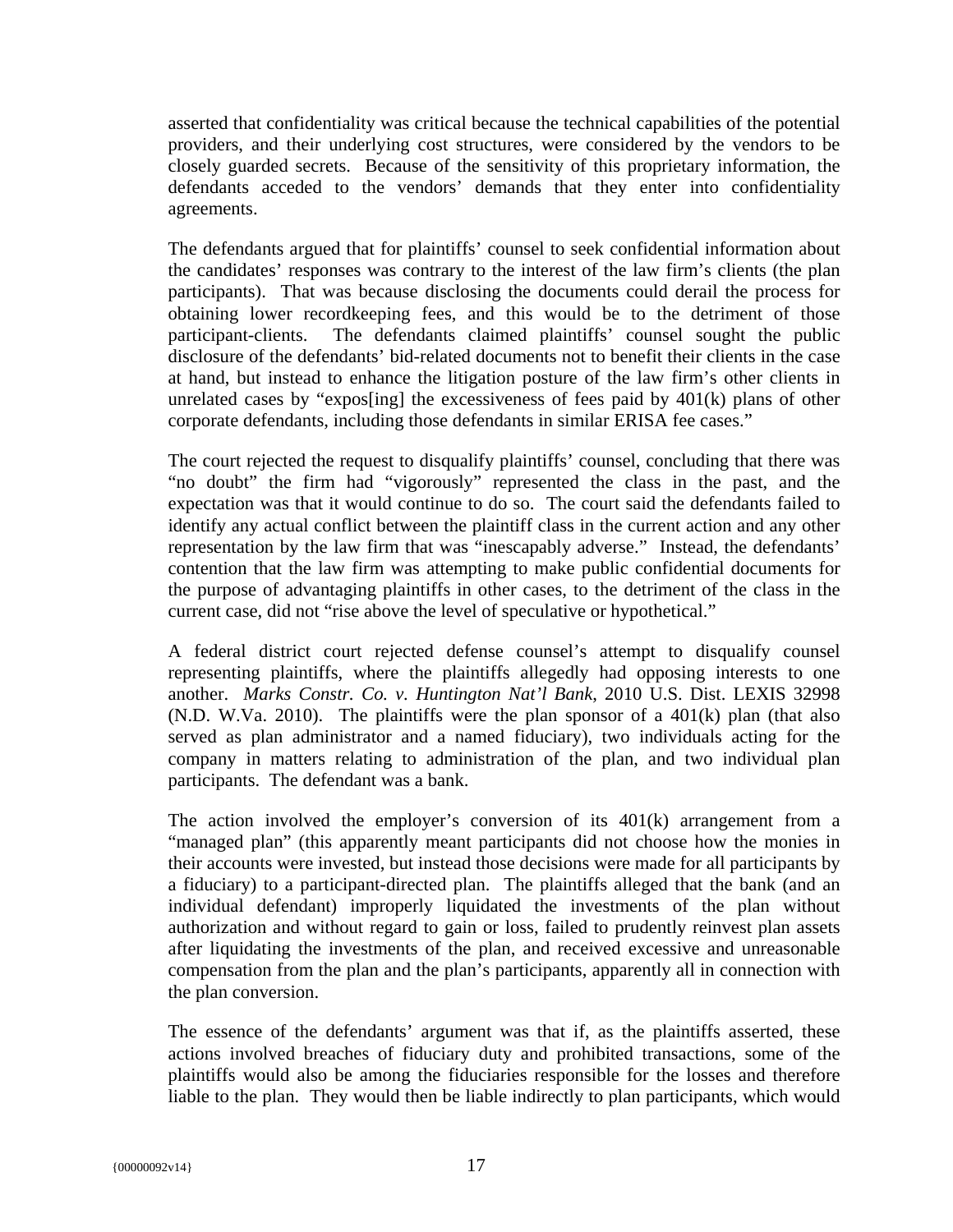asserted that confidentiality was critical because the technical capabilities of the potential providers, and their underlying cost structures, were considered by the vendors to be closely guarded secrets. Because of the sensitivity of this proprietary information, the defendants acceded to the vendors' demands that they enter into confidentiality agreements.

The defendants argued that for plaintiffs' counsel to seek confidential information about the candidates' responses was contrary to the interest of the law firm's clients (the plan participants). That was because disclosing the documents could derail the process for obtaining lower recordkeeping fees, and this would be to the detriment of those participant-clients. The defendants claimed plaintiffs' counsel sought the public disclosure of the defendants' bid-related documents not to benefit their clients in the case at hand, but instead to enhance the litigation posture of the law firm's other clients in unrelated cases by "expos[ing] the excessiveness of fees paid by 401(k) plans of other corporate defendants, including those defendants in similar ERISA fee cases."

The court rejected the request to disqualify plaintiffs' counsel, concluding that there was "no doubt" the firm had "vigorously" represented the class in the past, and the expectation was that it would continue to do so. The court said the defendants failed to identify any actual conflict between the plaintiff class in the current action and any other representation by the law firm that was "inescapably adverse." Instead, the defendants' contention that the law firm was attempting to make public confidential documents for the purpose of advantaging plaintiffs in other cases, to the detriment of the class in the current case, did not "rise above the level of speculative or hypothetical."

A federal district court rejected defense counsel's attempt to disqualify counsel representing plaintiffs, where the plaintiffs allegedly had opposing interests to one another. *Marks Constr. Co. v. Huntington Nat'l Bank*, 2010 U.S. Dist. LEXIS 32998 (N.D. W.Va. 2010). The plaintiffs were the plan sponsor of a 401(k) plan (that also served as plan administrator and a named fiduciary), two individuals acting for the company in matters relating to administration of the plan, and two individual plan participants. The defendant was a bank.

The action involved the employer's conversion of its 401(k) arrangement from a "managed plan" (this apparently meant participants did not choose how the monies in their accounts were invested, but instead those decisions were made for all participants by a fiduciary) to a participant-directed plan. The plaintiffs alleged that the bank (and an individual defendant) improperly liquidated the investments of the plan without authorization and without regard to gain or loss, failed to prudently reinvest plan assets after liquidating the investments of the plan, and received excessive and unreasonable compensation from the plan and the plan's participants, apparently all in connection with the plan conversion.

The essence of the defendants' argument was that if, as the plaintiffs asserted, these actions involved breaches of fiduciary duty and prohibited transactions, some of the plaintiffs would also be among the fiduciaries responsible for the losses and therefore liable to the plan. They would then be liable indirectly to plan participants, which would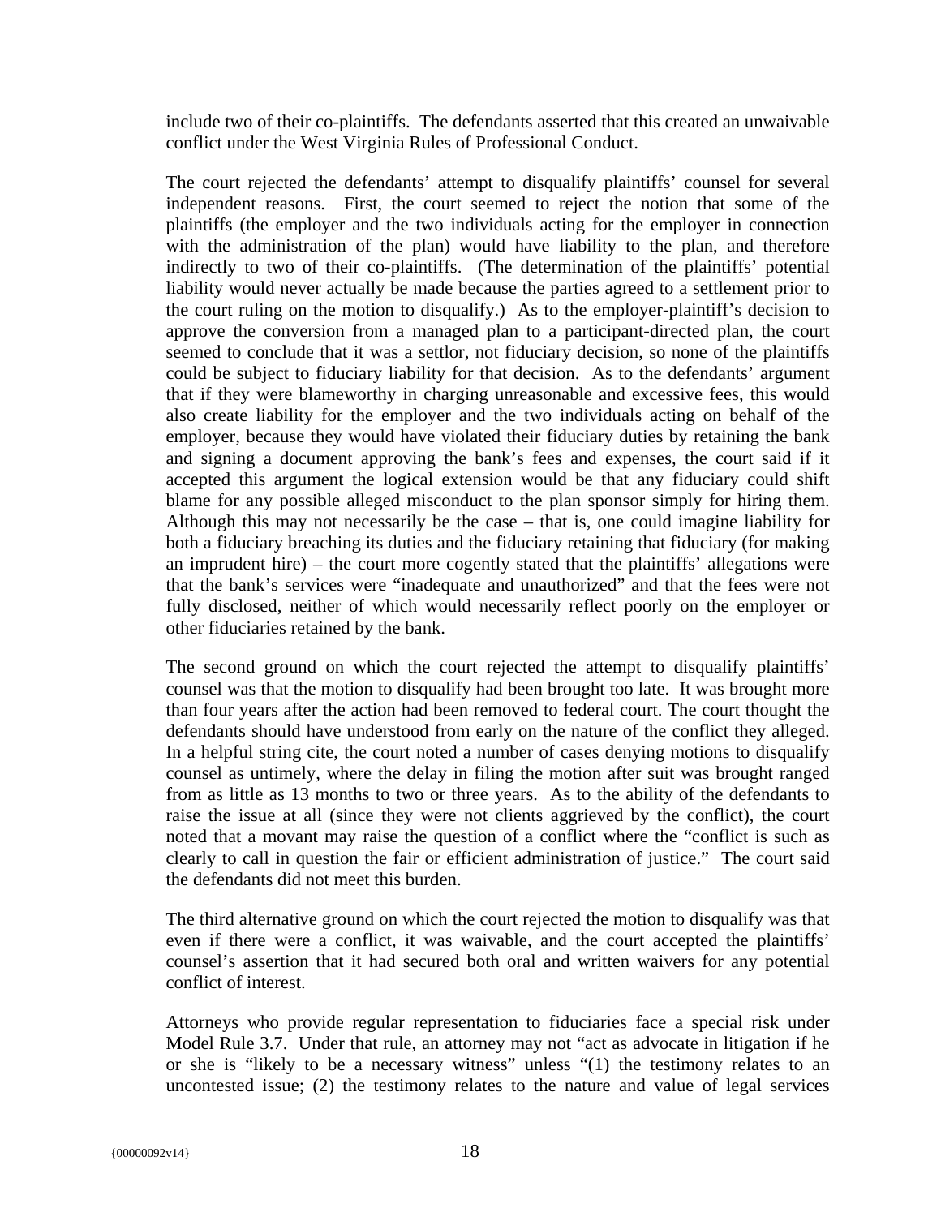include two of their co-plaintiffs. The defendants asserted that this created an unwaivable conflict under the West Virginia Rules of Professional Conduct.

The court rejected the defendants' attempt to disqualify plaintiffs' counsel for several independent reasons. First, the court seemed to reject the notion that some of the plaintiffs (the employer and the two individuals acting for the employer in connection with the administration of the plan) would have liability to the plan, and therefore indirectly to two of their co-plaintiffs. (The determination of the plaintiffs' potential liability would never actually be made because the parties agreed to a settlement prior to the court ruling on the motion to disqualify.) As to the employer-plaintiff's decision to approve the conversion from a managed plan to a participant-directed plan, the court seemed to conclude that it was a settlor, not fiduciary decision, so none of the plaintiffs could be subject to fiduciary liability for that decision. As to the defendants' argument that if they were blameworthy in charging unreasonable and excessive fees, this would also create liability for the employer and the two individuals acting on behalf of the employer, because they would have violated their fiduciary duties by retaining the bank and signing a document approving the bank's fees and expenses, the court said if it accepted this argument the logical extension would be that any fiduciary could shift blame for any possible alleged misconduct to the plan sponsor simply for hiring them. Although this may not necessarily be the case – that is, one could imagine liability for both a fiduciary breaching its duties and the fiduciary retaining that fiduciary (for making an imprudent hire) – the court more cogently stated that the plaintiffs' allegations were that the bank's services were "inadequate and unauthorized" and that the fees were not fully disclosed, neither of which would necessarily reflect poorly on the employer or other fiduciaries retained by the bank.

The second ground on which the court rejected the attempt to disqualify plaintiffs' counsel was that the motion to disqualify had been brought too late. It was brought more than four years after the action had been removed to federal court. The court thought the defendants should have understood from early on the nature of the conflict they alleged. In a helpful string cite, the court noted a number of cases denying motions to disqualify counsel as untimely, where the delay in filing the motion after suit was brought ranged from as little as 13 months to two or three years. As to the ability of the defendants to raise the issue at all (since they were not clients aggrieved by the conflict), the court noted that a movant may raise the question of a conflict where the "conflict is such as clearly to call in question the fair or efficient administration of justice." The court said the defendants did not meet this burden.

The third alternative ground on which the court rejected the motion to disqualify was that even if there were a conflict, it was waivable, and the court accepted the plaintiffs' counsel's assertion that it had secured both oral and written waivers for any potential conflict of interest.

Attorneys who provide regular representation to fiduciaries face a special risk under Model Rule 3.7. Under that rule, an attorney may not "act as advocate in litigation if he or she is "likely to be a necessary witness" unless "(1) the testimony relates to an uncontested issue; (2) the testimony relates to the nature and value of legal services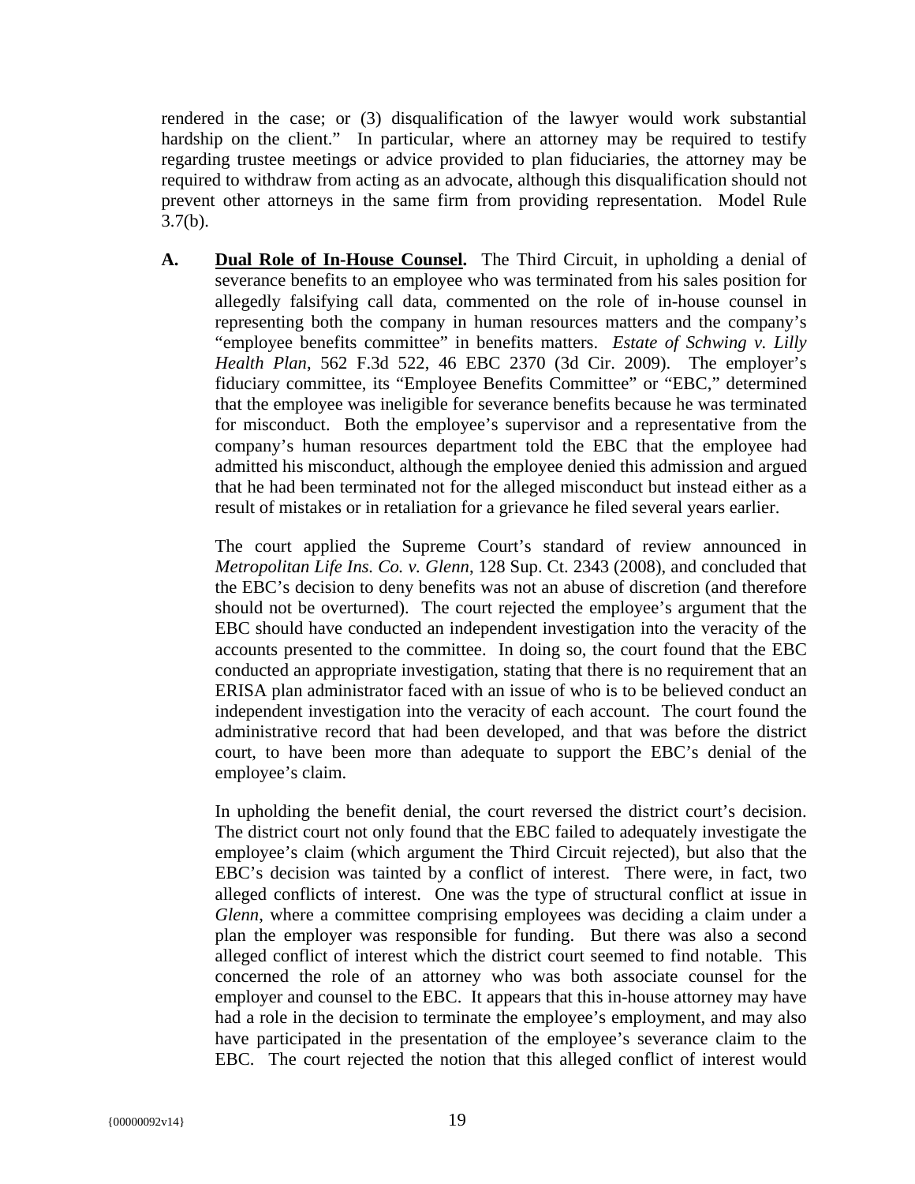rendered in the case; or (3) disqualification of the lawyer would work substantial hardship on the client." In particular, where an attorney may be required to testify regarding trustee meetings or advice provided to plan fiduciaries, the attorney may be required to withdraw from acting as an advocate, although this disqualification should not prevent other attorneys in the same firm from providing representation. Model Rule 3.7(b).

**A. <u>Dual Role of In-House Counsel</u>.** The Third Circuit, in upholding a denial of severance benefits to an employee who was terminated from his sales position for allegedly falsifying call data, commented on the role of in-house counsel in representing both the company in human resources matters and the company's "employee benefits committee" in benefits matters. *Estate of Schwing v. Lilly Health Plan*, 562 F.3d 522, 46 EBC 2370 (3d Cir. 2009). The employer's fiduciary committee, its "Employee Benefits Committee" or "EBC," determined that the employee was ineligible for severance benefits because he was terminated for misconduct. Both the employee's supervisor and a representative from the company's human resources department told the EBC that the employee had admitted his misconduct, although the employee denied this admission and argued that he had been terminated not for the alleged misconduct but instead either as a result of mistakes or in retaliation for a grievance he filed several years earlier.

The court applied the Supreme Court's standard of review announced in *Metropolitan Life Ins. Co. v. Glenn*, 128 Sup. Ct. 2343 (2008), and concluded that the EBC's decision to deny benefits was not an abuse of discretion (and therefore should not be overturned). The court rejected the employee's argument that the EBC should have conducted an independent investigation into the veracity of the accounts presented to the committee. In doing so, the court found that the EBC conducted an appropriate investigation, stating that there is no requirement that an ERISA plan administrator faced with an issue of who is to be believed conduct an independent investigation into the veracity of each account. The court found the administrative record that had been developed, and that was before the district court, to have been more than adequate to support the EBC's denial of the employee's claim.

In upholding the benefit denial, the court reversed the district court's decision. The district court not only found that the EBC failed to adequately investigate the employee's claim (which argument the Third Circuit rejected), but also that the EBC's decision was tainted by a conflict of interest. There were, in fact, two alleged conflicts of interest. One was the type of structural conflict at issue in *Glenn*, where a committee comprising employees was deciding a claim under a plan the employer was responsible for funding. But there was also a second alleged conflict of interest which the district court seemed to find notable. This concerned the role of an attorney who was both associate counsel for the employer and counsel to the EBC. It appears that this in-house attorney may have had a role in the decision to terminate the employee's employment, and may also have participated in the presentation of the employee's severance claim to the EBC. The court rejected the notion that this alleged conflict of interest would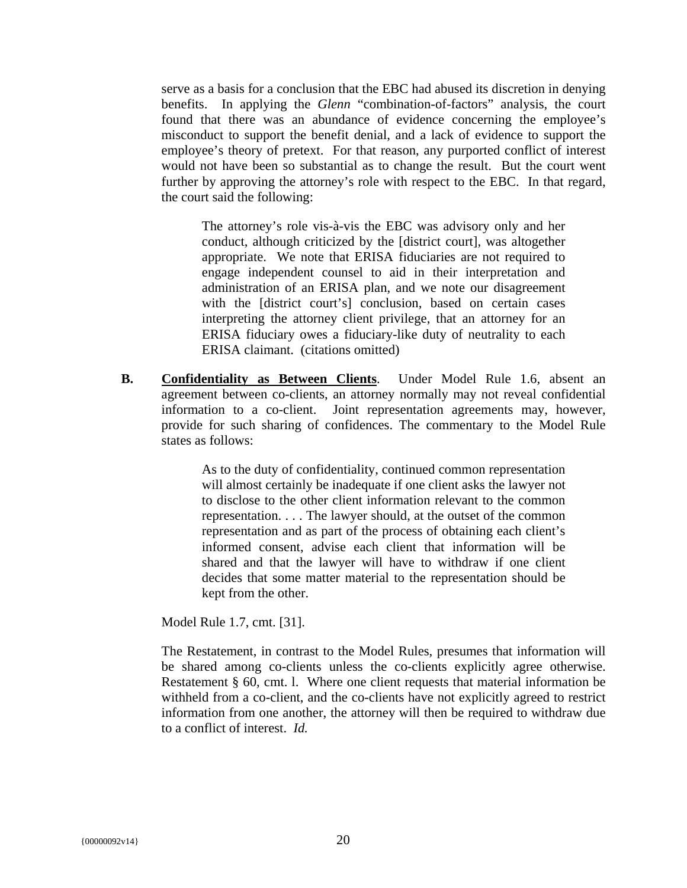serve as a basis for a conclusion that the EBC had abused its discretion in denying benefits. In applying the *Glenn* "combination-of-factors" analysis, the court found that there was an abundance of evidence concerning the employee's misconduct to support the benefit denial, and a lack of evidence to support the employee's theory of pretext. For that reason, any purported conflict of interest would not have been so substantial as to change the result. But the court went further by approving the attorney's role with respect to the EBC. In that regard, the court said the following:

> The attorney's role vis-à-vis the EBC was advisory only and her conduct, although criticized by the [district court], was altogether appropriate. We note that ERISA fiduciaries are not required to engage independent counsel to aid in their interpretation and administration of an ERISA plan, and we note our disagreement with the [district court's] conclusion, based on certain cases interpreting the attorney client privilege, that an attorney for an ERISA fiduciary owes a fiduciary-like duty of neutrality to each ERISA claimant. (citations omitted)

**B.** **<u>Confidentiality as Between Clients</u>**. Under Model Rule 1.6, absent an agreement between co-clients, an attorney normally may not reveal confidential information to a co-client. Joint representation agreements may, however, provide for such sharing of confidences. The commentary to the Model Rule states as follows:

> As to the duty of confidentiality, continued common representation will almost certainly be inadequate if one client asks the lawyer not to disclose to the other client information relevant to the common representation. . . . The lawyer should, at the outset of the common representation and as part of the process of obtaining each client's informed consent, advise each client that information will be shared and that the lawyer will have to withdraw if one client decides that some matter material to the representation should be kept from the other.

Model Rule 1.7, cmt. [31].

The Restatement, in contrast to the Model Rules, presumes that information will be shared among co-clients unless the co-clients explicitly agree otherwise. Restatement § 60, cmt. l. Where one client requests that material information be withheld from a co-client, and the co-clients have not explicitly agreed to restrict information from one another, the attorney will then be required to withdraw due to a conflict of interest. *Id.*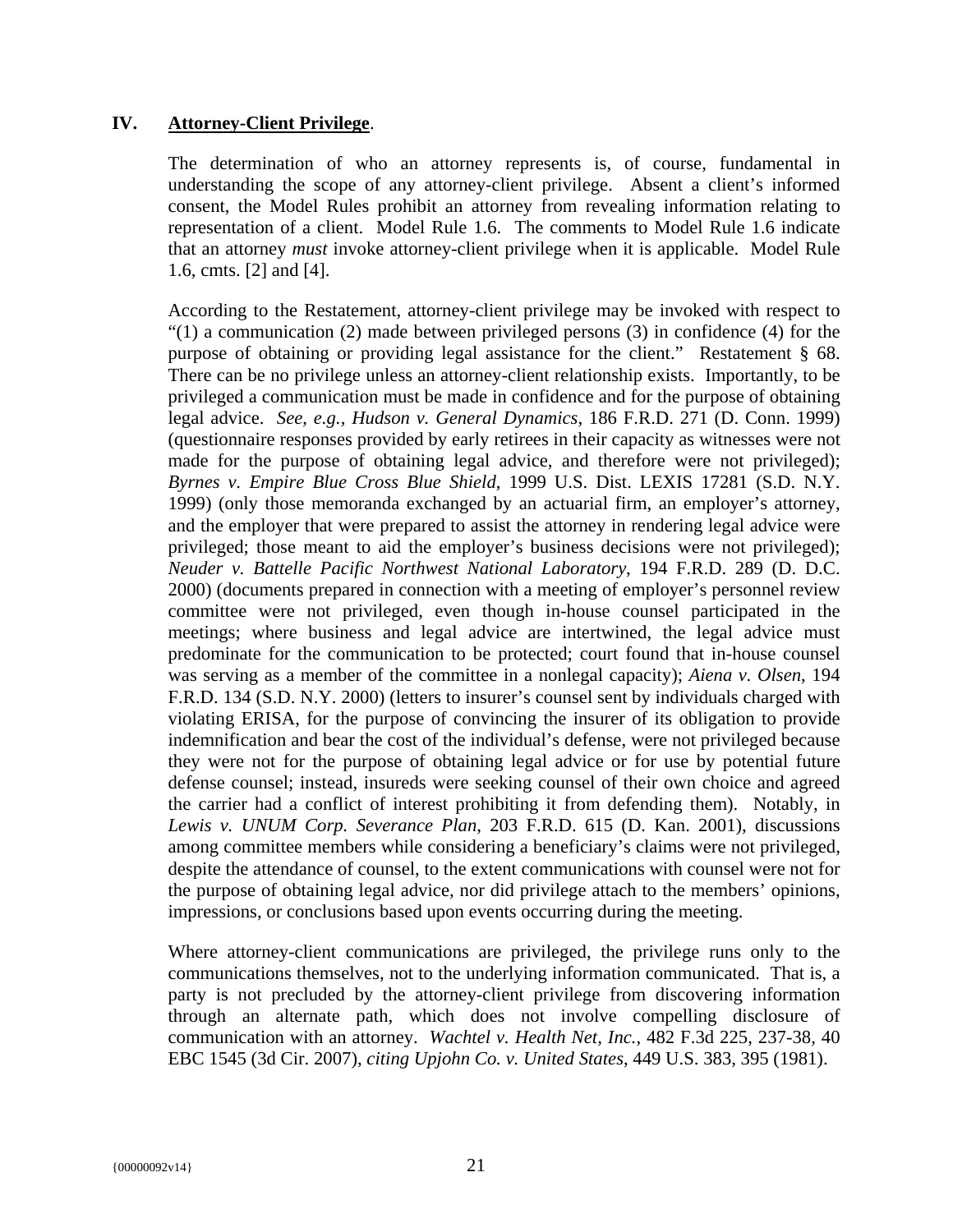## IV. **Attorney-Client Privilege**.

The determination of who an attorney represents is, of course, fundamental in understanding the scope of any attorney-client privilege. Absent a client's informed consent, the Model Rules prohibit an attorney from revealing information relating to representation of a client. Model Rule 1.6. The comments to Model Rule 1.6 indicate that an attorney *must* invoke attorney-client privilege when it is applicable. Model Rule 1.6, cmts. [2] and [4].

According to the Restatement, attorney-client privilege may be invoked with respect to "(1) a communication (2) made between privileged persons (3) in confidence (4) for the purpose of obtaining or providing legal assistance for the client." Restatement § 68. There can be no privilege unless an attorney-client relationship exists. Importantly, to be privileged a communication must be made in confidence and for the purpose of obtaining legal advice. *See, e.g., Hudson v. General Dynamics*, 186 F.R.D. 271 (D. Conn. 1999) (questionnaire responses provided by early retirees in their capacity as witnesses were not made for the purpose of obtaining legal advice, and therefore were not privileged); *Byrnes v. Empire Blue Cross Blue Shield*, 1999 U.S. Dist. LEXIS 17281 (S.D. N.Y. 1999) (only those memoranda exchanged by an actuarial firm, an employer's attorney, and the employer that were prepared to assist the attorney in rendering legal advice were privileged; those meant to aid the employer's business decisions were not privileged); *Neuder v. Battelle Pacific Northwest National Laboratory*, 194 F.R.D. 289 (D. D.C. 2000) (documents prepared in connection with a meeting of employer's personnel review committee were not privileged, even though in-house counsel participated in the meetings; where business and legal advice are intertwined, the legal advice must predominate for the communication to be protected; court found that in-house counsel was serving as a member of the committee in a nonlegal capacity); *Aiena v. Olsen*, 194 F.R.D. 134 (S.D. N.Y. 2000) (letters to insurer's counsel sent by individuals charged with violating ERISA, for the purpose of convincing the insurer of its obligation to provide indemnification and bear the cost of the individual's defense, were not privileged because they were not for the purpose of obtaining legal advice or for use by potential future defense counsel; instead, insureds were seeking counsel of their own choice and agreed the carrier had a conflict of interest prohibiting it from defending them). Notably, in *Lewis v. UNUM Corp. Severance Plan*, 203 F.R.D. 615 (D. Kan. 2001), discussions among committee members while considering a beneficiary's claims were not privileged, despite the attendance of counsel, to the extent communications with counsel were not for the purpose of obtaining legal advice, nor did privilege attach to the members' opinions, impressions, or conclusions based upon events occurring during the meeting.

Where attorney-client communications are privileged, the privilege runs only to the communications themselves, not to the underlying information communicated. That is, a party is not precluded by the attorney-client privilege from discovering information through an alternate path, which does not involve compelling disclosure of communication with an attorney. *Wachtel v. Health Net, Inc.*, 482 F.3d 225, 237-38, 40 EBC 1545 (3d Cir. 2007), *citing Upjohn Co. v. United States*, 449 U.S. 383, 395 (1981).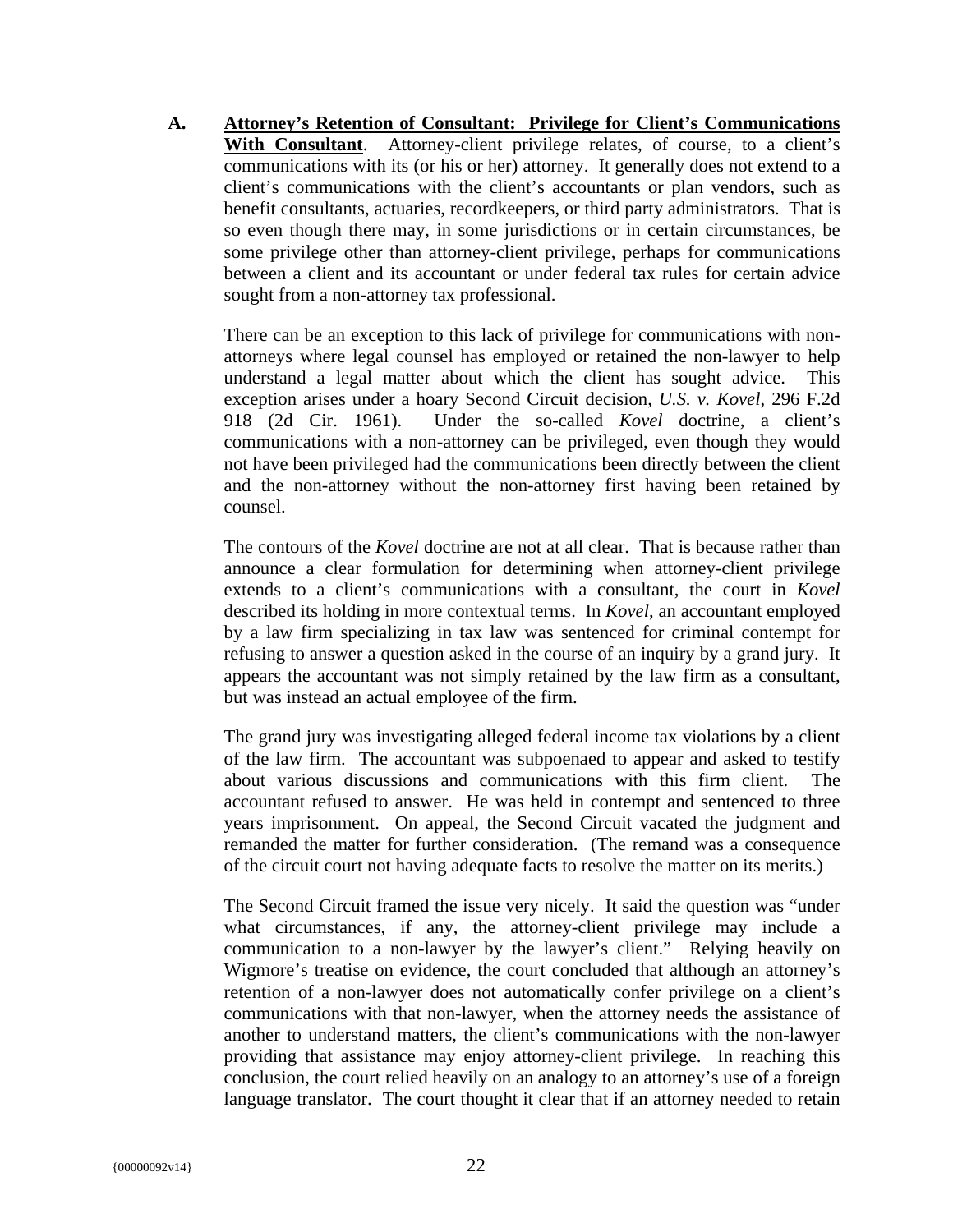**A. <u>Attorney's Retention of Consultant: Privilege for Client's Communications With Consultant</u>**. Attorney-client privilege relates, of course, to a client's communications with its (or his or her) attorney. It generally does not extend to a client's communications with the client's accountants or plan vendors, such as benefit consultants, actuaries, recordkeepers, or third party administrators. That is so even though there may, in some jurisdictions or in certain circumstances, be some privilege other than attorney-client privilege, perhaps for communications between a client and its accountant or under federal tax rules for certain advice sought from a non-attorney tax professional.

There can be an exception to this lack of privilege for communications with non-attorneys where legal counsel has employed or retained the non-lawyer to help understand a legal matter about which the client has sought advice. This exception arises under a hoary Second Circuit decision, *U.S. v. Kovel*, 296 F.2d 918 (2d Cir. 1961). Under the so-called *Kovel* doctrine, a client's communications with a non-attorney can be privileged, even though they would not have been privileged had the communications been directly between the client and the non-attorney without the non-attorney first having been retained by counsel.

The contours of the *Kovel* doctrine are not at all clear. That is because rather than announce a clear formulation for determining when attorney-client privilege extends to a client's communications with a consultant, the court in *Kovel* described its holding in more contextual terms. In *Kovel*, an accountant employed by a law firm specializing in tax law was sentenced for criminal contempt for refusing to answer a question asked in the course of an inquiry by a grand jury. It appears the accountant was not simply retained by the law firm as a consultant, but was instead an actual employee of the firm.

The grand jury was investigating alleged federal income tax violations by a client of the law firm. The accountant was subpoenaed to appear and asked to testify about various discussions and communications with this firm client. The accountant refused to answer. He was held in contempt and sentenced to three years imprisonment. On appeal, the Second Circuit vacated the judgment and remanded the matter for further consideration. (The remand was a consequence of the circuit court not having adequate facts to resolve the matter on its merits.)

The Second Circuit framed the issue very nicely. It said the question was "under what circumstances, if any, the attorney-client privilege may include a communication to a non-lawyer by the lawyer's client." Relying heavily on Wigmore's treatise on evidence, the court concluded that although an attorney's retention of a non-lawyer does not automatically confer privilege on a client's communications with that non-lawyer, when the attorney needs the assistance of another to understand matters, the client's communications with the non-lawyer providing that assistance may enjoy attorney-client privilege. In reaching this conclusion, the court relied heavily on an analogy to an attorney's use of a foreign language translator. The court thought it clear that if an attorney needed to retain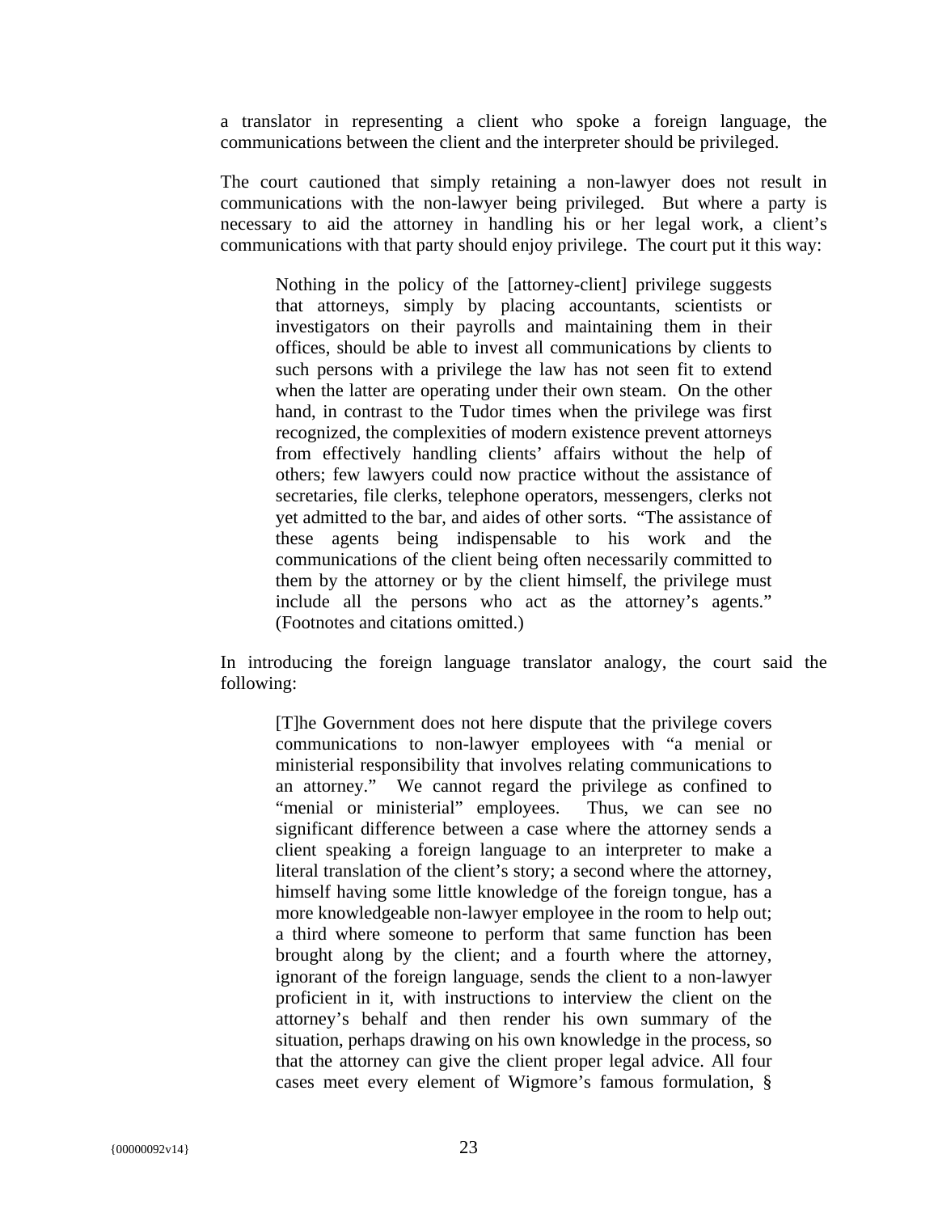a translator in representing a client who spoke a foreign language, the communications between the client and the interpreter should be privileged.

The court cautioned that simply retaining a non-lawyer does not result in communications with the non-lawyer being privileged. But where a party is necessary to aid the attorney in handling his or her legal work, a client's communications with that party should enjoy privilege. The court put it this way:

> Nothing in the policy of the [attorney-client] privilege suggests that attorneys, simply by placing accountants, scientists or investigators on their payrolls and maintaining them in their offices, should be able to invest all communications by clients to such persons with a privilege the law has not seen fit to extend when the latter are operating under their own steam. On the other hand, in contrast to the Tudor times when the privilege was first recognized, the complexities of modern existence prevent attorneys from effectively handling clients' affairs without the help of others; few lawyers could now practice without the assistance of secretaries, file clerks, telephone operators, messengers, clerks not yet admitted to the bar, and aides of other sorts. "The assistance of these agents being indispensable to his work and the communications of the client being often necessarily committed to them by the attorney or by the client himself, the privilege must include all the persons who act as the attorney's agents." (Footnotes and citations omitted.)

In introducing the foreign language translator analogy, the court said the following:

> [T]he Government does not here dispute that the privilege covers communications to non-lawyer employees with "a menial or ministerial responsibility that involves relating communications to an attorney." We cannot regard the privilege as confined to "menial or ministerial" employees. Thus, we can see no significant difference between a case where the attorney sends a client speaking a foreign language to an interpreter to make a literal translation of the client's story; a second where the attorney, himself having some little knowledge of the foreign tongue, has a more knowledgeable non-lawyer employee in the room to help out; a third where someone to perform that same function has been brought along by the client; and a fourth where the attorney, ignorant of the foreign language, sends the client to a non-lawyer proficient in it, with instructions to interview the client on the attorney's behalf and then render his own summary of the situation, perhaps drawing on his own knowledge in the process, so that the attorney can give the client proper legal advice. All four cases meet every element of Wigmore's famous formulation, §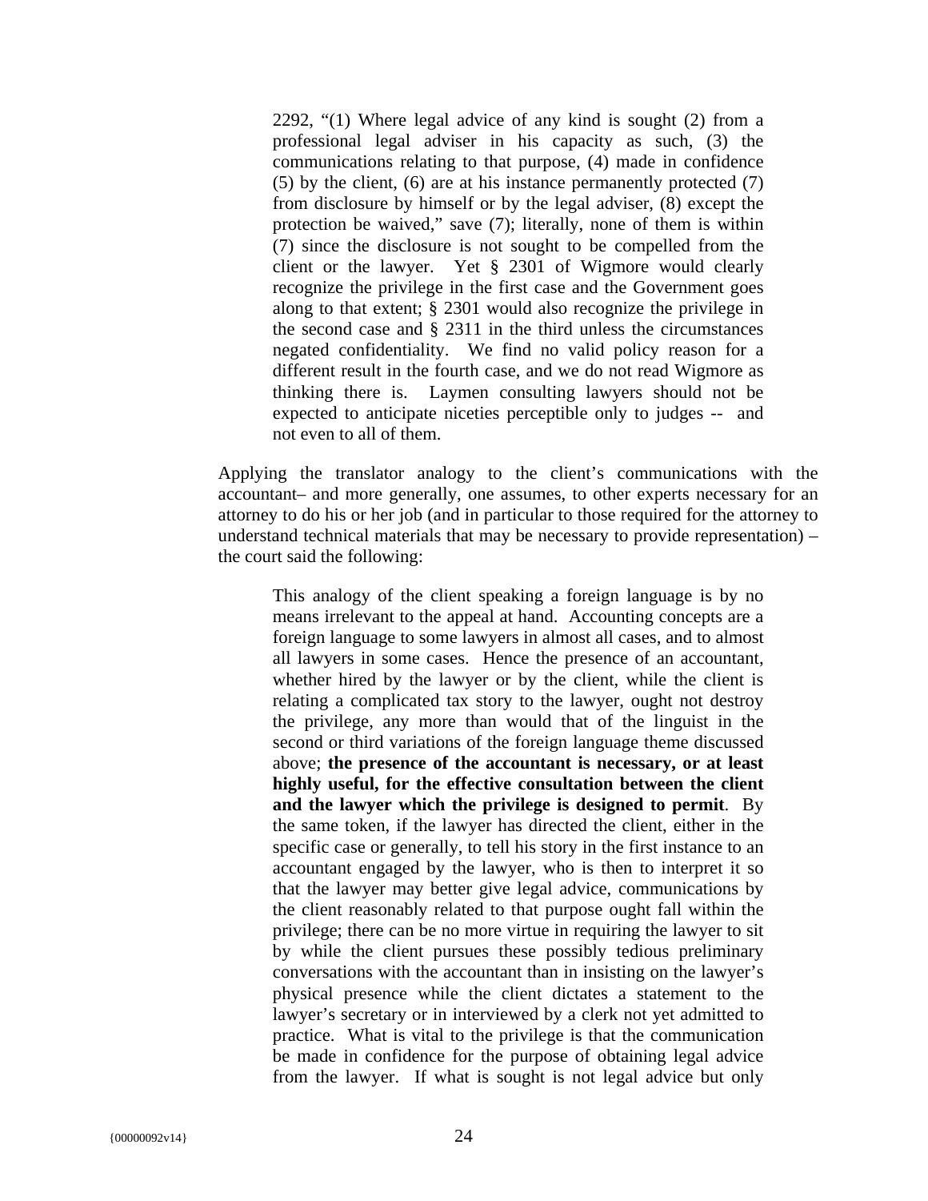> 2292, "(1) Where legal advice of any kind is sought (2) from a professional legal adviser in his capacity as such, (3) the communications relating to that purpose, (4) made in confidence (5) by the client, (6) are at his instance permanently protected (7) from disclosure by himself or by the legal adviser, (8) except the protection be waived," save (7); literally, none of them is within (7) since the disclosure is not sought to be compelled from the client or the lawyer. Yet § 2301 of Wigmore would clearly recognize the privilege in the first case and the Government goes along to that extent; § 2301 would also recognize the privilege in the second case and § 2311 in the third unless the circumstances negated confidentiality. We find no valid policy reason for a different result in the fourth case, and we do not read Wigmore as thinking there is. Laymen consulting lawyers should not be expected to anticipate niceties perceptible only to judges -- and not even to all of them.

Applying the translator analogy to the client's communications with the accountant– and more generally, one assumes, to other experts necessary for an attorney to do his or her job (and in particular to those required for the attorney to understand technical materials that may be necessary to provide representation) – the court said the following:

> This analogy of the client speaking a foreign language is by no means irrelevant to the appeal at hand. Accounting concepts are a foreign language to some lawyers in almost all cases, and to almost all lawyers in some cases. Hence the presence of an accountant, whether hired by the lawyer or by the client, while the client is relating a complicated tax story to the lawyer, ought not destroy the privilege, any more than would that of the linguist in the second or third variations of the foreign language theme discussed above; **the presence of the accountant is necessary, or at least highly useful, for the effective consultation between the client and the lawyer which the privilege is designed to permit**. By the same token, if the lawyer has directed the client, either in the specific case or generally, to tell his story in the first instance to an accountant engaged by the lawyer, who is then to interpret it so that the lawyer may better give legal advice, communications by the client reasonably related to that purpose ought fall within the privilege; there can be no more virtue in requiring the lawyer to sit by while the client pursues these possibly tedious preliminary conversations with the accountant than in insisting on the lawyer's physical presence while the client dictates a statement to the lawyer's secretary or in interviewed by a clerk not yet admitted to practice. What is vital to the privilege is that the communication be made in confidence for the purpose of obtaining legal advice from the lawyer. If what is sought is not legal advice but only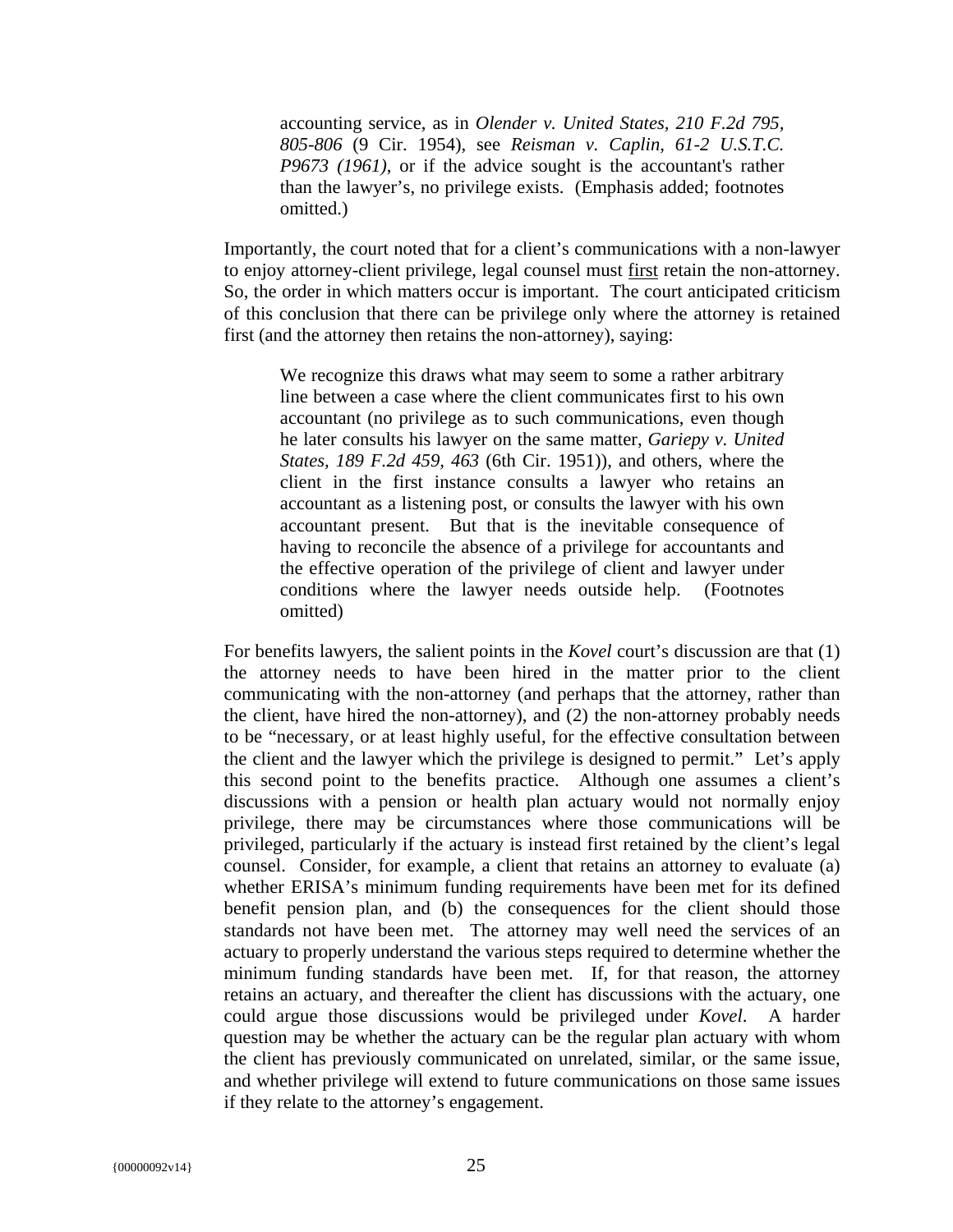> accounting service, as in *Olender v. United States, 210 F.2d 795, 805-806* (9 Cir. 1954), see *Reisman v. Caplin, 61-2 U.S.T.C. P9673 (1961)*, or if the advice sought is the accountant's rather than the lawyer's, no privilege exists. (Emphasis added; footnotes omitted.)

Importantly, the court noted that for a client's communications with a non-lawyer to enjoy attorney-client privilege, legal counsel must <u>first</u> retain the non-attorney. So, the order in which matters occur is important. The court anticipated criticism of this conclusion that there can be privilege only where the attorney is retained first (and the attorney then retains the non-attorney), saying:

> We recognize this draws what may seem to some a rather arbitrary line between a case where the client communicates first to his own accountant (no privilege as to such communications, even though he later consults his lawyer on the same matter, *Gariepy v. United States, 189 F.2d 459, 463* (6th Cir. 1951)), and others, where the client in the first instance consults a lawyer who retains an accountant as a listening post, or consults the lawyer with his own accountant present. But that is the inevitable consequence of having to reconcile the absence of a privilege for accountants and the effective operation of the privilege of client and lawyer under conditions where the lawyer needs outside help. (Footnotes omitted)

For benefits lawyers, the salient points in the *Kovel* court's discussion are that (1) the attorney needs to have been hired in the matter prior to the client communicating with the non-attorney (and perhaps that the attorney, rather than the client, have hired the non-attorney), and (2) the non-attorney probably needs to be "necessary, or at least highly useful, for the effective consultation between the client and the lawyer which the privilege is designed to permit." Let's apply this second point to the benefits practice. Although one assumes a client's discussions with a pension or health plan actuary would not normally enjoy privilege, there may be circumstances where those communications will be privileged, particularly if the actuary is instead first retained by the client's legal counsel. Consider, for example, a client that retains an attorney to evaluate (a) whether ERISA's minimum funding requirements have been met for its defined benefit pension plan, and (b) the consequences for the client should those standards not have been met. The attorney may well need the services of an actuary to properly understand the various steps required to determine whether the minimum funding standards have been met. If, for that reason, the attorney retains an actuary, and thereafter the client has discussions with the actuary, one could argue those discussions would be privileged under *Kovel*. A harder question may be whether the actuary can be the regular plan actuary with whom the client has previously communicated on unrelated, similar, or the same issue, and whether privilege will extend to future communications on those same issues if they relate to the attorney's engagement.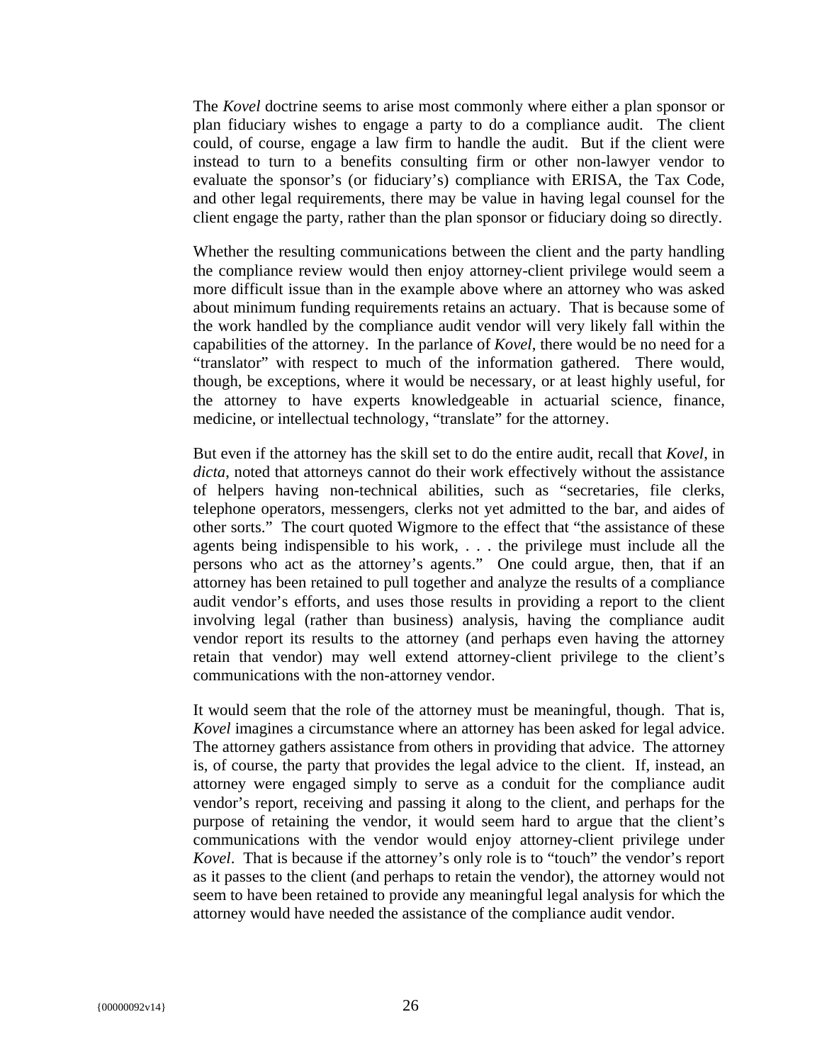The *Kovel* doctrine seems to arise most commonly where either a plan sponsor or plan fiduciary wishes to engage a party to do a compliance audit. The client could, of course, engage a law firm to handle the audit. But if the client were instead to turn to a benefits consulting firm or other non-lawyer vendor to evaluate the sponsor's (or fiduciary's) compliance with ERISA, the Tax Code, and other legal requirements, there may be value in having legal counsel for the client engage the party, rather than the plan sponsor or fiduciary doing so directly.

Whether the resulting communications between the client and the party handling the compliance review would then enjoy attorney-client privilege would seem a more difficult issue than in the example above where an attorney who was asked about minimum funding requirements retains an actuary. That is because some of the work handled by the compliance audit vendor will very likely fall within the capabilities of the attorney. In the parlance of *Kovel*, there would be no need for a "translator" with respect to much of the information gathered. There would, though, be exceptions, where it would be necessary, or at least highly useful, for the attorney to have experts knowledgeable in actuarial science, finance, medicine, or intellectual technology, "translate" for the attorney.

But even if the attorney has the skill set to do the entire audit, recall that *Kovel*, in *dicta*, noted that attorneys cannot do their work effectively without the assistance of helpers having non-technical abilities, such as "secretaries, file clerks, telephone operators, messengers, clerks not yet admitted to the bar, and aides of other sorts." The court quoted Wigmore to the effect that "the assistance of these agents being indispensible to his work, . . . the privilege must include all the persons who act as the attorney's agents." One could argue, then, that if an attorney has been retained to pull together and analyze the results of a compliance audit vendor's efforts, and uses those results in providing a report to the client involving legal (rather than business) analysis, having the compliance audit vendor report its results to the attorney (and perhaps even having the attorney retain that vendor) may well extend attorney-client privilege to the client's communications with the non-attorney vendor.

It would seem that the role of the attorney must be meaningful, though. That is, *Kovel* imagines a circumstance where an attorney has been asked for legal advice. The attorney gathers assistance from others in providing that advice. The attorney is, of course, the party that provides the legal advice to the client. If, instead, an attorney were engaged simply to serve as a conduit for the compliance audit vendor's report, receiving and passing it along to the client, and perhaps for the purpose of retaining the vendor, it would seem hard to argue that the client's communications with the vendor would enjoy attorney-client privilege under *Kovel*. That is because if the attorney's only role is to "touch" the vendor's report as it passes to the client (and perhaps to retain the vendor), the attorney would not seem to have been retained to provide any meaningful legal analysis for which the attorney would have needed the assistance of the compliance audit vendor.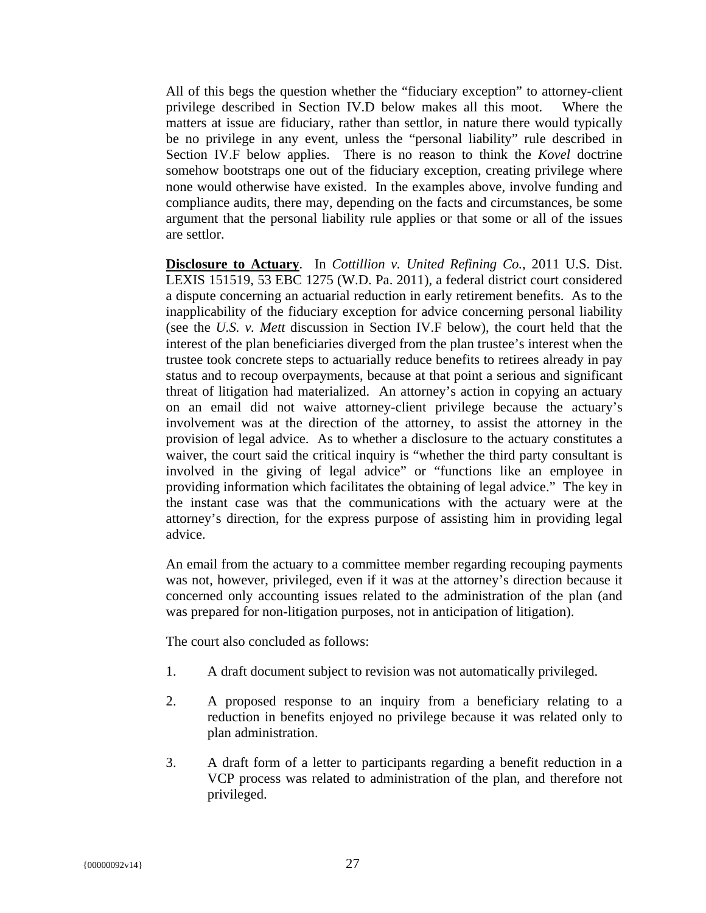All of this begs the question whether the "fiduciary exception" to attorney-client privilege described in Section IV.D below makes all this moot. Where the matters at issue are fiduciary, rather than settlor, in nature there would typically be no privilege in any event, unless the "personal liability" rule described in Section IV.F below applies. There is no reason to think the *Kovel* doctrine somehow bootstraps one out of the fiduciary exception, creating privilege where none would otherwise have existed. In the examples above, involve funding and compliance audits, there may, depending on the facts and circumstances, be some argument that the personal liability rule applies or that some or all of the issues are settlor.

**Disclosure to Actuary**. In *Cottillion v. United Refining Co.*, 2011 U.S. Dist. LEXIS 151519, 53 EBC 1275 (W.D. Pa. 2011), a federal district court considered a dispute concerning an actuarial reduction in early retirement benefits. As to the inapplicability of the fiduciary exception for advice concerning personal liability (see the *U.S. v. Mett* discussion in Section IV.F below), the court held that the interest of the plan beneficiaries diverged from the plan trustee's interest when the trustee took concrete steps to actuarially reduce benefits to retirees already in pay status and to recoup overpayments, because at that point a serious and significant threat of litigation had materialized. An attorney's action in copying an actuary on an email did not waive attorney-client privilege because the actuary's involvement was at the direction of the attorney, to assist the attorney in the provision of legal advice. As to whether a disclosure to the actuary constitutes a waiver, the court said the critical inquiry is "whether the third party consultant is involved in the giving of legal advice" or "functions like an employee in providing information which facilitates the obtaining of legal advice." The key in the instant case was that the communications with the actuary were at the attorney's direction, for the express purpose of assisting him in providing legal advice.

An email from the actuary to a committee member regarding recouping payments was not, however, privileged, even if it was at the attorney's direction because it concerned only accounting issues related to the administration of the plan (and was prepared for non-litigation purposes, not in anticipation of litigation).

The court also concluded as follows:

1. A draft document subject to revision was not automatically privileged.
2. A proposed response to an inquiry from a beneficiary relating to a reduction in benefits enjoyed no privilege because it was related only to plan administration.
3. A draft form of a letter to participants regarding a benefit reduction in a VCP process was related to administration of the plan, and therefore not privileged.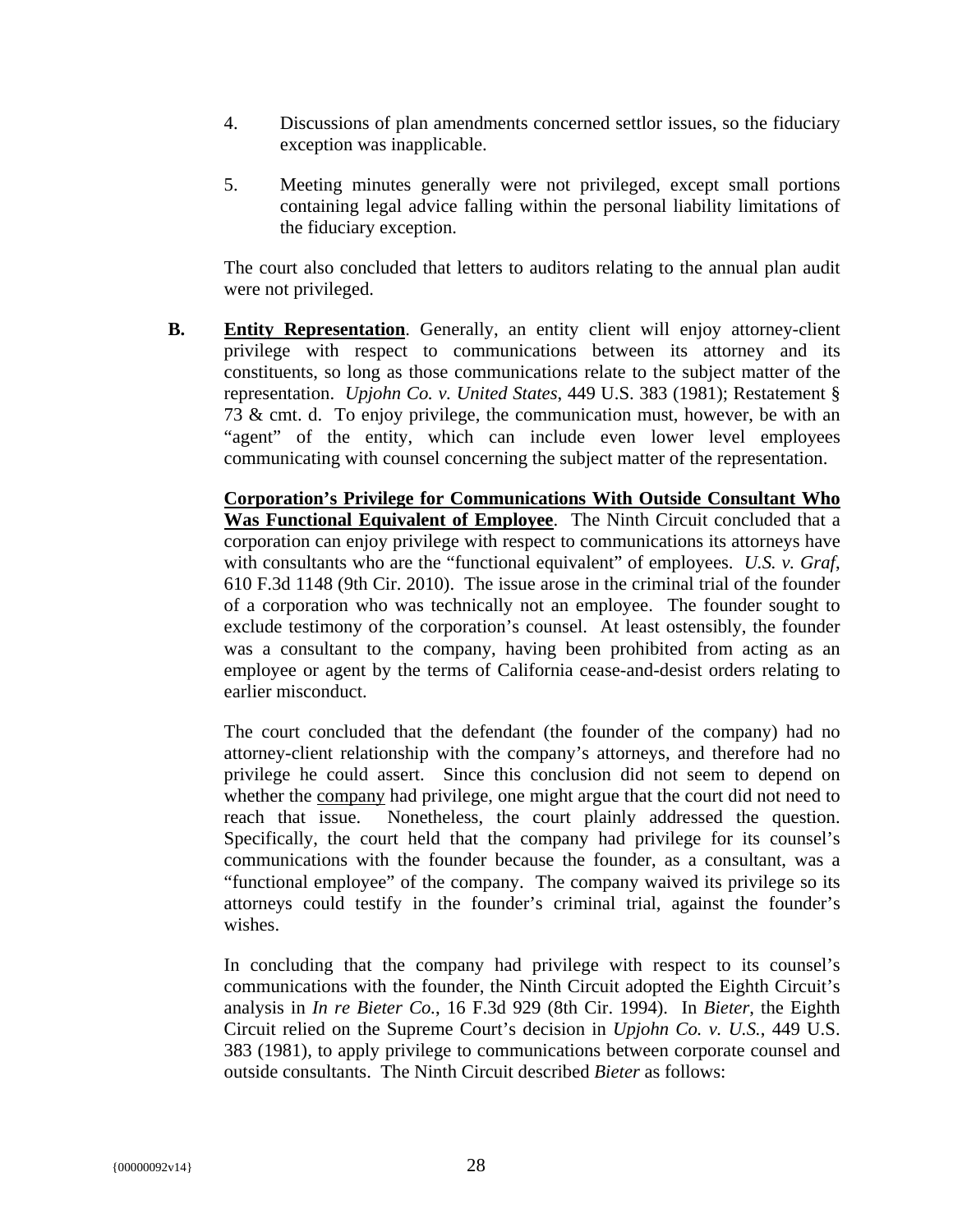4. Discussions of plan amendments concerned settlor issues, so the fiduciary exception was inapplicable.

5. Meeting minutes generally were not privileged, except small portions containing legal advice falling within the personal liability limitations of the fiduciary exception.

The court also concluded that letters to auditors relating to the annual plan audit were not privileged.

**B. Entity Representation**. Generally, an entity client will enjoy attorney-client privilege with respect to communications between its attorney and its constituents, so long as those communications relate to the subject matter of the representation. *Upjohn Co. v. United States*, 449 U.S. 383 (1981); Restatement § 73 & cmt. d. To enjoy privilege, the communication must, however, be with an "agent" of the entity, which can include even lower level employees communicating with counsel concerning the subject matter of the representation.

**Corporation's Privilege for Communications With Outside Consultant Who Was Functional Equivalent of Employee**. The Ninth Circuit concluded that a corporation can enjoy privilege with respect to communications its attorneys have with consultants who are the "functional equivalent" of employees. *U.S. v. Graf*, 610 F.3d 1148 (9th Cir. 2010). The issue arose in the criminal trial of the founder of a corporation who was technically not an employee. The founder sought to exclude testimony of the corporation's counsel. At least ostensibly, the founder was a consultant to the company, having been prohibited from acting as an employee or agent by the terms of California cease-and-desist orders relating to earlier misconduct.

The court concluded that the defendant (the founder of the company) had no attorney-client relationship with the company's attorneys, and therefore had no privilege he could assert. Since this conclusion did not seem to depend on whether the company had privilege, one might argue that the court did not need to reach that issue. Nonetheless, the court plainly addressed the question. Specifically, the court held that the company had privilege for its counsel's communications with the founder because the founder, as a consultant, was a "functional employee" of the company. The company waived its privilege so its attorneys could testify in the founder's criminal trial, against the founder's wishes.

In concluding that the company had privilege with respect to its counsel's communications with the founder, the Ninth Circuit adopted the Eighth Circuit's analysis in *In re Bieter Co.*, 16 F.3d 929 (8th Cir. 1994). In *Bieter*, the Eighth Circuit relied on the Supreme Court's decision in *Upjohn Co. v. U.S.*, 449 U.S. 383 (1981), to apply privilege to communications between corporate counsel and outside consultants. The Ninth Circuit described *Bieter* as follows: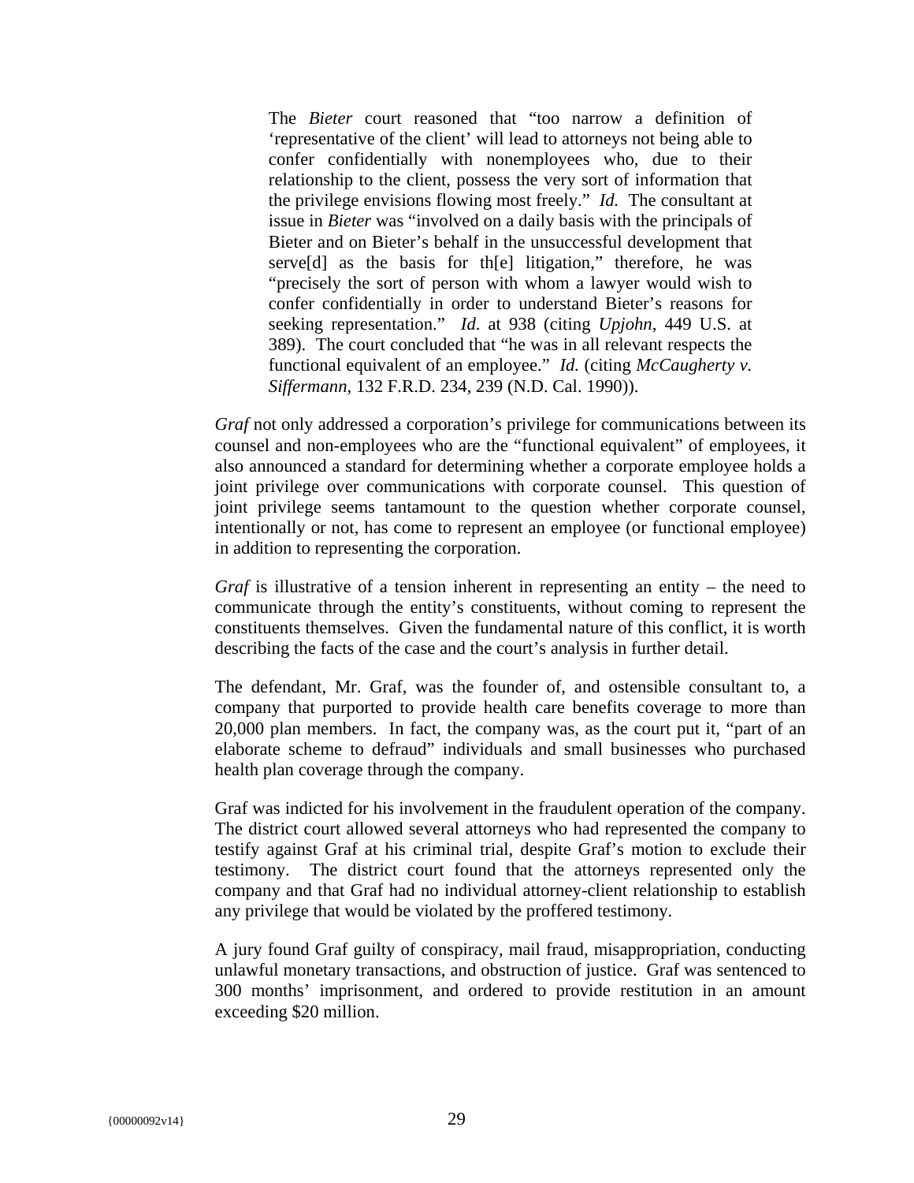> The *Bieter* court reasoned that "too narrow a definition of 'representative of the client' will lead to attorneys not being able to confer confidentially with nonemployees who, due to their relationship to the client, possess the very sort of information that the privilege envisions flowing most freely." *Id.* The consultant at issue in *Bieter* was "involved on a daily basis with the principals of Bieter and on Bieter's behalf in the unsuccessful development that serve[d] as the basis for th[e] litigation," therefore, he was "precisely the sort of person with whom a lawyer would wish to confer confidentially in order to understand Bieter's reasons for seeking representation." *Id*. at 938 (citing *Upjohn*, 449 U.S. at 389). The court concluded that "he was in all relevant respects the functional equivalent of an employee." *Id.* (citing *McCaugherty v. Siffermann*, 132 F.R.D. 234, 239 (N.D. Cal. 1990)).

*Graf* not only addressed a corporation's privilege for communications between its counsel and non-employees who are the "functional equivalent" of employees, it also announced a standard for determining whether a corporate employee holds a joint privilege over communications with corporate counsel. This question of joint privilege seems tantamount to the question whether corporate counsel, intentionally or not, has come to represent an employee (or functional employee) in addition to representing the corporation.

*Graf* is illustrative of a tension inherent in representing an entity – the need to communicate through the entity's constituents, without coming to represent the constituents themselves. Given the fundamental nature of this conflict, it is worth describing the facts of the case and the court's analysis in further detail.

The defendant, Mr. Graf, was the founder of, and ostensible consultant to, a company that purported to provide health care benefits coverage to more than 20,000 plan members. In fact, the company was, as the court put it, "part of an elaborate scheme to defraud" individuals and small businesses who purchased health plan coverage through the company.

Graf was indicted for his involvement in the fraudulent operation of the company. The district court allowed several attorneys who had represented the company to testify against Graf at his criminal trial, despite Graf's motion to exclude their testimony. The district court found that the attorneys represented only the company and that Graf had no individual attorney-client relationship to establish any privilege that would be violated by the proffered testimony.

A jury found Graf guilty of conspiracy, mail fraud, misappropriation, conducting unlawful monetary transactions, and obstruction of justice. Graf was sentenced to 300 months' imprisonment, and ordered to provide restitution in an amount exceeding $20 million.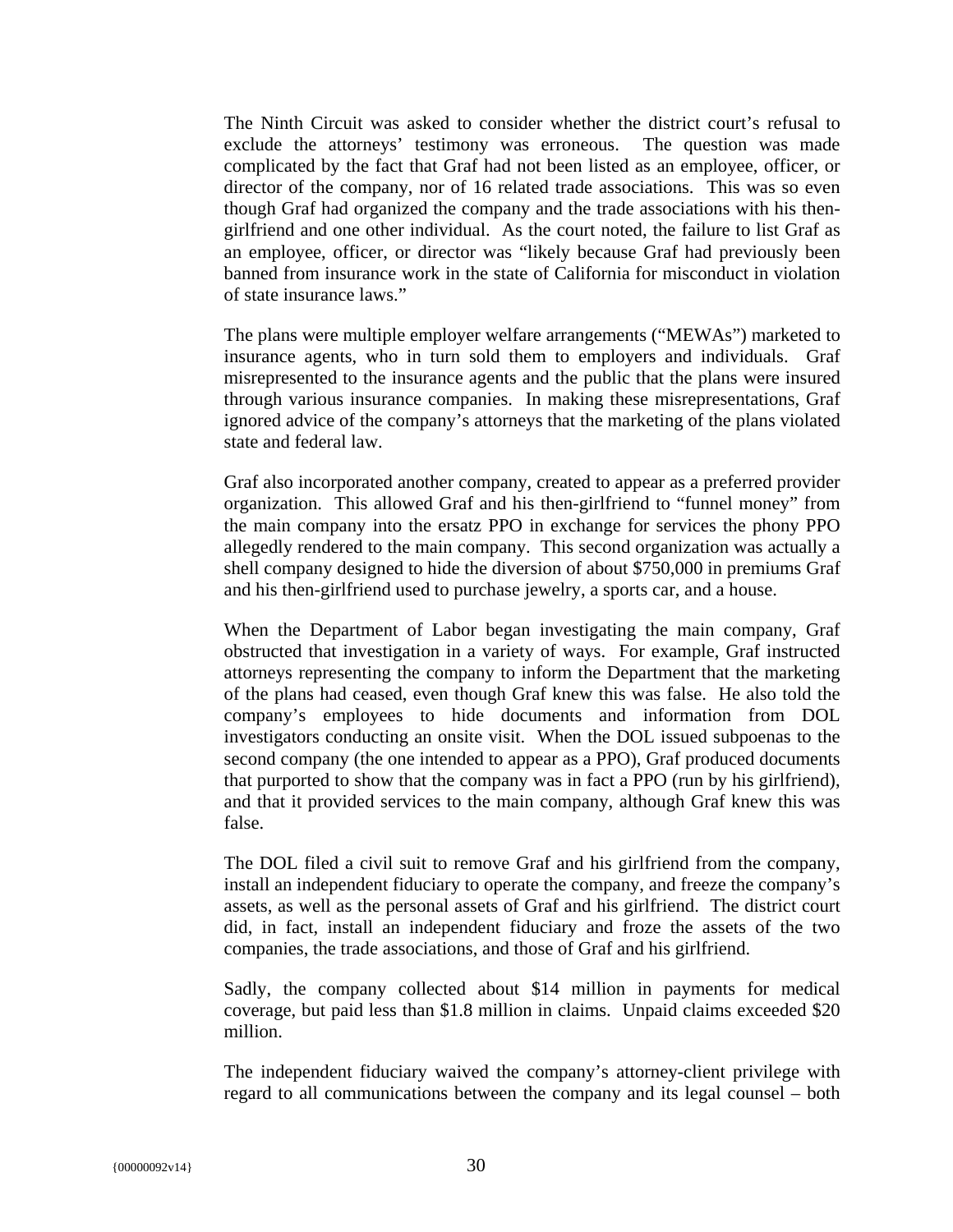The Ninth Circuit was asked to consider whether the district court's refusal to exclude the attorneys' testimony was erroneous. The question was made complicated by the fact that Graf had not been listed as an employee, officer, or director of the company, nor of 16 related trade associations. This was so even though Graf had organized the company and the trade associations with his then-girlfriend and one other individual. As the court noted, the failure to list Graf as an employee, officer, or director was "likely because Graf had previously been banned from insurance work in the state of California for misconduct in violation of state insurance laws."

The plans were multiple employer welfare arrangements ("MEWAs") marketed to insurance agents, who in turn sold them to employers and individuals. Graf misrepresented to the insurance agents and the public that the plans were insured through various insurance companies. In making these misrepresentations, Graf ignored advice of the company's attorneys that the marketing of the plans violated state and federal law.

Graf also incorporated another company, created to appear as a preferred provider organization. This allowed Graf and his then-girlfriend to "funnel money" from the main company into the ersatz PPO in exchange for services the phony PPO allegedly rendered to the main company. This second organization was actually a shell company designed to hide the diversion of about $750,000 in premiums Graf and his then-girlfriend used to purchase jewelry, a sports car, and a house.

When the Department of Labor began investigating the main company, Graf obstructed that investigation in a variety of ways. For example, Graf instructed attorneys representing the company to inform the Department that the marketing of the plans had ceased, even though Graf knew this was false. He also told the company's employees to hide documents and information from DOL investigators conducting an onsite visit. When the DOL issued subpoenas to the second company (the one intended to appear as a PPO), Graf produced documents that purported to show that the company was in fact a PPO (run by his girlfriend), and that it provided services to the main company, although Graf knew this was false.

The DOL filed a civil suit to remove Graf and his girlfriend from the company, install an independent fiduciary to operate the company, and freeze the company's assets, as well as the personal assets of Graf and his girlfriend. The district court did, in fact, install an independent fiduciary and froze the assets of the two companies, the trade associations, and those of Graf and his girlfriend.

Sadly, the company collected about $14 million in payments for medical coverage, but paid less than $1.8 million in claims. Unpaid claims exceeded $20 million.

The independent fiduciary waived the company's attorney-client privilege with regard to all communications between the company and its legal counsel – both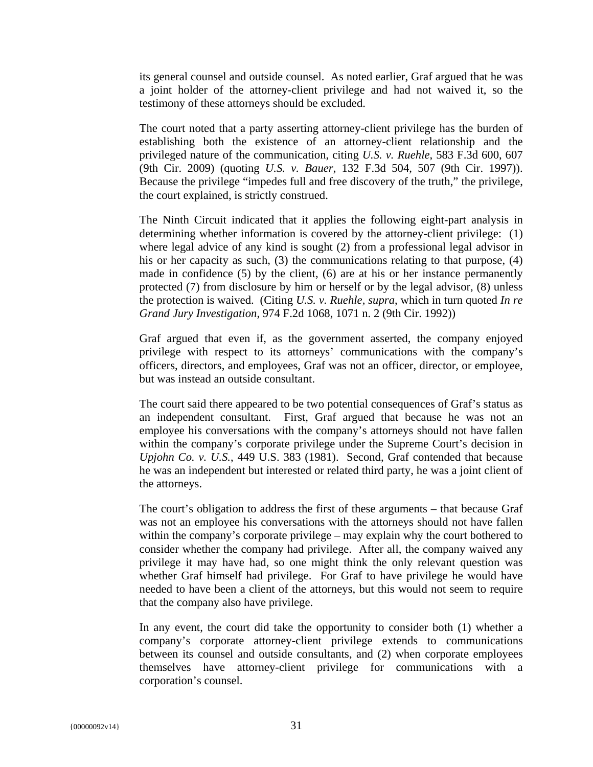its general counsel and outside counsel. As noted earlier, Graf argued that he was a joint holder of the attorney-client privilege and had not waived it, so the testimony of these attorneys should be excluded.

The court noted that a party asserting attorney-client privilege has the burden of establishing both the existence of an attorney-client relationship and the privileged nature of the communication, citing *U.S. v. Ruehle*, 583 F.3d 600, 607 (9th Cir. 2009) (quoting *U.S. v. Bauer*, 132 F.3d 504, 507 (9th Cir. 1997)). Because the privilege "impedes full and free discovery of the truth," the privilege, the court explained, is strictly construed.

The Ninth Circuit indicated that it applies the following eight-part analysis in determining whether information is covered by the attorney-client privilege: (1) where legal advice of any kind is sought (2) from a professional legal advisor in his or her capacity as such, (3) the communications relating to that purpose, (4) made in confidence (5) by the client, (6) are at his or her instance permanently protected (7) from disclosure by him or herself or by the legal advisor, (8) unless the protection is waived. (Citing *U.S. v. Ruehle, supra*, which in turn quoted *In re Grand Jury Investigation*, 974 F.2d 1068, 1071 n. 2 (9th Cir. 1992))

Graf argued that even if, as the government asserted, the company enjoyed privilege with respect to its attorneys' communications with the company's officers, directors, and employees, Graf was not an officer, director, or employee, but was instead an outside consultant.

The court said there appeared to be two potential consequences of Graf's status as an independent consultant. First, Graf argued that because he was not an employee his conversations with the company's attorneys should not have fallen within the company's corporate privilege under the Supreme Court's decision in *Upjohn Co. v. U.S.*, 449 U.S. 383 (1981). Second, Graf contended that because he was an independent but interested or related third party, he was a joint client of the attorneys.

The court's obligation to address the first of these arguments – that because Graf was not an employee his conversations with the attorneys should not have fallen within the company's corporate privilege – may explain why the court bothered to consider whether the company had privilege. After all, the company waived any privilege it may have had, so one might think the only relevant question was whether Graf himself had privilege. For Graf to have privilege he would have needed to have been a client of the attorneys, but this would not seem to require that the company also have privilege.

In any event, the court did take the opportunity to consider both (1) whether a company's corporate attorney-client privilege extends to communications between its counsel and outside consultants, and (2) when corporate employees themselves have attorney-client privilege for communications with a corporation's counsel.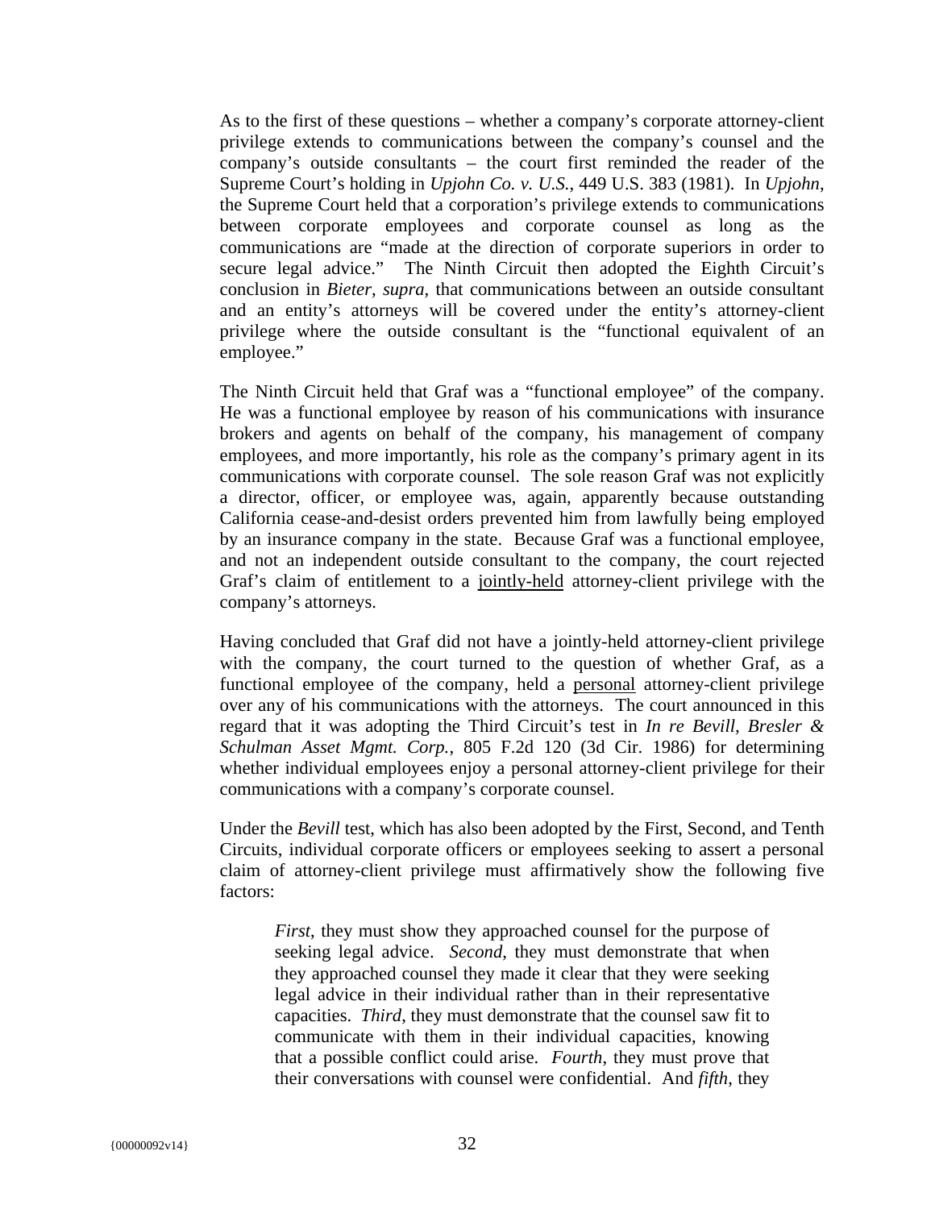As to the first of these questions – whether a company's corporate attorney-client privilege extends to communications between the company's counsel and the company's outside consultants – the court first reminded the reader of the Supreme Court's holding in *Upjohn Co. v. U.S.*, 449 U.S. 383 (1981). In *Upjohn*, the Supreme Court held that a corporation's privilege extends to communications between corporate employees and corporate counsel as long as the communications are "made at the direction of corporate superiors in order to secure legal advice." The Ninth Circuit then adopted the Eighth Circuit's conclusion in *Bieter*, *supra*, that communications between an outside consultant and an entity's attorneys will be covered under the entity's attorney-client privilege where the outside consultant is the "functional equivalent of an employee."

The Ninth Circuit held that Graf was a "functional employee" of the company. He was a functional employee by reason of his communications with insurance brokers and agents on behalf of the company, his management of company employees, and more importantly, his role as the company's primary agent in its communications with corporate counsel. The sole reason Graf was not explicitly a director, officer, or employee was, again, apparently because outstanding California cease-and-desist orders prevented him from lawfully being employed by an insurance company in the state. Because Graf was a functional employee, and not an independent outside consultant to the company, the court rejected Graf's claim of entitlement to a <u>jointly-held</u> attorney-client privilege with the company's attorneys.

Having concluded that Graf did not have a jointly-held attorney-client privilege with the company, the court turned to the question of whether Graf, as a functional employee of the company, held a <u>personal</u> attorney-client privilege over any of his communications with the attorneys. The court announced in this regard that it was adopting the Third Circuit's test in *In re Bevill, Bresler & Schulman Asset Mgmt. Corp.*, 805 F.2d 120 (3d Cir. 1986) for determining whether individual employees enjoy a personal attorney-client privilege for their communications with a company's corporate counsel.

Under the *Bevill* test, which has also been adopted by the First, Second, and Tenth Circuits, individual corporate officers or employees seeking to assert a personal claim of attorney-client privilege must affirmatively show the following five factors:

> *First*, they must show they approached counsel for the purpose of seeking legal advice. *Second*, they must demonstrate that when they approached counsel they made it clear that they were seeking legal advice in their individual rather than in their representative capacities. *Third*, they must demonstrate that the counsel saw fit to communicate with them in their individual capacities, knowing that a possible conflict could arise. *Fourth*, they must prove that their conversations with counsel were confidential. And *fifth*, they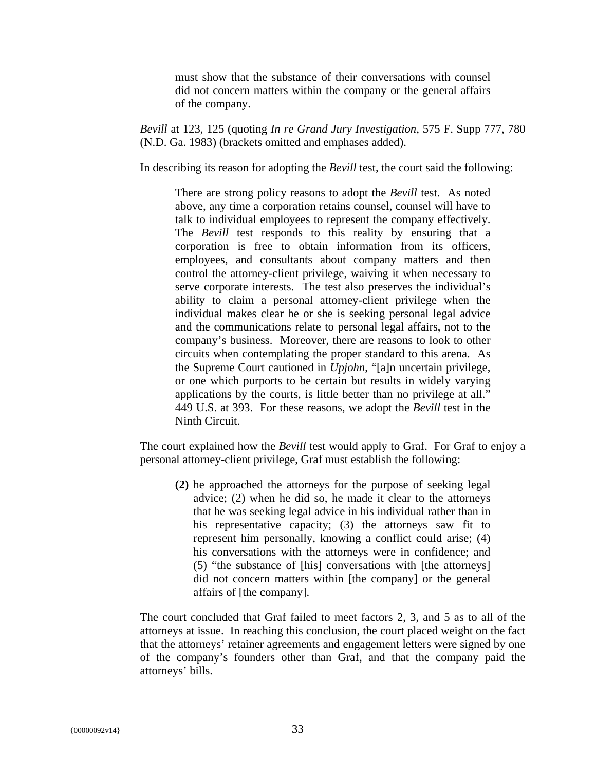> must show that the substance of their conversations with counsel did not concern matters within the company or the general affairs of the company.

*Bevill* at 123, 125 (quoting *In re Grand Jury Investigation*, 575 F. Supp 777, 780 (N.D. Ga. 1983) (brackets omitted and emphases added).

In describing its reason for adopting the *Bevill* test, the court said the following:

> There are strong policy reasons to adopt the *Bevill* test. As noted above, any time a corporation retains counsel, counsel will have to talk to individual employees to represent the company effectively. The *Bevill* test responds to this reality by ensuring that a corporation is free to obtain information from its officers, employees, and consultants about company matters and then control the attorney-client privilege, waiving it when necessary to serve corporate interests. The test also preserves the individual's ability to claim a personal attorney-client privilege when the individual makes clear he or she is seeking personal legal advice and the communications relate to personal legal affairs, not to the company's business. Moreover, there are reasons to look to other circuits when contemplating the proper standard to this arena. As the Supreme Court cautioned in *Upjohn*, "[a]n uncertain privilege, or one which purports to be certain but results in widely varying applications by the courts, is little better than no privilege at all." 449 U.S. at 393. For these reasons, we adopt the *Bevill* test in the Ninth Circuit.

The court explained how the *Bevill* test would apply to Graf. For Graf to enjoy a personal attorney-client privilege, Graf must establish the following:

> **(2)** he approached the attorneys for the purpose of seeking legal advice; (2) when he did so, he made it clear to the attorneys that he was seeking legal advice in his individual rather than in his representative capacity; (3) the attorneys saw fit to represent him personally, knowing a conflict could arise; (4) his conversations with the attorneys were in confidence; and (5) "the substance of [his] conversations with [the attorneys] did not concern matters within [the company] or the general affairs of [the company].

The court concluded that Graf failed to meet factors 2, 3, and 5 as to all of the attorneys at issue. In reaching this conclusion, the court placed weight on the fact that the attorneys' retainer agreements and engagement letters were signed by one of the company's founders other than Graf, and that the company paid the attorneys' bills.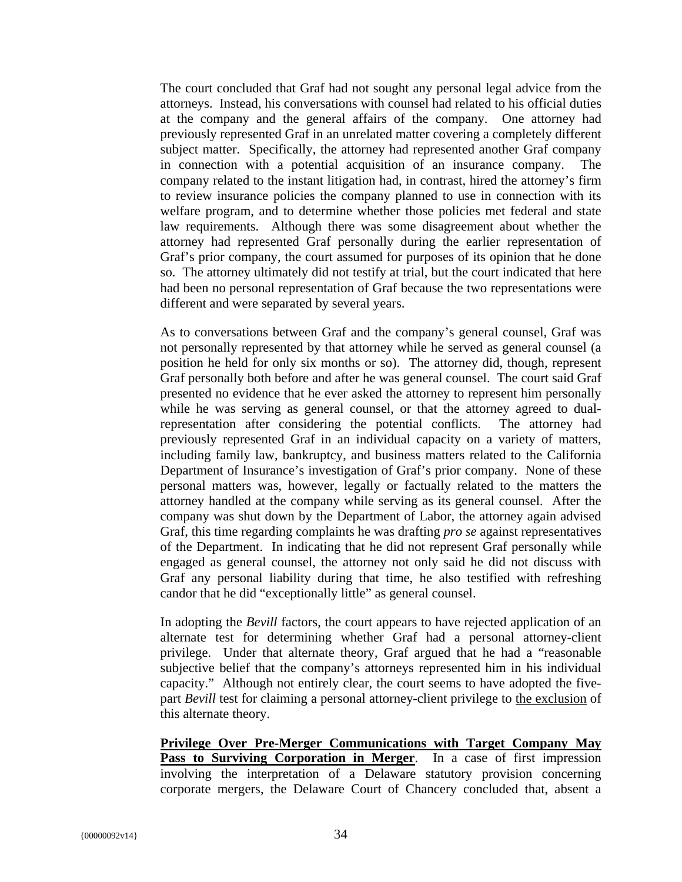The court concluded that Graf had not sought any personal legal advice from the attorneys. Instead, his conversations with counsel had related to his official duties at the company and the general affairs of the company. One attorney had previously represented Graf in an unrelated matter covering a completely different subject matter. Specifically, the attorney had represented another Graf company in connection with a potential acquisition of an insurance company. The company related to the instant litigation had, in contrast, hired the attorney's firm to review insurance policies the company planned to use in connection with its welfare program, and to determine whether those policies met federal and state law requirements. Although there was some disagreement about whether the attorney had represented Graf personally during the earlier representation of Graf's prior company, the court assumed for purposes of its opinion that he done so. The attorney ultimately did not testify at trial, but the court indicated that here had been no personal representation of Graf because the two representations were different and were separated by several years.

As to conversations between Graf and the company's general counsel, Graf was not personally represented by that attorney while he served as general counsel (a position he held for only six months or so). The attorney did, though, represent Graf personally both before and after he was general counsel. The court said Graf presented no evidence that he ever asked the attorney to represent him personally while he was serving as general counsel, or that the attorney agreed to dual-representation after considering the potential conflicts. The attorney had previously represented Graf in an individual capacity on a variety of matters, including family law, bankruptcy, and business matters related to the California Department of Insurance's investigation of Graf's prior company. None of these personal matters was, however, legally or factually related to the matters the attorney handled at the company while serving as its general counsel. After the company was shut down by the Department of Labor, the attorney again advised Graf, this time regarding complaints he was drafting *pro se* against representatives of the Department. In indicating that he did not represent Graf personally while engaged as general counsel, the attorney not only said he did not discuss with Graf any personal liability during that time, he also testified with refreshing candor that he did "exceptionally little" as general counsel.

In adopting the *Bevill* factors, the court appears to have rejected application of an alternate test for determining whether Graf had a personal attorney-client privilege. Under that alternate theory, Graf argued that he had a "reasonable subjective belief that the company's attorneys represented him in his individual capacity." Although not entirely clear, the court seems to have adopted the five-part *Bevill* test for claiming a personal attorney-client privilege to the exclusion of this alternate theory.

**Privilege Over Pre-Merger Communications with Target Company May Pass to Surviving Corporation in Merger**. In a case of first impression involving the interpretation of a Delaware statutory provision concerning corporate mergers, the Delaware Court of Chancery concluded that, absent a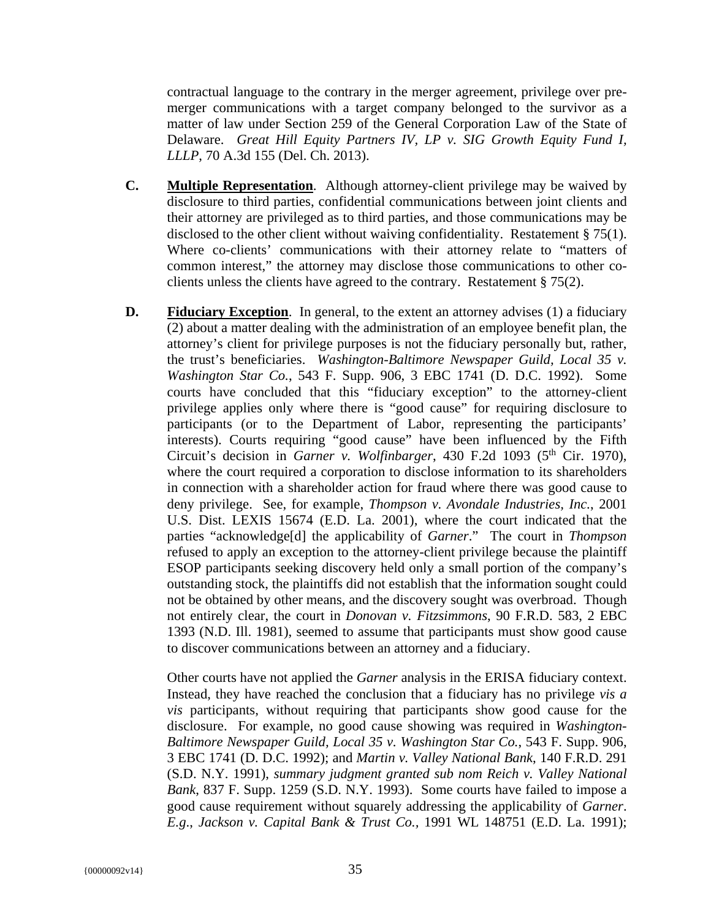contractual language to the contrary in the merger agreement, privilege over pre-merger communications with a target company belonged to the survivor as a matter of law under Section 259 of the General Corporation Law of the State of Delaware. *Great Hill Equity Partners IV, LP v. SIG Growth Equity Fund I, LLLP*, 70 A.3d 155 (Del. Ch. 2013).

**C.** **Multiple Representation**. Although attorney-client privilege may be waived by disclosure to third parties, confidential communications between joint clients and their attorney are privileged as to third parties, and those communications may be disclosed to the other client without waiving confidentiality. Restatement § 75(1). Where co-clients' communications with their attorney relate to "matters of common interest," the attorney may disclose those communications to other co-clients unless the clients have agreed to the contrary. Restatement § 75(2).

**D.** **Fiduciary Exception**. In general, to the extent an attorney advises (1) a fiduciary (2) about a matter dealing with the administration of an employee benefit plan, the attorney's client for privilege purposes is not the fiduciary personally but, rather, the trust's beneficiaries. *Washington-Baltimore Newspaper Guild, Local 35 v. Washington Star Co.*, 543 F. Supp. 906, 3 EBC 1741 (D. D.C. 1992). Some courts have concluded that this "fiduciary exception" to the attorney-client privilege applies only where there is "good cause" for requiring disclosure to participants (or to the Department of Labor, representing the participants' interests). Courts requiring "good cause" have been influenced by the Fifth Circuit's decision in *Garner v. Wolfinbarger*, 430 F.2d 1093 (5th Cir. 1970), where the court required a corporation to disclose information to its shareholders in connection with a shareholder action for fraud where there was good cause to deny privilege. See, for example, *Thompson v. Avondale Industries, Inc.*, 2001 U.S. Dist. LEXIS 15674 (E.D. La. 2001), where the court indicated that the parties "acknowledge[d] the applicability of *Garner*." The court in *Thompson* refused to apply an exception to the attorney-client privilege because the plaintiff ESOP participants seeking discovery held only a small portion of the company's outstanding stock, the plaintiffs did not establish that the information sought could not be obtained by other means, and the discovery sought was overbroad. Though not entirely clear, the court in *Donovan v. Fitzsimmons*, 90 F.R.D. 583, 2 EBC 1393 (N.D. Ill. 1981), seemed to assume that participants must show good cause to discover communications between an attorney and a fiduciary.

Other courts have not applied the *Garner* analysis in the ERISA fiduciary context. Instead, they have reached the conclusion that a fiduciary has no privilege *vis a vis* participants, without requiring that participants show good cause for the disclosure. For example, no good cause showing was required in *Washington-Baltimore Newspaper Guild, Local 35 v. Washington Star Co.*, 543 F. Supp. 906, 3 EBC 1741 (D. D.C. 1992); and *Martin v. Valley National Bank*, 140 F.R.D. 291 (S.D. N.Y. 1991), *summary judgment granted sub nom Reich v. Valley National Bank*, 837 F. Supp. 1259 (S.D. N.Y. 1993). Some courts have failed to impose a good cause requirement without squarely addressing the applicability of *Garner*. *E.g.*, *Jackson v. Capital Bank & Trust Co.*, 1991 WL 148751 (E.D. La. 1991);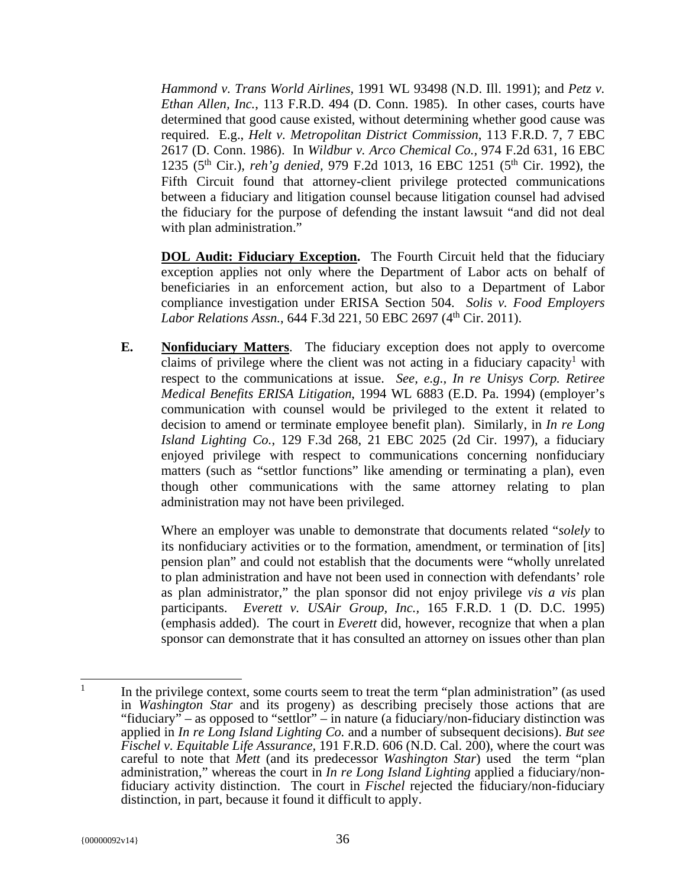*Hammond v. Trans World Airlines,* 1991 WL 93498 (N.D. Ill. 1991); and *Petz v. Ethan Allen, Inc.*, 113 F.R.D. 494 (D. Conn. 1985). In other cases, courts have determined that good cause existed, without determining whether good cause was required. E.g., *Helt v. Metropolitan District Commission*, 113 F.R.D. 7, 7 EBC 2617 (D. Conn. 1986). In *Wildbur v. Arco Chemical Co.*, 974 F.2d 631, 16 EBC 1235 (5th Cir.), *reh'g denied,* 979 F.2d 1013, 16 EBC 1251 (5th Cir. 1992), the Fifth Circuit found that attorney-client privilege protected communications between a fiduciary and litigation counsel because litigation counsel had advised the fiduciary for the purpose of defending the instant lawsuit "and did not deal with plan administration."

**<u>DOL Audit: Fiduciary Exception</u>.** The Fourth Circuit held that the fiduciary exception applies not only where the Department of Labor acts on behalf of beneficiaries in an enforcement action, but also to a Department of Labor compliance investigation under ERISA Section 504. *Solis v. Food Employers Labor Relations Assn.*, 644 F.3d 221, 50 EBC 2697 (4th Cir. 2011).

**E. <u>Nonfiduciary Matters</u>**. The fiduciary exception does not apply to overcome claims of privilege where the client was not acting in a fiduciary capacity[1] with respect to the communications at issue. *See, e.g., In re Unisys Corp. Retiree Medical Benefits ERISA Litigation*, 1994 WL 6883 (E.D. Pa. 1994) (employer's communication with counsel would be privileged to the extent it related to decision to amend or terminate employee benefit plan). Similarly, in *In re Long Island Lighting Co.*, 129 F.3d 268, 21 EBC 2025 (2d Cir. 1997), a fiduciary enjoyed privilege with respect to communications concerning nonfiduciary matters (such as "settlor functions" like amending or terminating a plan), even though other communications with the same attorney relating to plan administration may not have been privileged.

Where an employer was unable to demonstrate that documents related "*solely* to its nonfiduciary activities or to the formation, amendment, or termination of [its] pension plan" and could not establish that the documents were "wholly unrelated to plan administration and have not been used in connection with defendants' role as plan administrator," the plan sponsor did not enjoy privilege *vis a vis* plan participants. *Everett v. USAir Group, Inc.*, 165 F.R.D. 1 (D. D.C. 1995) (emphasis added). The court in *Everett* did, however, recognize that when a plan sponsor can demonstrate that it has consulted an attorney on issues other than plan

---

[1] In the privilege context, some courts seem to treat the term "plan administration" (as used in *Washington Star* and its progeny) as describing precisely those actions that are "fiduciary" – as opposed to "settlor" – in nature (a fiduciary/non-fiduciary distinction was applied in *In re Long Island Lighting Co.* and a number of subsequent decisions). *But see Fischel v. Equitable Life Assurance*, 191 F.R.D. 606 (N.D. Cal. 200), where the court was careful to note that *Mett* (and its predecessor *Washington Star*) used the term "plan administration," whereas the court in *In re Long Island Lighting* applied a fiduciary/non-fiduciary activity distinction. The court in *Fischel* rejected the fiduciary/non-fiduciary distinction, in part, because it found it difficult to apply.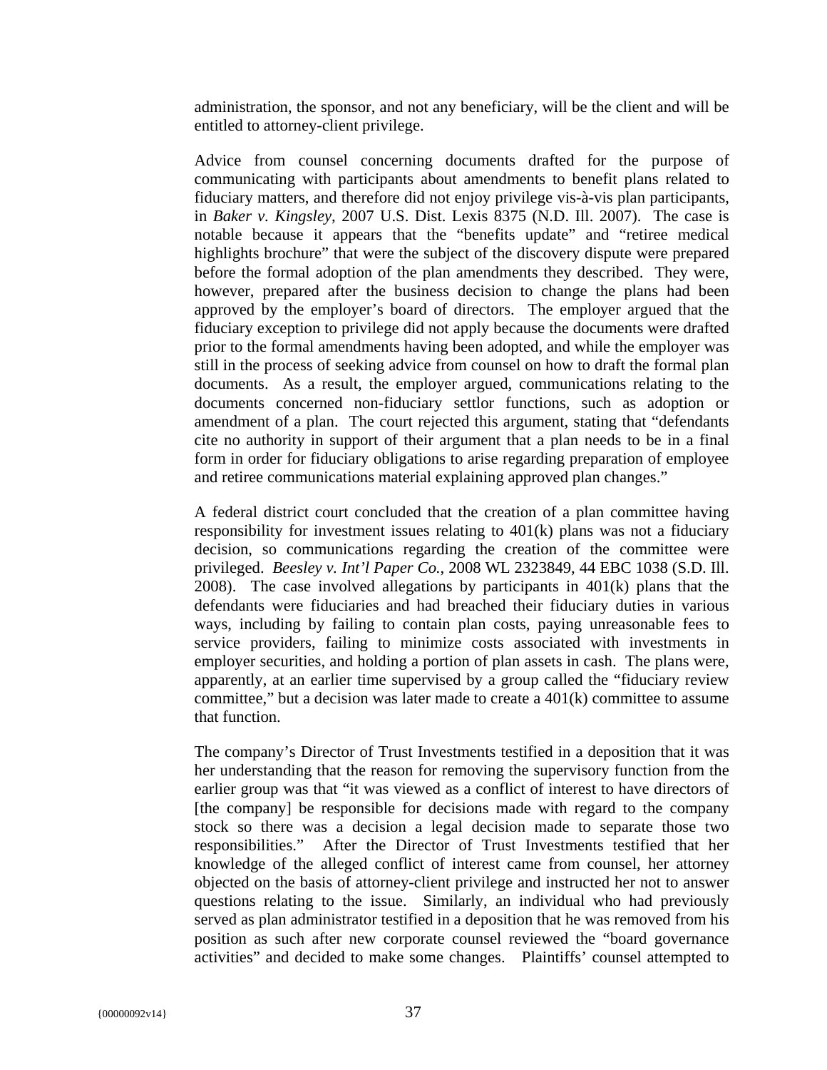administration, the sponsor, and not any beneficiary, will be the client and will be entitled to attorney-client privilege.

Advice from counsel concerning documents drafted for the purpose of communicating with participants about amendments to benefit plans related to fiduciary matters, and therefore did not enjoy privilege vis-à-vis plan participants, in *Baker v. Kingsley*, 2007 U.S. Dist. Lexis 8375 (N.D. Ill. 2007). The case is notable because it appears that the "benefits update" and "retiree medical highlights brochure" that were the subject of the discovery dispute were prepared before the formal adoption of the plan amendments they described. They were, however, prepared after the business decision to change the plans had been approved by the employer's board of directors. The employer argued that the fiduciary exception to privilege did not apply because the documents were drafted prior to the formal amendments having been adopted, and while the employer was still in the process of seeking advice from counsel on how to draft the formal plan documents. As a result, the employer argued, communications relating to the documents concerned non-fiduciary settlor functions, such as adoption or amendment of a plan. The court rejected this argument, stating that "defendants cite no authority in support of their argument that a plan needs to be in a final form in order for fiduciary obligations to arise regarding preparation of employee and retiree communications material explaining approved plan changes."

A federal district court concluded that the creation of a plan committee having responsibility for investment issues relating to 401(k) plans was not a fiduciary decision, so communications regarding the creation of the committee were privileged. *Beesley v. Int'l Paper Co.*, 2008 WL 2323849, 44 EBC 1038 (S.D. Ill. 2008). The case involved allegations by participants in 401(k) plans that the defendants were fiduciaries and had breached their fiduciary duties in various ways, including by failing to contain plan costs, paying unreasonable fees to service providers, failing to minimize costs associated with investments in employer securities, and holding a portion of plan assets in cash. The plans were, apparently, at an earlier time supervised by a group called the "fiduciary review committee," but a decision was later made to create a 401(k) committee to assume that function.

The company's Director of Trust Investments testified in a deposition that it was her understanding that the reason for removing the supervisory function from the earlier group was that "it was viewed as a conflict of interest to have directors of [the company] be responsible for decisions made with regard to the company stock so there was a decision a legal decision made to separate those two responsibilities." After the Director of Trust Investments testified that her knowledge of the alleged conflict of interest came from counsel, her attorney objected on the basis of attorney-client privilege and instructed her not to answer questions relating to the issue. Similarly, an individual who had previously served as plan administrator testified in a deposition that he was removed from his position as such after new corporate counsel reviewed the "board governance activities" and decided to make some changes. Plaintiffs' counsel attempted to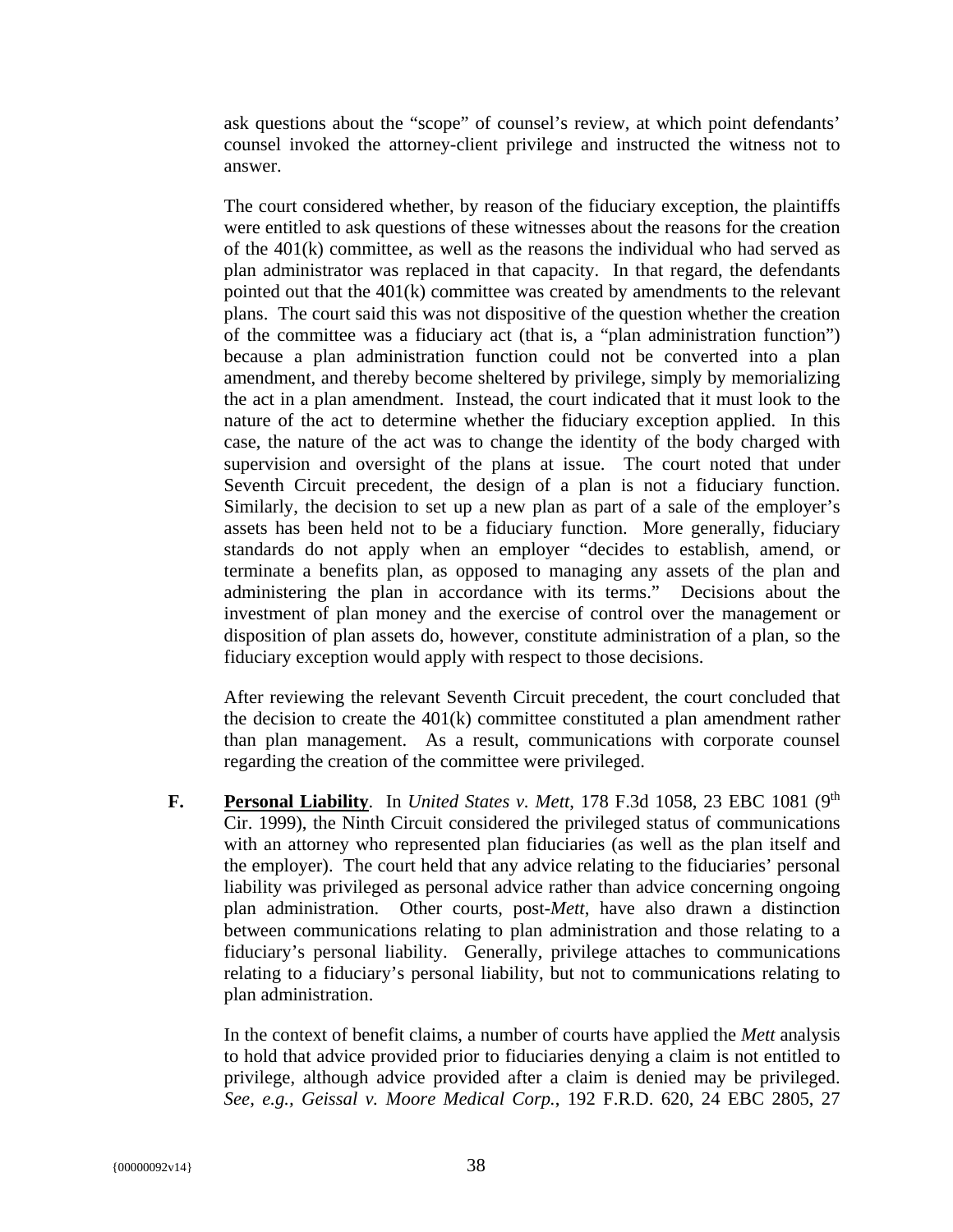ask questions about the "scope" of counsel's review, at which point defendants' counsel invoked the attorney-client privilege and instructed the witness not to answer.

The court considered whether, by reason of the fiduciary exception, the plaintiffs were entitled to ask questions of these witnesses about the reasons for the creation of the 401(k) committee, as well as the reasons the individual who had served as plan administrator was replaced in that capacity. In that regard, the defendants pointed out that the 401(k) committee was created by amendments to the relevant plans. The court said this was not dispositive of the question whether the creation of the committee was a fiduciary act (that is, a "plan administration function") because a plan administration function could not be converted into a plan amendment, and thereby become sheltered by privilege, simply by memorializing the act in a plan amendment. Instead, the court indicated that it must look to the nature of the act to determine whether the fiduciary exception applied. In this case, the nature of the act was to change the identity of the body charged with supervision and oversight of the plans at issue. The court noted that under Seventh Circuit precedent, the design of a plan is not a fiduciary function. Similarly, the decision to set up a new plan as part of a sale of the employer's assets has been held not to be a fiduciary function. More generally, fiduciary standards do not apply when an employer "decides to establish, amend, or terminate a benefits plan, as opposed to managing any assets of the plan and administering the plan in accordance with its terms." Decisions about the investment of plan money and the exercise of control over the management or disposition of plan assets do, however, constitute administration of a plan, so the fiduciary exception would apply with respect to those decisions.

After reviewing the relevant Seventh Circuit precedent, the court concluded that the decision to create the 401(k) committee constituted a plan amendment rather than plan management. As a result, communications with corporate counsel regarding the creation of the committee were privileged.

**F. Personal Liability**. In *United States v. Mett*, 178 F.3d 1058, 23 EBC 1081 (9th Cir. 1999), the Ninth Circuit considered the privileged status of communications with an attorney who represented plan fiduciaries (as well as the plan itself and the employer). The court held that any advice relating to the fiduciaries' personal liability was privileged as personal advice rather than advice concerning ongoing plan administration. Other courts, post-*Mett*, have also drawn a distinction between communications relating to plan administration and those relating to a fiduciary's personal liability. Generally, privilege attaches to communications relating to a fiduciary's personal liability, but not to communications relating to plan administration.

In the context of benefit claims, a number of courts have applied the *Mett* analysis to hold that advice provided prior to fiduciaries denying a claim is not entitled to privilege, although advice provided after a claim is denied may be privileged. *See, e.g., Geissal v. Moore Medical Corp.*, 192 F.R.D. 620, 24 EBC 2805, 27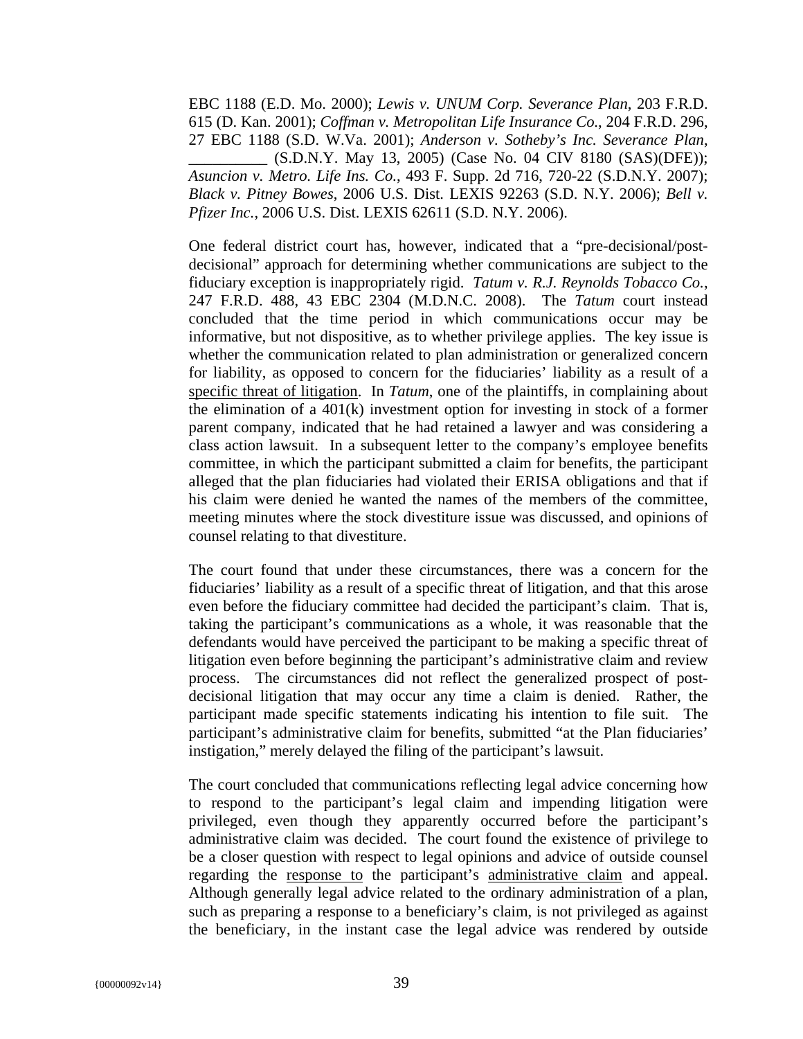EBC 1188 (E.D. Mo. 2000); *Lewis v. UNUM Corp. Severance Plan*, 203 F.R.D. 615 (D. Kan. 2001); *Coffman v. Metropolitan Life Insurance Co.*, 204 F.R.D. 296, 27 EBC 1188 (S.D. W.Va. 2001); *Anderson v. Sotheby's Inc. Severance Plan*, __________ (S.D.N.Y. May 13, 2005) (Case No. 04 CIV 8180 (SAS)(DFE)); *Asuncion v. Metro. Life Ins. Co.*, 493 F. Supp. 2d 716, 720-22 (S.D.N.Y. 2007); *Black v. Pitney Bowes*, 2006 U.S. Dist. LEXIS 92263 (S.D. N.Y. 2006); *Bell v. Pfizer Inc.*, 2006 U.S. Dist. LEXIS 62611 (S.D. N.Y. 2006).

One federal district court has, however, indicated that a "pre-decisional/post-decisional" approach for determining whether communications are subject to the fiduciary exception is inappropriately rigid. *Tatum v. R.J. Reynolds Tobacco Co.*, 247 F.R.D. 488, 43 EBC 2304 (M.D.N.C. 2008). The *Tatum* court instead concluded that the time period in which communications occur may be informative, but not dispositive, as to whether privilege applies. The key issue is whether the communication related to plan administration or generalized concern for liability, as opposed to concern for the fiduciaries' liability as a result of a <u>specific threat of litigation</u>. In *Tatum*, one of the plaintiffs, in complaining about the elimination of a 401(k) investment option for investing in stock of a former parent company, indicated that he had retained a lawyer and was considering a class action lawsuit. In a subsequent letter to the company's employee benefits committee, in which the participant submitted a claim for benefits, the participant alleged that the plan fiduciaries had violated their ERISA obligations and that if his claim were denied he wanted the names of the members of the committee, meeting minutes where the stock divestiture issue was discussed, and opinions of counsel relating to that divestiture.

The court found that under these circumstances, there was a concern for the fiduciaries' liability as a result of a specific threat of litigation, and that this arose even before the fiduciary committee had decided the participant's claim. That is, taking the participant's communications as a whole, it was reasonable that the defendants would have perceived the participant to be making a specific threat of litigation even before beginning the participant's administrative claim and review process. The circumstances did not reflect the generalized prospect of post-decisional litigation that may occur any time a claim is denied. Rather, the participant made specific statements indicating his intention to file suit. The participant's administrative claim for benefits, submitted "at the Plan fiduciaries' instigation," merely delayed the filing of the participant's lawsuit.

The court concluded that communications reflecting legal advice concerning how to respond to the participant's legal claim and impending litigation were privileged, even though they apparently occurred before the participant's administrative claim was decided. The court found the existence of privilege to be a closer question with respect to legal opinions and advice of outside counsel regarding the <u>response to</u> the participant's <u>administrative claim</u> and appeal. Although generally legal advice related to the ordinary administration of a plan, such as preparing a response to a beneficiary's claim, is not privileged as against the beneficiary, in the instant case the legal advice was rendered by outside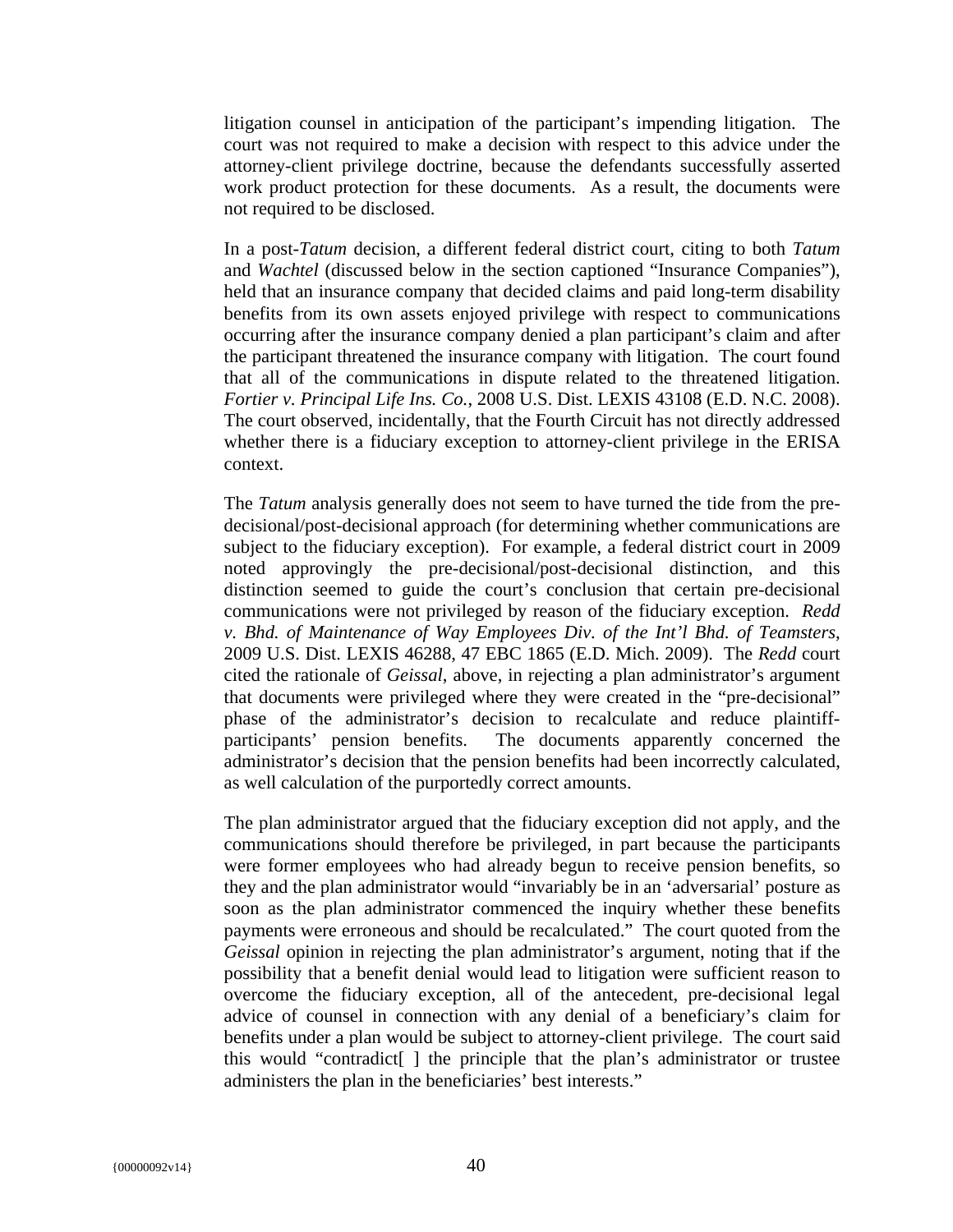litigation counsel in anticipation of the participant's impending litigation. The court was not required to make a decision with respect to this advice under the attorney-client privilege doctrine, because the defendants successfully asserted work product protection for these documents. As a result, the documents were not required to be disclosed.

In a post-*Tatum* decision, a different federal district court, citing to both *Tatum* and *Wachtel* (discussed below in the section captioned "Insurance Companies"), held that an insurance company that decided claims and paid long-term disability benefits from its own assets enjoyed privilege with respect to communications occurring after the insurance company denied a plan participant's claim and after the participant threatened the insurance company with litigation. The court found that all of the communications in dispute related to the threatened litigation. *Fortier v. Principal Life Ins. Co.*, 2008 U.S. Dist. LEXIS 43108 (E.D. N.C. 2008). The court observed, incidentally, that the Fourth Circuit has not directly addressed whether there is a fiduciary exception to attorney-client privilege in the ERISA context.

The *Tatum* analysis generally does not seem to have turned the tide from the pre-decisional/post-decisional approach (for determining whether communications are subject to the fiduciary exception). For example, a federal district court in 2009 noted approvingly the pre-decisional/post-decisional distinction, and this distinction seemed to guide the court's conclusion that certain pre-decisional communications were not privileged by reason of the fiduciary exception. *Redd v. Bhd. of Maintenance of Way Employees Div. of the Int'l Bhd. of Teamsters*, 2009 U.S. Dist. LEXIS 46288, 47 EBC 1865 (E.D. Mich. 2009). The *Redd* court cited the rationale of *Geissal*, above, in rejecting a plan administrator's argument that documents were privileged where they were created in the "pre-decisional" phase of the administrator's decision to recalculate and reduce plaintiff-participants' pension benefits. The documents apparently concerned the administrator's decision that the pension benefits had been incorrectly calculated, as well calculation of the purportedly correct amounts.

The plan administrator argued that the fiduciary exception did not apply, and the communications should therefore be privileged, in part because the participants were former employees who had already begun to receive pension benefits, so they and the plan administrator would "invariably be in an 'adversarial' posture as soon as the plan administrator commenced the inquiry whether these benefits payments were erroneous and should be recalculated." The court quoted from the *Geissal* opinion in rejecting the plan administrator's argument, noting that if the possibility that a benefit denial would lead to litigation were sufficient reason to overcome the fiduciary exception, all of the antecedent, pre-decisional legal advice of counsel in connection with any denial of a beneficiary's claim for benefits under a plan would be subject to attorney-client privilege. The court said this would "contradict[ ] the principle that the plan's administrator or trustee administers the plan in the beneficiaries' best interests."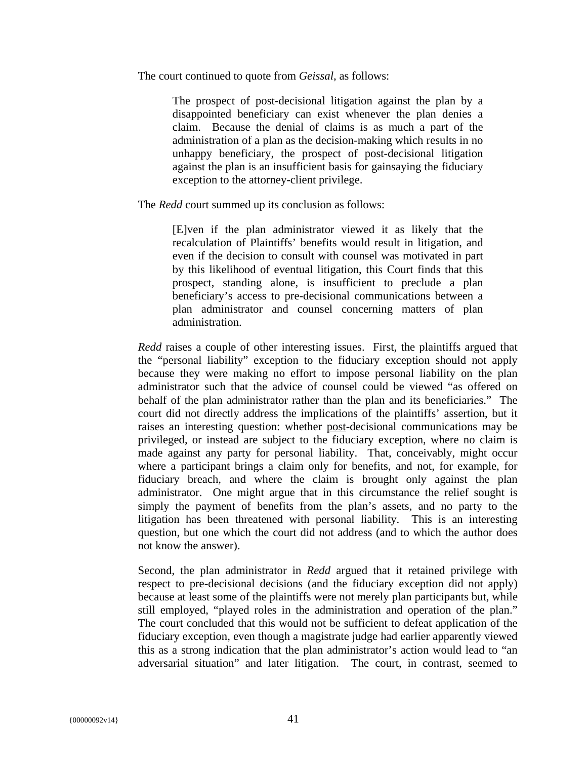The court continued to quote from *Geissal*, as follows:

> The prospect of post-decisional litigation against the plan by a disappointed beneficiary can exist whenever the plan denies a claim. Because the denial of claims is as much a part of the administration of a plan as the decision-making which results in no unhappy beneficiary, the prospect of post-decisional litigation against the plan is an insufficient basis for gainsaying the fiduciary exception to the attorney-client privilege.

The *Redd* court summed up its conclusion as follows:

> [E]ven if the plan administrator viewed it as likely that the recalculation of Plaintiffs' benefits would result in litigation, and even if the decision to consult with counsel was motivated in part by this likelihood of eventual litigation, this Court finds that this prospect, standing alone, is insufficient to preclude a plan beneficiary's access to pre-decisional communications between a plan administrator and counsel concerning matters of plan administration.

*Redd* raises a couple of other interesting issues. First, the plaintiffs argued that the "personal liability" exception to the fiduciary exception should not apply because they were making no effort to impose personal liability on the plan administrator such that the advice of counsel could be viewed "as offered on behalf of the plan administrator rather than the plan and its beneficiaries." The court did not directly address the implications of the plaintiffs' assertion, but it raises an interesting question: whether <u>post</u>-decisional communications may be privileged, or instead are subject to the fiduciary exception, where no claim is made against any party for personal liability. That, conceivably, might occur where a participant brings a claim only for benefits, and not, for example, for fiduciary breach, and where the claim is brought only against the plan administrator. One might argue that in this circumstance the relief sought is simply the payment of benefits from the plan's assets, and no party to the litigation has been threatened with personal liability. This is an interesting question, but one which the court did not address (and to which the author does not know the answer).

Second, the plan administrator in *Redd* argued that it retained privilege with respect to pre-decisional decisions (and the fiduciary exception did not apply) because at least some of the plaintiffs were not merely plan participants but, while still employed, "played roles in the administration and operation of the plan." The court concluded that this would not be sufficient to defeat application of the fiduciary exception, even though a magistrate judge had earlier apparently viewed this as a strong indication that the plan administrator's action would lead to "an adversarial situation" and later litigation. The court, in contrast, seemed to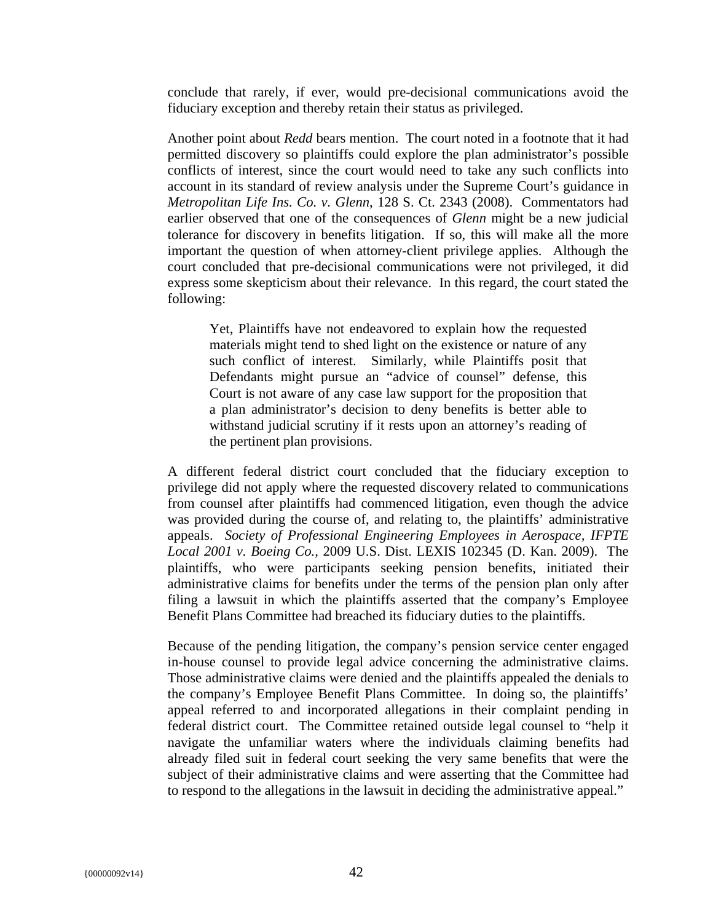conclude that rarely, if ever, would pre-decisional communications avoid the fiduciary exception and thereby retain their status as privileged.

Another point about *Redd* bears mention. The court noted in a footnote that it had permitted discovery so plaintiffs could explore the plan administrator's possible conflicts of interest, since the court would need to take any such conflicts into account in its standard of review analysis under the Supreme Court's guidance in *Metropolitan Life Ins. Co. v. Glenn*, 128 S. Ct. 2343 (2008). Commentators had earlier observed that one of the consequences of *Glenn* might be a new judicial tolerance for discovery in benefits litigation. If so, this will make all the more important the question of when attorney-client privilege applies. Although the court concluded that pre-decisional communications were not privileged, it did express some skepticism about their relevance. In this regard, the court stated the following:

> Yet, Plaintiffs have not endeavored to explain how the requested materials might tend to shed light on the existence or nature of any such conflict of interest. Similarly, while Plaintiffs posit that Defendants might pursue an "advice of counsel" defense, this Court is not aware of any case law support for the proposition that a plan administrator's decision to deny benefits is better able to withstand judicial scrutiny if it rests upon an attorney's reading of the pertinent plan provisions.

A different federal district court concluded that the fiduciary exception to privilege did not apply where the requested discovery related to communications from counsel after plaintiffs had commenced litigation, even though the advice was provided during the course of, and relating to, the plaintiffs' administrative appeals. *Society of Professional Engineering Employees in Aerospace, IFPTE Local 2001 v. Boeing Co.*, 2009 U.S. Dist. LEXIS 102345 (D. Kan. 2009). The plaintiffs, who were participants seeking pension benefits, initiated their administrative claims for benefits under the terms of the pension plan only after filing a lawsuit in which the plaintiffs asserted that the company's Employee Benefit Plans Committee had breached its fiduciary duties to the plaintiffs.

Because of the pending litigation, the company's pension service center engaged in-house counsel to provide legal advice concerning the administrative claims. Those administrative claims were denied and the plaintiffs appealed the denials to the company's Employee Benefit Plans Committee. In doing so, the plaintiffs' appeal referred to and incorporated allegations in their complaint pending in federal district court. The Committee retained outside legal counsel to "help it navigate the unfamiliar waters where the individuals claiming benefits had already filed suit in federal court seeking the very same benefits that were the subject of their administrative claims and were asserting that the Committee had to respond to the allegations in the lawsuit in deciding the administrative appeal."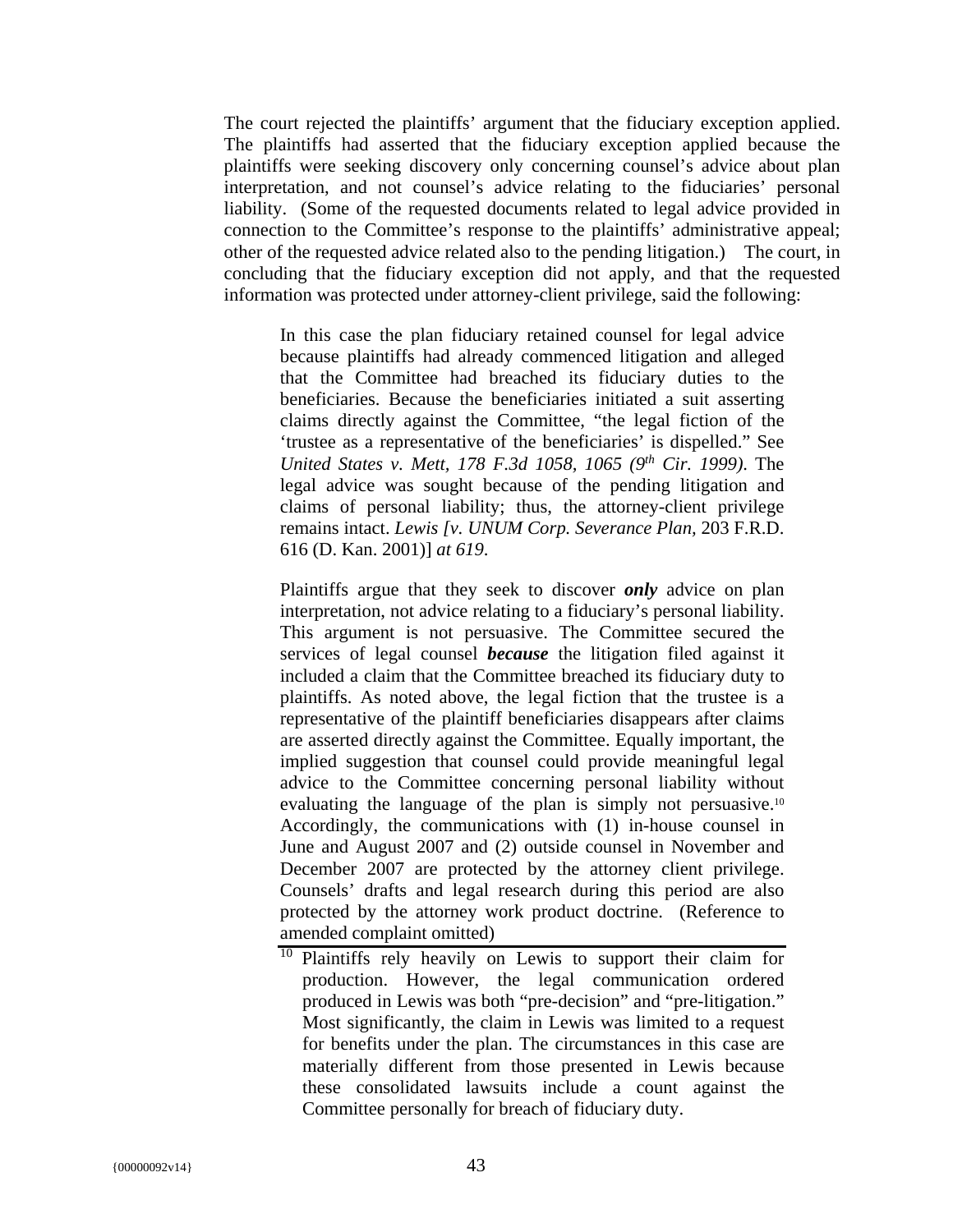The court rejected the plaintiffs' argument that the fiduciary exception applied. The plaintiffs had asserted that the fiduciary exception applied because the plaintiffs were seeking discovery only concerning counsel's advice about plan interpretation, and not counsel's advice relating to the fiduciaries' personal liability. (Some of the requested documents related to legal advice provided in connection to the Committee's response to the plaintiffs' administrative appeal; other of the requested advice related also to the pending litigation.) The court, in concluding that the fiduciary exception did not apply, and that the requested information was protected under attorney-client privilege, said the following:

> In this case the plan fiduciary retained counsel for legal advice because plaintiffs had already commenced litigation and alleged that the Committee had breached its fiduciary duties to the beneficiaries. Because the beneficiaries initiated a suit asserting claims directly against the Committee, "the legal fiction of the 'trustee as a representative of the beneficiaries' is dispelled." See *United States v. Mett, 178 F.3d 1058, 1065 (9th Cir. 1999)*. The legal advice was sought because of the pending litigation and claims of personal liability; thus, the attorney-client privilege remains intact. *Lewis [v. UNUM Corp. Severance Plan,* 203 F.R.D. 616 (D. Kan. 2001)] *at 619*.
>
> Plaintiffs argue that they seek to discover ***only*** advice on plan interpretation, not advice relating to a fiduciary's personal liability. This argument is not persuasive. The Committee secured the services of legal counsel ***because*** the litigation filed against it included a claim that the Committee breached its fiduciary duty to plaintiffs. As noted above, the legal fiction that the trustee is a representative of the plaintiff beneficiaries disappears after claims are asserted directly against the Committee. Equally important, the implied suggestion that counsel could provide meaningful legal advice to the Committee concerning personal liability without evaluating the language of the plan is simply not persuasive.[10] Accordingly, the communications with (1) in-house counsel in June and August 2007 and (2) outside counsel in November and December 2007 are protected by the attorney client privilege. Counsels' drafts and legal research during this period are also protected by the attorney work product doctrine. (Reference to amended complaint omitted)
>
> [10] Plaintiffs rely heavily on Lewis to support their claim for production. However, the legal communication ordered produced in Lewis was both "pre-decision" and "pre-litigation." Most significantly, the claim in Lewis was limited to a request for benefits under the plan. The circumstances in this case are materially different from those presented in Lewis because these consolidated lawsuits include a count against the Committee personally for breach of fiduciary duty.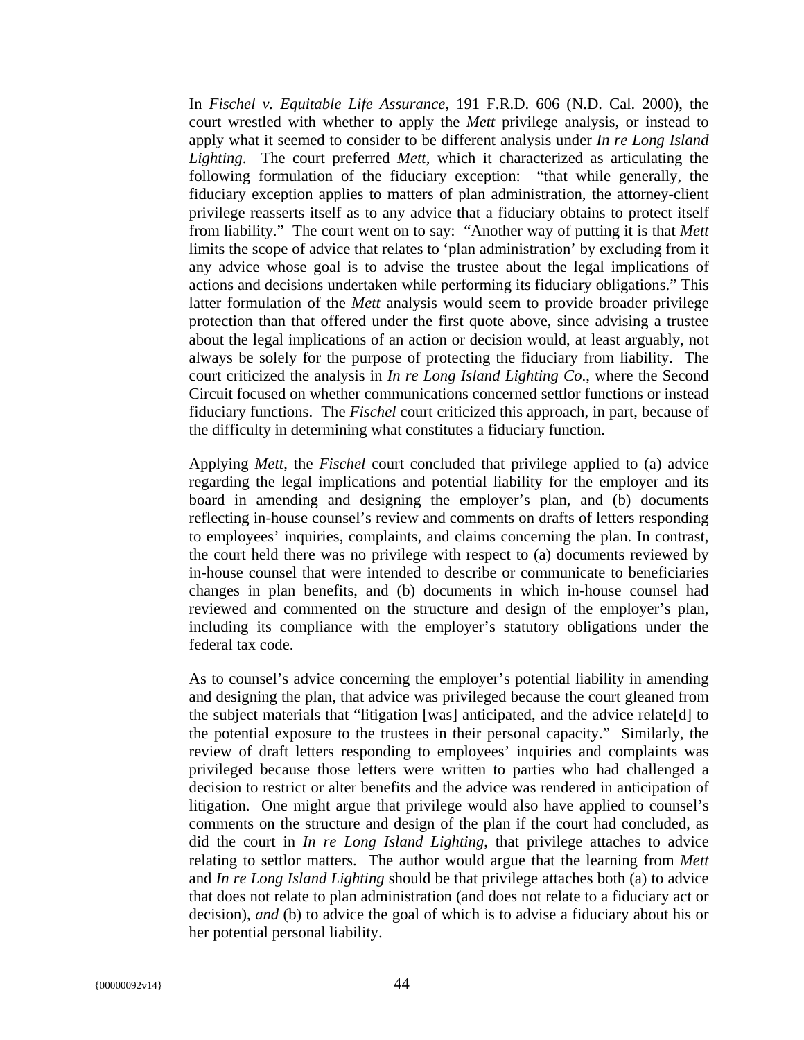In *Fischel v. Equitable Life Assurance*, 191 F.R.D. 606 (N.D. Cal. 2000), the court wrestled with whether to apply the *Mett* privilege analysis, or instead to apply what it seemed to consider to be different analysis under *In re Long Island Lighting*. The court preferred *Mett*, which it characterized as articulating the following formulation of the fiduciary exception: "that while generally, the fiduciary exception applies to matters of plan administration, the attorney-client privilege reasserts itself as to any advice that a fiduciary obtains to protect itself from liability." The court went on to say: "Another way of putting it is that *Mett* limits the scope of advice that relates to 'plan administration' by excluding from it any advice whose goal is to advise the trustee about the legal implications of actions and decisions undertaken while performing its fiduciary obligations." This latter formulation of the *Mett* analysis would seem to provide broader privilege protection than that offered under the first quote above, since advising a trustee about the legal implications of an action or decision would, at least arguably, not always be solely for the purpose of protecting the fiduciary from liability. The court criticized the analysis in *In re Long Island Lighting Co*., where the Second Circuit focused on whether communications concerned settlor functions or instead fiduciary functions. The *Fischel* court criticized this approach, in part, because of the difficulty in determining what constitutes a fiduciary function.

Applying *Mett*, the *Fischel* court concluded that privilege applied to (a) advice regarding the legal implications and potential liability for the employer and its board in amending and designing the employer's plan, and (b) documents reflecting in-house counsel's review and comments on drafts of letters responding to employees' inquiries, complaints, and claims concerning the plan. In contrast, the court held there was no privilege with respect to (a) documents reviewed by in-house counsel that were intended to describe or communicate to beneficiaries changes in plan benefits, and (b) documents in which in-house counsel had reviewed and commented on the structure and design of the employer's plan, including its compliance with the employer's statutory obligations under the federal tax code.

As to counsel's advice concerning the employer's potential liability in amending and designing the plan, that advice was privileged because the court gleaned from the subject materials that "litigation [was] anticipated, and the advice relate[d] to the potential exposure to the trustees in their personal capacity." Similarly, the review of draft letters responding to employees' inquiries and complaints was privileged because those letters were written to parties who had challenged a decision to restrict or alter benefits and the advice was rendered in anticipation of litigation. One might argue that privilege would also have applied to counsel's comments on the structure and design of the plan if the court had concluded, as did the court in *In re Long Island Lighting*, that privilege attaches to advice relating to settlor matters. The author would argue that the learning from *Mett* and *In re Long Island Lighting* should be that privilege attaches both (a) to advice that does not relate to plan administration (and does not relate to a fiduciary act or decision), *and* (b) to advice the goal of which is to advise a fiduciary about his or her potential personal liability.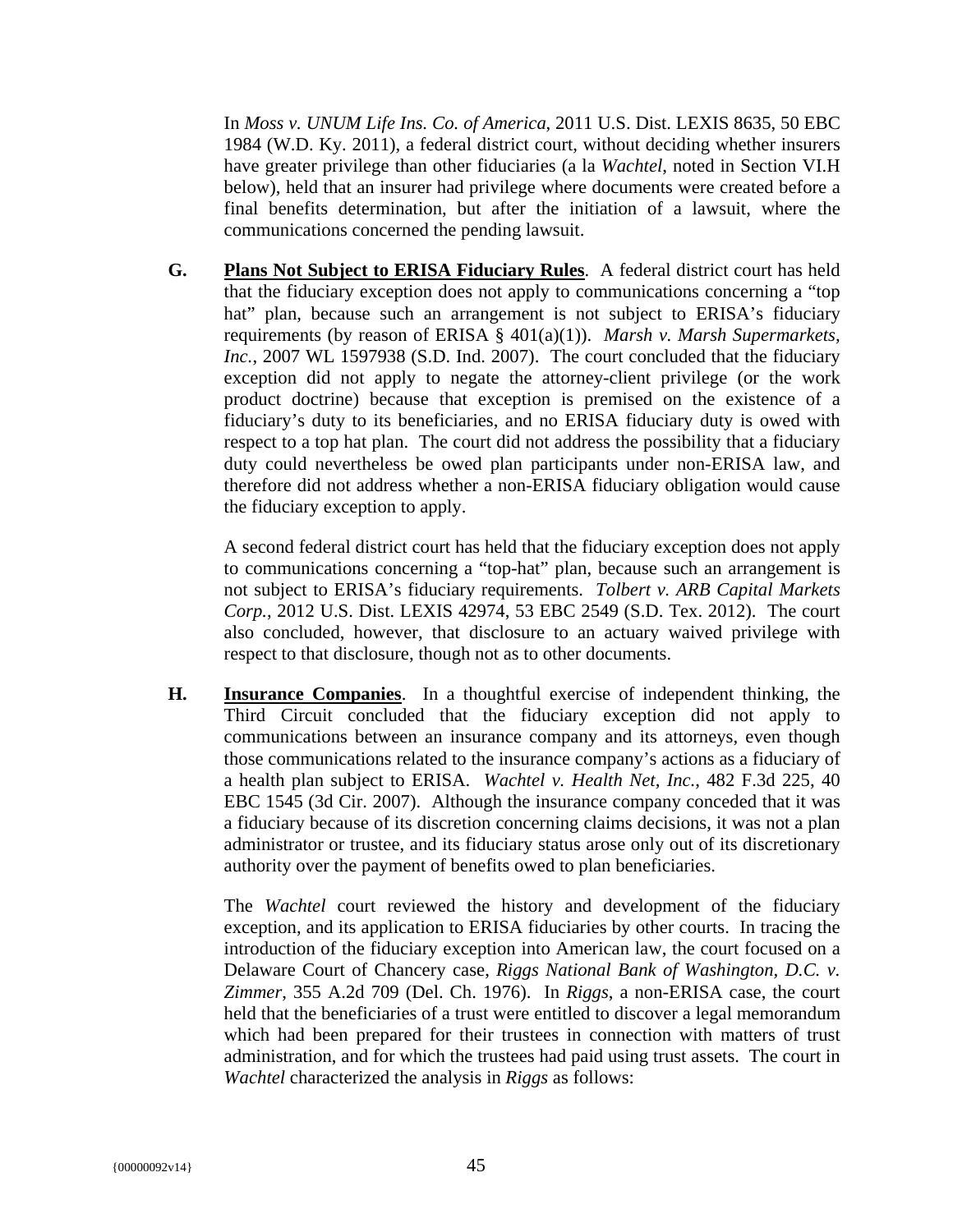In *Moss v. UNUM Life Ins. Co. of America*, 2011 U.S. Dist. LEXIS 8635, 50 EBC 1984 (W.D. Ky. 2011), a federal district court, without deciding whether insurers have greater privilege than other fiduciaries (a la *Wachtel*, noted in Section VI.H below), held that an insurer had privilege where documents were created before a final benefits determination, but after the initiation of a lawsuit, where the communications concerned the pending lawsuit.

**G.** **Plans Not Subject to ERISA Fiduciary Rules**. A federal district court has held that the fiduciary exception does not apply to communications concerning a "top hat" plan, because such an arrangement is not subject to ERISA's fiduciary requirements (by reason of ERISA § 401(a)(1)). *Marsh v. Marsh Supermarkets, Inc.*, 2007 WL 1597938 (S.D. Ind. 2007). The court concluded that the fiduciary exception did not apply to negate the attorney-client privilege (or the work product doctrine) because that exception is premised on the existence of a fiduciary's duty to its beneficiaries, and no ERISA fiduciary duty is owed with respect to a top hat plan. The court did not address the possibility that a fiduciary duty could nevertheless be owed plan participants under non-ERISA law, and therefore did not address whether a non-ERISA fiduciary obligation would cause the fiduciary exception to apply.

A second federal district court has held that the fiduciary exception does not apply to communications concerning a "top-hat" plan, because such an arrangement is not subject to ERISA's fiduciary requirements. *Tolbert v. ARB Capital Markets Corp.*, 2012 U.S. Dist. LEXIS 42974, 53 EBC 2549 (S.D. Tex. 2012). The court also concluded, however, that disclosure to an actuary waived privilege with respect to that disclosure, though not as to other documents.

**H.** **Insurance Companies**. In a thoughtful exercise of independent thinking, the Third Circuit concluded that the fiduciary exception did not apply to communications between an insurance company and its attorneys, even though those communications related to the insurance company's actions as a fiduciary of a health plan subject to ERISA. *Wachtel v. Health Net, Inc.*, 482 F.3d 225, 40 EBC 1545 (3d Cir. 2007). Although the insurance company conceded that it was a fiduciary because of its discretion concerning claims decisions, it was not a plan administrator or trustee, and its fiduciary status arose only out of its discretionary authority over the payment of benefits owed to plan beneficiaries.

The *Wachtel* court reviewed the history and development of the fiduciary exception, and its application to ERISA fiduciaries by other courts. In tracing the introduction of the fiduciary exception into American law, the court focused on a Delaware Court of Chancery case, *Riggs National Bank of Washington, D.C. v. Zimmer*, 355 A.2d 709 (Del. Ch. 1976). In *Riggs*, a non-ERISA case, the court held that the beneficiaries of a trust were entitled to discover a legal memorandum which had been prepared for their trustees in connection with matters of trust administration, and for which the trustees had paid using trust assets. The court in *Wachtel* characterized the analysis in *Riggs* as follows: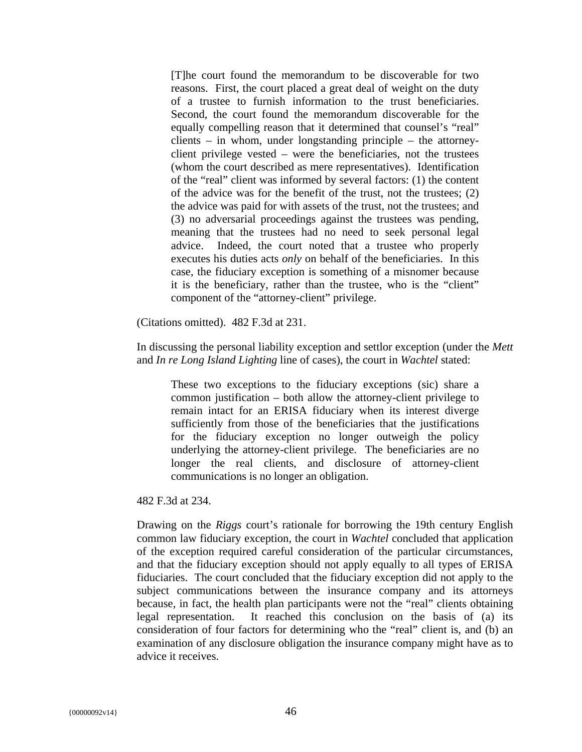> [T]he court found the memorandum to be discoverable for two reasons. First, the court placed a great deal of weight on the duty of a trustee to furnish information to the trust beneficiaries. Second, the court found the memorandum discoverable for the equally compelling reason that it determined that counsel's "real" clients – in whom, under longstanding principle – the attorney-client privilege vested – were the beneficiaries, not the trustees (whom the court described as mere representatives). Identification of the "real" client was informed by several factors: (1) the content of the advice was for the benefit of the trust, not the trustees; (2) the advice was paid for with assets of the trust, not the trustees; and (3) no adversarial proceedings against the trustees was pending, meaning that the trustees had no need to seek personal legal advice. Indeed, the court noted that a trustee who properly executes his duties acts *only* on behalf of the beneficiaries. In this case, the fiduciary exception is something of a misnomer because it is the beneficiary, rather than the trustee, who is the "client" component of the "attorney-client" privilege.

(Citations omitted). 482 F.3d at 231.

In discussing the personal liability exception and settlor exception (under the *Mett* and *In re Long Island Lighting* line of cases), the court in *Wachtel* stated:

> These two exceptions to the fiduciary exceptions (sic) share a common justification – both allow the attorney-client privilege to remain intact for an ERISA fiduciary when its interest diverge sufficiently from those of the beneficiaries that the justifications for the fiduciary exception no longer outweigh the policy underlying the attorney-client privilege. The beneficiaries are no longer the real clients, and disclosure of attorney-client communications is no longer an obligation.

482 F.3d at 234.

Drawing on the *Riggs* court's rationale for borrowing the 19th century English common law fiduciary exception, the court in *Wachtel* concluded that application of the exception required careful consideration of the particular circumstances, and that the fiduciary exception should not apply equally to all types of ERISA fiduciaries. The court concluded that the fiduciary exception did not apply to the subject communications between the insurance company and its attorneys because, in fact, the health plan participants were not the "real" clients obtaining legal representation. It reached this conclusion on the basis of (a) its consideration of four factors for determining who the "real" client is, and (b) an examination of any disclosure obligation the insurance company might have as to advice it receives.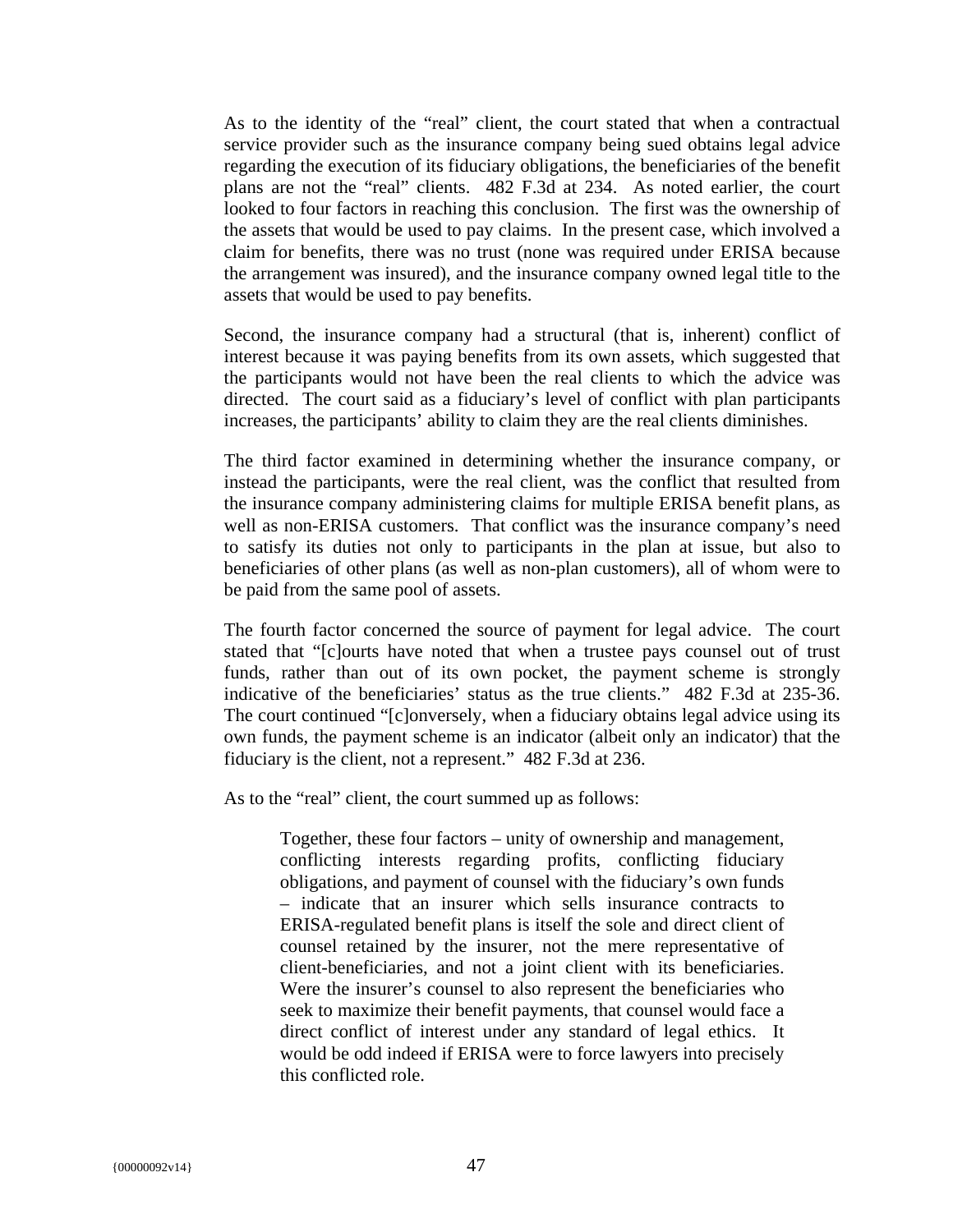As to the identity of the "real" client, the court stated that when a contractual service provider such as the insurance company being sued obtains legal advice regarding the execution of its fiduciary obligations, the beneficiaries of the benefit plans are not the "real" clients. 482 F.3d at 234. As noted earlier, the court looked to four factors in reaching this conclusion. The first was the ownership of the assets that would be used to pay claims. In the present case, which involved a claim for benefits, there was no trust (none was required under ERISA because the arrangement was insured), and the insurance company owned legal title to the assets that would be used to pay benefits.

Second, the insurance company had a structural (that is, inherent) conflict of interest because it was paying benefits from its own assets, which suggested that the participants would not have been the real clients to which the advice was directed. The court said as a fiduciary's level of conflict with plan participants increases, the participants' ability to claim they are the real clients diminishes.

The third factor examined in determining whether the insurance company, or instead the participants, were the real client, was the conflict that resulted from the insurance company administering claims for multiple ERISA benefit plans, as well as non-ERISA customers. That conflict was the insurance company's need to satisfy its duties not only to participants in the plan at issue, but also to beneficiaries of other plans (as well as non-plan customers), all of whom were to be paid from the same pool of assets.

The fourth factor concerned the source of payment for legal advice. The court stated that "[c]ourts have noted that when a trustee pays counsel out of trust funds, rather than out of its own pocket, the payment scheme is strongly indicative of the beneficiaries' status as the true clients." 482 F.3d at 235-36. The court continued "[c]onversely, when a fiduciary obtains legal advice using its own funds, the payment scheme is an indicator (albeit only an indicator) that the fiduciary is the client, not a represent." 482 F.3d at 236.

As to the "real" client, the court summed up as follows:

> Together, these four factors – unity of ownership and management, conflicting interests regarding profits, conflicting fiduciary obligations, and payment of counsel with the fiduciary's own funds – indicate that an insurer which sells insurance contracts to ERISA-regulated benefit plans is itself the sole and direct client of counsel retained by the insurer, not the mere representative of client-beneficiaries, and not a joint client with its beneficiaries. Were the insurer's counsel to also represent the beneficiaries who seek to maximize their benefit payments, that counsel would face a direct conflict of interest under any standard of legal ethics. It would be odd indeed if ERISA were to force lawyers into precisely this conflicted role.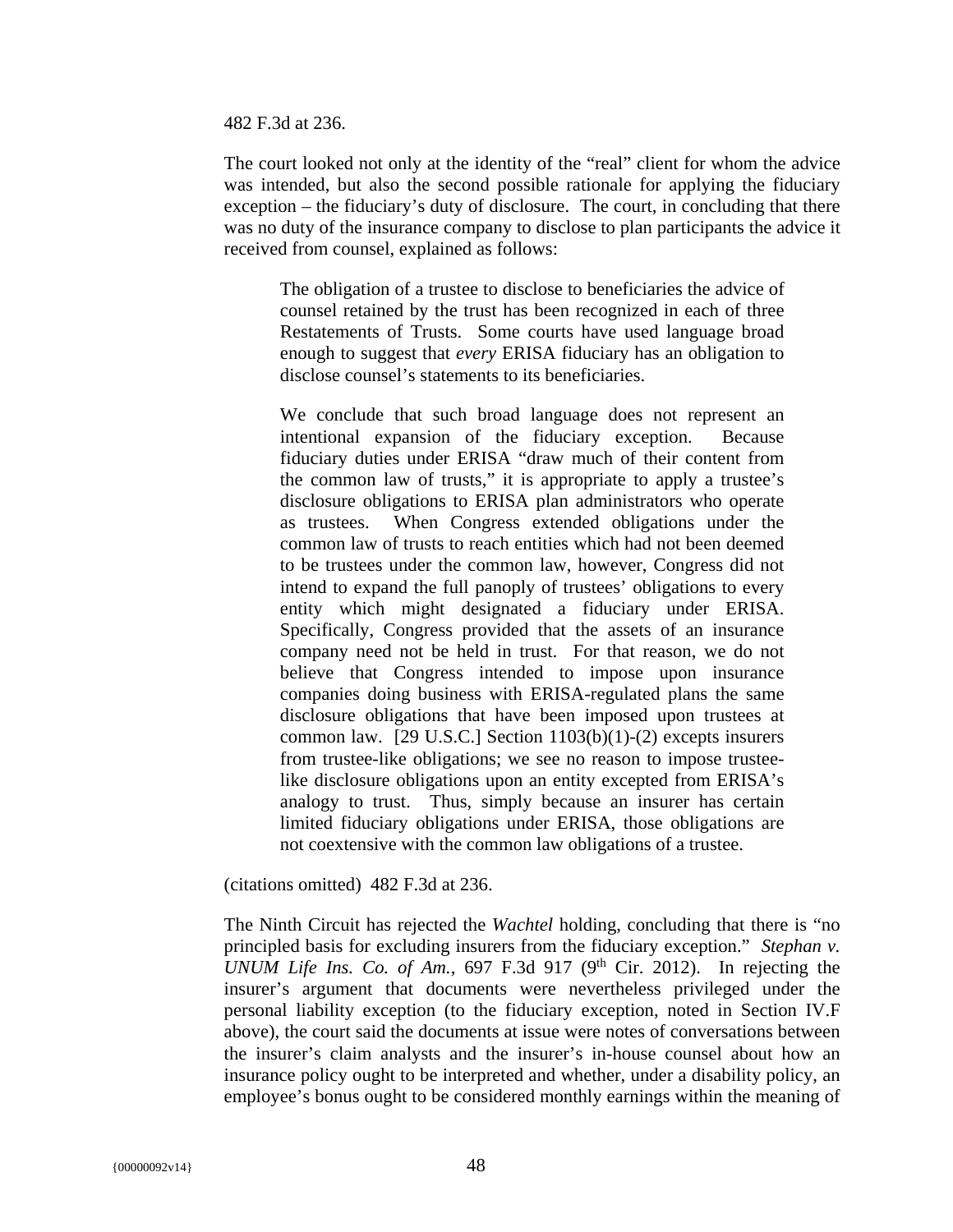482 F.3d at 236.

The court looked not only at the identity of the "real" client for whom the advice was intended, but also the second possible rationale for applying the fiduciary exception – the fiduciary's duty of disclosure. The court, in concluding that there was no duty of the insurance company to disclose to plan participants the advice it received from counsel, explained as follows:

> The obligation of a trustee to disclose to beneficiaries the advice of counsel retained by the trust has been recognized in each of three Restatements of Trusts. Some courts have used language broad enough to suggest that *every* ERISA fiduciary has an obligation to disclose counsel's statements to its beneficiaries.
>
> We conclude that such broad language does not represent an intentional expansion of the fiduciary exception. Because fiduciary duties under ERISA "draw much of their content from the common law of trusts," it is appropriate to apply a trustee's disclosure obligations to ERISA plan administrators who operate as trustees. When Congress extended obligations under the common law of trusts to reach entities which had not been deemed to be trustees under the common law, however, Congress did not intend to expand the full panoply of trustees' obligations to every entity which might designated a fiduciary under ERISA. Specifically, Congress provided that the assets of an insurance company need not be held in trust. For that reason, we do not believe that Congress intended to impose upon insurance companies doing business with ERISA-regulated plans the same disclosure obligations that have been imposed upon trustees at common law. [29 U.S.C.] Section 1103(b)(1)-(2) excepts insurers from trustee-like obligations; we see no reason to impose trustee-like disclosure obligations upon an entity excepted from ERISA's analogy to trust. Thus, simply because an insurer has certain limited fiduciary obligations under ERISA, those obligations are not coextensive with the common law obligations of a trustee.

(citations omitted) 482 F.3d at 236.

The Ninth Circuit has rejected the *Wachtel* holding, concluding that there is "no principled basis for excluding insurers from the fiduciary exception." *Stephan v. UNUM Life Ins. Co. of Am.*, 697 F.3d 917 (9th Cir. 2012). In rejecting the insurer's argument that documents were nevertheless privileged under the personal liability exception (to the fiduciary exception, noted in Section IV.F above), the court said the documents at issue were notes of conversations between the insurer's claim analysts and the insurer's in-house counsel about how an insurance policy ought to be interpreted and whether, under a disability policy, an employee's bonus ought to be considered monthly earnings within the meaning of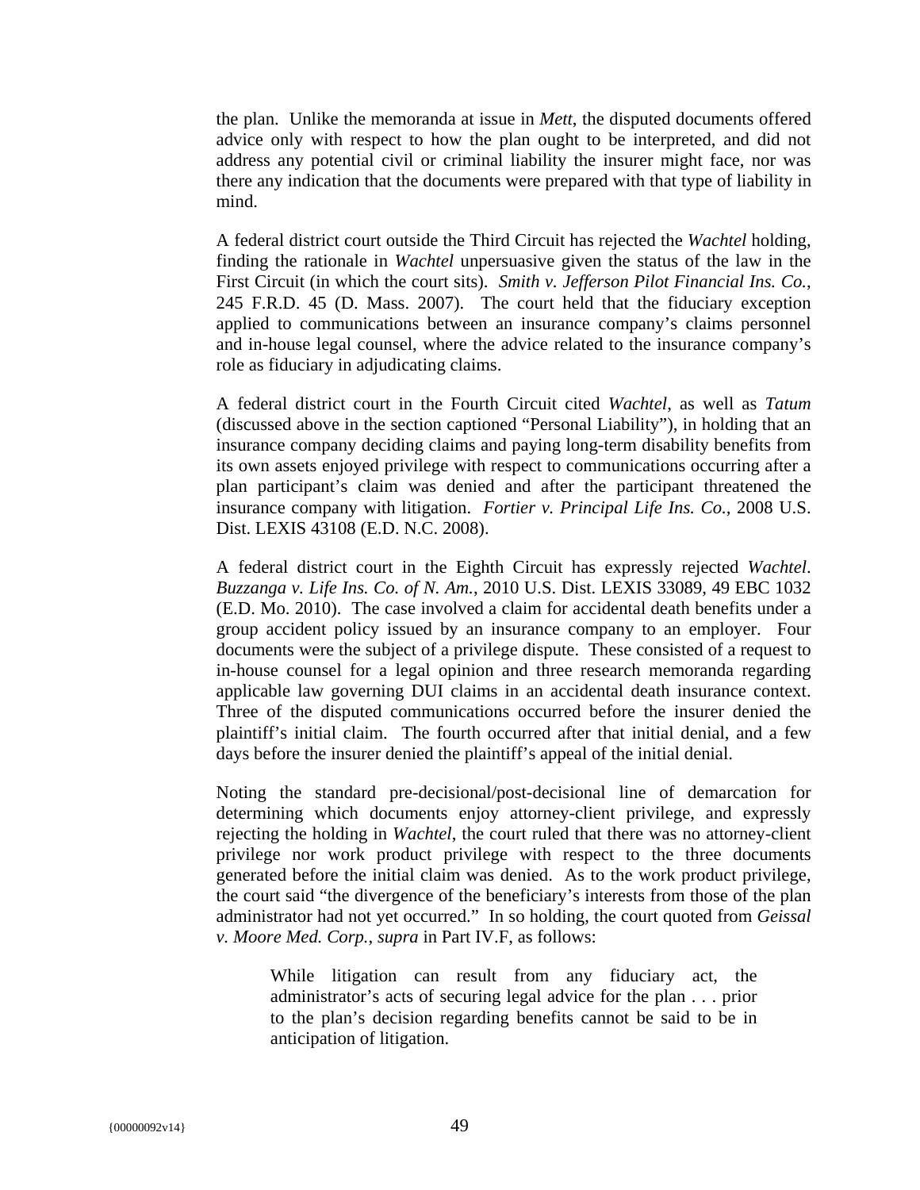the plan. Unlike the memoranda at issue in *Mett*, the disputed documents offered advice only with respect to how the plan ought to be interpreted, and did not address any potential civil or criminal liability the insurer might face, nor was there any indication that the documents were prepared with that type of liability in mind.

A federal district court outside the Third Circuit has rejected the *Wachtel* holding, finding the rationale in *Wachtel* unpersuasive given the status of the law in the First Circuit (in which the court sits). *Smith v. Jefferson Pilot Financial Ins. Co.*, 245 F.R.D. 45 (D. Mass. 2007). The court held that the fiduciary exception applied to communications between an insurance company's claims personnel and in-house legal counsel, where the advice related to the insurance company's role as fiduciary in adjudicating claims.

A federal district court in the Fourth Circuit cited *Wachtel*, as well as *Tatum* (discussed above in the section captioned "Personal Liability"), in holding that an insurance company deciding claims and paying long-term disability benefits from its own assets enjoyed privilege with respect to communications occurring after a plan participant's claim was denied and after the participant threatened the insurance company with litigation. *Fortier v. Principal Life Ins. Co.*, 2008 U.S. Dist. LEXIS 43108 (E.D. N.C. 2008).

A federal district court in the Eighth Circuit has expressly rejected *Wachtel*. *Buzzanga v. Life Ins. Co. of N. Am.*, 2010 U.S. Dist. LEXIS 33089, 49 EBC 1032 (E.D. Mo. 2010). The case involved a claim for accidental death benefits under a group accident policy issued by an insurance company to an employer. Four documents were the subject of a privilege dispute. These consisted of a request to in-house counsel for a legal opinion and three research memoranda regarding applicable law governing DUI claims in an accidental death insurance context. Three of the disputed communications occurred before the insurer denied the plaintiff's initial claim. The fourth occurred after that initial denial, and a few days before the insurer denied the plaintiff's appeal of the initial denial.

Noting the standard pre-decisional/post-decisional line of demarcation for determining which documents enjoy attorney-client privilege, and expressly rejecting the holding in *Wachtel*, the court ruled that there was no attorney-client privilege nor work product privilege with respect to the three documents generated before the initial claim was denied. As to the work product privilege, the court said "the divergence of the beneficiary's interests from those of the plan administrator had not yet occurred." In so holding, the court quoted from *Geissal v. Moore Med. Corp.*, *supra* in Part IV.F, as follows:

> While litigation can result from any fiduciary act, the administrator's acts of securing legal advice for the plan . . . prior to the plan's decision regarding benefits cannot be said to be in anticipation of litigation.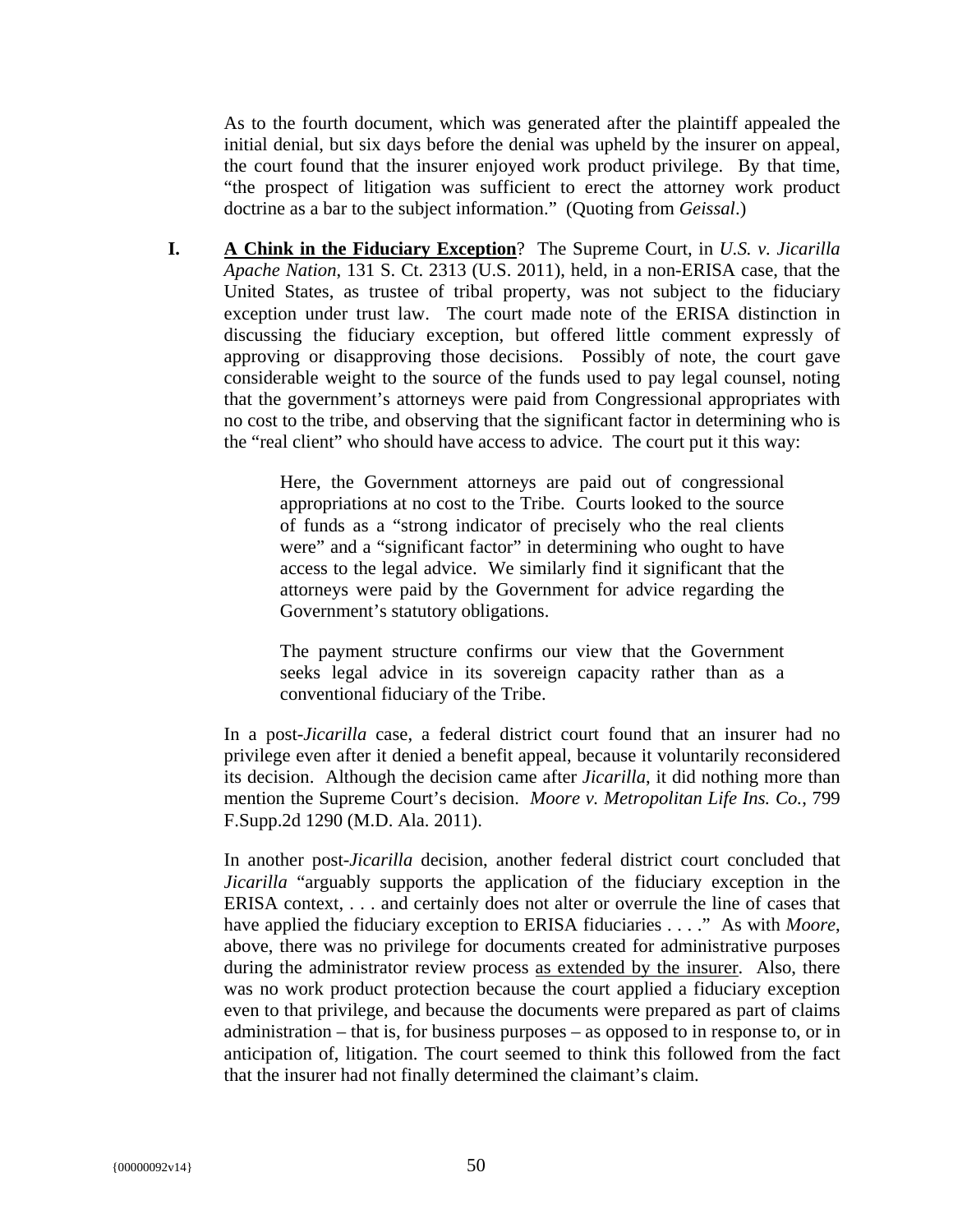As to the fourth document, which was generated after the plaintiff appealed the initial denial, but six days before the denial was upheld by the insurer on appeal, the court found that the insurer enjoyed work product privilege. By that time, "the prospect of litigation was sufficient to erect the attorney work product doctrine as a bar to the subject information." (Quoting from *Geissal*.)

**I.** **A Chink in the Fiduciary Exception**? The Supreme Court, in *U.S. v. Jicarilla Apache Nation*, 131 S. Ct. 2313 (U.S. 2011), held, in a non-ERISA case, that the United States, as trustee of tribal property, was not subject to the fiduciary exception under trust law. The court made note of the ERISA distinction in discussing the fiduciary exception, but offered little comment expressly of approving or disapproving those decisions. Possibly of note, the court gave considerable weight to the source of the funds used to pay legal counsel, noting that the government's attorneys were paid from Congressional appropriates with no cost to the tribe, and observing that the significant factor in determining who is the "real client" who should have access to advice. The court put it this way:

> Here, the Government attorneys are paid out of congressional appropriations at no cost to the Tribe. Courts looked to the source of funds as a "strong indicator of precisely who the real clients were" and a "significant factor" in determining who ought to have access to the legal advice. We similarly find it significant that the attorneys were paid by the Government for advice regarding the Government's statutory obligations.
>
> The payment structure confirms our view that the Government seeks legal advice in its sovereign capacity rather than as a conventional fiduciary of the Tribe.

In a post-*Jicarilla* case, a federal district court found that an insurer had no privilege even after it denied a benefit appeal, because it voluntarily reconsidered its decision. Although the decision came after *Jicarilla*, it did nothing more than mention the Supreme Court's decision. *Moore v. Metropolitan Life Ins. Co.*, 799 F.Supp.2d 1290 (M.D. Ala. 2011).

In another post-*Jicarilla* decision, another federal district court concluded that *Jicarilla* "arguably supports the application of the fiduciary exception in the ERISA context, . . . and certainly does not alter or overrule the line of cases that have applied the fiduciary exception to ERISA fiduciaries . . . ." As with *Moore*, above, there was no privilege for documents created for administrative purposes during the administrator review process <u>as extended by the insurer</u>. Also, there was no work product protection because the court applied a fiduciary exception even to that privilege, and because the documents were prepared as part of claims administration – that is, for business purposes – as opposed to in response to, or in anticipation of, litigation. The court seemed to think this followed from the fact that the insurer had not finally determined the claimant's claim.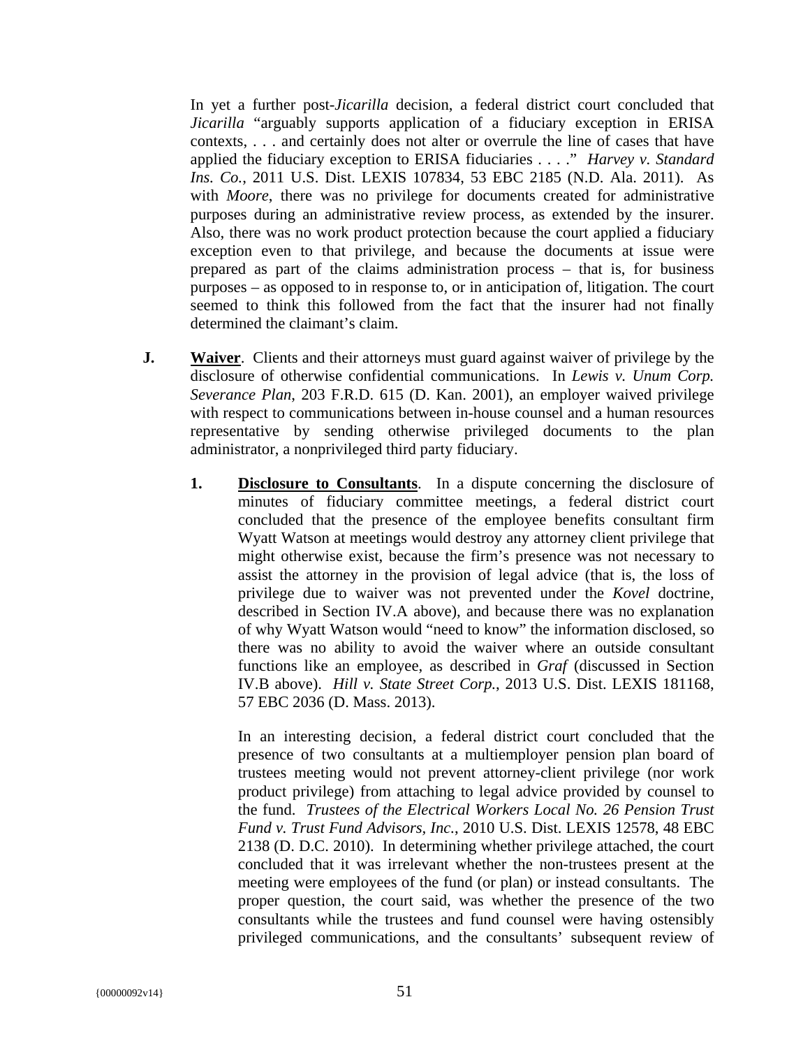In yet a further post-*Jicarilla* decision, a federal district court concluded that *Jicarilla* "arguably supports application of a fiduciary exception in ERISA contexts, . . . and certainly does not alter or overrule the line of cases that have applied the fiduciary exception to ERISA fiduciaries . . . ." *Harvey v. Standard Ins. Co.*, 2011 U.S. Dist. LEXIS 107834, 53 EBC 2185 (N.D. Ala. 2011). As with *Moore*, there was no privilege for documents created for administrative purposes during an administrative review process, as extended by the insurer. Also, there was no work product protection because the court applied a fiduciary exception even to that privilege, and because the documents at issue were prepared as part of the claims administration process – that is, for business purposes – as opposed to in response to, or in anticipation of, litigation. The court seemed to think this followed from the fact that the insurer had not finally determined the claimant's claim.

**J. Waiver**. Clients and their attorneys must guard against waiver of privilege by the disclosure of otherwise confidential communications. In *Lewis v. Unum Corp. Severance Plan*, 203 F.R.D. 615 (D. Kan. 2001), an employer waived privilege with respect to communications between in-house counsel and a human resources representative by sending otherwise privileged documents to the plan administrator, a nonprivileged third party fiduciary.

**1. Disclosure to Consultants**. In a dispute concerning the disclosure of minutes of fiduciary committee meetings, a federal district court concluded that the presence of the employee benefits consultant firm Wyatt Watson at meetings would destroy any attorney client privilege that might otherwise exist, because the firm's presence was not necessary to assist the attorney in the provision of legal advice (that is, the loss of privilege due to waiver was not prevented under the *Kovel* doctrine, described in Section IV.A above), and because there was no explanation of why Wyatt Watson would "need to know" the information disclosed, so there was no ability to avoid the waiver where an outside consultant functions like an employee, as described in *Graf* (discussed in Section IV.B above). *Hill v. State Street Corp.*, 2013 U.S. Dist. LEXIS 181168, 57 EBC 2036 (D. Mass. 2013).

In an interesting decision, a federal district court concluded that the presence of two consultants at a multiemployer pension plan board of trustees meeting would not prevent attorney-client privilege (nor work product privilege) from attaching to legal advice provided by counsel to the fund. *Trustees of the Electrical Workers Local No. 26 Pension Trust Fund v. Trust Fund Advisors, Inc.*, 2010 U.S. Dist. LEXIS 12578, 48 EBC 2138 (D. D.C. 2010). In determining whether privilege attached, the court concluded that it was irrelevant whether the non-trustees present at the meeting were employees of the fund (or plan) or instead consultants. The proper question, the court said, was whether the presence of the two consultants while the trustees and fund counsel were having ostensibly privileged communications, and the consultants' subsequent review of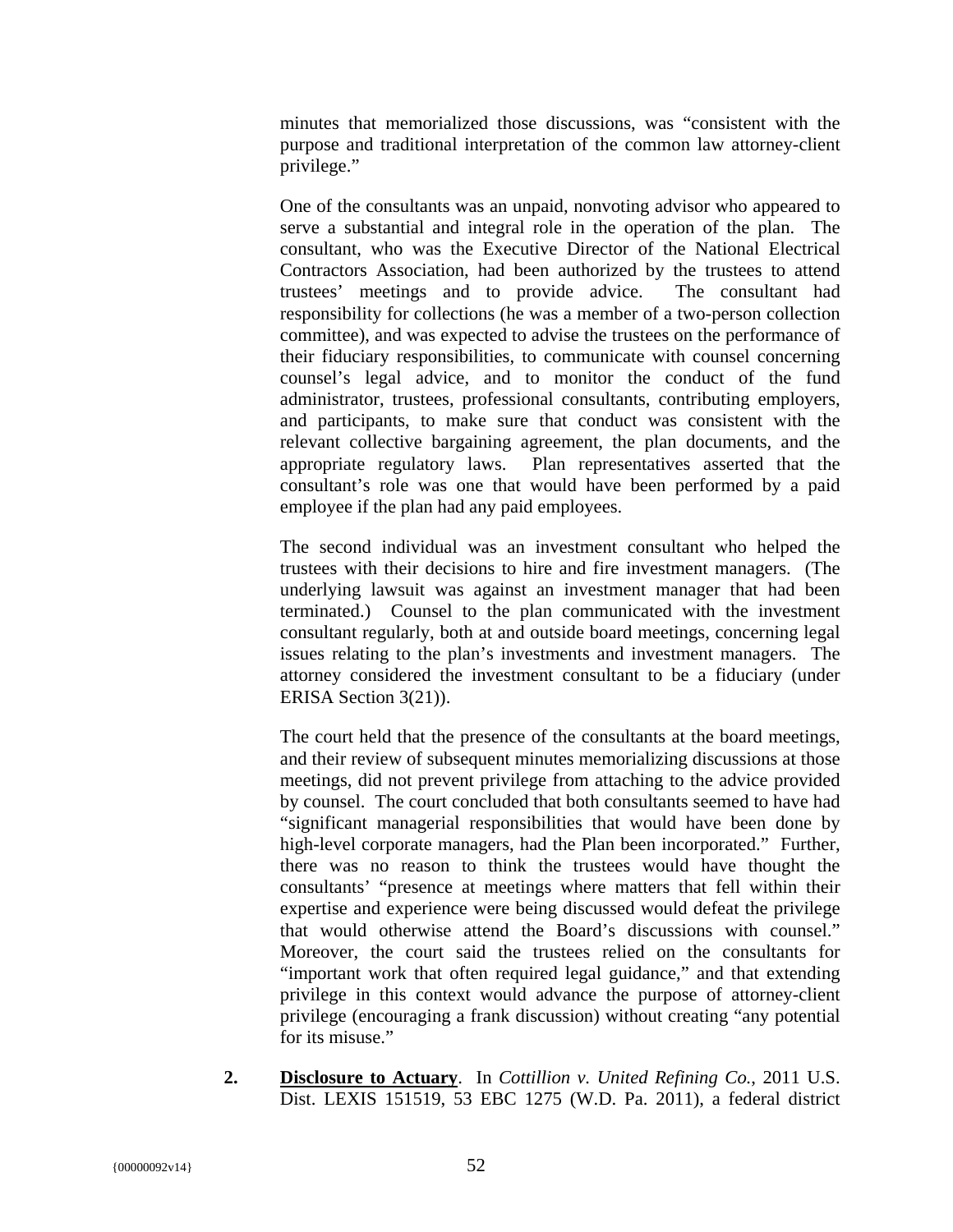minutes that memorialized those discussions, was "consistent with the purpose and traditional interpretation of the common law attorney-client privilege."

One of the consultants was an unpaid, nonvoting advisor who appeared to serve a substantial and integral role in the operation of the plan. The consultant, who was the Executive Director of the National Electrical Contractors Association, had been authorized by the trustees to attend trustees' meetings and to provide advice. The consultant had responsibility for collections (he was a member of a two-person collection committee), and was expected to advise the trustees on the performance of their fiduciary responsibilities, to communicate with counsel concerning counsel's legal advice, and to monitor the conduct of the fund administrator, trustees, professional consultants, contributing employers, and participants, to make sure that conduct was consistent with the relevant collective bargaining agreement, the plan documents, and the appropriate regulatory laws. Plan representatives asserted that the consultant's role was one that would have been performed by a paid employee if the plan had any paid employees.

The second individual was an investment consultant who helped the trustees with their decisions to hire and fire investment managers. (The underlying lawsuit was against an investment manager that had been terminated.) Counsel to the plan communicated with the investment consultant regularly, both at and outside board meetings, concerning legal issues relating to the plan's investments and investment managers. The attorney considered the investment consultant to be a fiduciary (under ERISA Section 3(21)).

The court held that the presence of the consultants at the board meetings, and their review of subsequent minutes memorializing discussions at those meetings, did not prevent privilege from attaching to the advice provided by counsel. The court concluded that both consultants seemed to have had "significant managerial responsibilities that would have been done by high-level corporate managers, had the Plan been incorporated." Further, there was no reason to think the trustees would have thought the consultants' "presence at meetings where matters that fell within their expertise and experience were being discussed would defeat the privilege that would otherwise attend the Board's discussions with counsel." Moreover, the court said the trustees relied on the consultants for "important work that often required legal guidance," and that extending privilege in this context would advance the purpose of attorney-client privilege (encouraging a frank discussion) without creating "any potential for its misuse."

2. **<u>Disclosure to Actuary</u>**. In *Cottillion v. United Refining Co.*, 2011 U.S. Dist. LEXIS 151519, 53 EBC 1275 (W.D. Pa. 2011), a federal district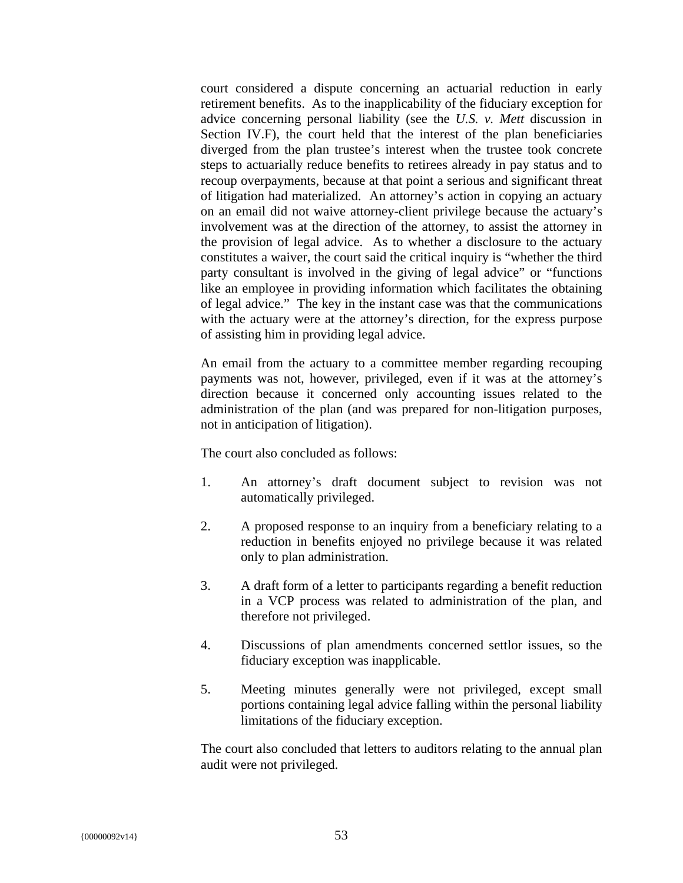court considered a dispute concerning an actuarial reduction in early retirement benefits. As to the inapplicability of the fiduciary exception for advice concerning personal liability (see the *U.S. v. Mett* discussion in Section IV.F), the court held that the interest of the plan beneficiaries diverged from the plan trustee's interest when the trustee took concrete steps to actuarially reduce benefits to retirees already in pay status and to recoup overpayments, because at that point a serious and significant threat of litigation had materialized. An attorney's action in copying an actuary on an email did not waive attorney-client privilege because the actuary's involvement was at the direction of the attorney, to assist the attorney in the provision of legal advice. As to whether a disclosure to the actuary constitutes a waiver, the court said the critical inquiry is "whether the third party consultant is involved in the giving of legal advice" or "functions like an employee in providing information which facilitates the obtaining of legal advice." The key in the instant case was that the communications with the actuary were at the attorney's direction, for the express purpose of assisting him in providing legal advice.

An email from the actuary to a committee member regarding recouping payments was not, however, privileged, even if it was at the attorney's direction because it concerned only accounting issues related to the administration of the plan (and was prepared for non-litigation purposes, not in anticipation of litigation).

The court also concluded as follows:

1. An attorney's draft document subject to revision was not automatically privileged.

2. A proposed response to an inquiry from a beneficiary relating to a reduction in benefits enjoyed no privilege because it was related only to plan administration.

3. A draft form of a letter to participants regarding a benefit reduction in a VCP process was related to administration of the plan, and therefore not privileged.

4. Discussions of plan amendments concerned settlor issues, so the fiduciary exception was inapplicable.

5. Meeting minutes generally were not privileged, except small portions containing legal advice falling within the personal liability limitations of the fiduciary exception.

The court also concluded that letters to auditors relating to the annual plan audit were not privileged.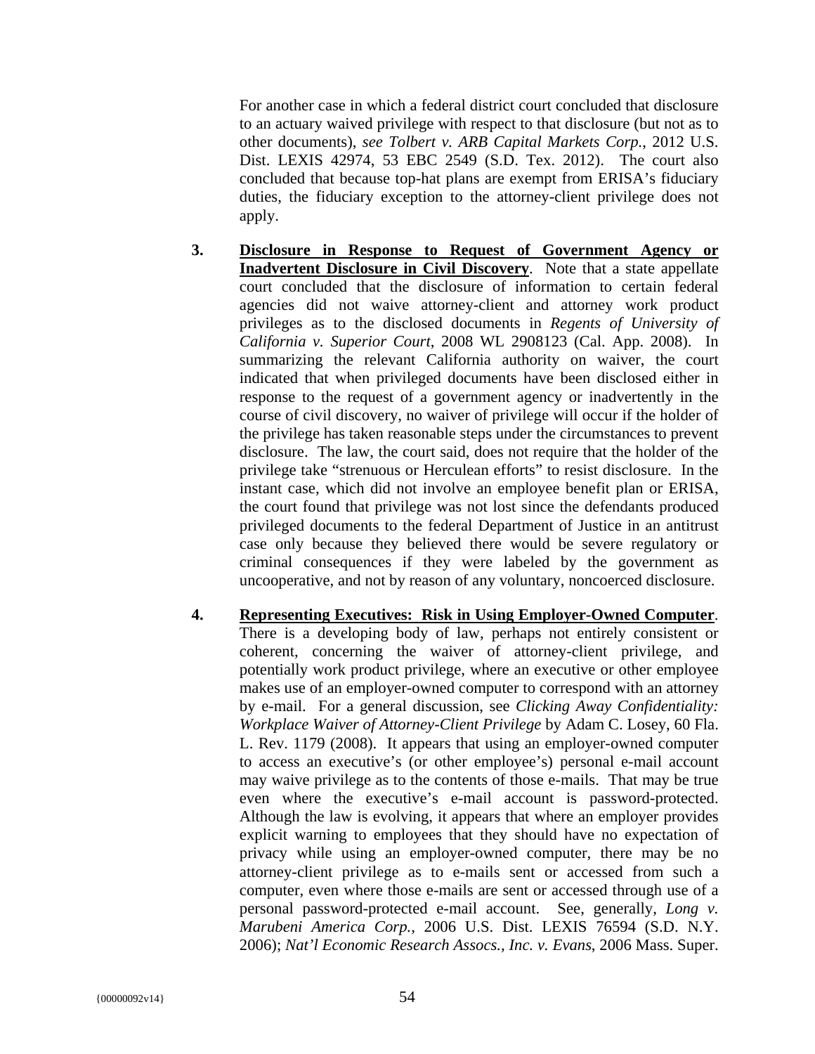For another case in which a federal district court concluded that disclosure to an actuary waived privilege with respect to that disclosure (but not as to other documents), *see Tolbert v. ARB Capital Markets Corp.*, 2012 U.S. Dist. LEXIS 42974, 53 EBC 2549 (S.D. Tex. 2012). The court also concluded that because top-hat plans are exempt from ERISA's fiduciary duties, the fiduciary exception to the attorney-client privilege does not apply.

**3. <u>Disclosure in Response to Request of Government Agency or Inadvertent Disclosure in Civil Discovery</u>**. Note that a state appellate court concluded that the disclosure of information to certain federal agencies did not waive attorney-client and attorney work product privileges as to the disclosed documents in *Regents of University of California v. Superior Court*, 2008 WL 2908123 (Cal. App. 2008). In summarizing the relevant California authority on waiver, the court indicated that when privileged documents have been disclosed either in response to the request of a government agency or inadvertently in the course of civil discovery, no waiver of privilege will occur if the holder of the privilege has taken reasonable steps under the circumstances to prevent disclosure. The law, the court said, does not require that the holder of the privilege take "strenuous or Herculean efforts" to resist disclosure. In the instant case, which did not involve an employee benefit plan or ERISA, the court found that privilege was not lost since the defendants produced privileged documents to the federal Department of Justice in an antitrust case only because they believed there would be severe regulatory or criminal consequences if they were labeled by the government as uncooperative, and not by reason of any voluntary, noncoerced disclosure.

**4. <u>Representing Executives: Risk in Using Employer-Owned Computer</u>**. There is a developing body of law, perhaps not entirely consistent or coherent, concerning the waiver of attorney-client privilege, and potentially work product privilege, where an executive or other employee makes use of an employer-owned computer to correspond with an attorney by e-mail. For a general discussion, see *Clicking Away Confidentiality: Workplace Waiver of Attorney-Client Privilege* by Adam C. Losey, 60 Fla. L. Rev. 1179 (2008). It appears that using an employer-owned computer to access an executive's (or other employee's) personal e-mail account may waive privilege as to the contents of those e-mails. That may be true even where the executive's e-mail account is password-protected. Although the law is evolving, it appears that where an employer provides explicit warning to employees that they should have no expectation of privacy while using an employer-owned computer, there may be no attorney-client privilege as to e-mails sent or accessed from such a computer, even where those e-mails are sent or accessed through use of a personal password-protected e-mail account. See, generally, *Long v. Marubeni America Corp.*, 2006 U.S. Dist. LEXIS 76594 (S.D. N.Y. 2006); *Nat'l Economic Research Assocs., Inc. v. Evans*, 2006 Mass. Super.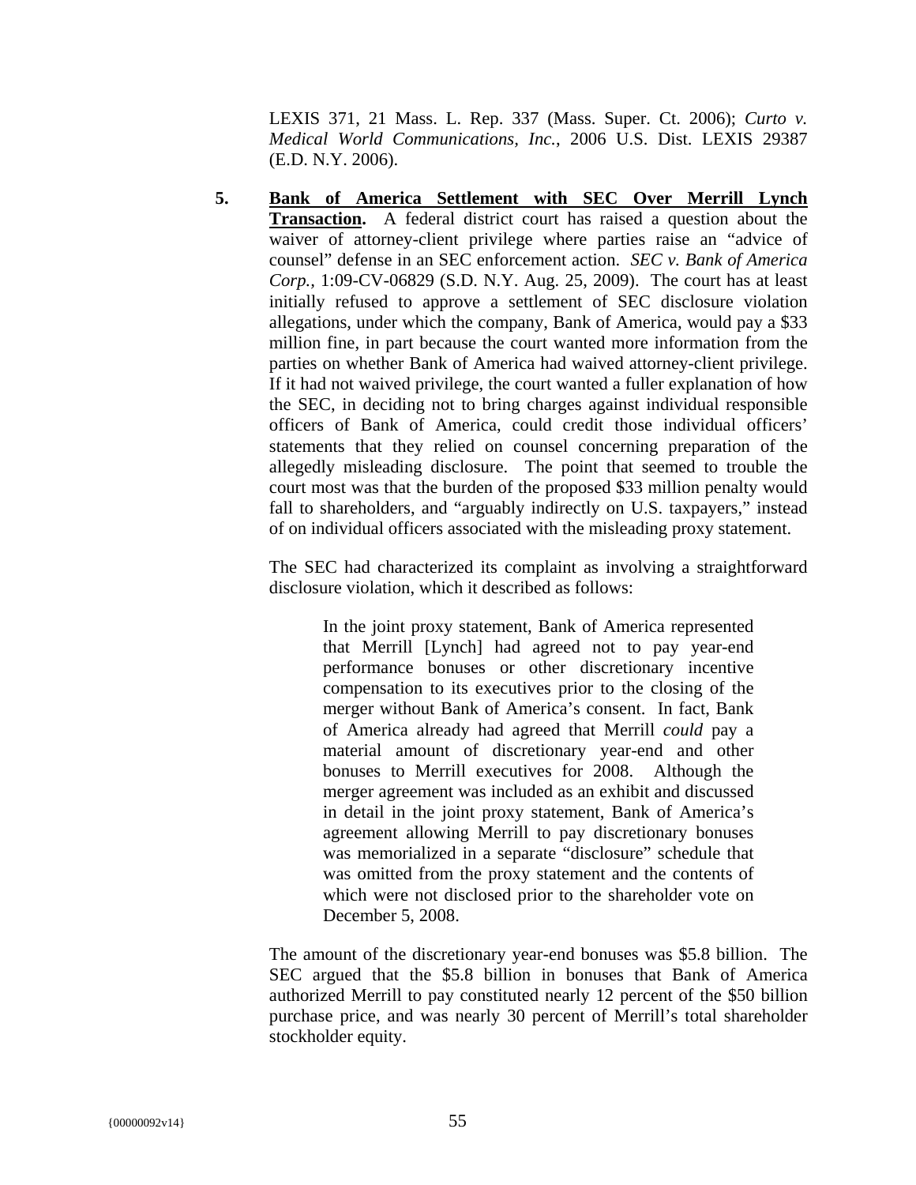LEXIS 371, 21 Mass. L. Rep. 337 (Mass. Super. Ct. 2006); *Curto v. Medical World Communications, Inc.*, 2006 U.S. Dist. LEXIS 29387 (E.D. N.Y. 2006).

5. **Bank of America Settlement with SEC Over Merrill Lynch Transaction.** A federal district court has raised a question about the waiver of attorney-client privilege where parties raise an "advice of counsel" defense in an SEC enforcement action. *SEC v. Bank of America Corp.*, 1:09-CV-06829 (S.D. N.Y. Aug. 25, 2009). The court has at least initially refused to approve a settlement of SEC disclosure violation allegations, under which the company, Bank of America, would pay a $33 million fine, in part because the court wanted more information from the parties on whether Bank of America had waived attorney-client privilege. If it had not waived privilege, the court wanted a fuller explanation of how the SEC, in deciding not to bring charges against individual responsible officers of Bank of America, could credit those individual officers' statements that they relied on counsel concerning preparation of the allegedly misleading disclosure. The point that seemed to trouble the court most was that the burden of the proposed $33 million penalty would fall to shareholders, and "arguably indirectly on U.S. taxpayers," instead of on individual officers associated with the misleading proxy statement.

   The SEC had characterized its complaint as involving a straightforward disclosure violation, which it described as follows:

   > In the joint proxy statement, Bank of America represented that Merrill [Lynch] had agreed not to pay year-end performance bonuses or other discretionary incentive compensation to its executives prior to the closing of the merger without Bank of America's consent. In fact, Bank of America already had agreed that Merrill *could* pay a material amount of discretionary year-end and other bonuses to Merrill executives for 2008. Although the merger agreement was included as an exhibit and discussed in detail in the joint proxy statement, Bank of America's agreement allowing Merrill to pay discretionary bonuses was memorialized in a separate "disclosure" schedule that was omitted from the proxy statement and the contents of which were not disclosed prior to the shareholder vote on December 5, 2008.

   The amount of the discretionary year-end bonuses was $5.8 billion. The SEC argued that the $5.8 billion in bonuses that Bank of America authorized Merrill to pay constituted nearly 12 percent of the $50 billion purchase price, and was nearly 30 percent of Merrill's total shareholder stockholder equity.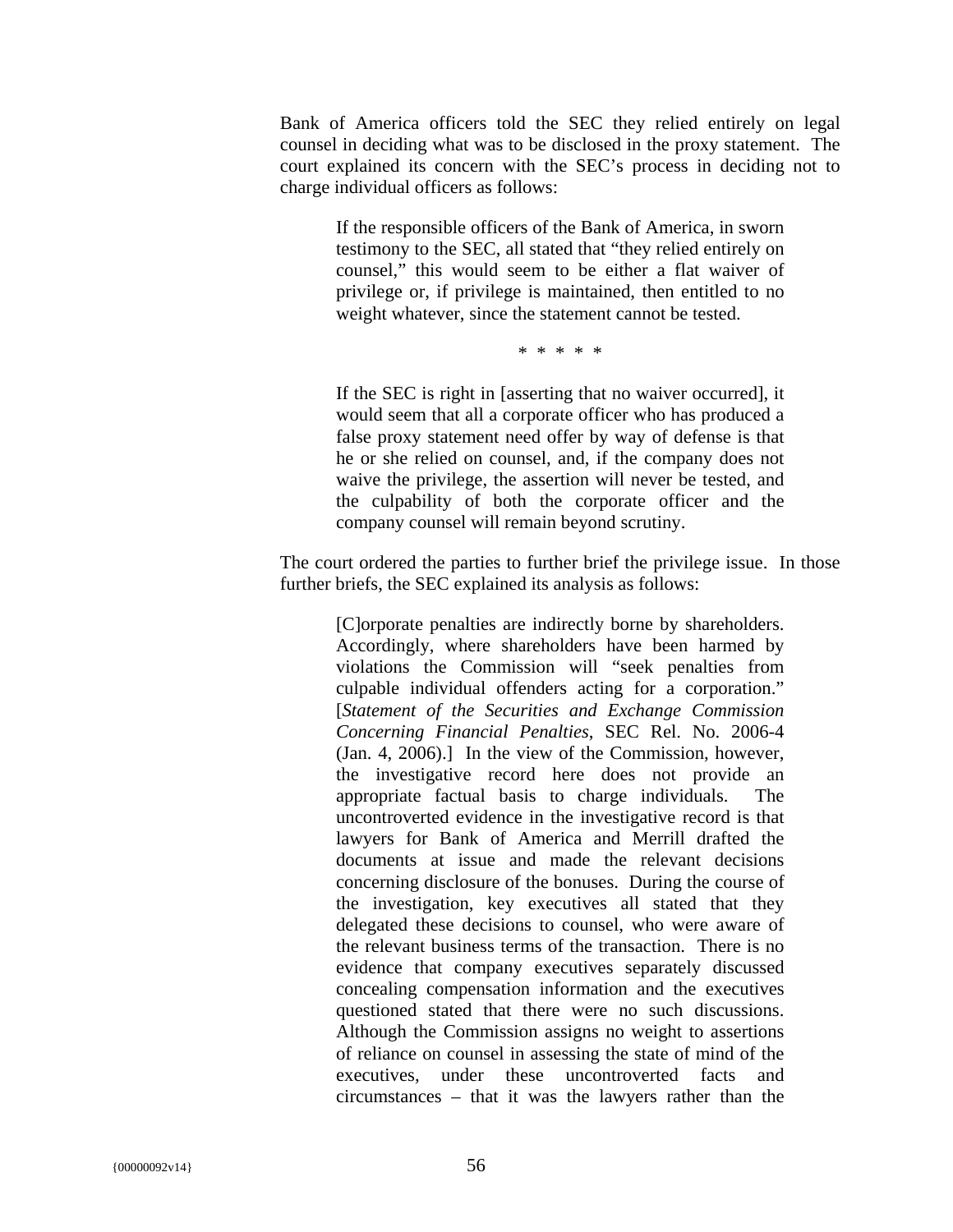Bank of America officers told the SEC they relied entirely on legal counsel in deciding what was to be disclosed in the proxy statement. The court explained its concern with the SEC's process in deciding not to charge individual officers as follows:

> If the responsible officers of the Bank of America, in sworn testimony to the SEC, all stated that "they relied entirely on counsel," this would seem to be either a flat waiver of privilege or, if privilege is maintained, then entitled to no weight whatever, since the statement cannot be tested.
>
> \* \* \* \* \*
>
> If the SEC is right in [asserting that no waiver occurred], it would seem that all a corporate officer who has produced a false proxy statement need offer by way of defense is that he or she relied on counsel, and, if the company does not waive the privilege, the assertion will never be tested, and the culpability of both the corporate officer and the company counsel will remain beyond scrutiny.

The court ordered the parties to further brief the privilege issue. In those further briefs, the SEC explained its analysis as follows:

> [C]orporate penalties are indirectly borne by shareholders. Accordingly, where shareholders have been harmed by violations the Commission will "seek penalties from culpable individual offenders acting for a corporation." [*Statement of the Securities and Exchange Commission Concerning Financial Penalties*, SEC Rel. No. 2006-4 (Jan. 4, 2006).] In the view of the Commission, however, the investigative record here does not provide an appropriate factual basis to charge individuals. The uncontroverted evidence in the investigative record is that lawyers for Bank of America and Merrill drafted the documents at issue and made the relevant decisions concerning disclosure of the bonuses. During the course of the investigation, key executives all stated that they delegated these decisions to counsel, who were aware of the relevant business terms of the transaction. There is no evidence that company executives separately discussed concealing compensation information and the executives questioned stated that there were no such discussions. Although the Commission assigns no weight to assertions of reliance on counsel in assessing the state of mind of the executives, under these uncontroverted facts and circumstances – that it was the lawyers rather than the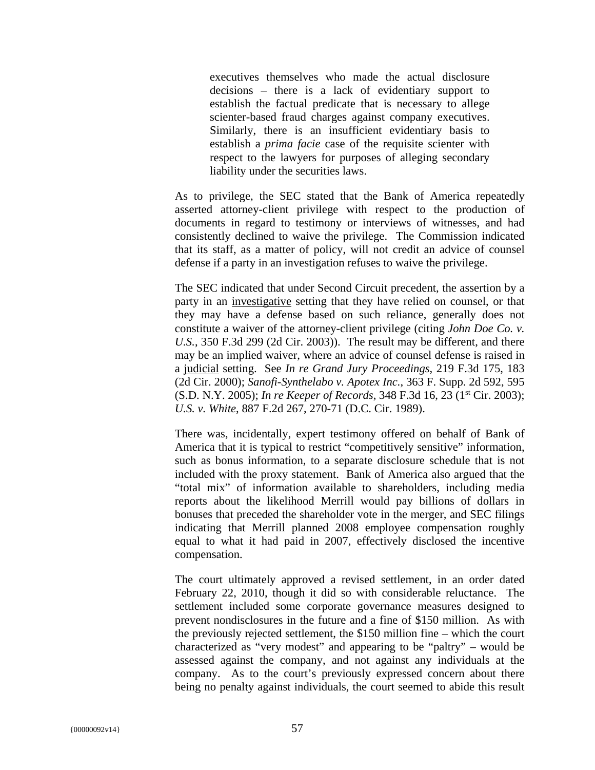> executives themselves who made the actual disclosure decisions – there is a lack of evidentiary support to establish the factual predicate that is necessary to allege scienter-based fraud charges against company executives. Similarly, there is an insufficient evidentiary basis to establish a *prima facie* case of the requisite scienter with respect to the lawyers for purposes of alleging secondary liability under the securities laws.

As to privilege, the SEC stated that the Bank of America repeatedly asserted attorney-client privilege with respect to the production of documents in regard to testimony or interviews of witnesses, and had consistently declined to waive the privilege. The Commission indicated that its staff, as a matter of policy, will not credit an advice of counsel defense if a party in an investigation refuses to waive the privilege.

The SEC indicated that under Second Circuit precedent, the assertion by a party in an investigative setting that they have relied on counsel, or that they may have a defense based on such reliance, generally does not constitute a waiver of the attorney-client privilege (citing *John Doe Co. v. U.S.*, 350 F.3d 299 (2d Cir. 2003)). The result may be different, and there may be an implied waiver, where an advice of counsel defense is raised in a judicial setting. See *In re Grand Jury Proceedings*, 219 F.3d 175, 183 (2d Cir. 2000); *Sanofi-Synthelabo v. Apotex Inc.*, 363 F. Supp. 2d 592, 595 (S.D. N.Y. 2005); *In re Keeper of Records*, 348 F.3d 16, 23 (1st Cir. 2003); *U.S. v. White*, 887 F.2d 267, 270-71 (D.C. Cir. 1989).

There was, incidentally, expert testimony offered on behalf of Bank of America that it is typical to restrict "competitively sensitive" information, such as bonus information, to a separate disclosure schedule that is not included with the proxy statement. Bank of America also argued that the "total mix" of information available to shareholders, including media reports about the likelihood Merrill would pay billions of dollars in bonuses that preceded the shareholder vote in the merger, and SEC filings indicating that Merrill planned 2008 employee compensation roughly equal to what it had paid in 2007, effectively disclosed the incentive compensation.

The court ultimately approved a revised settlement, in an order dated February 22, 2010, though it did so with considerable reluctance. The settlement included some corporate governance measures designed to prevent nondisclosures in the future and a fine of $150 million. As with the previously rejected settlement, the $150 million fine – which the court characterized as "very modest" and appearing to be "paltry" – would be assessed against the company, and not against any individuals at the company. As to the court's previously expressed concern about there being no penalty against individuals, the court seemed to abide this result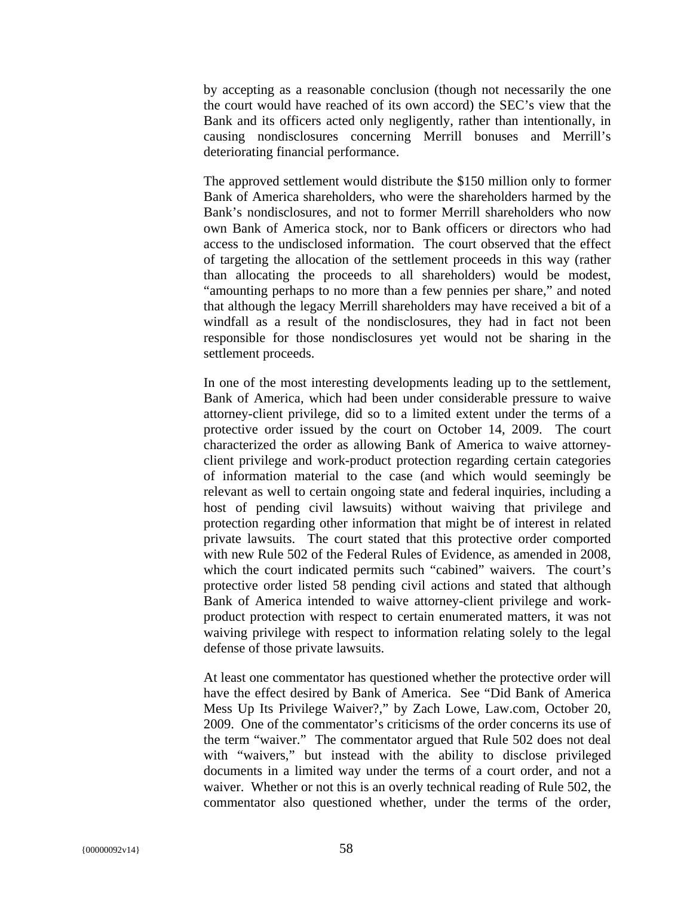by accepting as a reasonable conclusion (though not necessarily the one the court would have reached of its own accord) the SEC's view that the Bank and its officers acted only negligently, rather than intentionally, in causing nondisclosures concerning Merrill bonuses and Merrill's deteriorating financial performance.

The approved settlement would distribute the $150 million only to former Bank of America shareholders, who were the shareholders harmed by the Bank's nondisclosures, and not to former Merrill shareholders who now own Bank of America stock, nor to Bank officers or directors who had access to the undisclosed information. The court observed that the effect of targeting the allocation of the settlement proceeds in this way (rather than allocating the proceeds to all shareholders) would be modest, "amounting perhaps to no more than a few pennies per share," and noted that although the legacy Merrill shareholders may have received a bit of a windfall as a result of the nondisclosures, they had in fact not been responsible for those nondisclosures yet would not be sharing in the settlement proceeds.

In one of the most interesting developments leading up to the settlement, Bank of America, which had been under considerable pressure to waive attorney-client privilege, did so to a limited extent under the terms of a protective order issued by the court on October 14, 2009. The court characterized the order as allowing Bank of America to waive attorney-client privilege and work-product protection regarding certain categories of information material to the case (and which would seemingly be relevant as well to certain ongoing state and federal inquiries, including a host of pending civil lawsuits) without waiving that privilege and protection regarding other information that might be of interest in related private lawsuits. The court stated that this protective order comported with new Rule 502 of the Federal Rules of Evidence, as amended in 2008, which the court indicated permits such "cabined" waivers. The court's protective order listed 58 pending civil actions and stated that although Bank of America intended to waive attorney-client privilege and work-product protection with respect to certain enumerated matters, it was not waiving privilege with respect to information relating solely to the legal defense of those private lawsuits.

At least one commentator has questioned whether the protective order will have the effect desired by Bank of America. See "Did Bank of America Mess Up Its Privilege Waiver?," by Zach Lowe, Law.com, October 20, 2009. One of the commentator's criticisms of the order concerns its use of the term "waiver." The commentator argued that Rule 502 does not deal with "waivers," but instead with the ability to disclose privileged documents in a limited way under the terms of a court order, and not a waiver. Whether or not this is an overly technical reading of Rule 502, the commentator also questioned whether, under the terms of the order,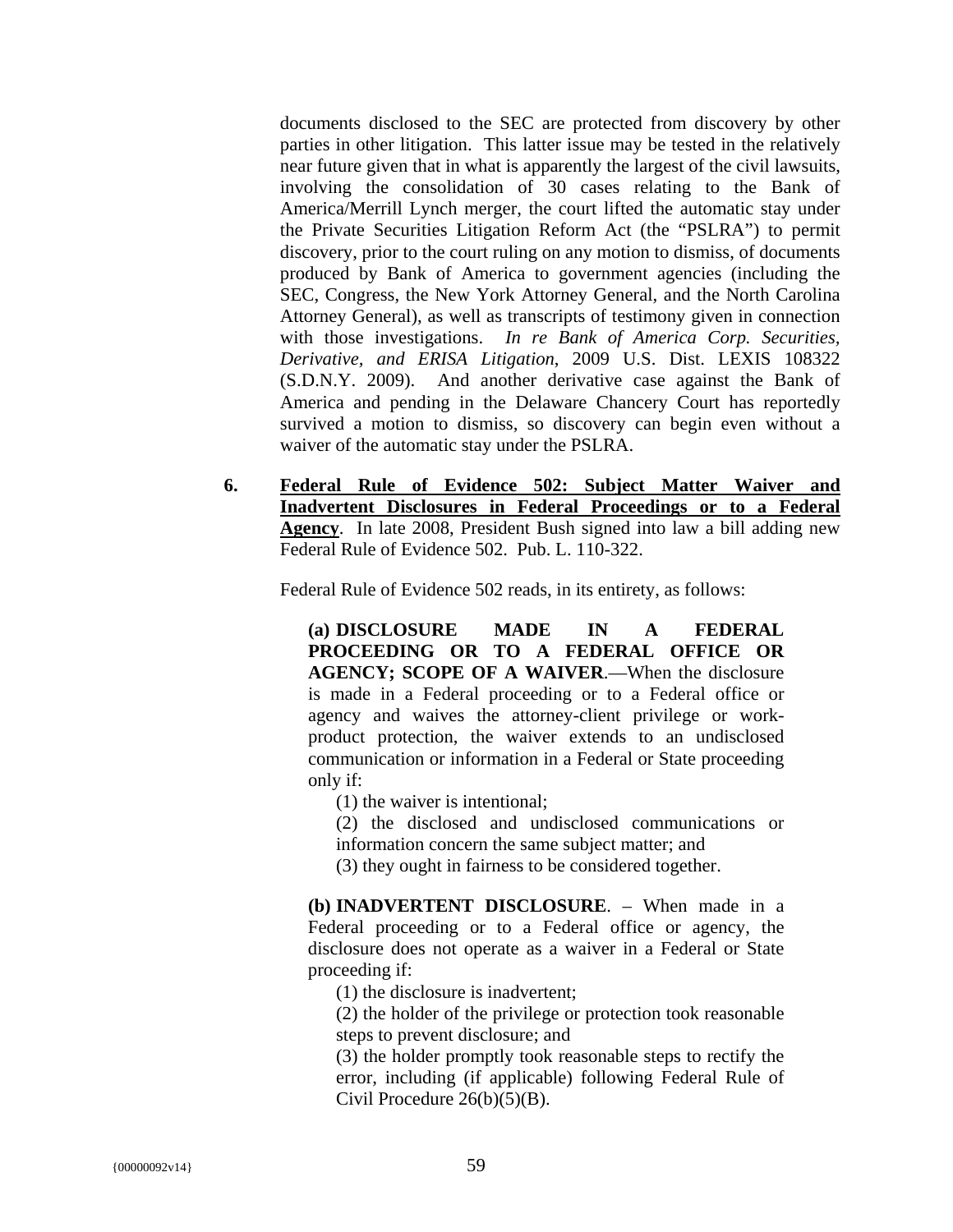documents disclosed to the SEC are protected from discovery by other parties in other litigation. This latter issue may be tested in the relatively near future given that in what is apparently the largest of the civil lawsuits, involving the consolidation of 30 cases relating to the Bank of America/Merrill Lynch merger, the court lifted the automatic stay under the Private Securities Litigation Reform Act (the "PSLRA") to permit discovery, prior to the court ruling on any motion to dismiss, of documents produced by Bank of America to government agencies (including the SEC, Congress, the New York Attorney General, and the North Carolina Attorney General), as well as transcripts of testimony given in connection with those investigations. *In re Bank of America Corp. Securities, Derivative, and ERISA Litigation*, 2009 U.S. Dist. LEXIS 108322 (S.D.N.Y. 2009). And another derivative case against the Bank of America and pending in the Delaware Chancery Court has reportedly survived a motion to dismiss, so discovery can begin even without a waiver of the automatic stay under the PSLRA.

**6. Federal Rule of Evidence 502: Subject Matter Waiver and Inadvertent Disclosures in Federal Proceedings or to a Federal Agency**. In late 2008, President Bush signed into law a bill adding new Federal Rule of Evidence 502. Pub. L. 110-322.

Federal Rule of Evidence 502 reads, in its entirety, as follows:

> **(a) DISCLOSURE MADE IN A FEDERAL PROCEEDING OR TO A FEDERAL OFFICE OR AGENCY; SCOPE OF A WAIVER**.—When the disclosure is made in a Federal proceeding or to a Federal office or agency and waives the attorney-client privilege or work-product protection, the waiver extends to an undisclosed communication or information in a Federal or State proceeding only if:
>
> (1) the waiver is intentional;
>
> (2) the disclosed and undisclosed communications or information concern the same subject matter; and
>
> (3) they ought in fairness to be considered together.
>
> **(b) INADVERTENT DISCLOSURE**. – When made in a Federal proceeding or to a Federal office or agency, the disclosure does not operate as a waiver in a Federal or State proceeding if:
>
> (1) the disclosure is inadvertent;
>
> (2) the holder of the privilege or protection took reasonable steps to prevent disclosure; and
>
> (3) the holder promptly took reasonable steps to rectify the error, including (if applicable) following Federal Rule of Civil Procedure 26(b)(5)(B).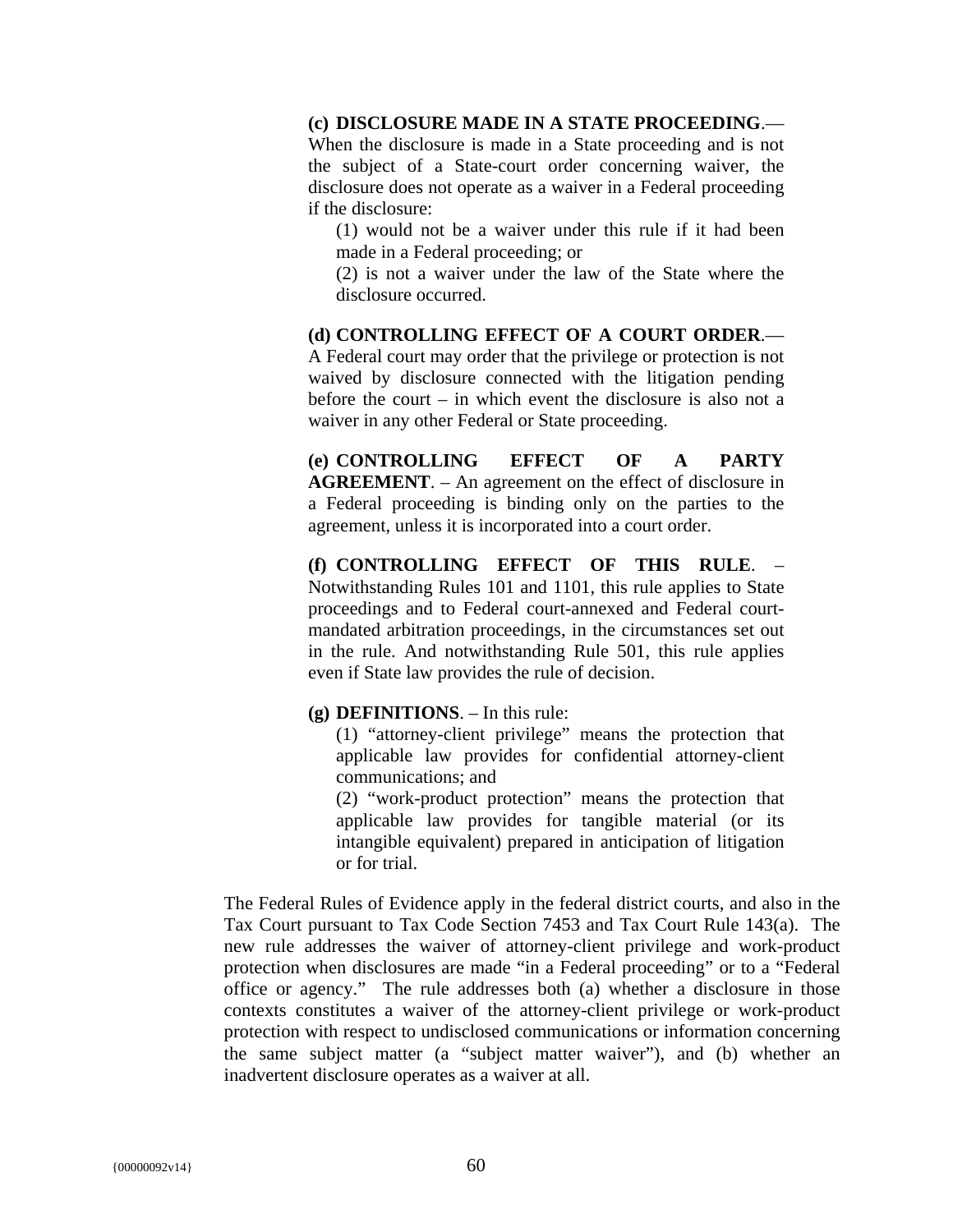**(c) DISCLOSURE MADE IN A STATE PROCEEDING**.— When the disclosure is made in a State proceeding and is not the subject of a State-court order concerning waiver, the disclosure does not operate as a waiver in a Federal proceeding if the disclosure:

(1) would not be a waiver under this rule if it had been made in a Federal proceeding; or

(2) is not a waiver under the law of the State where the disclosure occurred.

**(d) CONTROLLING EFFECT OF A COURT ORDER**.— A Federal court may order that the privilege or protection is not waived by disclosure connected with the litigation pending before the court – in which event the disclosure is also not a waiver in any other Federal or State proceeding.

**(e) CONTROLLING EFFECT OF A PARTY AGREEMENT**. – An agreement on the effect of disclosure in a Federal proceeding is binding only on the parties to the agreement, unless it is incorporated into a court order.

**(f) CONTROLLING EFFECT OF THIS RULE**. – Notwithstanding Rules 101 and 1101, this rule applies to State proceedings and to Federal court-annexed and Federal court-mandated arbitration proceedings, in the circumstances set out in the rule. And notwithstanding Rule 501, this rule applies even if State law provides the rule of decision.

**(g) DEFINITIONS**. – In this rule:

(1) "attorney-client privilege" means the protection that applicable law provides for confidential attorney-client communications; and

(2) "work-product protection" means the protection that applicable law provides for tangible material (or its intangible equivalent) prepared in anticipation of litigation or for trial.

The Federal Rules of Evidence apply in the federal district courts, and also in the Tax Court pursuant to Tax Code Section 7453 and Tax Court Rule 143(a). The new rule addresses the waiver of attorney-client privilege and work-product protection when disclosures are made "in a Federal proceeding" or to a "Federal office or agency." The rule addresses both (a) whether a disclosure in those contexts constitutes a waiver of the attorney-client privilege or work-product protection with respect to undisclosed communications or information concerning the same subject matter (a "subject matter waiver"), and (b) whether an inadvertent disclosure operates as a waiver at all.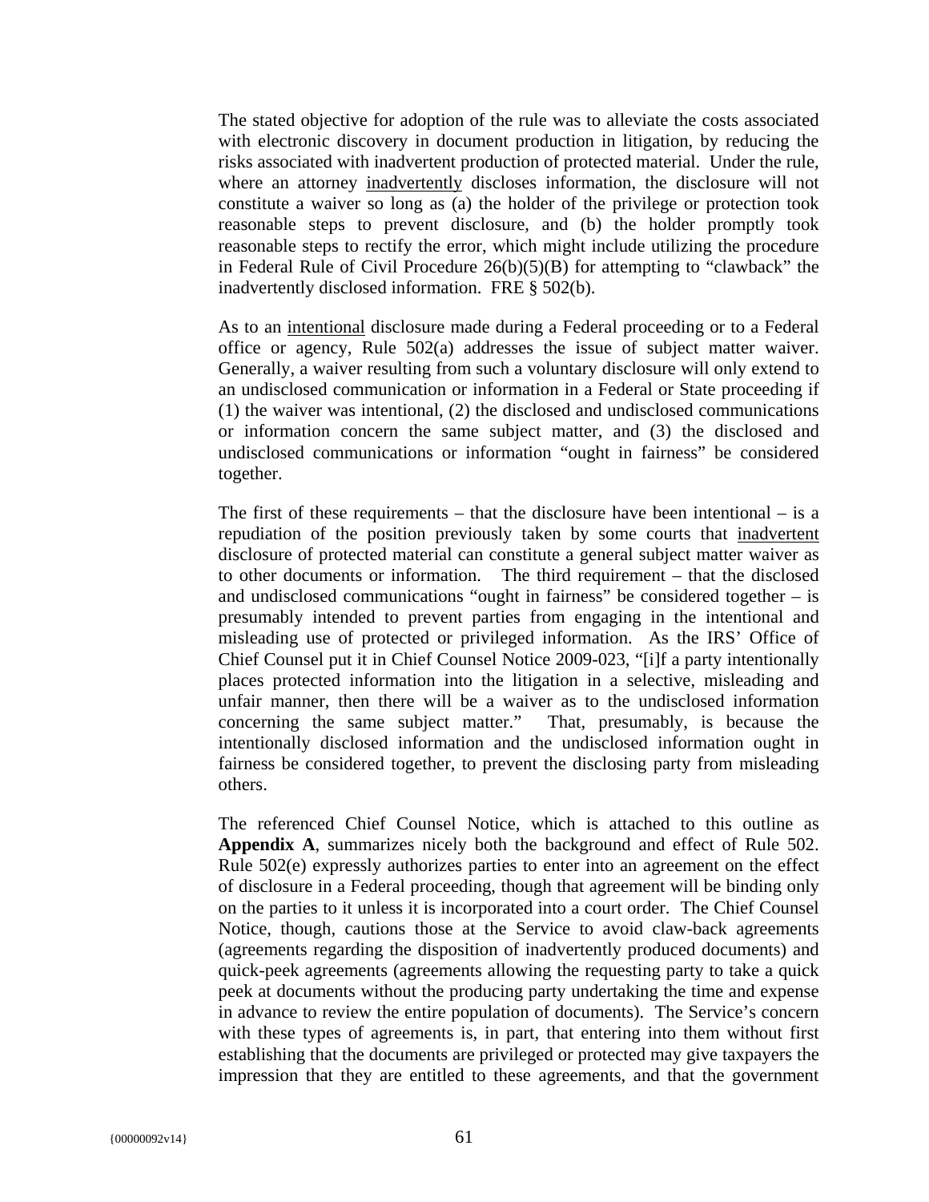The stated objective for adoption of the rule was to alleviate the costs associated with electronic discovery in document production in litigation, by reducing the risks associated with inadvertent production of protected material. Under the rule, where an attorney <u>inadvertently</u> discloses information, the disclosure will not constitute a waiver so long as (a) the holder of the privilege or protection took reasonable steps to prevent disclosure, and (b) the holder promptly took reasonable steps to rectify the error, which might include utilizing the procedure in Federal Rule of Civil Procedure 26(b)(5)(B) for attempting to "clawback" the inadvertently disclosed information. FRE § 502(b).

As to an <u>intentional</u> disclosure made during a Federal proceeding or to a Federal office or agency, Rule 502(a) addresses the issue of subject matter waiver. Generally, a waiver resulting from such a voluntary disclosure will only extend to an undisclosed communication or information in a Federal or State proceeding if (1) the waiver was intentional, (2) the disclosed and undisclosed communications or information concern the same subject matter, and (3) the disclosed and undisclosed communications or information "ought in fairness" be considered together.

The first of these requirements – that the disclosure have been intentional – is a repudiation of the position previously taken by some courts that <u>inadvertent</u> disclosure of protected material can constitute a general subject matter waiver as to other documents or information. The third requirement – that the disclosed and undisclosed communications "ought in fairness" be considered together – is presumably intended to prevent parties from engaging in the intentional and misleading use of protected or privileged information. As the IRS' Office of Chief Counsel put it in Chief Counsel Notice 2009-023, "[i]f a party intentionally places protected information into the litigation in a selective, misleading and unfair manner, then there will be a waiver as to the undisclosed information concerning the same subject matter." That, presumably, is because the intentionally disclosed information and the undisclosed information ought in fairness be considered together, to prevent the disclosing party from misleading others.

The referenced Chief Counsel Notice, which is attached to this outline as **Appendix A**, summarizes nicely both the background and effect of Rule 502. Rule 502(e) expressly authorizes parties to enter into an agreement on the effect of disclosure in a Federal proceeding, though that agreement will be binding only on the parties to it unless it is incorporated into a court order. The Chief Counsel Notice, though, cautions those at the Service to avoid claw-back agreements (agreements regarding the disposition of inadvertently produced documents) and quick-peek agreements (agreements allowing the requesting party to take a quick peek at documents without the producing party undertaking the time and expense in advance to review the entire population of documents). The Service's concern with these types of agreements is, in part, that entering into them without first establishing that the documents are privileged or protected may give taxpayers the impression that they are entitled to these agreements, and that the government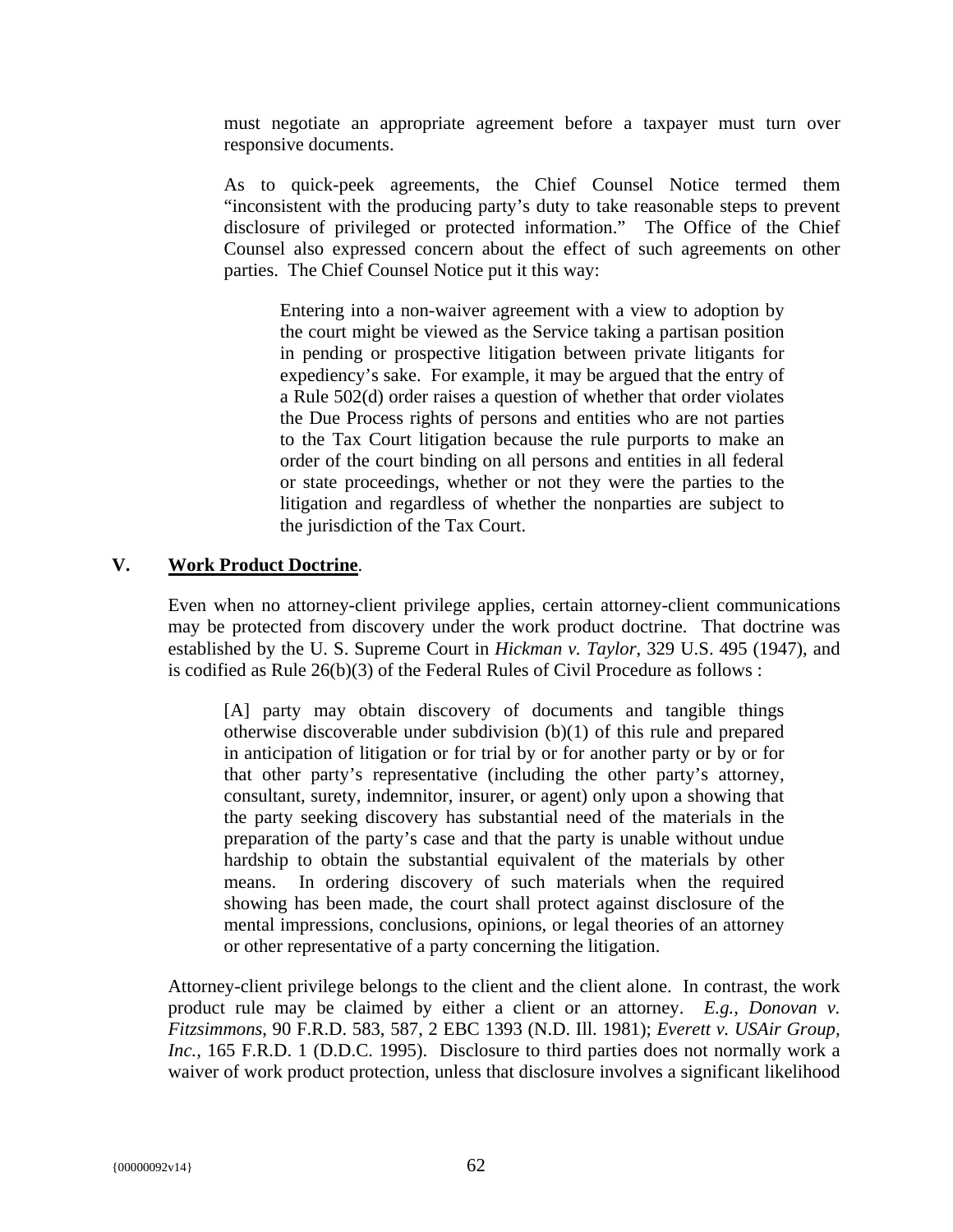must negotiate an appropriate agreement before a taxpayer must turn over responsive documents.

As to quick-peek agreements, the Chief Counsel Notice termed them "inconsistent with the producing party's duty to take reasonable steps to prevent disclosure of privileged or protected information." The Office of the Chief Counsel also expressed concern about the effect of such agreements on other parties. The Chief Counsel Notice put it this way:

> Entering into a non-waiver agreement with a view to adoption by the court might be viewed as the Service taking a partisan position in pending or prospective litigation between private litigants for expediency's sake. For example, it may be argued that the entry of a Rule 502(d) order raises a question of whether that order violates the Due Process rights of persons and entities who are not parties to the Tax Court litigation because the rule purports to make an order of the court binding on all persons and entities in all federal or state proceedings, whether or not they were the parties to the litigation and regardless of whether the nonparties are subject to the jurisdiction of the Tax Court.

## V. **Work Product Doctrine**.

Even when no attorney-client privilege applies, certain attorney-client communications may be protected from discovery under the work product doctrine. That doctrine was established by the U. S. Supreme Court in *Hickman v. Taylor*, 329 U.S. 495 (1947), and is codified as Rule 26(b)(3) of the Federal Rules of Civil Procedure as follows :

> [A] party may obtain discovery of documents and tangible things otherwise discoverable under subdivision (b)(1) of this rule and prepared in anticipation of litigation or for trial by or for another party or by or for that other party's representative (including the other party's attorney, consultant, surety, indemnitor, insurer, or agent) only upon a showing that the party seeking discovery has substantial need of the materials in the preparation of the party's case and that the party is unable without undue hardship to obtain the substantial equivalent of the materials by other means. In ordering discovery of such materials when the required showing has been made, the court shall protect against disclosure of the mental impressions, conclusions, opinions, or legal theories of an attorney or other representative of a party concerning the litigation.

Attorney-client privilege belongs to the client and the client alone. In contrast, the work product rule may be claimed by either a client or an attorney. *E.g.*, *Donovan v. Fitzsimmons*, 90 F.R.D. 583, 587, 2 EBC 1393 (N.D. Ill. 1981); *Everett v. USAir Group, Inc.*, 165 F.R.D. 1 (D.D.C. 1995). Disclosure to third parties does not normally work a waiver of work product protection, unless that disclosure involves a significant likelihood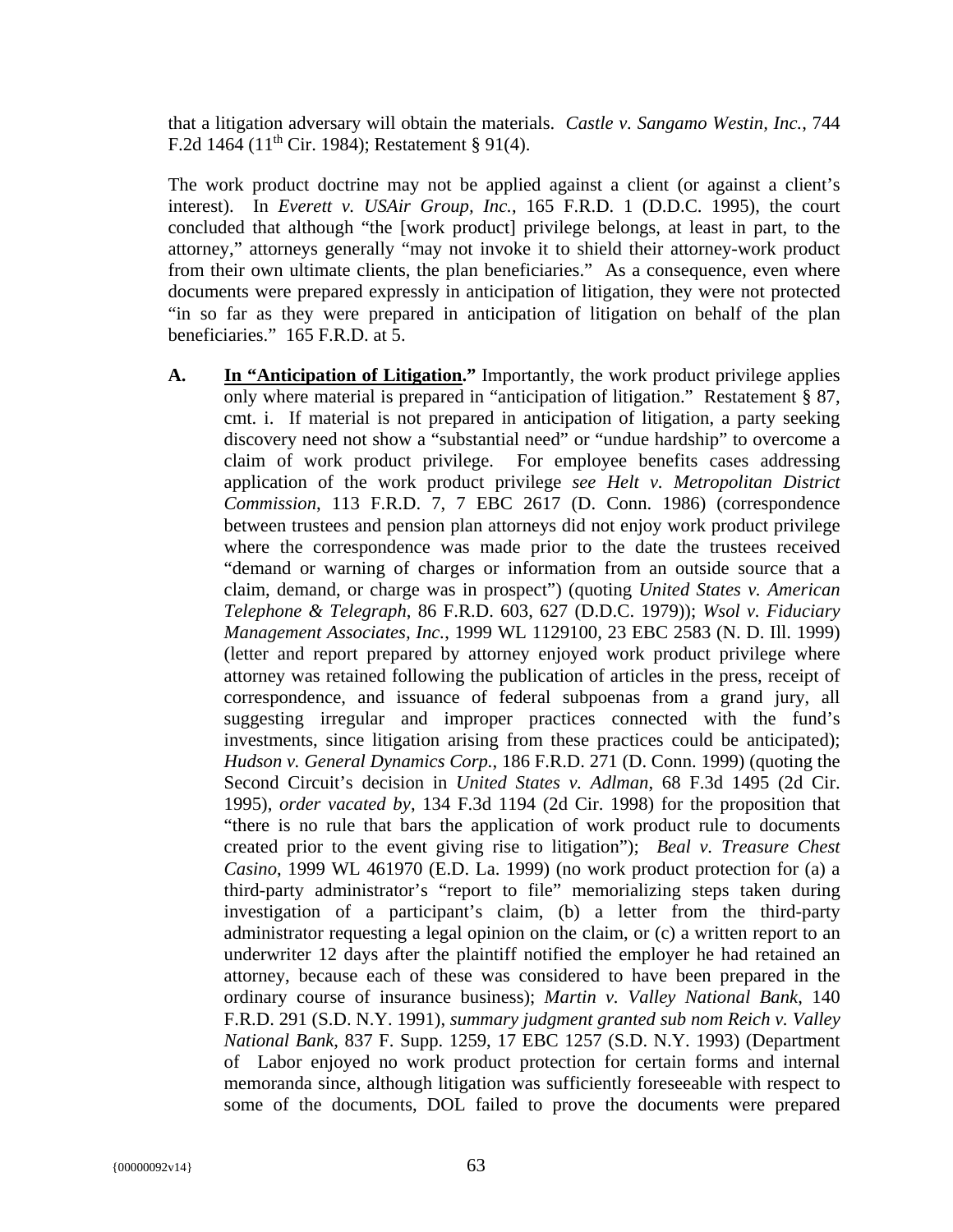that a litigation adversary will obtain the materials. *Castle v. Sangamo Westin, Inc.*, 744 F.2d 1464 (11th Cir. 1984); Restatement § 91(4).

The work product doctrine may not be applied against a client (or against a client's interest). In *Everett v. USAir Group, Inc.*, 165 F.R.D. 1 (D.D.C. 1995), the court concluded that although "the [work product] privilege belongs, at least in part, to the attorney," attorneys generally "may not invoke it to shield their attorney-work product from their own ultimate clients, the plan beneficiaries." As a consequence, even where documents were prepared expressly in anticipation of litigation, they were not protected "in so far as they were prepared in anticipation of litigation on behalf of the plan beneficiaries." 165 F.R.D. at 5.

**A. <u>In "Anticipation of Litigation</u>."** Importantly, the work product privilege applies only where material is prepared in "anticipation of litigation." Restatement § 87, cmt. i. If material is not prepared in anticipation of litigation, a party seeking discovery need not show a "substantial need" or "undue hardship" to overcome a claim of work product privilege. For employee benefits cases addressing application of the work product privilege *see Helt v. Metropolitan District Commission*, 113 F.R.D. 7, 7 EBC 2617 (D. Conn. 1986) (correspondence between trustees and pension plan attorneys did not enjoy work product privilege where the correspondence was made prior to the date the trustees received "demand or warning of charges or information from an outside source that a claim, demand, or charge was in prospect") (quoting *United States v. American Telephone & Telegraph*, 86 F.R.D. 603, 627 (D.D.C. 1979)); *Wsol v. Fiduciary Management Associates, Inc.*, 1999 WL 1129100, 23 EBC 2583 (N. D. Ill. 1999) (letter and report prepared by attorney enjoyed work product privilege where attorney was retained following the publication of articles in the press, receipt of correspondence, and issuance of federal subpoenas from a grand jury, all suggesting irregular and improper practices connected with the fund's investments, since litigation arising from these practices could be anticipated); *Hudson v. General Dynamics Corp.*, 186 F.R.D. 271 (D. Conn. 1999) (quoting the Second Circuit's decision in *United States v. Adlman*, 68 F.3d 1495 (2d Cir. 1995), *order vacated by*, 134 F.3d 1194 (2d Cir. 1998) for the proposition that "there is no rule that bars the application of work product rule to documents created prior to the event giving rise to litigation"); *Beal v. Treasure Chest Casino*, 1999 WL 461970 (E.D. La. 1999) (no work product protection for (a) a third-party administrator's "report to file" memorializing steps taken during investigation of a participant's claim, (b) a letter from the third-party administrator requesting a legal opinion on the claim, or (c) a written report to an underwriter 12 days after the plaintiff notified the employer he had retained an attorney, because each of these was considered to have been prepared in the ordinary course of insurance business); *Martin v. Valley National Bank*, 140 F.R.D. 291 (S.D. N.Y. 1991), *summary judgment granted sub nom Reich v. Valley National Bank*, 837 F. Supp. 1259, 17 EBC 1257 (S.D. N.Y. 1993) (Department of Labor enjoyed no work product protection for certain forms and internal memoranda since, although litigation was sufficiently foreseeable with respect to some of the documents, DOL failed to prove the documents were prepared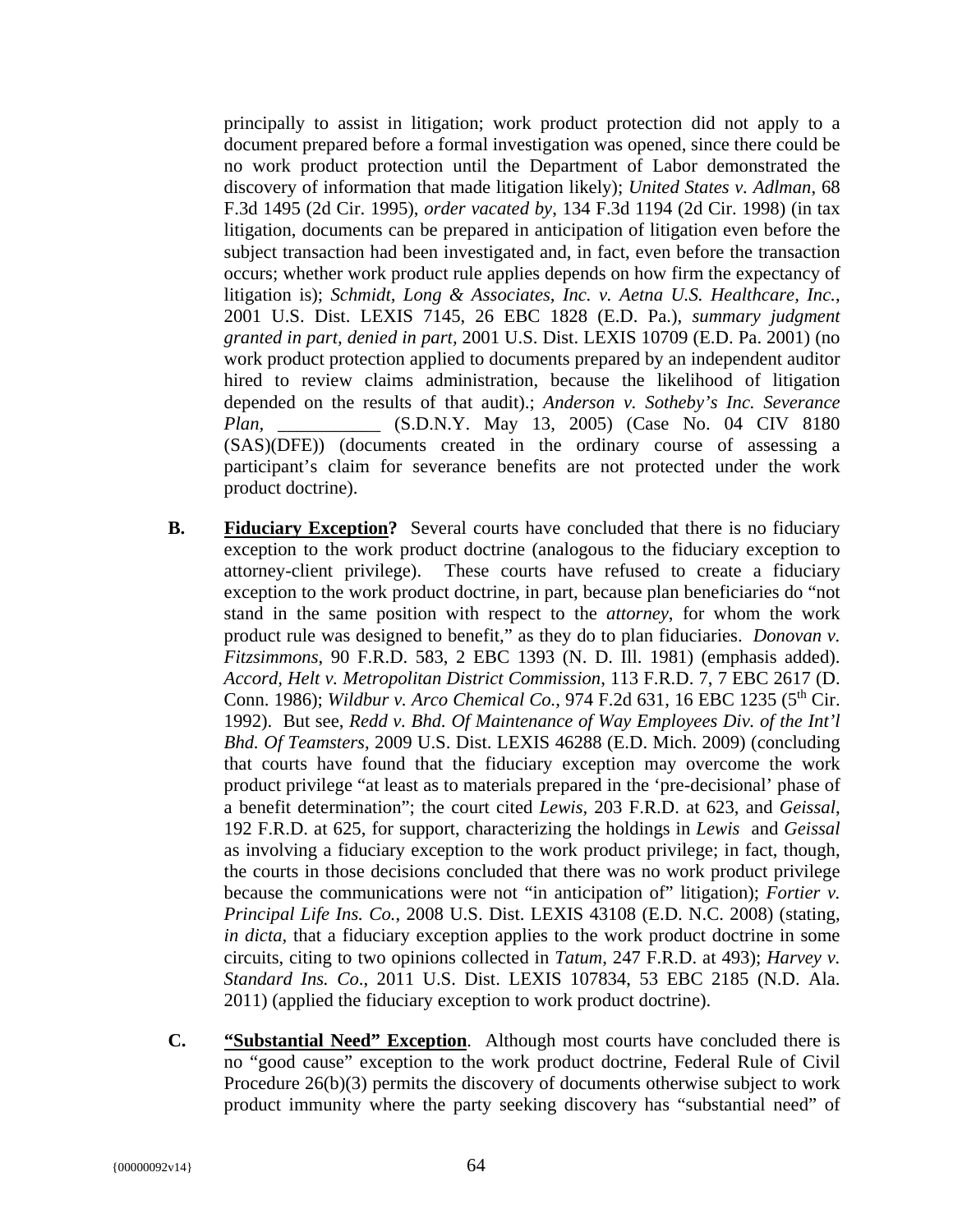principally to assist in litigation; work product protection did not apply to a document prepared before a formal investigation was opened, since there could be no work product protection until the Department of Labor demonstrated the discovery of information that made litigation likely); *United States v. Adlman*, 68 F.3d 1495 (2d Cir. 1995), *order vacated by*, 134 F.3d 1194 (2d Cir. 1998) (in tax litigation, documents can be prepared in anticipation of litigation even before the subject transaction had been investigated and, in fact, even before the transaction occurs; whether work product rule applies depends on how firm the expectancy of litigation is); *Schmidt, Long & Associates, Inc. v. Aetna U.S. Healthcare, Inc.*, 2001 U.S. Dist. LEXIS 7145, 26 EBC 1828 (E.D. Pa.), *summary judgment granted in part, denied in part*, 2001 U.S. Dist. LEXIS 10709 (E.D. Pa. 2001) (no work product protection applied to documents prepared by an independent auditor hired to review claims administration, because the likelihood of litigation depended on the results of that audit).; *Anderson v. Sotheby's Inc. Severance Plan*, ___________ (S.D.N.Y. May 13, 2005) (Case No. 04 CIV 8180 (SAS)(DFE)) (documents created in the ordinary course of assessing a participant's claim for severance benefits are not protected under the work product doctrine).

**B.** **Fiduciary Exception?** Several courts have concluded that there is no fiduciary exception to the work product doctrine (analogous to the fiduciary exception to attorney-client privilege). These courts have refused to create a fiduciary exception to the work product doctrine, in part, because plan beneficiaries do "not stand in the same position with respect to the *attorney*, for whom the work product rule was designed to benefit," as they do to plan fiduciaries. *Donovan v. Fitzsimmons*, 90 F.R.D. 583, 2 EBC 1393 (N. D. Ill. 1981) (emphasis added). *Accord*, *Helt v. Metropolitan District Commission*, 113 F.R.D. 7, 7 EBC 2617 (D. Conn. 1986); *Wildbur v. Arco Chemical Co.*, 974 F.2d 631, 16 EBC 1235 (5th Cir. 1992). But see, *Redd v. Bhd. Of Maintenance of Way Employees Div. of the Int'l Bhd. Of Teamsters*, 2009 U.S. Dist. LEXIS 46288 (E.D. Mich. 2009) (concluding that courts have found that the fiduciary exception may overcome the work product privilege "at least as to materials prepared in the 'pre-decisional' phase of a benefit determination"; the court cited *Lewis*, 203 F.R.D. at 623, and *Geissal*, 192 F.R.D. at 625, for support, characterizing the holdings in *Lewis* and *Geissal* as involving a fiduciary exception to the work product privilege; in fact, though, the courts in those decisions concluded that there was no work product privilege because the communications were not "in anticipation of" litigation); *Fortier v. Principal Life Ins. Co.*, 2008 U.S. Dist. LEXIS 43108 (E.D. N.C. 2008) (stating, *in dicta*, that a fiduciary exception applies to the work product doctrine in some circuits, citing to two opinions collected in *Tatum*, 247 F.R.D. at 493); *Harvey v. Standard Ins. Co*., 2011 U.S. Dist. LEXIS 107834, 53 EBC 2185 (N.D. Ala. 2011) (applied the fiduciary exception to work product doctrine).

**C.** **"Substantial Need" Exception**. Although most courts have concluded there is no "good cause" exception to the work product doctrine, Federal Rule of Civil Procedure 26(b)(3) permits the discovery of documents otherwise subject to work product immunity where the party seeking discovery has "substantial need" of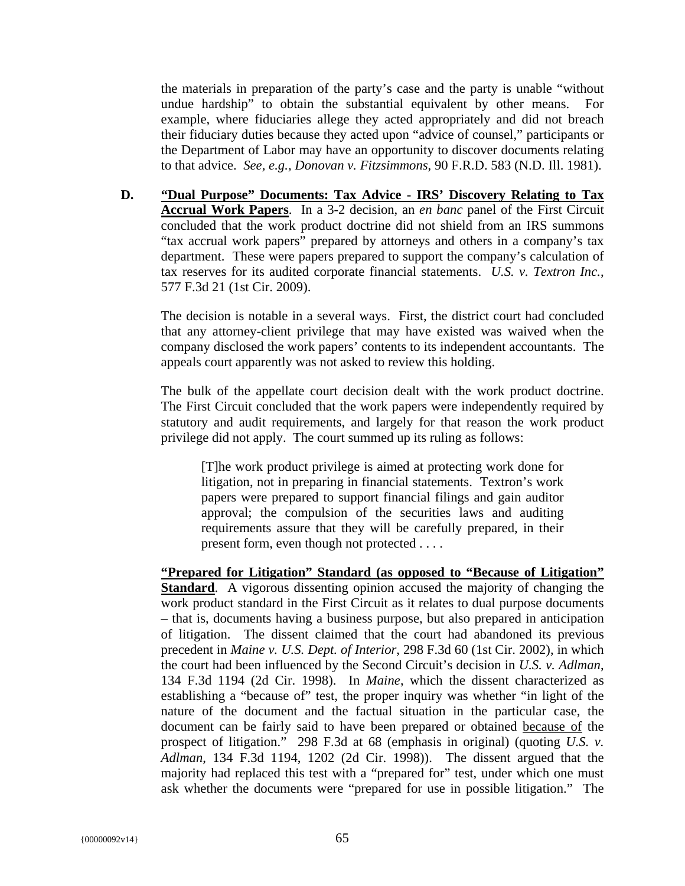the materials in preparation of the party's case and the party is unable "without undue hardship" to obtain the substantial equivalent by other means. For example, where fiduciaries allege they acted appropriately and did not breach their fiduciary duties because they acted upon "advice of counsel," participants or the Department of Labor may have an opportunity to discover documents relating to that advice. *See, e.g.*, *Donovan v. Fitzsimmons*, 90 F.R.D. 583 (N.D. Ill. 1981).

**D. "Dual Purpose" Documents: Tax Advice - IRS' Discovery Relating to Tax Accrual Work Papers**. In a 3-2 decision, an *en banc* panel of the First Circuit concluded that the work product doctrine did not shield from an IRS summons "tax accrual work papers" prepared by attorneys and others in a company's tax department. These were papers prepared to support the company's calculation of tax reserves for its audited corporate financial statements. *U.S. v. Textron Inc.*, 577 F.3d 21 (1st Cir. 2009).

The decision is notable in a several ways. First, the district court had concluded that any attorney-client privilege that may have existed was waived when the company disclosed the work papers' contents to its independent accountants. The appeals court apparently was not asked to review this holding.

The bulk of the appellate court decision dealt with the work product doctrine. The First Circuit concluded that the work papers were independently required by statutory and audit requirements, and largely for that reason the work product privilege did not apply. The court summed up its ruling as follows:

> [T]he work product privilege is aimed at protecting work done for litigation, not in preparing in financial statements. Textron's work papers were prepared to support financial filings and gain auditor approval; the compulsion of the securities laws and auditing requirements assure that they will be carefully prepared, in their present form, even though not protected . . . .

**"Prepared for Litigation" Standard (as opposed to "Because of Litigation" Standard**. A vigorous dissenting opinion accused the majority of changing the work product standard in the First Circuit as it relates to dual purpose documents – that is, documents having a business purpose, but also prepared in anticipation of litigation. The dissent claimed that the court had abandoned its previous precedent in *Maine v. U.S. Dept. of Interior*, 298 F.3d 60 (1st Cir. 2002), in which the court had been influenced by the Second Circuit's decision in *U.S. v. Adlman*, 134 F.3d 1194 (2d Cir. 1998). In *Maine*, which the dissent characterized as establishing a "because of" test, the proper inquiry was whether "in light of the nature of the document and the factual situation in the particular case, the document can be fairly said to have been prepared or obtained because of the prospect of litigation." 298 F.3d at 68 (emphasis in original) (quoting *U.S. v. Adlman*, 134 F.3d 1194, 1202 (2d Cir. 1998)). The dissent argued that the majority had replaced this test with a "prepared for" test, under which one must ask whether the documents were "prepared for use in possible litigation." The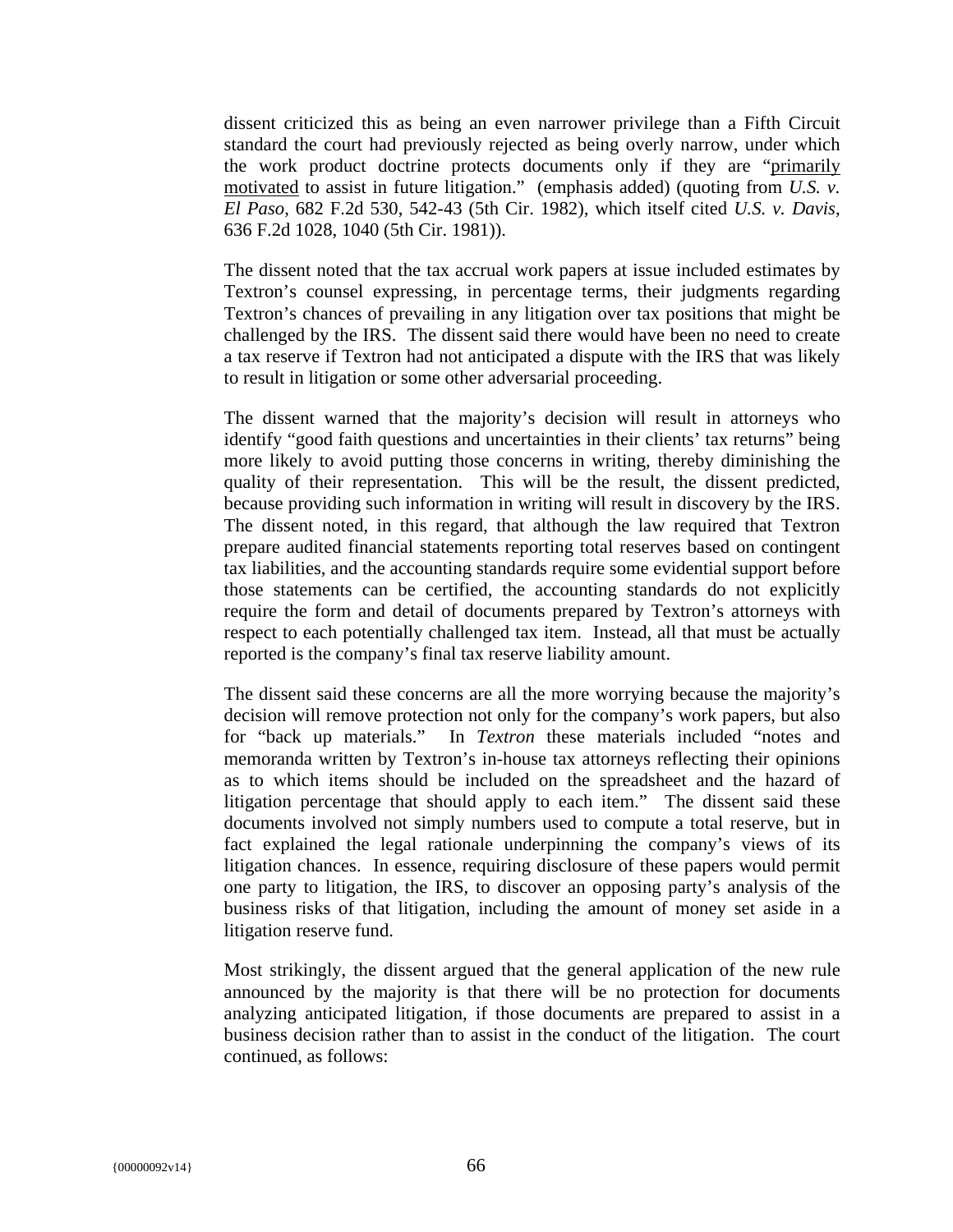dissent criticized this as being an even narrower privilege than a Fifth Circuit standard the court had previously rejected as being overly narrow, under which the work product doctrine protects documents only if they are "primarily motivated to assist in future litigation." (emphasis added) (quoting from *U.S. v. El Paso*, 682 F.2d 530, 542-43 (5th Cir. 1982), which itself cited *U.S. v. Davis*, 636 F.2d 1028, 1040 (5th Cir. 1981)).

The dissent noted that the tax accrual work papers at issue included estimates by Textron's counsel expressing, in percentage terms, their judgments regarding Textron's chances of prevailing in any litigation over tax positions that might be challenged by the IRS. The dissent said there would have been no need to create a tax reserve if Textron had not anticipated a dispute with the IRS that was likely to result in litigation or some other adversarial proceeding.

The dissent warned that the majority's decision will result in attorneys who identify "good faith questions and uncertainties in their clients' tax returns" being more likely to avoid putting those concerns in writing, thereby diminishing the quality of their representation. This will be the result, the dissent predicted, because providing such information in writing will result in discovery by the IRS. The dissent noted, in this regard, that although the law required that Textron prepare audited financial statements reporting total reserves based on contingent tax liabilities, and the accounting standards require some evidential support before those statements can be certified, the accounting standards do not explicitly require the form and detail of documents prepared by Textron's attorneys with respect to each potentially challenged tax item. Instead, all that must be actually reported is the company's final tax reserve liability amount.

The dissent said these concerns are all the more worrying because the majority's decision will remove protection not only for the company's work papers, but also for "back up materials." In *Textron* these materials included "notes and memoranda written by Textron's in-house tax attorneys reflecting their opinions as to which items should be included on the spreadsheet and the hazard of litigation percentage that should apply to each item." The dissent said these documents involved not simply numbers used to compute a total reserve, but in fact explained the legal rationale underpinning the company's views of its litigation chances. In essence, requiring disclosure of these papers would permit one party to litigation, the IRS, to discover an opposing party's analysis of the business risks of that litigation, including the amount of money set aside in a litigation reserve fund.

Most strikingly, the dissent argued that the general application of the new rule announced by the majority is that there will be no protection for documents analyzing anticipated litigation, if those documents are prepared to assist in a business decision rather than to assist in the conduct of the litigation. The court continued, as follows: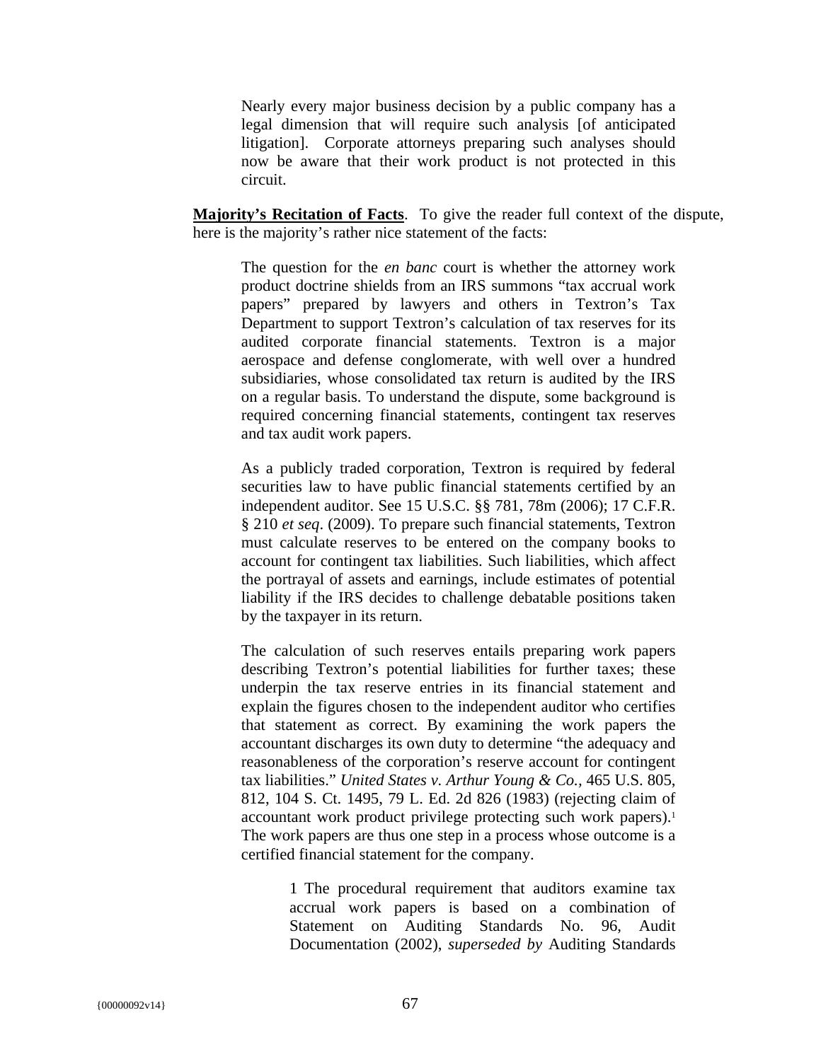> Nearly every major business decision by a public company has a legal dimension that will require such analysis [of anticipated litigation]. Corporate attorneys preparing such analyses should now be aware that their work product is not protected in this circuit.

**Majority's Recitation of Facts**. To give the reader full context of the dispute, here is the majority's rather nice statement of the facts:

> The question for the *en banc* court is whether the attorney work product doctrine shields from an IRS summons "tax accrual work papers" prepared by lawyers and others in Textron's Tax Department to support Textron's calculation of tax reserves for its audited corporate financial statements. Textron is a major aerospace and defense conglomerate, with well over a hundred subsidiaries, whose consolidated tax return is audited by the IRS on a regular basis. To understand the dispute, some background is required concerning financial statements, contingent tax reserves and tax audit work papers.
>
> As a publicly traded corporation, Textron is required by federal securities law to have public financial statements certified by an independent auditor. See 15 U.S.C. §§ 781, 78m (2006); 17 C.F.R. § 210 *et seq*. (2009). To prepare such financial statements, Textron must calculate reserves to be entered on the company books to account for contingent tax liabilities. Such liabilities, which affect the portrayal of assets and earnings, include estimates of potential liability if the IRS decides to challenge debatable positions taken by the taxpayer in its return.
>
> The calculation of such reserves entails preparing work papers describing Textron's potential liabilities for further taxes; these underpin the tax reserve entries in its financial statement and explain the figures chosen to the independent auditor who certifies that statement as correct. By examining the work papers the accountant discharges its own duty to determine "the adequacy and reasonableness of the corporation's reserve account for contingent tax liabilities." *United States v. Arthur Young & Co.,* 465 U.S. 805, 812, 104 S. Ct. 1495, 79 L. Ed. 2d 826 (1983) (rejecting claim of accountant work product privilege protecting such work papers).[1] The work papers are thus one step in a process whose outcome is a certified financial statement for the company.
>
> > 1 The procedural requirement that auditors examine tax accrual work papers is based on a combination of Statement on Auditing Standards No. 96, Audit Documentation (2002), *superseded by* Auditing Standards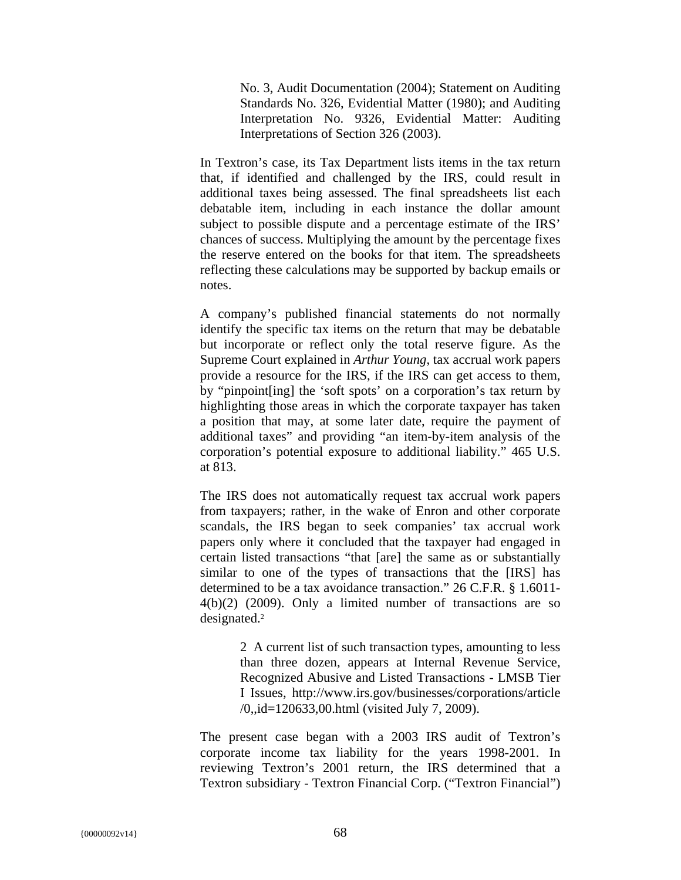No. 3, Audit Documentation (2004); Statement on Auditing Standards No. 326, Evidential Matter (1980); and Auditing Interpretation No. 9326, Evidential Matter: Auditing Interpretations of Section 326 (2003).

In Textron's case, its Tax Department lists items in the tax return that, if identified and challenged by the IRS, could result in additional taxes being assessed. The final spreadsheets list each debatable item, including in each instance the dollar amount subject to possible dispute and a percentage estimate of the IRS' chances of success. Multiplying the amount by the percentage fixes the reserve entered on the books for that item. The spreadsheets reflecting these calculations may be supported by backup emails or notes.

A company's published financial statements do not normally identify the specific tax items on the return that may be debatable but incorporate or reflect only the total reserve figure. As the Supreme Court explained in *Arthur Young*, tax accrual work papers provide a resource for the IRS, if the IRS can get access to them, by "pinpoint[ing] the 'soft spots' on a corporation's tax return by highlighting those areas in which the corporate taxpayer has taken a position that may, at some later date, require the payment of additional taxes" and providing "an item-by-item analysis of the corporation's potential exposure to additional liability." 465 U.S. at 813.

The IRS does not automatically request tax accrual work papers from taxpayers; rather, in the wake of Enron and other corporate scandals, the IRS began to seek companies' tax accrual work papers only where it concluded that the taxpayer had engaged in certain listed transactions "that [are] the same as or substantially similar to one of the types of transactions that the [IRS] has determined to be a tax avoidance transaction." 26 C.F.R. § 1.6011-4(b)(2) (2009). Only a limited number of transactions are so designated.[2]

2 A current list of such transaction types, amounting to less than three dozen, appears at Internal Revenue Service, Recognized Abusive and Listed Transactions - LMSB Tier I Issues, http://www.irs.gov/businesses/corporations/article/0,,id=120633,00.html (visited July 7, 2009).

The present case began with a 2003 IRS audit of Textron's corporate income tax liability for the years 1998-2001. In reviewing Textron's 2001 return, the IRS determined that a Textron subsidiary - Textron Financial Corp. ("Textron Financial")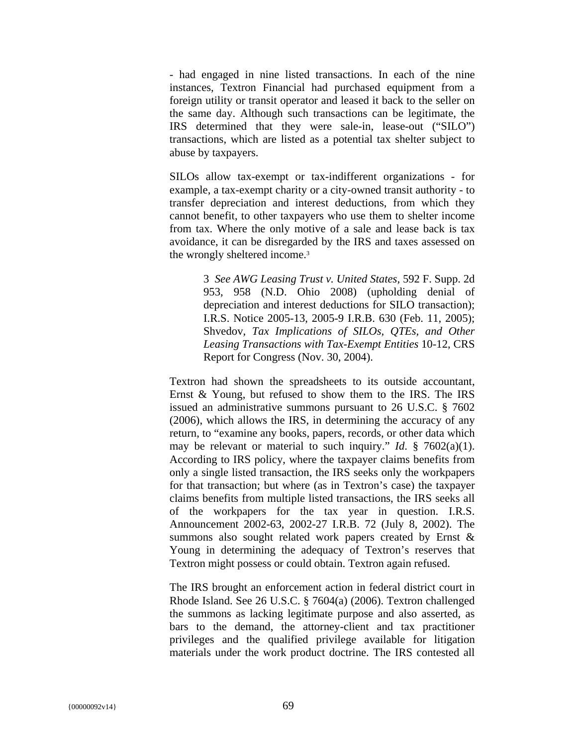- had engaged in nine listed transactions. In each of the nine instances, Textron Financial had purchased equipment from a foreign utility or transit operator and leased it back to the seller on the same day. Although such transactions can be legitimate, the IRS determined that they were sale-in, lease-out ("SILO") transactions, which are listed as a potential tax shelter subject to abuse by taxpayers.

SILOs allow tax-exempt or tax-indifferent organizations - for example, a tax-exempt charity or a city-owned transit authority - to transfer depreciation and interest deductions, from which they cannot benefit, to other taxpayers who use them to shelter income from tax. Where the only motive of a sale and lease back is tax avoidance, it can be disregarded by the IRS and taxes assessed on the wrongly sheltered income.[3]

> 3 *See AWG Leasing Trust v. United States*, 592 F. Supp. 2d 953, 958 (N.D. Ohio 2008) (upholding denial of depreciation and interest deductions for SILO transaction); I.R.S. Notice 2005-13, 2005-9 I.R.B. 630 (Feb. 11, 2005); Shvedov, *Tax Implications of SILOs, QTEs, and Other Leasing Transactions with Tax-Exempt Entities* 10-12, CRS Report for Congress (Nov. 30, 2004).

Textron had shown the spreadsheets to its outside accountant, Ernst & Young, but refused to show them to the IRS. The IRS issued an administrative summons pursuant to 26 U.S.C. § 7602 (2006), which allows the IRS, in determining the accuracy of any return, to "examine any books, papers, records, or other data which may be relevant or material to such inquiry." *Id.* § 7602(a)(1). According to IRS policy, where the taxpayer claims benefits from only a single listed transaction, the IRS seeks only the workpapers for that transaction; but where (as in Textron's case) the taxpayer claims benefits from multiple listed transactions, the IRS seeks all of the workpapers for the tax year in question. I.R.S. Announcement 2002-63, 2002-27 I.R.B. 72 (July 8, 2002). The summons also sought related work papers created by Ernst & Young in determining the adequacy of Textron's reserves that Textron might possess or could obtain. Textron again refused.

The IRS brought an enforcement action in federal district court in Rhode Island. See 26 U.S.C. § 7604(a) (2006). Textron challenged the summons as lacking legitimate purpose and also asserted, as bars to the demand, the attorney-client and tax practitioner privileges and the qualified privilege available for litigation materials under the work product doctrine. The IRS contested all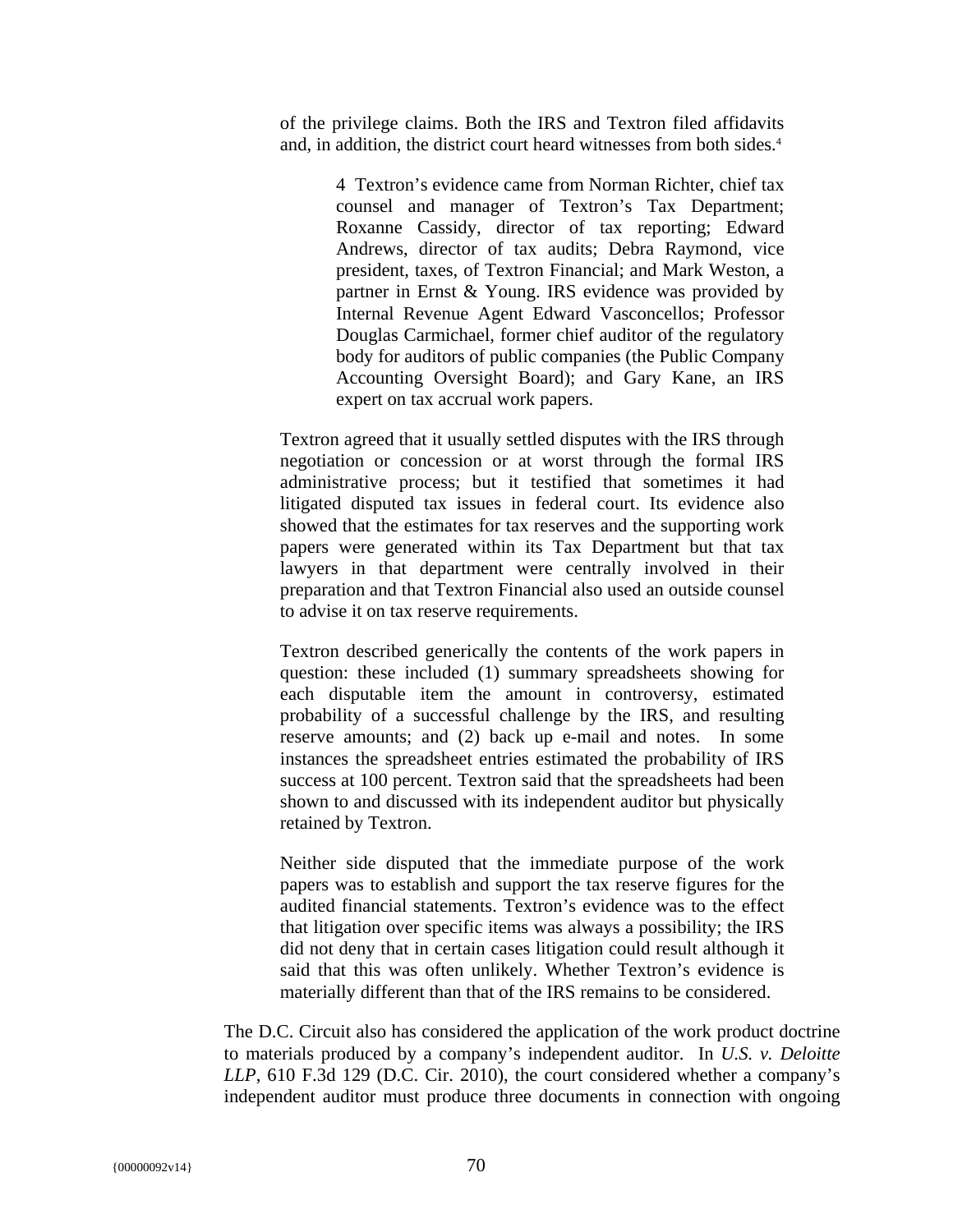> of the privilege claims. Both the IRS and Textron filed affidavits and, in addition, the district court heard witnesses from both sides.[4]
>
> > 4 Textron's evidence came from Norman Richter, chief tax counsel and manager of Textron's Tax Department; Roxanne Cassidy, director of tax reporting; Edward Andrews, director of tax audits; Debra Raymond, vice president, taxes, of Textron Financial; and Mark Weston, a partner in Ernst & Young. IRS evidence was provided by Internal Revenue Agent Edward Vasconcellos; Professor Douglas Carmichael, former chief auditor of the regulatory body for auditors of public companies (the Public Company Accounting Oversight Board); and Gary Kane, an IRS expert on tax accrual work papers.
>
> Textron agreed that it usually settled disputes with the IRS through negotiation or concession or at worst through the formal IRS administrative process; but it testified that sometimes it had litigated disputed tax issues in federal court. Its evidence also showed that the estimates for tax reserves and the supporting work papers were generated within its Tax Department but that tax lawyers in that department were centrally involved in their preparation and that Textron Financial also used an outside counsel to advise it on tax reserve requirements.
>
> Textron described generically the contents of the work papers in question: these included (1) summary spreadsheets showing for each disputable item the amount in controversy, estimated probability of a successful challenge by the IRS, and resulting reserve amounts; and (2) back up e-mail and notes. In some instances the spreadsheet entries estimated the probability of IRS success at 100 percent. Textron said that the spreadsheets had been shown to and discussed with its independent auditor but physically retained by Textron.
>
> Neither side disputed that the immediate purpose of the work papers was to establish and support the tax reserve figures for the audited financial statements. Textron's evidence was to the effect that litigation over specific items was always a possibility; the IRS did not deny that in certain cases litigation could result although it said that this was often unlikely. Whether Textron's evidence is materially different than that of the IRS remains to be considered.

The D.C. Circuit also has considered the application of the work product doctrine to materials produced by a company's independent auditor. In *U.S. v. Deloitte LLP*, 610 F.3d 129 (D.C. Cir. 2010), the court considered whether a company's independent auditor must produce three documents in connection with ongoing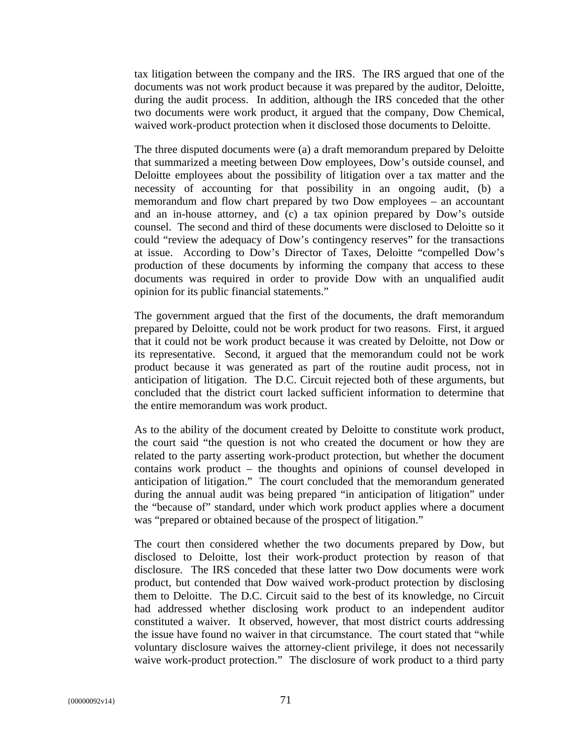tax litigation between the company and the IRS. The IRS argued that one of the documents was not work product because it was prepared by the auditor, Deloitte, during the audit process. In addition, although the IRS conceded that the other two documents were work product, it argued that the company, Dow Chemical, waived work-product protection when it disclosed those documents to Deloitte.

The three disputed documents were (a) a draft memorandum prepared by Deloitte that summarized a meeting between Dow employees, Dow's outside counsel, and Deloitte employees about the possibility of litigation over a tax matter and the necessity of accounting for that possibility in an ongoing audit, (b) a memorandum and flow chart prepared by two Dow employees – an accountant and an in-house attorney, and (c) a tax opinion prepared by Dow's outside counsel. The second and third of these documents were disclosed to Deloitte so it could "review the adequacy of Dow's contingency reserves" for the transactions at issue. According to Dow's Director of Taxes, Deloitte "compelled Dow's production of these documents by informing the company that access to these documents was required in order to provide Dow with an unqualified audit opinion for its public financial statements."

The government argued that the first of the documents, the draft memorandum prepared by Deloitte, could not be work product for two reasons. First, it argued that it could not be work product because it was created by Deloitte, not Dow or its representative. Second, it argued that the memorandum could not be work product because it was generated as part of the routine audit process, not in anticipation of litigation. The D.C. Circuit rejected both of these arguments, but concluded that the district court lacked sufficient information to determine that the entire memorandum was work product.

As to the ability of the document created by Deloitte to constitute work product, the court said "the question is not who created the document or how they are related to the party asserting work-product protection, but whether the document contains work product – the thoughts and opinions of counsel developed in anticipation of litigation." The court concluded that the memorandum generated during the annual audit was being prepared "in anticipation of litigation" under the "because of" standard, under which work product applies where a document was "prepared or obtained because of the prospect of litigation."

The court then considered whether the two documents prepared by Dow, but disclosed to Deloitte, lost their work-product protection by reason of that disclosure. The IRS conceded that these latter two Dow documents were work product, but contended that Dow waived work-product protection by disclosing them to Deloitte. The D.C. Circuit said to the best of its knowledge, no Circuit had addressed whether disclosing work product to an independent auditor constituted a waiver. It observed, however, that most district courts addressing the issue have found no waiver in that circumstance. The court stated that "while voluntary disclosure waives the attorney-client privilege, it does not necessarily waive work-product protection." The disclosure of work product to a third party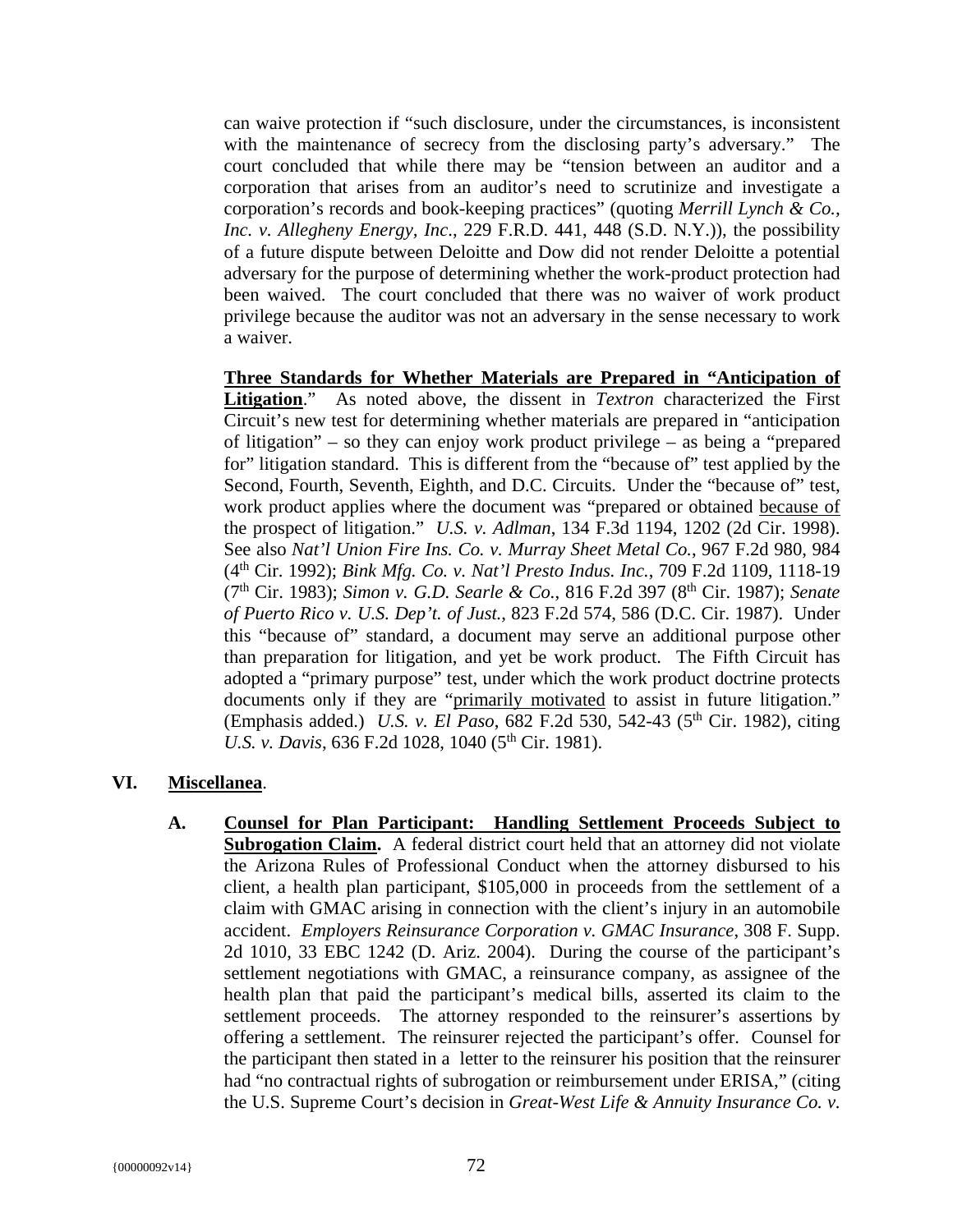can waive protection if "such disclosure, under the circumstances, is inconsistent with the maintenance of secrecy from the disclosing party's adversary." The court concluded that while there may be "tension between an auditor and a corporation that arises from an auditor's need to scrutinize and investigate a corporation's records and book-keeping practices" (quoting *Merrill Lynch & Co., Inc. v. Allegheny Energy, Inc*., 229 F.R.D. 441, 448 (S.D. N.Y.)), the possibility of a future dispute between Deloitte and Dow did not render Deloitte a potential adversary for the purpose of determining whether the work-product protection had been waived. The court concluded that there was no waiver of work product privilege because the auditor was not an adversary in the sense necessary to work a waiver.

**Three Standards for Whether Materials are Prepared in "Anticipation of Litigation**." As noted above, the dissent in *Textron* characterized the First Circuit's new test for determining whether materials are prepared in "anticipation of litigation" – so they can enjoy work product privilege – as being a "prepared for" litigation standard. This is different from the "because of" test applied by the Second, Fourth, Seventh, Eighth, and D.C. Circuits. Under the "because of" test, work product applies where the document was "prepared or obtained because of the prospect of litigation." *U.S. v. Adlman*, 134 F.3d 1194, 1202 (2d Cir. 1998). See also *Nat'l Union Fire Ins. Co. v. Murray Sheet Metal Co.*, 967 F.2d 980, 984 (4th Cir. 1992); *Bink Mfg. Co. v. Nat'l Presto Indus. Inc.*, 709 F.2d 1109, 1118-19 (7th Cir. 1983); *Simon v. G.D. Searle & Co.*, 816 F.2d 397 (8th Cir. 1987); *Senate of Puerto Rico v. U.S. Dep't. of Just.*, 823 F.2d 574, 586 (D.C. Cir. 1987). Under this "because of" standard, a document may serve an additional purpose other than preparation for litigation, and yet be work product. The Fifth Circuit has adopted a "primary purpose" test, under which the work product doctrine protects documents only if they are "primarily motivated to assist in future litigation." (Emphasis added.) *U.S. v. El Paso*, 682 F.2d 530, 542-43 (5th Cir. 1982), citing *U.S. v. Davis*, 636 F.2d 1028, 1040 (5th Cir. 1981).

## VI. Miscellanea.

**A. Counsel for Plan Participant: Handling Settlement Proceeds Subject to Subrogation Claim.** A federal district court held that an attorney did not violate the Arizona Rules of Professional Conduct when the attorney disbursed to his client, a health plan participant, $105,000 in proceeds from the settlement of a claim with GMAC arising in connection with the client's injury in an automobile accident. *Employers Reinsurance Corporation v. GMAC Insurance*, 308 F. Supp. 2d 1010, 33 EBC 1242 (D. Ariz. 2004). During the course of the participant's settlement negotiations with GMAC, a reinsurance company, as assignee of the health plan that paid the participant's medical bills, asserted its claim to the settlement proceeds. The attorney responded to the reinsurer's assertions by offering a settlement. The reinsurer rejected the participant's offer. Counsel for the participant then stated in a letter to the reinsurer his position that the reinsurer had "no contractual rights of subrogation or reimbursement under ERISA," (citing the U.S. Supreme Court's decision in *Great-West Life & Annuity Insurance Co. v.*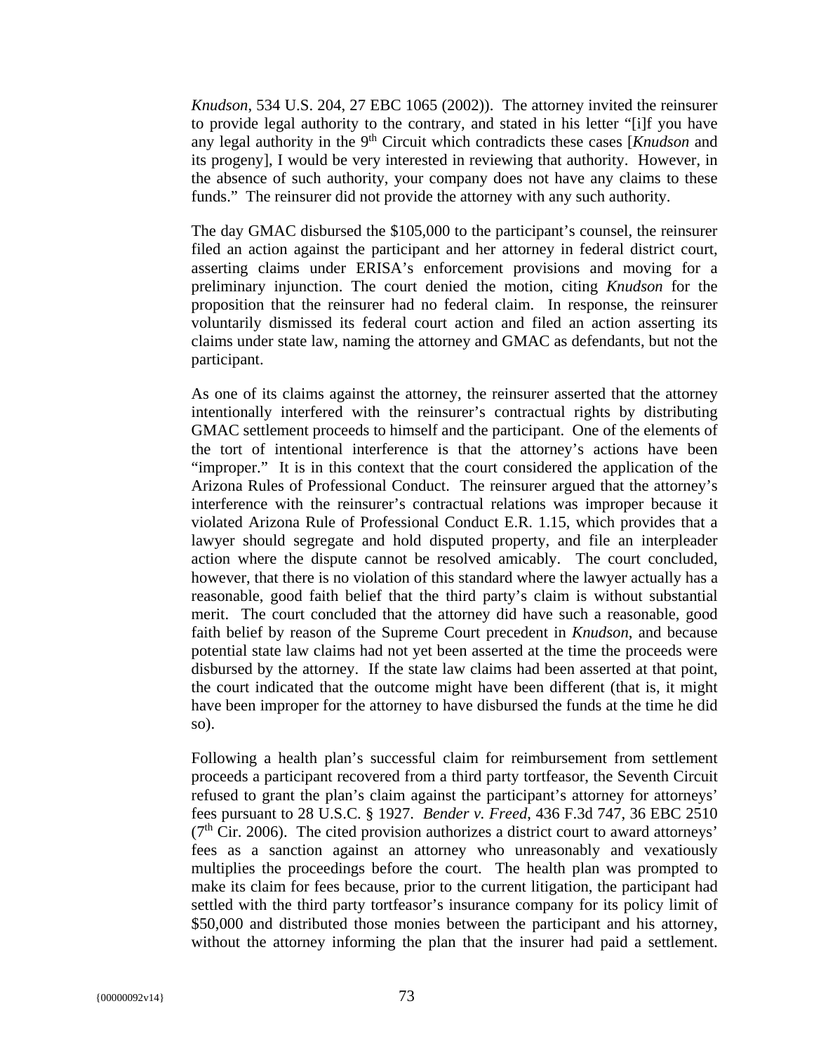*Knudson*, 534 U.S. 204, 27 EBC 1065 (2002)). The attorney invited the reinsurer to provide legal authority to the contrary, and stated in his letter "[i]f you have any legal authority in the 9th Circuit which contradicts these cases [*Knudson* and its progeny], I would be very interested in reviewing that authority. However, in the absence of such authority, your company does not have any claims to these funds." The reinsurer did not provide the attorney with any such authority.

The day GMAC disbursed the $105,000 to the participant's counsel, the reinsurer filed an action against the participant and her attorney in federal district court, asserting claims under ERISA's enforcement provisions and moving for a preliminary injunction. The court denied the motion, citing *Knudson* for the proposition that the reinsurer had no federal claim. In response, the reinsurer voluntarily dismissed its federal court action and filed an action asserting its claims under state law, naming the attorney and GMAC as defendants, but not the participant.

As one of its claims against the attorney, the reinsurer asserted that the attorney intentionally interfered with the reinsurer's contractual rights by distributing GMAC settlement proceeds to himself and the participant. One of the elements of the tort of intentional interference is that the attorney's actions have been "improper." It is in this context that the court considered the application of the Arizona Rules of Professional Conduct. The reinsurer argued that the attorney's interference with the reinsurer's contractual relations was improper because it violated Arizona Rule of Professional Conduct E.R. 1.15, which provides that a lawyer should segregate and hold disputed property, and file an interpleader action where the dispute cannot be resolved amicably. The court concluded, however, that there is no violation of this standard where the lawyer actually has a reasonable, good faith belief that the third party's claim is without substantial merit. The court concluded that the attorney did have such a reasonable, good faith belief by reason of the Supreme Court precedent in *Knudson*, and because potential state law claims had not yet been asserted at the time the proceeds were disbursed by the attorney. If the state law claims had been asserted at that point, the court indicated that the outcome might have been different (that is, it might have been improper for the attorney to have disbursed the funds at the time he did so).

Following a health plan's successful claim for reimbursement from settlement proceeds a participant recovered from a third party tortfeasor, the Seventh Circuit refused to grant the plan's claim against the participant's attorney for attorneys' fees pursuant to 28 U.S.C. § 1927. *Bender v. Freed*, 436 F.3d 747, 36 EBC 2510 (7th Cir. 2006). The cited provision authorizes a district court to award attorneys' fees as a sanction against an attorney who unreasonably and vexatiously multiplies the proceedings before the court. The health plan was prompted to make its claim for fees because, prior to the current litigation, the participant had settled with the third party tortfeasor's insurance company for its policy limit of $50,000 and distributed those monies between the participant and his attorney, without the attorney informing the plan that the insurer had paid a settlement.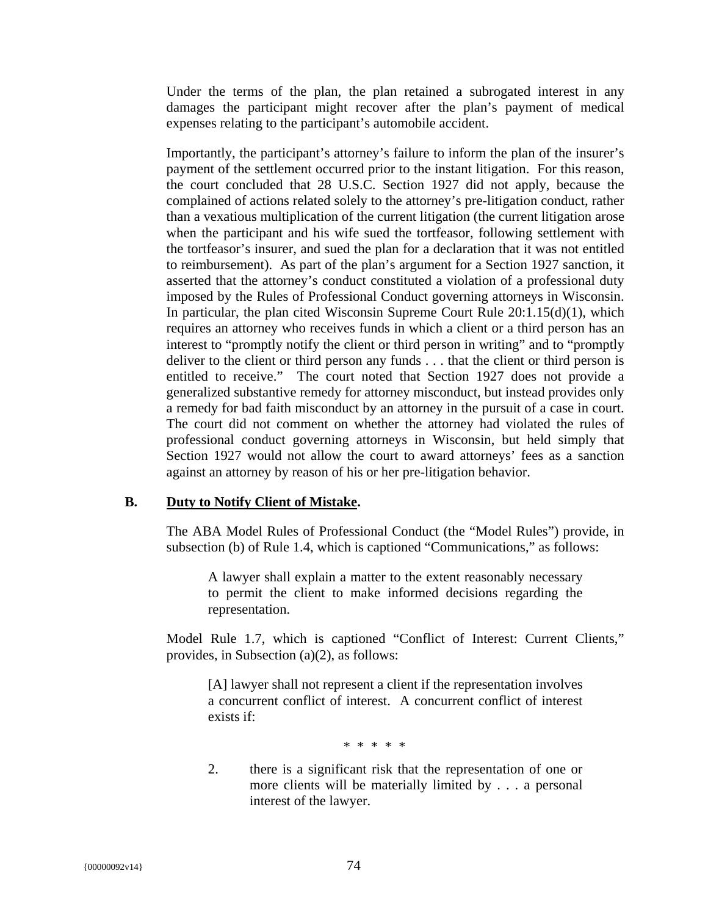Under the terms of the plan, the plan retained a subrogated interest in any damages the participant might recover after the plan's payment of medical expenses relating to the participant's automobile accident.

Importantly, the participant's attorney's failure to inform the plan of the insurer's payment of the settlement occurred prior to the instant litigation. For this reason, the court concluded that 28 U.S.C. Section 1927 did not apply, because the complained of actions related solely to the attorney's pre-litigation conduct, rather than a vexatious multiplication of the current litigation (the current litigation arose when the participant and his wife sued the tortfeasor, following settlement with the tortfeasor's insurer, and sued the plan for a declaration that it was not entitled to reimbursement). As part of the plan's argument for a Section 1927 sanction, it asserted that the attorney's conduct constituted a violation of a professional duty imposed by the Rules of Professional Conduct governing attorneys in Wisconsin. In particular, the plan cited Wisconsin Supreme Court Rule 20:1.15(d)(1), which requires an attorney who receives funds in which a client or a third person has an interest to "promptly notify the client or third person in writing" and to "promptly deliver to the client or third person any funds . . . that the client or third person is entitled to receive." The court noted that Section 1927 does not provide a generalized substantive remedy for attorney misconduct, but instead provides only a remedy for bad faith misconduct by an attorney in the pursuit of a case in court. The court did not comment on whether the attorney had violated the rules of professional conduct governing attorneys in Wisconsin, but held simply that Section 1927 would not allow the court to award attorneys' fees as a sanction against an attorney by reason of his or her pre-litigation behavior.

### B. <u>Duty to Notify Client of Mistake</u>.

The ABA Model Rules of Professional Conduct (the "Model Rules") provide, in subsection (b) of Rule 1.4, which is captioned "Communications," as follows:

> A lawyer shall explain a matter to the extent reasonably necessary to permit the client to make informed decisions regarding the representation.

Model Rule 1.7, which is captioned "Conflict of Interest: Current Clients," provides, in Subsection (a)(2), as follows:

> [A] lawyer shall not represent a client if the representation involves a concurrent conflict of interest. A concurrent conflict of interest exists if:
>
> \* \* \* \* \*
>
> 2. there is a significant risk that the representation of one or more clients will be materially limited by . . . a personal interest of the lawyer.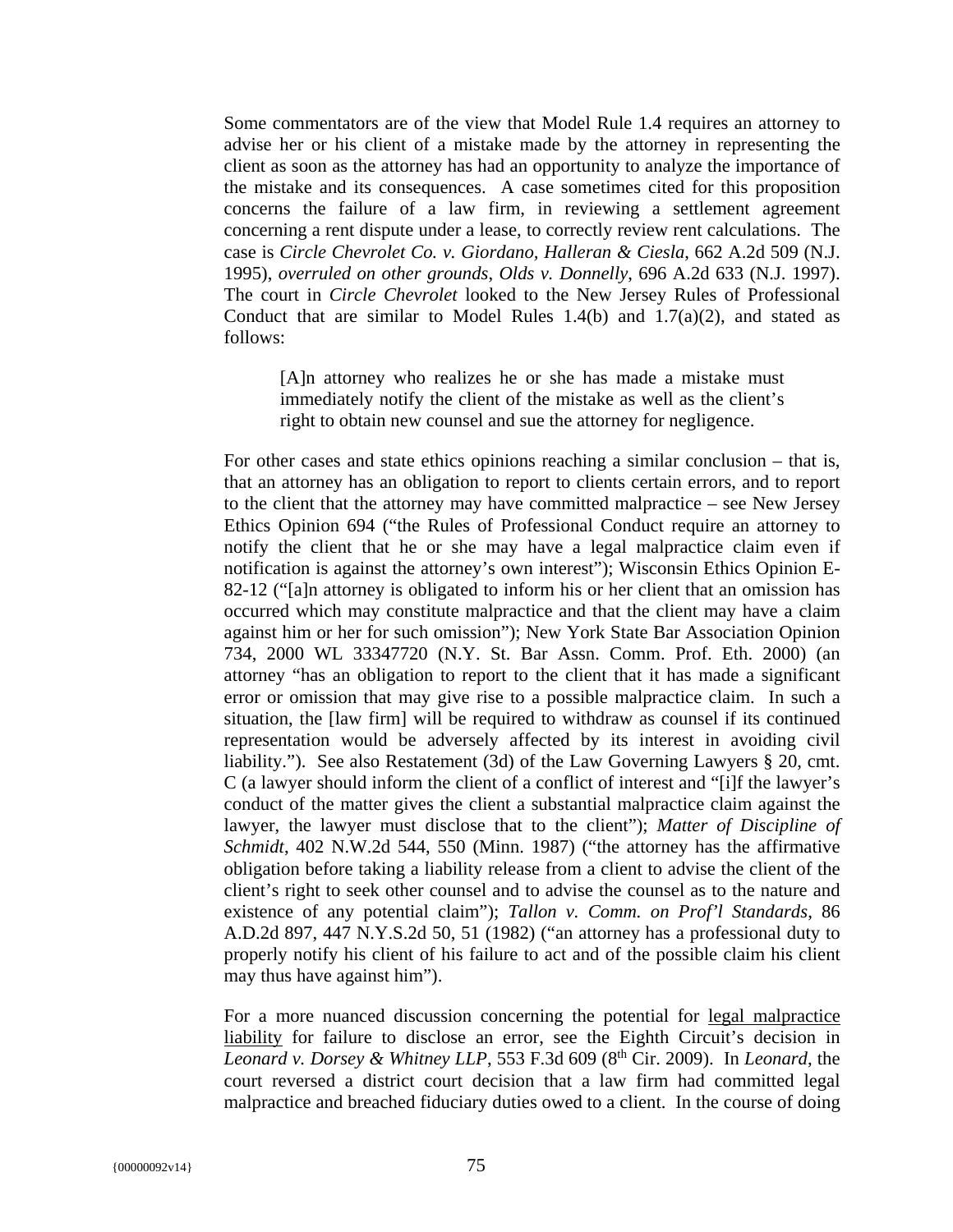Some commentators are of the view that Model Rule 1.4 requires an attorney to advise her or his client of a mistake made by the attorney in representing the client as soon as the attorney has had an opportunity to analyze the importance of the mistake and its consequences. A case sometimes cited for this proposition concerns the failure of a law firm, in reviewing a settlement agreement concerning a rent dispute under a lease, to correctly review rent calculations. The case is *Circle Chevrolet Co. v. Giordano, Halleran & Ciesla*, 662 A.2d 509 (N.J. 1995), *overruled on other grounds*, *Olds v. Donnelly*, 696 A.2d 633 (N.J. 1997). The court in *Circle Chevrolet* looked to the New Jersey Rules of Professional Conduct that are similar to Model Rules 1.4(b) and 1.7(a)(2), and stated as follows:

> [A]n attorney who realizes he or she has made a mistake must immediately notify the client of the mistake as well as the client's right to obtain new counsel and sue the attorney for negligence.

For other cases and state ethics opinions reaching a similar conclusion – that is, that an attorney has an obligation to report to clients certain errors, and to report to the client that the attorney may have committed malpractice – see New Jersey Ethics Opinion 694 ("the Rules of Professional Conduct require an attorney to notify the client that he or she may have a legal malpractice claim even if notification is against the attorney's own interest"); Wisconsin Ethics Opinion E-82-12 ("[a]n attorney is obligated to inform his or her client that an omission has occurred which may constitute malpractice and that the client may have a claim against him or her for such omission"); New York State Bar Association Opinion 734, 2000 WL 33347720 (N.Y. St. Bar Assn. Comm. Prof. Eth. 2000) (an attorney "has an obligation to report to the client that it has made a significant error or omission that may give rise to a possible malpractice claim. In such a situation, the [law firm] will be required to withdraw as counsel if its continued representation would be adversely affected by its interest in avoiding civil liability."). See also Restatement (3d) of the Law Governing Lawyers § 20, cmt. C (a lawyer should inform the client of a conflict of interest and "[i]f the lawyer's conduct of the matter gives the client a substantial malpractice claim against the lawyer, the lawyer must disclose that to the client"); *Matter of Discipline of Schmidt*, 402 N.W.2d 544, 550 (Minn. 1987) ("the attorney has the affirmative obligation before taking a liability release from a client to advise the client of the client's right to seek other counsel and to advise the counsel as to the nature and existence of any potential claim"); *Tallon v. Comm. on Prof'l Standards*, 86 A.D.2d 897, 447 N.Y.S.2d 50, 51 (1982) ("an attorney has a professional duty to properly notify his client of his failure to act and of the possible claim his client may thus have against him").

For a more nuanced discussion concerning the potential for legal malpractice liability for failure to disclose an error, see the Eighth Circuit's decision in *Leonard v. Dorsey & Whitney LLP*, 553 F.3d 609 (8th Cir. 2009). In *Leonard*, the court reversed a district court decision that a law firm had committed legal malpractice and breached fiduciary duties owed to a client. In the course of doing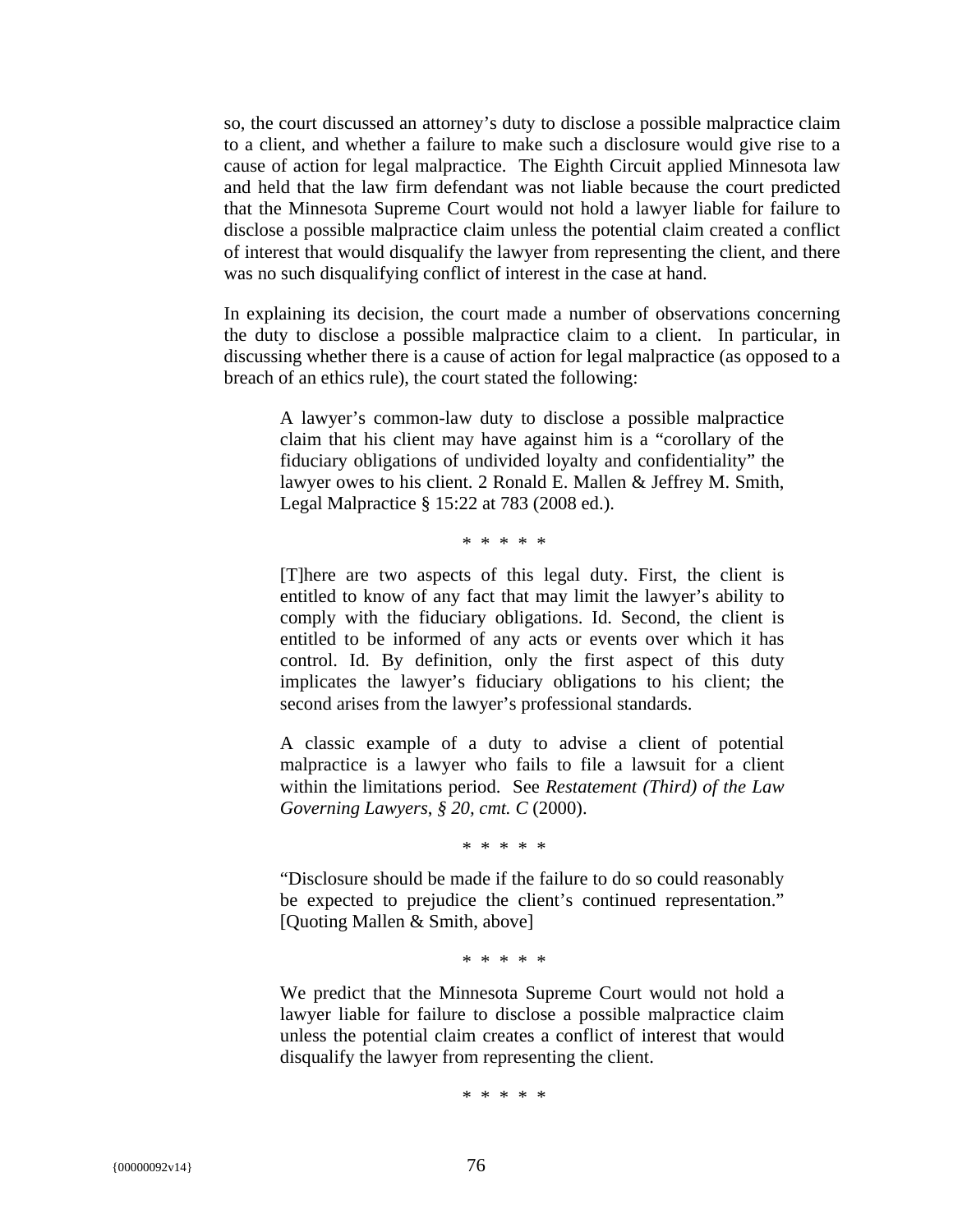so, the court discussed an attorney's duty to disclose a possible malpractice claim to a client, and whether a failure to make such a disclosure would give rise to a cause of action for legal malpractice. The Eighth Circuit applied Minnesota law and held that the law firm defendant was not liable because the court predicted that the Minnesota Supreme Court would not hold a lawyer liable for failure to disclose a possible malpractice claim unless the potential claim created a conflict of interest that would disqualify the lawyer from representing the client, and there was no such disqualifying conflict of interest in the case at hand.

In explaining its decision, the court made a number of observations concerning the duty to disclose a possible malpractice claim to a client. In particular, in discussing whether there is a cause of action for legal malpractice (as opposed to a breach of an ethics rule), the court stated the following:

> A lawyer's common-law duty to disclose a possible malpractice claim that his client may have against him is a "corollary of the fiduciary obligations of undivided loyalty and confidentiality" the lawyer owes to his client. 2 Ronald E. Mallen & Jeffrey M. Smith, Legal Malpractice § 15:22 at 783 (2008 ed.).
>
> \* \* \* \* \*
>
> [T]here are two aspects of this legal duty. First, the client is entitled to know of any fact that may limit the lawyer's ability to comply with the fiduciary obligations. Id. Second, the client is entitled to be informed of any acts or events over which it has control. Id. By definition, only the first aspect of this duty implicates the lawyer's fiduciary obligations to his client; the second arises from the lawyer's professional standards.
>
> A classic example of a duty to advise a client of potential malpractice is a lawyer who fails to file a lawsuit for a client within the limitations period. See *Restatement (Third) of the Law Governing Lawyers*, *§ 20, cmt. C* (2000).
>
> \* \* \* \* \*
>
> "Disclosure should be made if the failure to do so could reasonably be expected to prejudice the client's continued representation." [Quoting Mallen & Smith, above]
>
> \* \* \* \* \*
>
> We predict that the Minnesota Supreme Court would not hold a lawyer liable for failure to disclose a possible malpractice claim unless the potential claim creates a conflict of interest that would disqualify the lawyer from representing the client.
>
> \* \* \* \* \*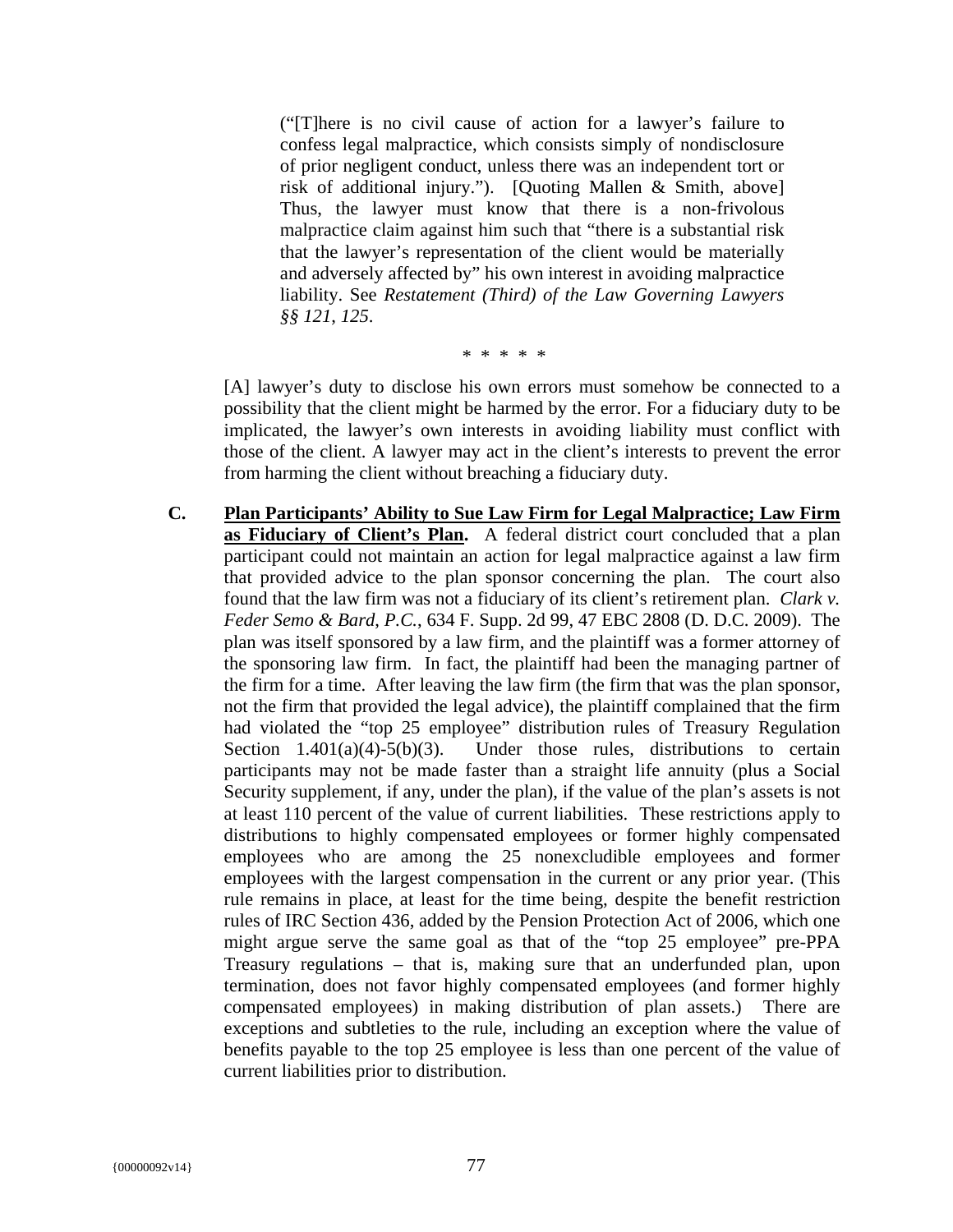> ("[T]here is no civil cause of action for a lawyer's failure to confess legal malpractice, which consists simply of nondisclosure of prior negligent conduct, unless there was an independent tort or risk of additional injury."). [Quoting Mallen & Smith, above] Thus, the lawyer must know that there is a non-frivolous malpractice claim against him such that "there is a substantial risk that the lawyer's representation of the client would be materially and adversely affected by" his own interest in avoiding malpractice liability. See *Restatement (Third) of the Law Governing Lawyers §§ 121, 125*.
>
> \* \* \* \* \*
>
> [A] lawyer's duty to disclose his own errors must somehow be connected to a possibility that the client might be harmed by the error. For a fiduciary duty to be implicated, the lawyer's own interests in avoiding liability must conflict with those of the client. A lawyer may act in the client's interests to prevent the error from harming the client without breaching a fiduciary duty.

**C. <u>Plan Participants' Ability to Sue Law Firm for Legal Malpractice; Law Firm as Fiduciary of Client's Plan</u>.** A federal district court concluded that a plan participant could not maintain an action for legal malpractice against a law firm that provided advice to the plan sponsor concerning the plan. The court also found that the law firm was not a fiduciary of its client's retirement plan. *Clark v. Feder Semo & Bard, P.C.*, 634 F. Supp. 2d 99, 47 EBC 2808 (D. D.C. 2009). The plan was itself sponsored by a law firm, and the plaintiff was a former attorney of the sponsoring law firm. In fact, the plaintiff had been the managing partner of the firm for a time. After leaving the law firm (the firm that was the plan sponsor, not the firm that provided the legal advice), the plaintiff complained that the firm had violated the "top 25 employee" distribution rules of Treasury Regulation Section 1.401(a)(4)-5(b)(3). Under those rules, distributions to certain participants may not be made faster than a straight life annuity (plus a Social Security supplement, if any, under the plan), if the value of the plan's assets is not at least 110 percent of the value of current liabilities. These restrictions apply to distributions to highly compensated employees or former highly compensated employees who are among the 25 nonexcludible employees and former employees with the largest compensation in the current or any prior year. (This rule remains in place, at least for the time being, despite the benefit restriction rules of IRC Section 436, added by the Pension Protection Act of 2006, which one might argue serve the same goal as that of the "top 25 employee" pre-PPA Treasury regulations – that is, making sure that an underfunded plan, upon termination, does not favor highly compensated employees (and former highly compensated employees) in making distribution of plan assets.) There are exceptions and subtleties to the rule, including an exception where the value of benefits payable to the top 25 employee is less than one percent of the value of current liabilities prior to distribution.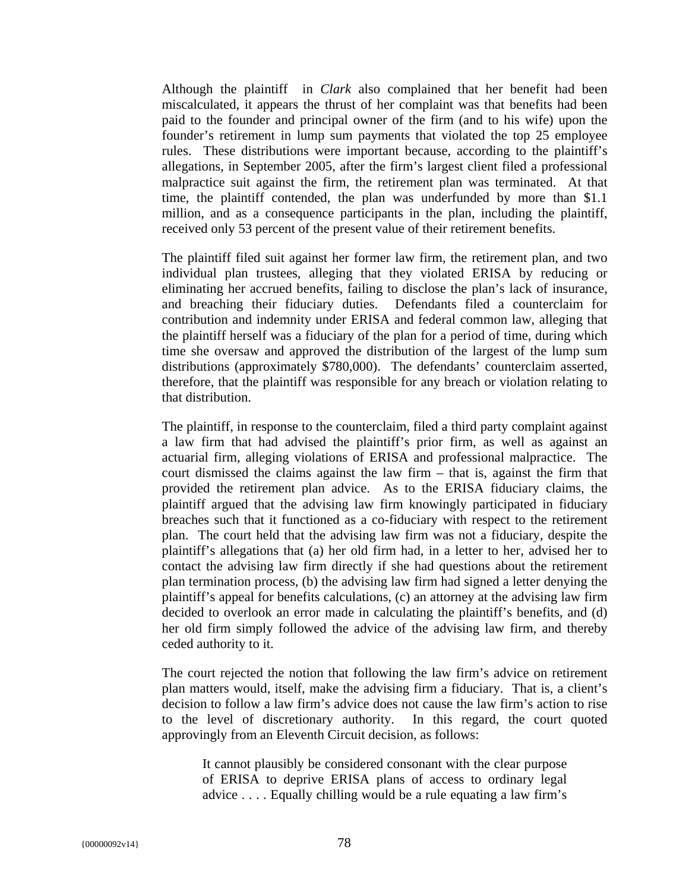Although the plaintiff in *Clark* also complained that her benefit had been miscalculated, it appears the thrust of her complaint was that benefits had been paid to the founder and principal owner of the firm (and to his wife) upon the founder's retirement in lump sum payments that violated the top 25 employee rules. These distributions were important because, according to the plaintiff's allegations, in September 2005, after the firm's largest client filed a professional malpractice suit against the firm, the retirement plan was terminated. At that time, the plaintiff contended, the plan was underfunded by more than $1.1 million, and as a consequence participants in the plan, including the plaintiff, received only 53 percent of the present value of their retirement benefits.

The plaintiff filed suit against her former law firm, the retirement plan, and two individual plan trustees, alleging that they violated ERISA by reducing or eliminating her accrued benefits, failing to disclose the plan's lack of insurance, and breaching their fiduciary duties. Defendants filed a counterclaim for contribution and indemnity under ERISA and federal common law, alleging that the plaintiff herself was a fiduciary of the plan for a period of time, during which time she oversaw and approved the distribution of the largest of the lump sum distributions (approximately $780,000). The defendants' counterclaim asserted, therefore, that the plaintiff was responsible for any breach or violation relating to that distribution.

The plaintiff, in response to the counterclaim, filed a third party complaint against a law firm that had advised the plaintiff's prior firm, as well as against an actuarial firm, alleging violations of ERISA and professional malpractice. The court dismissed the claims against the law firm – that is, against the firm that provided the retirement plan advice. As to the ERISA fiduciary claims, the plaintiff argued that the advising law firm knowingly participated in fiduciary breaches such that it functioned as a co-fiduciary with respect to the retirement plan. The court held that the advising law firm was not a fiduciary, despite the plaintiff's allegations that (a) her old firm had, in a letter to her, advised her to contact the advising law firm directly if she had questions about the retirement plan termination process, (b) the advising law firm had signed a letter denying the plaintiff's appeal for benefits calculations, (c) an attorney at the advising law firm decided to overlook an error made in calculating the plaintiff's benefits, and (d) her old firm simply followed the advice of the advising law firm, and thereby ceded authority to it.

The court rejected the notion that following the law firm's advice on retirement plan matters would, itself, make the advising firm a fiduciary. That is, a client's decision to follow a law firm's advice does not cause the law firm's action to rise to the level of discretionary authority. In this regard, the court quoted approvingly from an Eleventh Circuit decision, as follows:

> It cannot plausibly be considered consonant with the clear purpose of ERISA to deprive ERISA plans of access to ordinary legal advice . . . . Equally chilling would be a rule equating a law firm's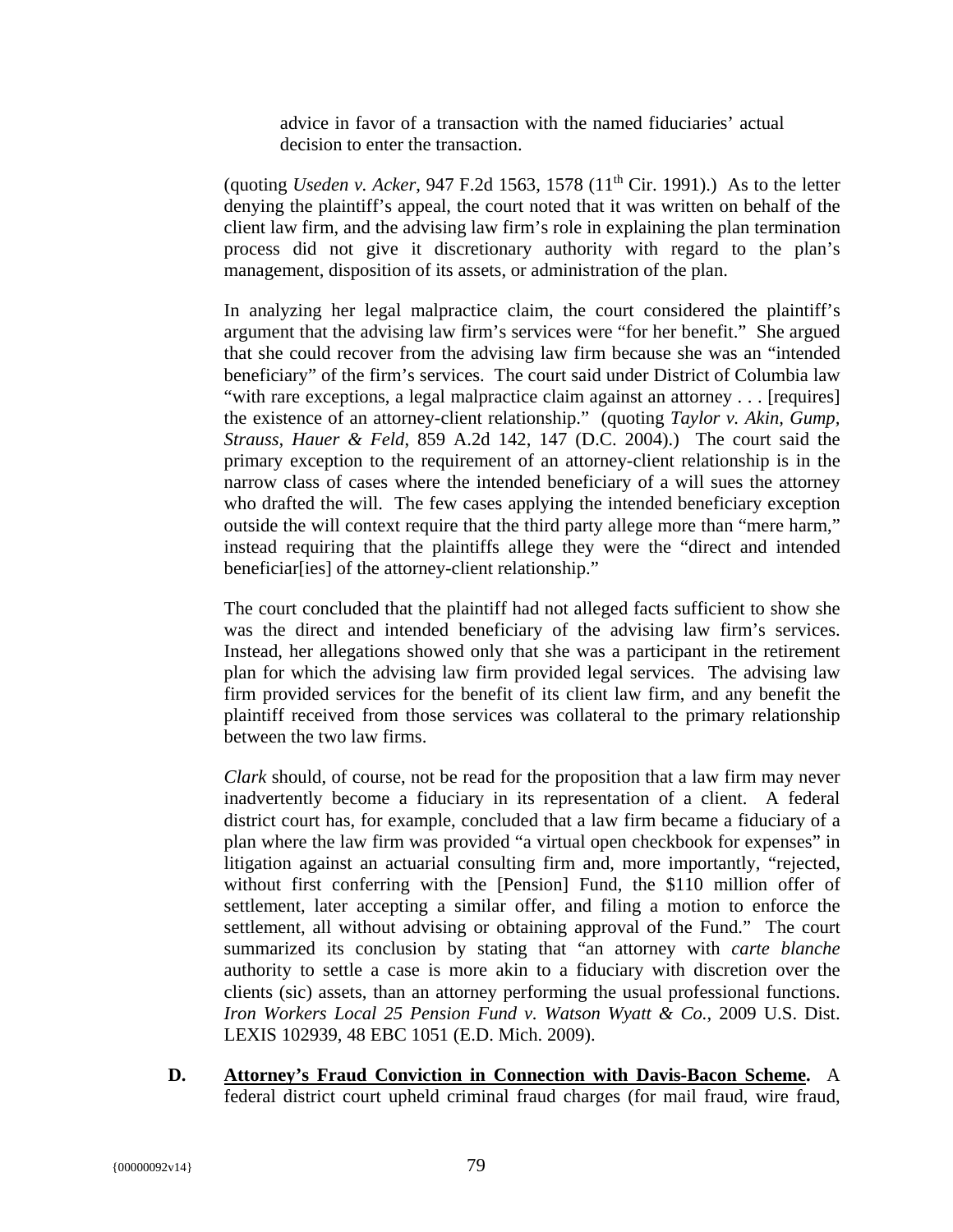advice in favor of a transaction with the named fiduciaries' actual decision to enter the transaction.

(quoting *Useden v. Acker*, 947 F.2d 1563, 1578 (11th Cir. 1991).) As to the letter denying the plaintiff's appeal, the court noted that it was written on behalf of the client law firm, and the advising law firm's role in explaining the plan termination process did not give it discretionary authority with regard to the plan's management, disposition of its assets, or administration of the plan.

In analyzing her legal malpractice claim, the court considered the plaintiff's argument that the advising law firm's services were "for her benefit." She argued that she could recover from the advising law firm because she was an "intended beneficiary" of the firm's services. The court said under District of Columbia law "with rare exceptions, a legal malpractice claim against an attorney . . . [requires] the existence of an attorney-client relationship." (quoting *Taylor v. Akin, Gump, Strauss, Hauer & Feld*, 859 A.2d 142, 147 (D.C. 2004).) The court said the primary exception to the requirement of an attorney-client relationship is in the narrow class of cases where the intended beneficiary of a will sues the attorney who drafted the will. The few cases applying the intended beneficiary exception outside the will context require that the third party allege more than "mere harm," instead requiring that the plaintiffs allege they were the "direct and intended beneficiar[ies] of the attorney-client relationship."

The court concluded that the plaintiff had not alleged facts sufficient to show she was the direct and intended beneficiary of the advising law firm's services. Instead, her allegations showed only that she was a participant in the retirement plan for which the advising law firm provided legal services. The advising law firm provided services for the benefit of its client law firm, and any benefit the plaintiff received from those services was collateral to the primary relationship between the two law firms.

*Clark* should, of course, not be read for the proposition that a law firm may never inadvertently become a fiduciary in its representation of a client. A federal district court has, for example, concluded that a law firm became a fiduciary of a plan where the law firm was provided "a virtual open checkbook for expenses" in litigation against an actuarial consulting firm and, more importantly, "rejected, without first conferring with the [Pension] Fund, the $110 million offer of settlement, later accepting a similar offer, and filing a motion to enforce the settlement, all without advising or obtaining approval of the Fund." The court summarized its conclusion by stating that "an attorney with *carte blanche* authority to settle a case is more akin to a fiduciary with discretion over the clients (sic) assets, than an attorney performing the usual professional functions. *Iron Workers Local 25 Pension Fund v. Watson Wyatt & Co.*, 2009 U.S. Dist. LEXIS 102939, 48 EBC 1051 (E.D. Mich. 2009).

**D. <u>Attorney's Fraud Conviction in Connection with Davis-Bacon Scheme</u>.** A federal district court upheld criminal fraud charges (for mail fraud, wire fraud,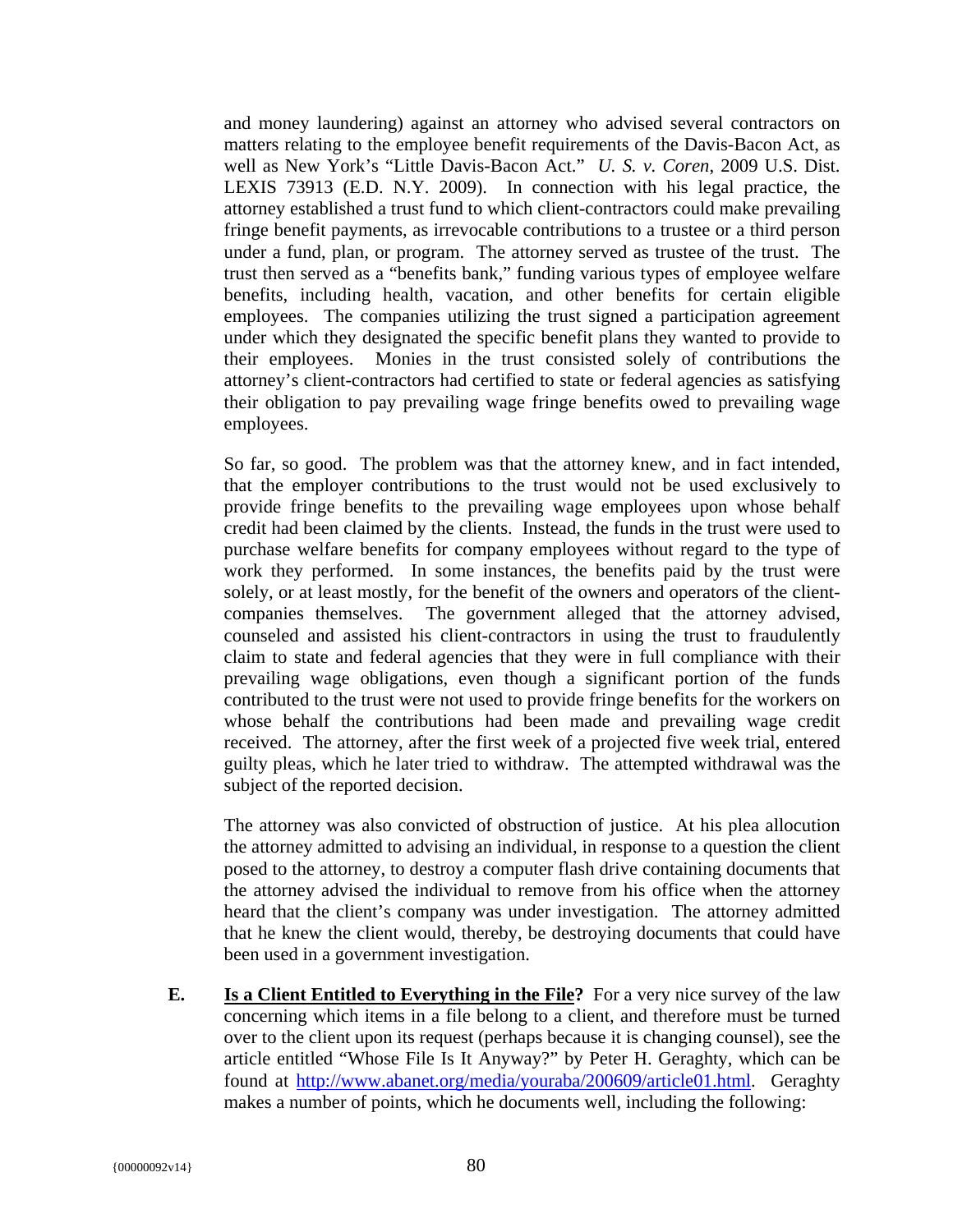and money laundering) against an attorney who advised several contractors on matters relating to the employee benefit requirements of the Davis-Bacon Act, as well as New York's "Little Davis-Bacon Act." *U. S. v. Coren*, 2009 U.S. Dist. LEXIS 73913 (E.D. N.Y. 2009). In connection with his legal practice, the attorney established a trust fund to which client-contractors could make prevailing fringe benefit payments, as irrevocable contributions to a trustee or a third person under a fund, plan, or program. The attorney served as trustee of the trust. The trust then served as a "benefits bank," funding various types of employee welfare benefits, including health, vacation, and other benefits for certain eligible employees. The companies utilizing the trust signed a participation agreement under which they designated the specific benefit plans they wanted to provide to their employees. Monies in the trust consisted solely of contributions the attorney's client-contractors had certified to state or federal agencies as satisfying their obligation to pay prevailing wage fringe benefits owed to prevailing wage employees.

So far, so good. The problem was that the attorney knew, and in fact intended, that the employer contributions to the trust would not be used exclusively to provide fringe benefits to the prevailing wage employees upon whose behalf credit had been claimed by the clients. Instead, the funds in the trust were used to purchase welfare benefits for company employees without regard to the type of work they performed. In some instances, the benefits paid by the trust were solely, or at least mostly, for the benefit of the owners and operators of the client-companies themselves. The government alleged that the attorney advised, counseled and assisted his client-contractors in using the trust to fraudulently claim to state and federal agencies that they were in full compliance with their prevailing wage obligations, even though a significant portion of the funds contributed to the trust were not used to provide fringe benefits for the workers on whose behalf the contributions had been made and prevailing wage credit received. The attorney, after the first week of a projected five week trial, entered guilty pleas, which he later tried to withdraw. The attempted withdrawal was the subject of the reported decision.

The attorney was also convicted of obstruction of justice. At his plea allocution the attorney admitted to advising an individual, in response to a question the client posed to the attorney, to destroy a computer flash drive containing documents that the attorney advised the individual to remove from his office when the attorney heard that the client's company was under investigation. The attorney admitted that he knew the client would, thereby, be destroying documents that could have been used in a government investigation.

**E. Is a Client Entitled to Everything in the File?** For a very nice survey of the law concerning which items in a file belong to a client, and therefore must be turned over to the client upon its request (perhaps because it is changing counsel), see the article entitled "Whose File Is It Anyway?" by Peter H. Geraghty, which can be found at http://www.abanet.org/media/youraba/200609/article01.html. Geraghty makes a number of points, which he documents well, including the following: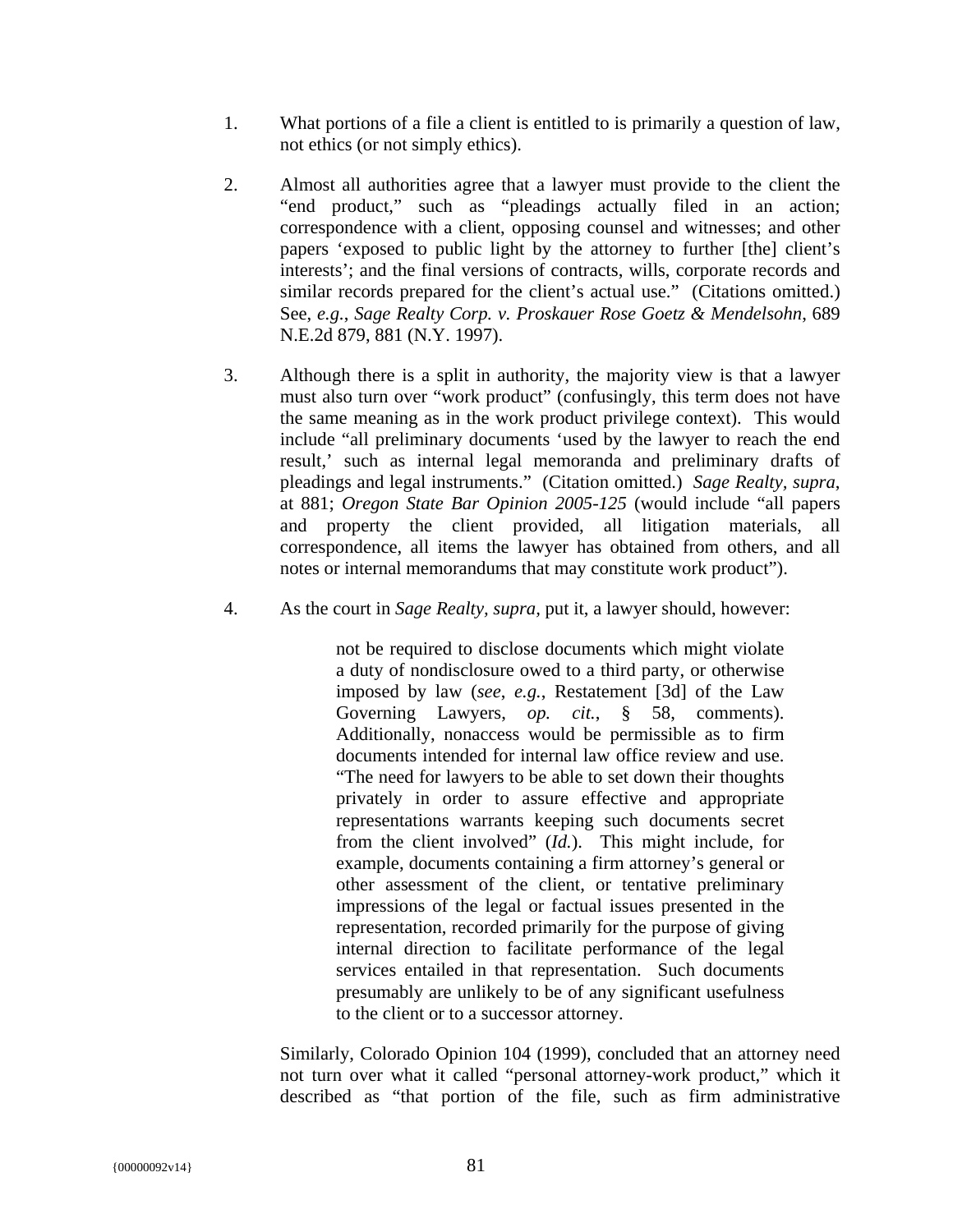1. What portions of a file a client is entitled to is primarily a question of law, not ethics (or not simply ethics).

2. Almost all authorities agree that a lawyer must provide to the client the "end product," such as "pleadings actually filed in an action; correspondence with a client, opposing counsel and witnesses; and other papers 'exposed to public light by the attorney to further [the] client's interests'; and the final versions of contracts, wills, corporate records and similar records prepared for the client's actual use." (Citations omitted.) See, *e.g.*, *Sage Realty Corp. v. Proskauer Rose Goetz & Mendelsohn*, 689 N.E.2d 879, 881 (N.Y. 1997).

3. Although there is a split in authority, the majority view is that a lawyer must also turn over "work product" (confusingly, this term does not have the same meaning as in the work product privilege context). This would include "all preliminary documents 'used by the lawyer to reach the end result,' such as internal legal memoranda and preliminary drafts of pleadings and legal instruments." (Citation omitted.) *Sage Realty*, *supra*, at 881; *Oregon State Bar Opinion 2005-125* (would include "all papers and property the client provided, all litigation materials, all correspondence, all items the lawyer has obtained from others, and all notes or internal memorandums that may constitute work product").

4. As the court in *Sage Realty, supra,* put it, a lawyer should, however:

> not be required to disclose documents which might violate a duty of nondisclosure owed to a third party, or otherwise imposed by law (*see*, *e.g.*, Restatement [3d] of the Law Governing Lawyers, *op. cit.*, § 58, comments). Additionally, nonaccess would be permissible as to firm documents intended for internal law office review and use. "The need for lawyers to be able to set down their thoughts privately in order to assure effective and appropriate representations warrants keeping such documents secret from the client involved" (*Id.*). This might include, for example, documents containing a firm attorney's general or other assessment of the client, or tentative preliminary impressions of the legal or factual issues presented in the representation, recorded primarily for the purpose of giving internal direction to facilitate performance of the legal services entailed in that representation. Such documents presumably are unlikely to be of any significant usefulness to the client or to a successor attorney.

Similarly, Colorado Opinion 104 (1999), concluded that an attorney need not turn over what it called "personal attorney-work product," which it described as "that portion of the file, such as firm administrative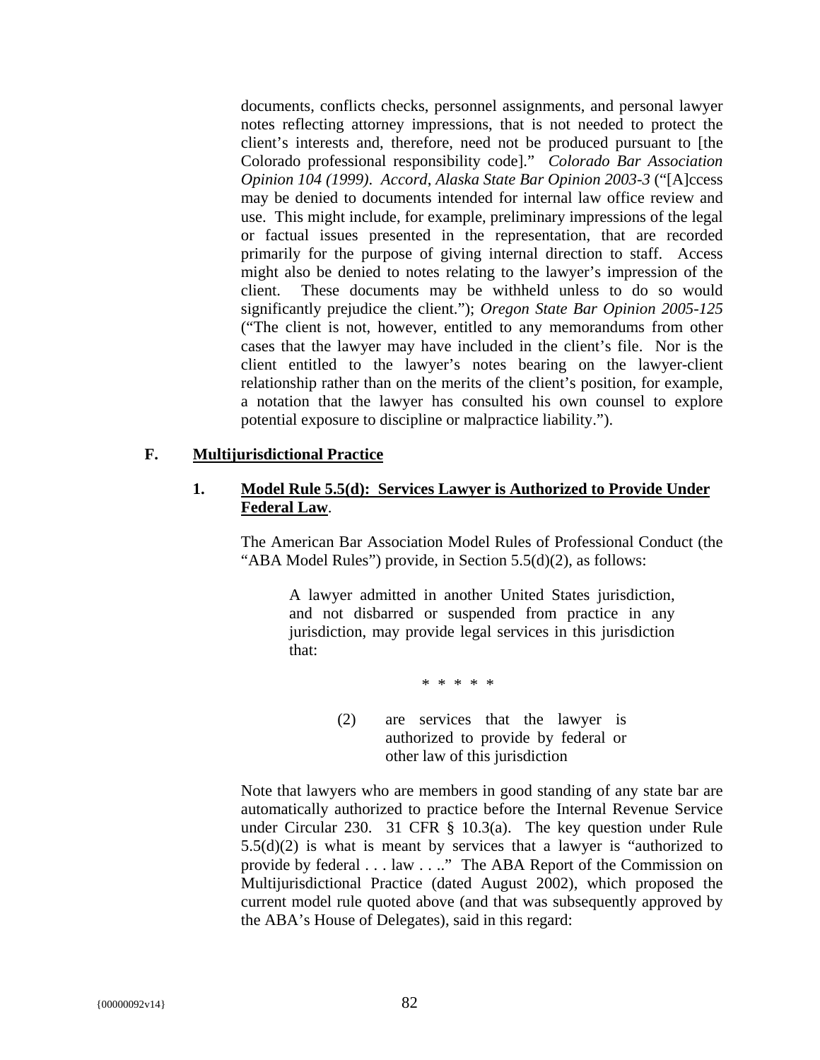documents, conflicts checks, personnel assignments, and personal lawyer notes reflecting attorney impressions, that is not needed to protect the client's interests and, therefore, need not be produced pursuant to [the Colorado professional responsibility code]." *Colorado Bar Association Opinion 104 (1999)*. *Accord*, *Alaska State Bar Opinion 2003-3* ("[A]ccess may be denied to documents intended for internal law office review and use. This might include, for example, preliminary impressions of the legal or factual issues presented in the representation, that are recorded primarily for the purpose of giving internal direction to staff. Access might also be denied to notes relating to the lawyer's impression of the client. These documents may be withheld unless to do so would significantly prejudice the client."); *Oregon State Bar Opinion 2005-125* ("The client is not, however, entitled to any memorandums from other cases that the lawyer may have included in the client's file. Nor is the client entitled to the lawyer's notes bearing on the lawyer-client relationship rather than on the merits of the client's position, for example, a notation that the lawyer has consulted his own counsel to explore potential exposure to discipline or malpractice liability.").

## F. Multijurisdictional Practice

### 1. Model Rule 5.5(d): Services Lawyer is Authorized to Provide Under Federal Law.

The American Bar Association Model Rules of Professional Conduct (the "ABA Model Rules") provide, in Section 5.5(d)(2), as follows:

> A lawyer admitted in another United States jurisdiction, and not disbarred or suspended from practice in any jurisdiction, may provide legal services in this jurisdiction that:
>
> * * * * *
>
> (2) are services that the lawyer is authorized to provide by federal or other law of this jurisdiction

Note that lawyers who are members in good standing of any state bar are automatically authorized to practice before the Internal Revenue Service under Circular 230. 31 CFR § 10.3(a). The key question under Rule 5.5(d)(2) is what is meant by services that a lawyer is "authorized to provide by federal . . . law . . .." The ABA Report of the Commission on Multijurisdictional Practice (dated August 2002), which proposed the current model rule quoted above (and that was subsequently approved by the ABA's House of Delegates), said in this regard: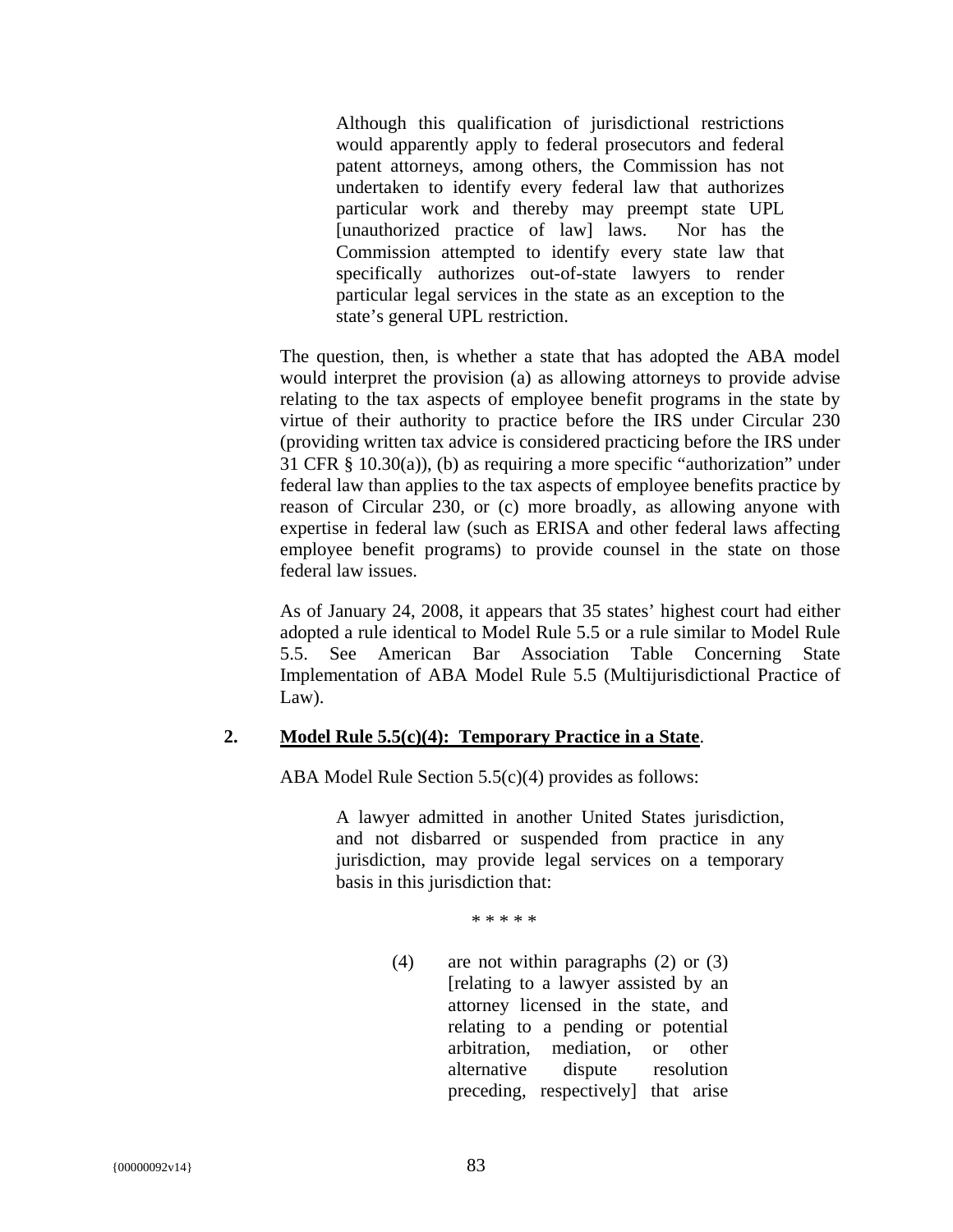> Although this qualification of jurisdictional restrictions would apparently apply to federal prosecutors and federal patent attorneys, among others, the Commission has not undertaken to identify every federal law that authorizes particular work and thereby may preempt state UPL [unauthorized practice of law] laws. Nor has the Commission attempted to identify every state law that specifically authorizes out-of-state lawyers to render particular legal services in the state as an exception to the state's general UPL restriction.

The question, then, is whether a state that has adopted the ABA model would interpret the provision (a) as allowing attorneys to provide advise relating to the tax aspects of employee benefit programs in the state by virtue of their authority to practice before the IRS under Circular 230 (providing written tax advice is considered practicing before the IRS under 31 CFR § 10.30(a)), (b) as requiring a more specific "authorization" under federal law than applies to the tax aspects of employee benefits practice by reason of Circular 230, or (c) more broadly, as allowing anyone with expertise in federal law (such as ERISA and other federal laws affecting employee benefit programs) to provide counsel in the state on those federal law issues.

As of January 24, 2008, it appears that 35 states' highest court had either adopted a rule identical to Model Rule 5.5 or a rule similar to Model Rule 5.5. See American Bar Association Table Concerning State Implementation of ABA Model Rule 5.5 (Multijurisdictional Practice of Law).

**2. <u>Model Rule 5.5(c)(4): Temporary Practice in a State</u>.**

ABA Model Rule Section 5.5(c)(4) provides as follows:

> A lawyer admitted in another United States jurisdiction, and not disbarred or suspended from practice in any jurisdiction, may provide legal services on a temporary basis in this jurisdiction that:
>
> \* \* \* \* \*
>
> (4) are not within paragraphs (2) or (3) [relating to a lawyer assisted by an attorney licensed in the state, and relating to a pending or potential arbitration, mediation, or other alternative dispute resolution preceding, respectively] that arise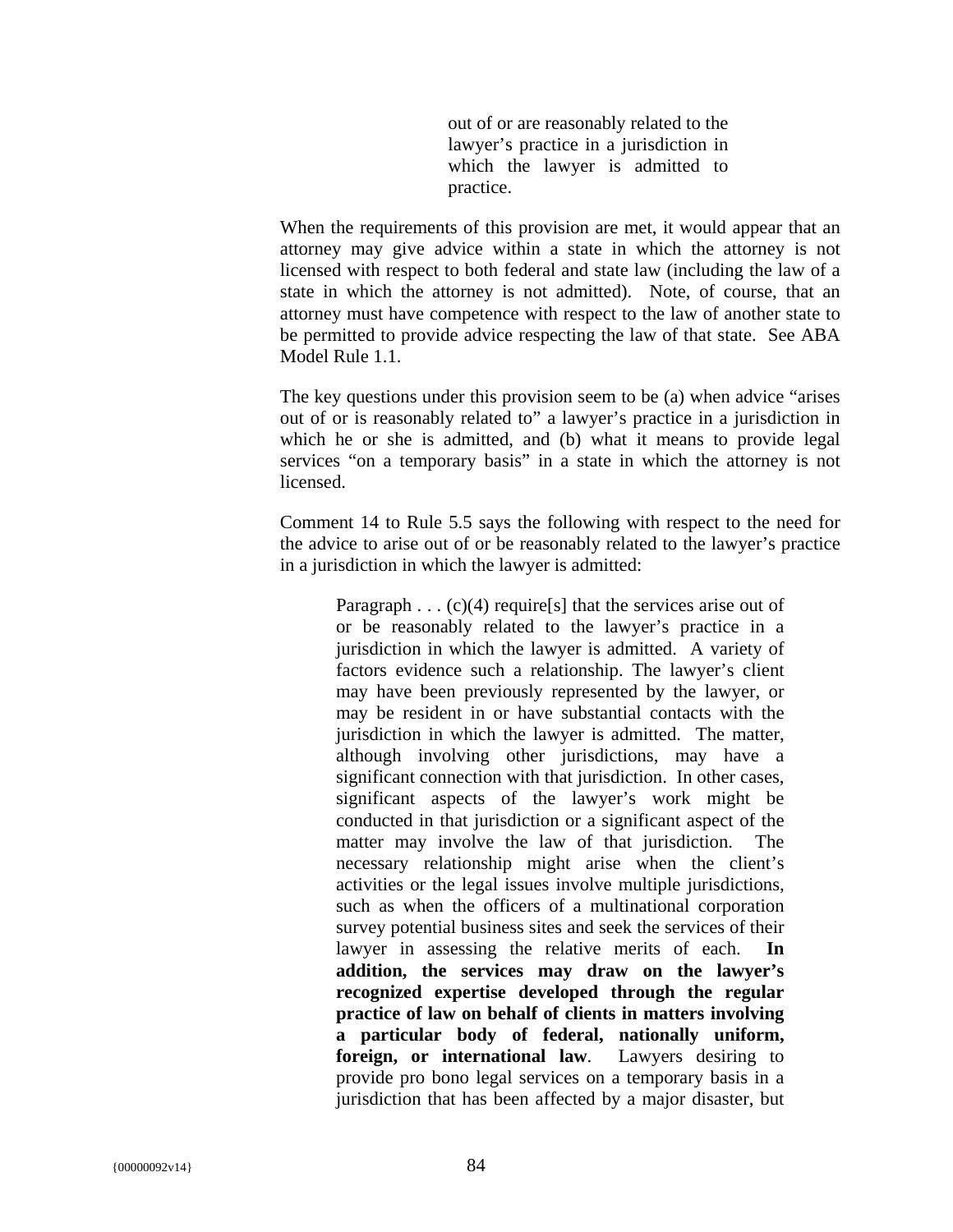> out of or are reasonably related to the lawyer's practice in a jurisdiction in which the lawyer is admitted to practice.

When the requirements of this provision are met, it would appear that an attorney may give advice within a state in which the attorney is not licensed with respect to both federal and state law (including the law of a state in which the attorney is not admitted). Note, of course, that an attorney must have competence with respect to the law of another state to be permitted to provide advice respecting the law of that state. See ABA Model Rule 1.1.

The key questions under this provision seem to be (a) when advice "arises out of or is reasonably related to" a lawyer's practice in a jurisdiction in which he or she is admitted, and (b) what it means to provide legal services "on a temporary basis" in a state in which the attorney is not licensed.

Comment 14 to Rule 5.5 says the following with respect to the need for the advice to arise out of or be reasonably related to the lawyer's practice in a jurisdiction in which the lawyer is admitted:

> Paragraph . . . (c)(4) require[s] that the services arise out of or be reasonably related to the lawyer's practice in a jurisdiction in which the lawyer is admitted. A variety of factors evidence such a relationship. The lawyer's client may have been previously represented by the lawyer, or may be resident in or have substantial contacts with the jurisdiction in which the lawyer is admitted. The matter, although involving other jurisdictions, may have a significant connection with that jurisdiction. In other cases, significant aspects of the lawyer's work might be conducted in that jurisdiction or a significant aspect of the matter may involve the law of that jurisdiction. The necessary relationship might arise when the client's activities or the legal issues involve multiple jurisdictions, such as when the officers of a multinational corporation survey potential business sites and seek the services of their lawyer in assessing the relative merits of each. **In addition, the services may draw on the lawyer's recognized expertise developed through the regular practice of law on behalf of clients in matters involving a particular body of federal, nationally uniform, foreign, or international law**. Lawyers desiring to provide pro bono legal services on a temporary basis in a jurisdiction that has been affected by a major disaster, but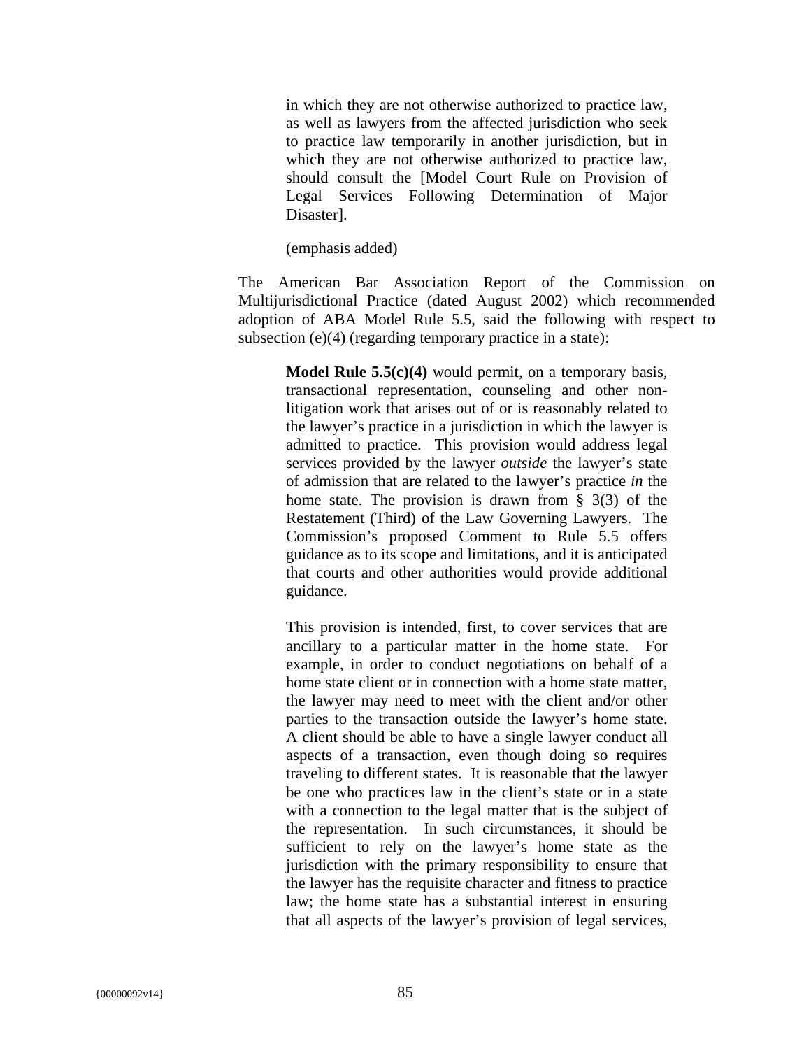> in which they are not otherwise authorized to practice law, as well as lawyers from the affected jurisdiction who seek to practice law temporarily in another jurisdiction, but in which they are not otherwise authorized to practice law, should consult the [Model Court Rule on Provision of Legal Services Following Determination of Major Disaster].
>
> (emphasis added)

The American Bar Association Report of the Commission on Multijurisdictional Practice (dated August 2002) which recommended adoption of ABA Model Rule 5.5, said the following with respect to subsection (e)(4) (regarding temporary practice in a state):

> **Model Rule 5.5(c)(4)** would permit, on a temporary basis, transactional representation, counseling and other non-litigation work that arises out of or is reasonably related to the lawyer's practice in a jurisdiction in which the lawyer is admitted to practice. This provision would address legal services provided by the lawyer *outside* the lawyer's state of admission that are related to the lawyer's practice *in* the home state. The provision is drawn from § 3(3) of the Restatement (Third) of the Law Governing Lawyers. The Commission's proposed Comment to Rule 5.5 offers guidance as to its scope and limitations, and it is anticipated that courts and other authorities would provide additional guidance.
>
> This provision is intended, first, to cover services that are ancillary to a particular matter in the home state. For example, in order to conduct negotiations on behalf of a home state client or in connection with a home state matter, the lawyer may need to meet with the client and/or other parties to the transaction outside the lawyer's home state. A client should be able to have a single lawyer conduct all aspects of a transaction, even though doing so requires traveling to different states. It is reasonable that the lawyer be one who practices law in the client's state or in a state with a connection to the legal matter that is the subject of the representation. In such circumstances, it should be sufficient to rely on the lawyer's home state as the jurisdiction with the primary responsibility to ensure that the lawyer has the requisite character and fitness to practice law; the home state has a substantial interest in ensuring that all aspects of the lawyer's provision of legal services,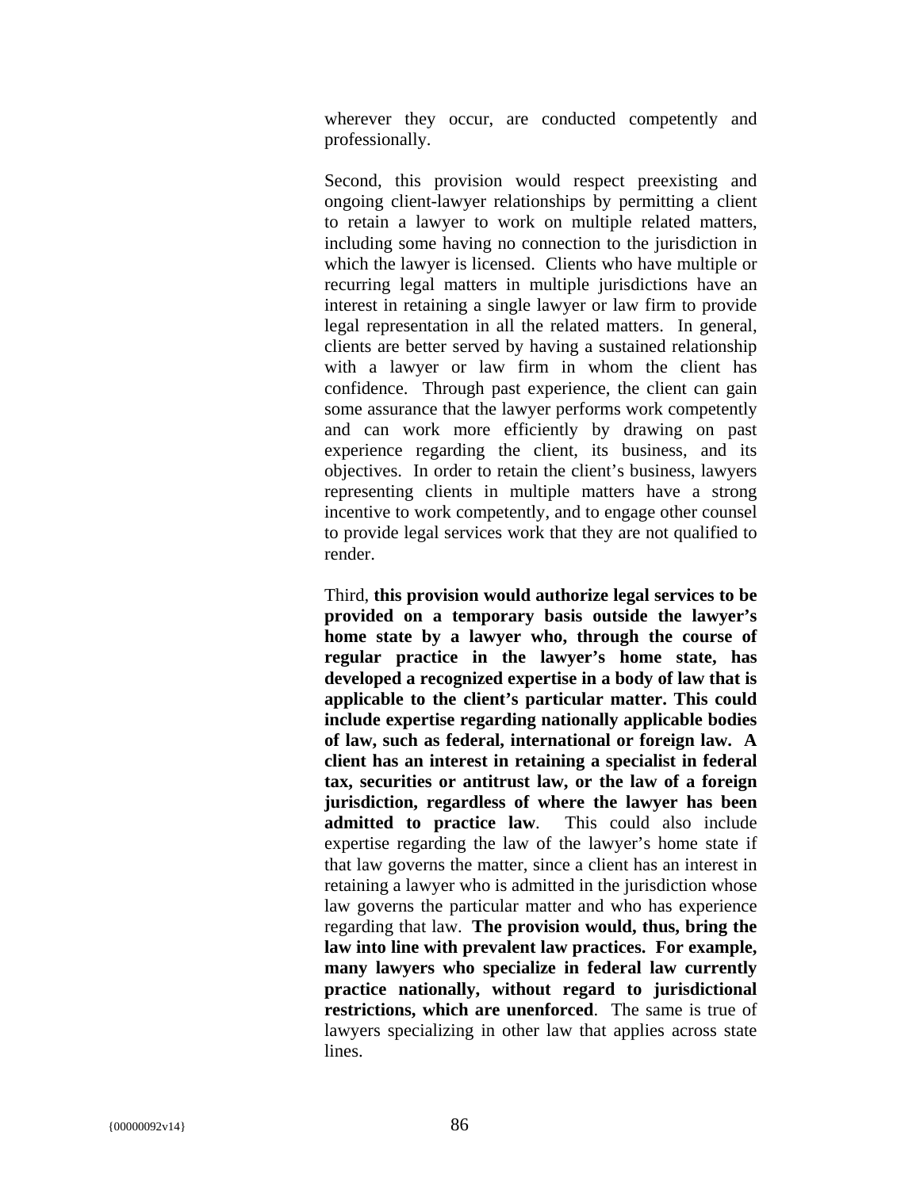wherever they occur, are conducted competently and professionally.

Second, this provision would respect preexisting and ongoing client-lawyer relationships by permitting a client to retain a lawyer to work on multiple related matters, including some having no connection to the jurisdiction in which the lawyer is licensed. Clients who have multiple or recurring legal matters in multiple jurisdictions have an interest in retaining a single lawyer or law firm to provide legal representation in all the related matters. In general, clients are better served by having a sustained relationship with a lawyer or law firm in whom the client has confidence. Through past experience, the client can gain some assurance that the lawyer performs work competently and can work more efficiently by drawing on past experience regarding the client, its business, and its objectives. In order to retain the client's business, lawyers representing clients in multiple matters have a strong incentive to work competently, and to engage other counsel to provide legal services work that they are not qualified to render.

Third, **this provision would authorize legal services to be provided on a temporary basis outside the lawyer's home state by a lawyer who, through the course of regular practice in the lawyer's home state, has developed a recognized expertise in a body of law that is applicable to the client's particular matter. This could include expertise regarding nationally applicable bodies of law, such as federal, international or foreign law. A client has an interest in retaining a specialist in federal tax, securities or antitrust law, or the law of a foreign jurisdiction, regardless of where the lawyer has been admitted to practice law**. This could also include expertise regarding the law of the lawyer's home state if that law governs the matter, since a client has an interest in retaining a lawyer who is admitted in the jurisdiction whose law governs the particular matter and who has experience regarding that law. **The provision would, thus, bring the law into line with prevalent law practices. For example, many lawyers who specialize in federal law currently practice nationally, without regard to jurisdictional restrictions, which are unenforced**. The same is true of lawyers specializing in other law that applies across state lines.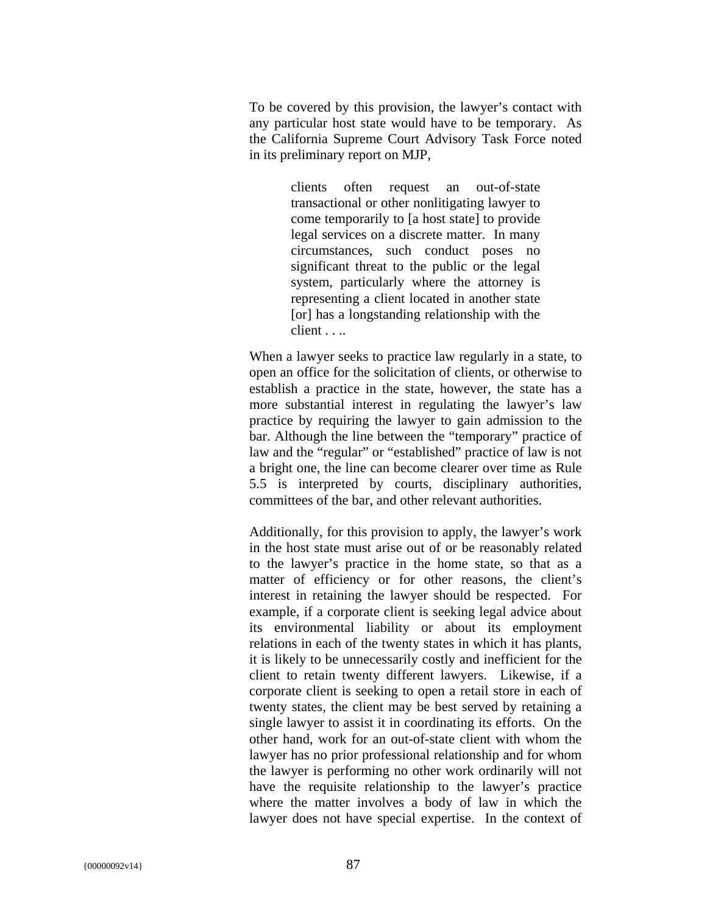To be covered by this provision, the lawyer's contact with any particular host state would have to be temporary. As the California Supreme Court Advisory Task Force noted in its preliminary report on MJP,

> clients often request an out-of-state transactional or other nonlitigating lawyer to come temporarily to [a host state] to provide legal services on a discrete matter. In many circumstances, such conduct poses no significant threat to the public or the legal system, particularly where the attorney is representing a client located in another state [or] has a longstanding relationship with the client . . ..

When a lawyer seeks to practice law regularly in a state, to open an office for the solicitation of clients, or otherwise to establish a practice in the state, however, the state has a more substantial interest in regulating the lawyer's law practice by requiring the lawyer to gain admission to the bar. Although the line between the "temporary" practice of law and the "regular" or "established" practice of law is not a bright one, the line can become clearer over time as Rule 5.5 is interpreted by courts, disciplinary authorities, committees of the bar, and other relevant authorities.

Additionally, for this provision to apply, the lawyer's work in the host state must arise out of or be reasonably related to the lawyer's practice in the home state, so that as a matter of efficiency or for other reasons, the client's interest in retaining the lawyer should be respected. For example, if a corporate client is seeking legal advice about its environmental liability or about its employment relations in each of the twenty states in which it has plants, it is likely to be unnecessarily costly and inefficient for the client to retain twenty different lawyers. Likewise, if a corporate client is seeking to open a retail store in each of twenty states, the client may be best served by retaining a single lawyer to assist it in coordinating its efforts. On the other hand, work for an out-of-state client with whom the lawyer has no prior professional relationship and for whom the lawyer is performing no other work ordinarily will not have the requisite relationship to the lawyer's practice where the matter involves a body of law in which the lawyer does not have special expertise. In the context of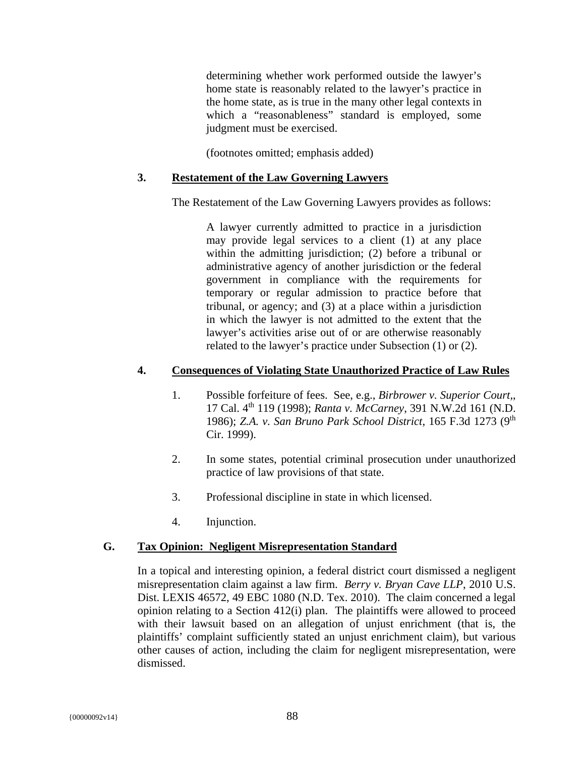> determining whether work performed outside the lawyer's home state is reasonably related to the lawyer's practice in the home state, as is true in the many other legal contexts in which a "reasonableness" standard is employed, some judgment must be exercised.
>
> (footnotes omitted; emphasis added)

### 3. Restatement of the Law Governing Lawyers

The Restatement of the Law Governing Lawyers provides as follows:

> A lawyer currently admitted to practice in a jurisdiction may provide legal services to a client (1) at any place within the admitting jurisdiction; (2) before a tribunal or administrative agency of another jurisdiction or the federal government in compliance with the requirements for temporary or regular admission to practice before that tribunal, or agency; and (3) at a place within a jurisdiction in which the lawyer is not admitted to the extent that the lawyer's activities arise out of or are otherwise reasonably related to the lawyer's practice under Subsection (1) or (2).

### 4. Consequences of Violating State Unauthorized Practice of Law Rules

1. Possible forfeiture of fees. See, e.g., *Birbrower v. Superior Court*,, 17 Cal. 4th 119 (1998); *Ranta v. McCarney*, 391 N.W.2d 161 (N.D. 1986); *Z.A. v. San Bruno Park School District*, 165 F.3d 1273 (9th Cir. 1999).
2. In some states, potential criminal prosecution under unauthorized practice of law provisions of that state.
3. Professional discipline in state in which licensed.
4. Injunction.

## G. Tax Opinion: Negligent Misrepresentation Standard

In a topical and interesting opinion, a federal district court dismissed a negligent misrepresentation claim against a law firm. *Berry v. Bryan Cave LLP*, 2010 U.S. Dist. LEXIS 46572, 49 EBC 1080 (N.D. Tex. 2010). The claim concerned a legal opinion relating to a Section 412(i) plan. The plaintiffs were allowed to proceed with their lawsuit based on an allegation of unjust enrichment (that is, the plaintiffs' complaint sufficiently stated an unjust enrichment claim), but various other causes of action, including the claim for negligent misrepresentation, were dismissed.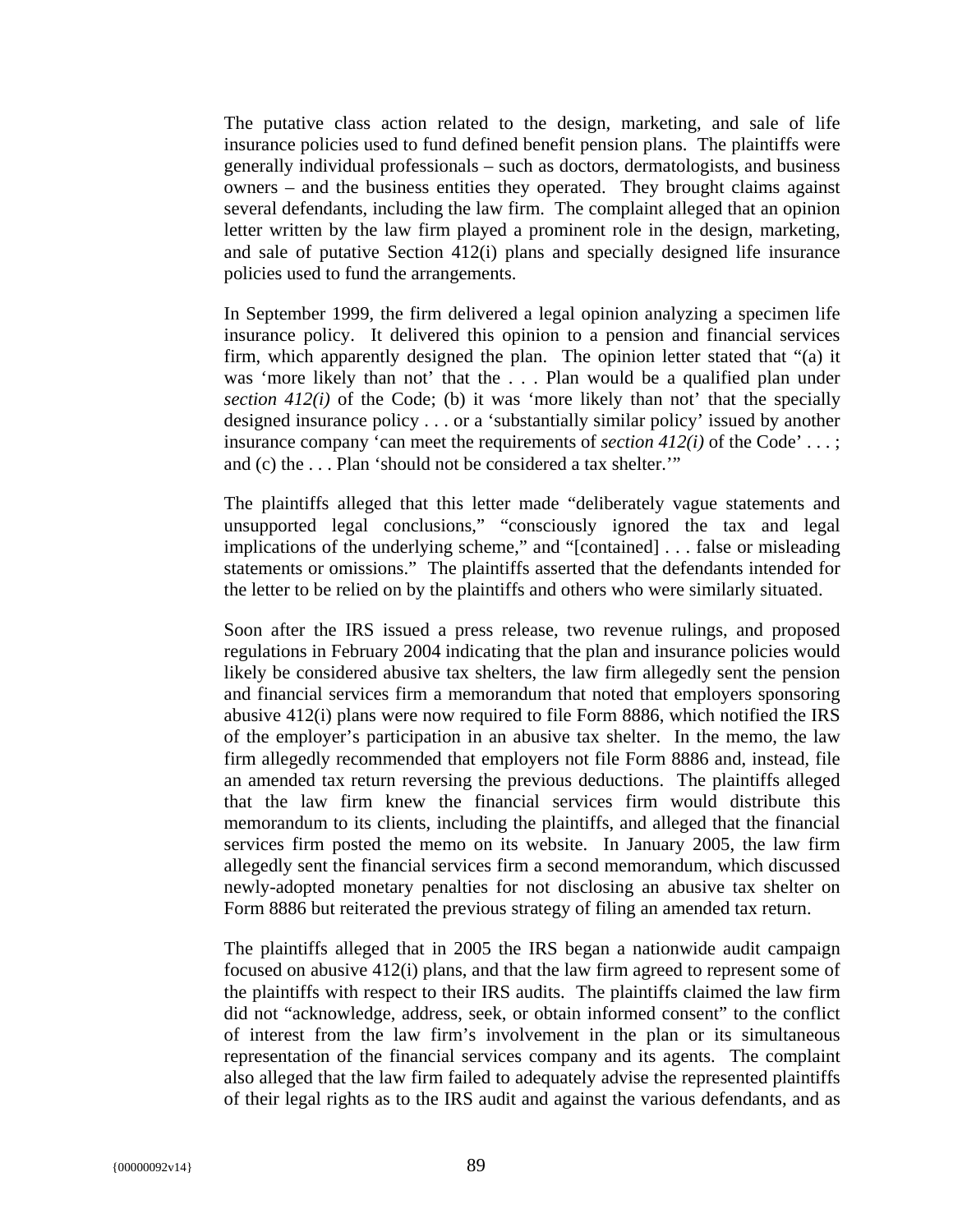The putative class action related to the design, marketing, and sale of life insurance policies used to fund defined benefit pension plans. The plaintiffs were generally individual professionals – such as doctors, dermatologists, and business owners – and the business entities they operated. They brought claims against several defendants, including the law firm. The complaint alleged that an opinion letter written by the law firm played a prominent role in the design, marketing, and sale of putative Section 412(i) plans and specially designed life insurance policies used to fund the arrangements.

In September 1999, the firm delivered a legal opinion analyzing a specimen life insurance policy. It delivered this opinion to a pension and financial services firm, which apparently designed the plan. The opinion letter stated that "(a) it was 'more likely than not' that the . . . Plan would be a qualified plan under *section 412(i)* of the Code; (b) it was 'more likely than not' that the specially designed insurance policy . . . or a 'substantially similar policy' issued by another insurance company 'can meet the requirements of *section 412(i)* of the Code' . . . ; and (c) the . . . Plan 'should not be considered a tax shelter.'"

The plaintiffs alleged that this letter made "deliberately vague statements and unsupported legal conclusions," "consciously ignored the tax and legal implications of the underlying scheme," and "[contained] . . . false or misleading statements or omissions." The plaintiffs asserted that the defendants intended for the letter to be relied on by the plaintiffs and others who were similarly situated.

Soon after the IRS issued a press release, two revenue rulings, and proposed regulations in February 2004 indicating that the plan and insurance policies would likely be considered abusive tax shelters, the law firm allegedly sent the pension and financial services firm a memorandum that noted that employers sponsoring abusive 412(i) plans were now required to file Form 8886, which notified the IRS of the employer's participation in an abusive tax shelter. In the memo, the law firm allegedly recommended that employers not file Form 8886 and, instead, file an amended tax return reversing the previous deductions. The plaintiffs alleged that the law firm knew the financial services firm would distribute this memorandum to its clients, including the plaintiffs, and alleged that the financial services firm posted the memo on its website. In January 2005, the law firm allegedly sent the financial services firm a second memorandum, which discussed newly-adopted monetary penalties for not disclosing an abusive tax shelter on Form 8886 but reiterated the previous strategy of filing an amended tax return.

The plaintiffs alleged that in 2005 the IRS began a nationwide audit campaign focused on abusive 412(i) plans, and that the law firm agreed to represent some of the plaintiffs with respect to their IRS audits. The plaintiffs claimed the law firm did not "acknowledge, address, seek, or obtain informed consent" to the conflict of interest from the law firm's involvement in the plan or its simultaneous representation of the financial services company and its agents. The complaint also alleged that the law firm failed to adequately advise the represented plaintiffs of their legal rights as to the IRS audit and against the various defendants, and as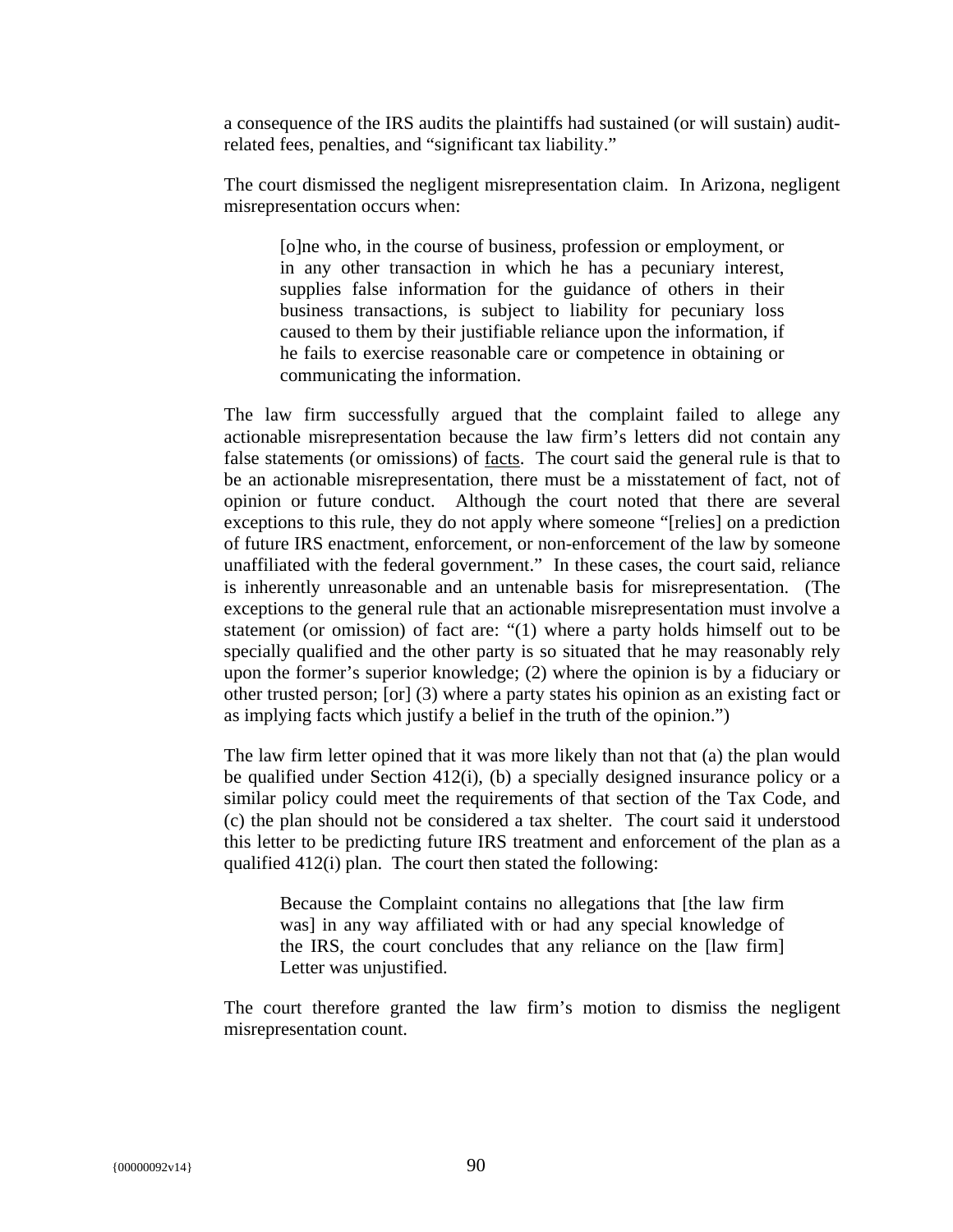a consequence of the IRS audits the plaintiffs had sustained (or will sustain) audit-related fees, penalties, and "significant tax liability."

The court dismissed the negligent misrepresentation claim. In Arizona, negligent misrepresentation occurs when:

> [o]ne who, in the course of business, profession or employment, or in any other transaction in which he has a pecuniary interest, supplies false information for the guidance of others in their business transactions, is subject to liability for pecuniary loss caused to them by their justifiable reliance upon the information, if he fails to exercise reasonable care or competence in obtaining or communicating the information.

The law firm successfully argued that the complaint failed to allege any actionable misrepresentation because the law firm's letters did not contain any false statements (or omissions) of <u>facts</u>. The court said the general rule is that to be an actionable misrepresentation, there must be a misstatement of fact, not of opinion or future conduct. Although the court noted that there are several exceptions to this rule, they do not apply where someone "[relies] on a prediction of future IRS enactment, enforcement, or non-enforcement of the law by someone unaffiliated with the federal government." In these cases, the court said, reliance is inherently unreasonable and an untenable basis for misrepresentation. (The exceptions to the general rule that an actionable misrepresentation must involve a statement (or omission) of fact are: "(1) where a party holds himself out to be specially qualified and the other party is so situated that he may reasonably rely upon the former's superior knowledge; (2) where the opinion is by a fiduciary or other trusted person; [or] (3) where a party states his opinion as an existing fact or as implying facts which justify a belief in the truth of the opinion.")

The law firm letter opined that it was more likely than not that (a) the plan would be qualified under Section 412(i), (b) a specially designed insurance policy or a similar policy could meet the requirements of that section of the Tax Code, and (c) the plan should not be considered a tax shelter. The court said it understood this letter to be predicting future IRS treatment and enforcement of the plan as a qualified 412(i) plan. The court then stated the following:

> Because the Complaint contains no allegations that [the law firm was] in any way affiliated with or had any special knowledge of the IRS, the court concludes that any reliance on the [law firm] Letter was unjustified.

The court therefore granted the law firm's motion to dismiss the negligent misrepresentation count.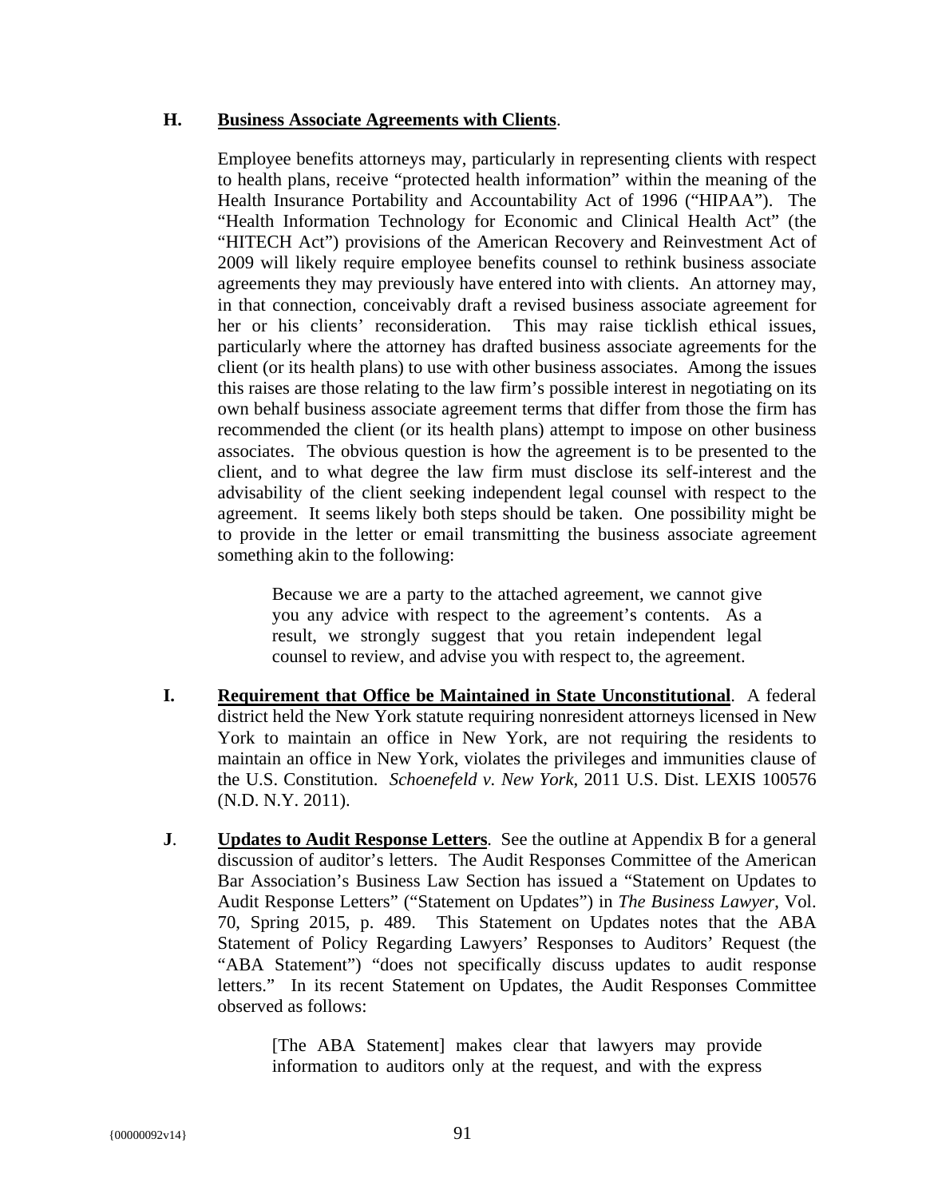**H. <u>Business Associate Agreements with Clients</u>.**

Employee benefits attorneys may, particularly in representing clients with respect to health plans, receive "protected health information" within the meaning of the Health Insurance Portability and Accountability Act of 1996 ("HIPAA"). The "Health Information Technology for Economic and Clinical Health Act" (the "HITECH Act") provisions of the American Recovery and Reinvestment Act of 2009 will likely require employee benefits counsel to rethink business associate agreements they may previously have entered into with clients. An attorney may, in that connection, conceivably draft a revised business associate agreement for her or his clients' reconsideration. This may raise ticklish ethical issues, particularly where the attorney has drafted business associate agreements for the client (or its health plans) to use with other business associates. Among the issues this raises are those relating to the law firm's possible interest in negotiating on its own behalf business associate agreement terms that differ from those the firm has recommended the client (or its health plans) attempt to impose on other business associates. The obvious question is how the agreement is to be presented to the client, and to what degree the law firm must disclose its self-interest and the advisability of the client seeking independent legal counsel with respect to the agreement. It seems likely both steps should be taken. One possibility might be to provide in the letter or email transmitting the business associate agreement something akin to the following:

> Because we are a party to the attached agreement, we cannot give you any advice with respect to the agreement's contents. As a result, we strongly suggest that you retain independent legal counsel to review, and advise you with respect to, the agreement.

**I. <u>Requirement that Office be Maintained in State Unconstitutional</u>.** A federal district held the New York statute requiring nonresident attorneys licensed in New York to maintain an office in New York, are not requiring the residents to maintain an office in New York, violates the privileges and immunities clause of the U.S. Constitution. *Schoenefeld v. New York*, 2011 U.S. Dist. LEXIS 100576 (N.D. N.Y. 2011).

**J. <u>Updates to Audit Response Letters</u>.** See the outline at Appendix B for a general discussion of auditor's letters. The Audit Responses Committee of the American Bar Association's Business Law Section has issued a "Statement on Updates to Audit Response Letters" ("Statement on Updates") in *The Business Lawyer*, Vol. 70, Spring 2015, p. 489. This Statement on Updates notes that the ABA Statement of Policy Regarding Lawyers' Responses to Auditors' Request (the "ABA Statement") "does not specifically discuss updates to audit response letters." In its recent Statement on Updates, the Audit Responses Committee observed as follows:

> [The ABA Statement] makes clear that lawyers may provide information to auditors only at the request, and with the express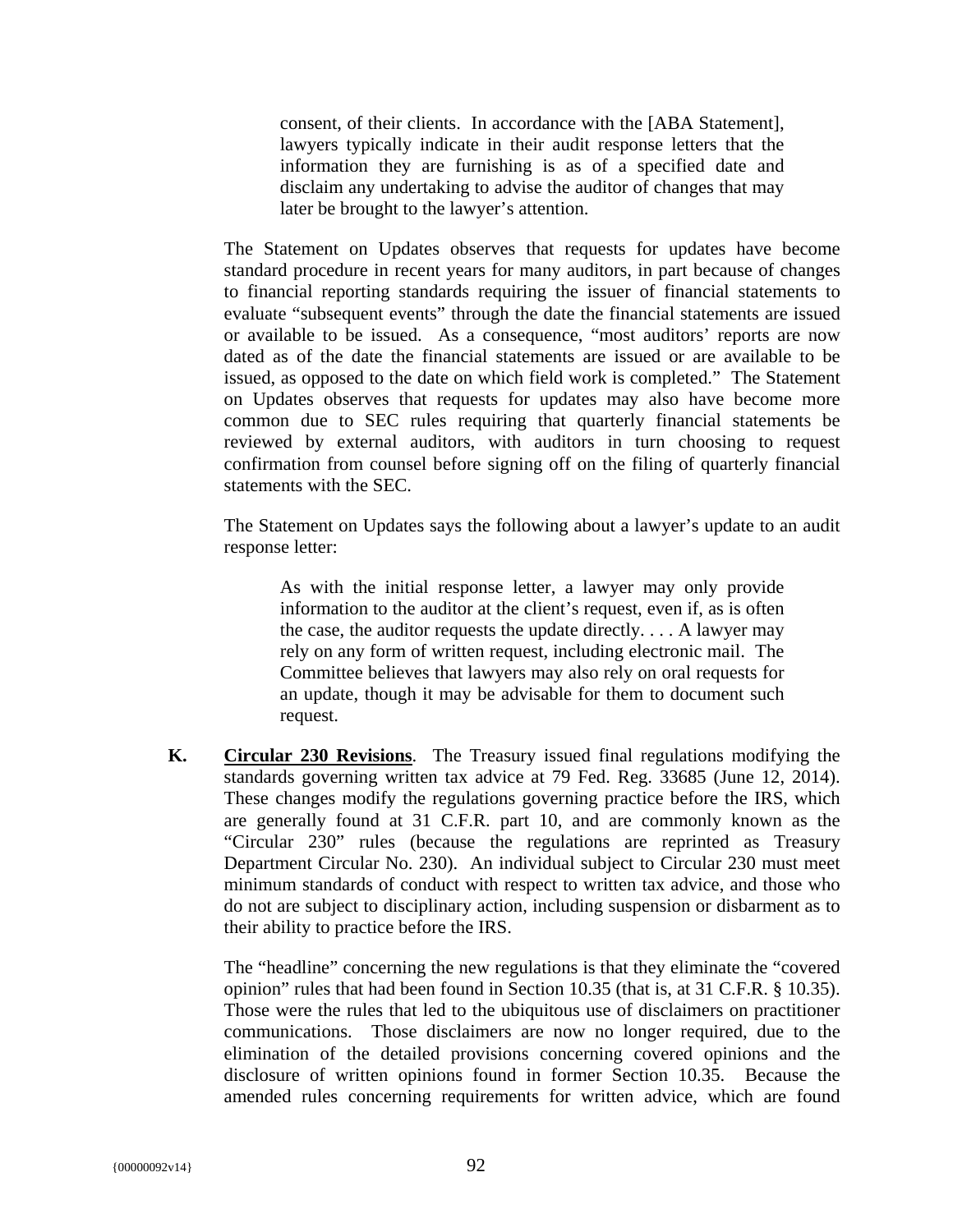> consent, of their clients. In accordance with the [ABA Statement], lawyers typically indicate in their audit response letters that the information they are furnishing is as of a specified date and disclaim any undertaking to advise the auditor of changes that may later be brought to the lawyer's attention.

The Statement on Updates observes that requests for updates have become standard procedure in recent years for many auditors, in part because of changes to financial reporting standards requiring the issuer of financial statements to evaluate "subsequent events" through the date the financial statements are issued or available to be issued. As a consequence, "most auditors' reports are now dated as of the date the financial statements are issued or are available to be issued, as opposed to the date on which field work is completed." The Statement on Updates observes that requests for updates may also have become more common due to SEC rules requiring that quarterly financial statements be reviewed by external auditors, with auditors in turn choosing to request confirmation from counsel before signing off on the filing of quarterly financial statements with the SEC.

The Statement on Updates says the following about a lawyer's update to an audit response letter:

> As with the initial response letter, a lawyer may only provide information to the auditor at the client's request, even if, as is often the case, the auditor requests the update directly. . . . A lawyer may rely on any form of written request, including electronic mail. The Committee believes that lawyers may also rely on oral requests for an update, though it may be advisable for them to document such request.

**K. Circular 230 Revisions**. The Treasury issued final regulations modifying the standards governing written tax advice at 79 Fed. Reg. 33685 (June 12, 2014). These changes modify the regulations governing practice before the IRS, which are generally found at 31 C.F.R. part 10, and are commonly known as the "Circular 230" rules (because the regulations are reprinted as Treasury Department Circular No. 230). An individual subject to Circular 230 must meet minimum standards of conduct with respect to written tax advice, and those who do not are subject to disciplinary action, including suspension or disbarment as to their ability to practice before the IRS.

The "headline" concerning the new regulations is that they eliminate the "covered opinion" rules that had been found in Section 10.35 (that is, at 31 C.F.R. § 10.35). Those were the rules that led to the ubiquitous use of disclaimers on practitioner communications. Those disclaimers are now no longer required, due to the elimination of the detailed provisions concerning covered opinions and the disclosure of written opinions found in former Section 10.35. Because the amended rules concerning requirements for written advice, which are found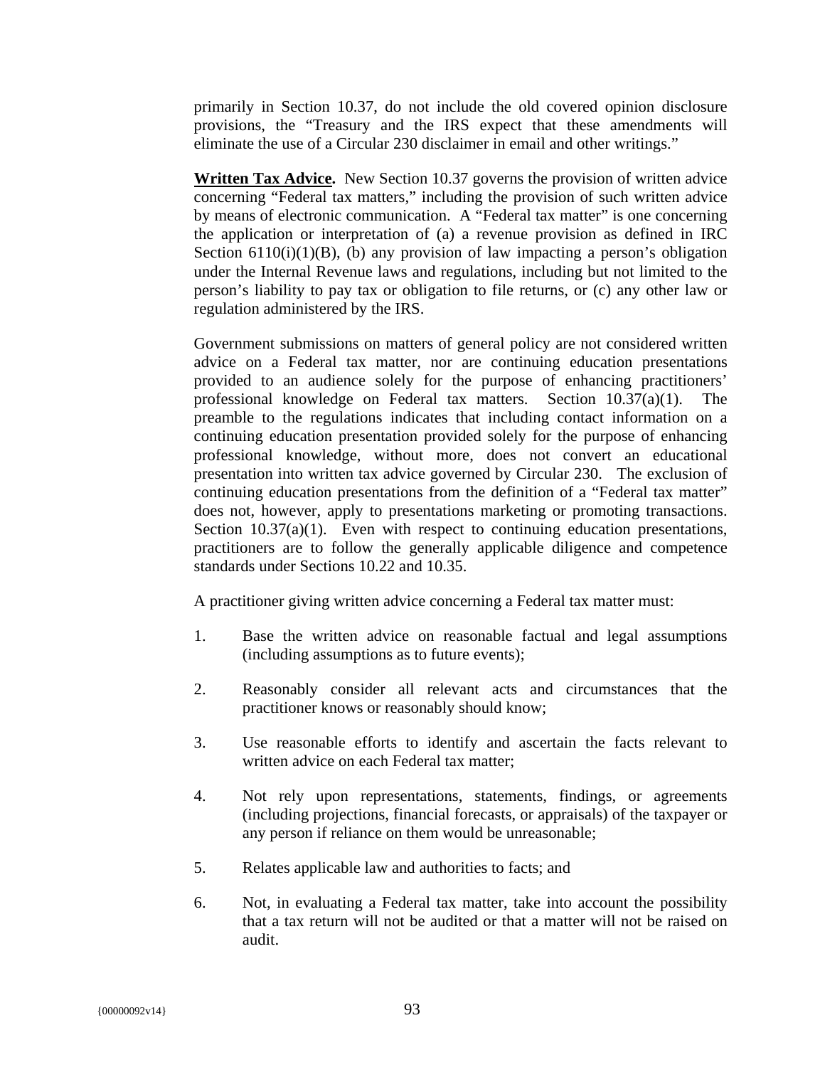primarily in Section 10.37, do not include the old covered opinion disclosure provisions, the "Treasury and the IRS expect that these amendments will eliminate the use of a Circular 230 disclaimer in email and other writings."

**Written Tax Advice.** New Section 10.37 governs the provision of written advice concerning "Federal tax matters," including the provision of such written advice by means of electronic communication. A "Federal tax matter" is one concerning the application or interpretation of (a) a revenue provision as defined in IRC Section 6110(i)(1)(B), (b) any provision of law impacting a person's obligation under the Internal Revenue laws and regulations, including but not limited to the person's liability to pay tax or obligation to file returns, or (c) any other law or regulation administered by the IRS.

Government submissions on matters of general policy are not considered written advice on a Federal tax matter, nor are continuing education presentations provided to an audience solely for the purpose of enhancing practitioners' professional knowledge on Federal tax matters. Section 10.37(a)(1). The preamble to the regulations indicates that including contact information on a continuing education presentation provided solely for the purpose of enhancing professional knowledge, without more, does not convert an educational presentation into written tax advice governed by Circular 230. The exclusion of continuing education presentations from the definition of a "Federal tax matter" does not, however, apply to presentations marketing or promoting transactions. Section 10.37(a)(1). Even with respect to continuing education presentations, practitioners are to follow the generally applicable diligence and competence standards under Sections 10.22 and 10.35.

A practitioner giving written advice concerning a Federal tax matter must:

1. Base the written advice on reasonable factual and legal assumptions (including assumptions as to future events);

2. Reasonably consider all relevant acts and circumstances that the practitioner knows or reasonably should know;

3. Use reasonable efforts to identify and ascertain the facts relevant to written advice on each Federal tax matter;

4. Not rely upon representations, statements, findings, or agreements (including projections, financial forecasts, or appraisals) of the taxpayer or any person if reliance on them would be unreasonable;

5. Relates applicable law and authorities to facts; and

6. Not, in evaluating a Federal tax matter, take into account the possibility that a tax return will not be audited or that a matter will not be raised on audit.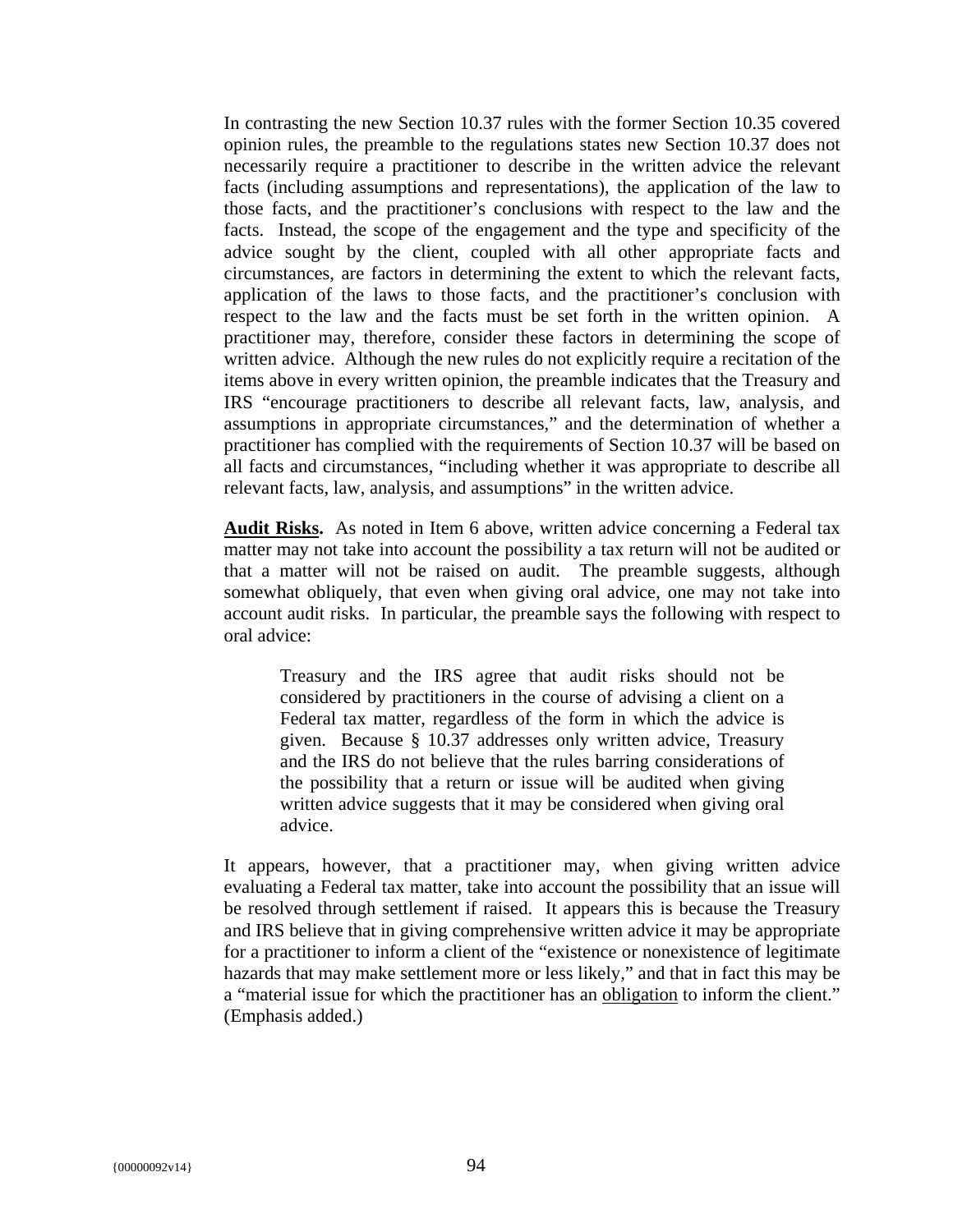In contrasting the new Section 10.37 rules with the former Section 10.35 covered opinion rules, the preamble to the regulations states new Section 10.37 does not necessarily require a practitioner to describe in the written advice the relevant facts (including assumptions and representations), the application of the law to those facts, and the practitioner's conclusions with respect to the law and the facts. Instead, the scope of the engagement and the type and specificity of the advice sought by the client, coupled with all other appropriate facts and circumstances, are factors in determining the extent to which the relevant facts, application of the laws to those facts, and the practitioner's conclusion with respect to the law and the facts must be set forth in the written opinion. A practitioner may, therefore, consider these factors in determining the scope of written advice. Although the new rules do not explicitly require a recitation of the items above in every written opinion, the preamble indicates that the Treasury and IRS "encourage practitioners to describe all relevant facts, law, analysis, and assumptions in appropriate circumstances," and the determination of whether a practitioner has complied with the requirements of Section 10.37 will be based on all facts and circumstances, "including whether it was appropriate to describe all relevant facts, law, analysis, and assumptions" in the written advice.

**Audit Risks.** As noted in Item 6 above, written advice concerning a Federal tax matter may not take into account the possibility a tax return will not be audited or that a matter will not be raised on audit. The preamble suggests, although somewhat obliquely, that even when giving oral advice, one may not take into account audit risks. In particular, the preamble says the following with respect to oral advice:

> Treasury and the IRS agree that audit risks should not be considered by practitioners in the course of advising a client on a Federal tax matter, regardless of the form in which the advice is given. Because § 10.37 addresses only written advice, Treasury and the IRS do not believe that the rules barring considerations of the possibility that a return or issue will be audited when giving written advice suggests that it may be considered when giving oral advice.

It appears, however, that a practitioner may, when giving written advice evaluating a Federal tax matter, take into account the possibility that an issue will be resolved through settlement if raised. It appears this is because the Treasury and IRS believe that in giving comprehensive written advice it may be appropriate for a practitioner to inform a client of the "existence or nonexistence of legitimate hazards that may make settlement more or less likely," and that in fact this may be a "material issue for which the practitioner has an obligation to inform the client." (Emphasis added.)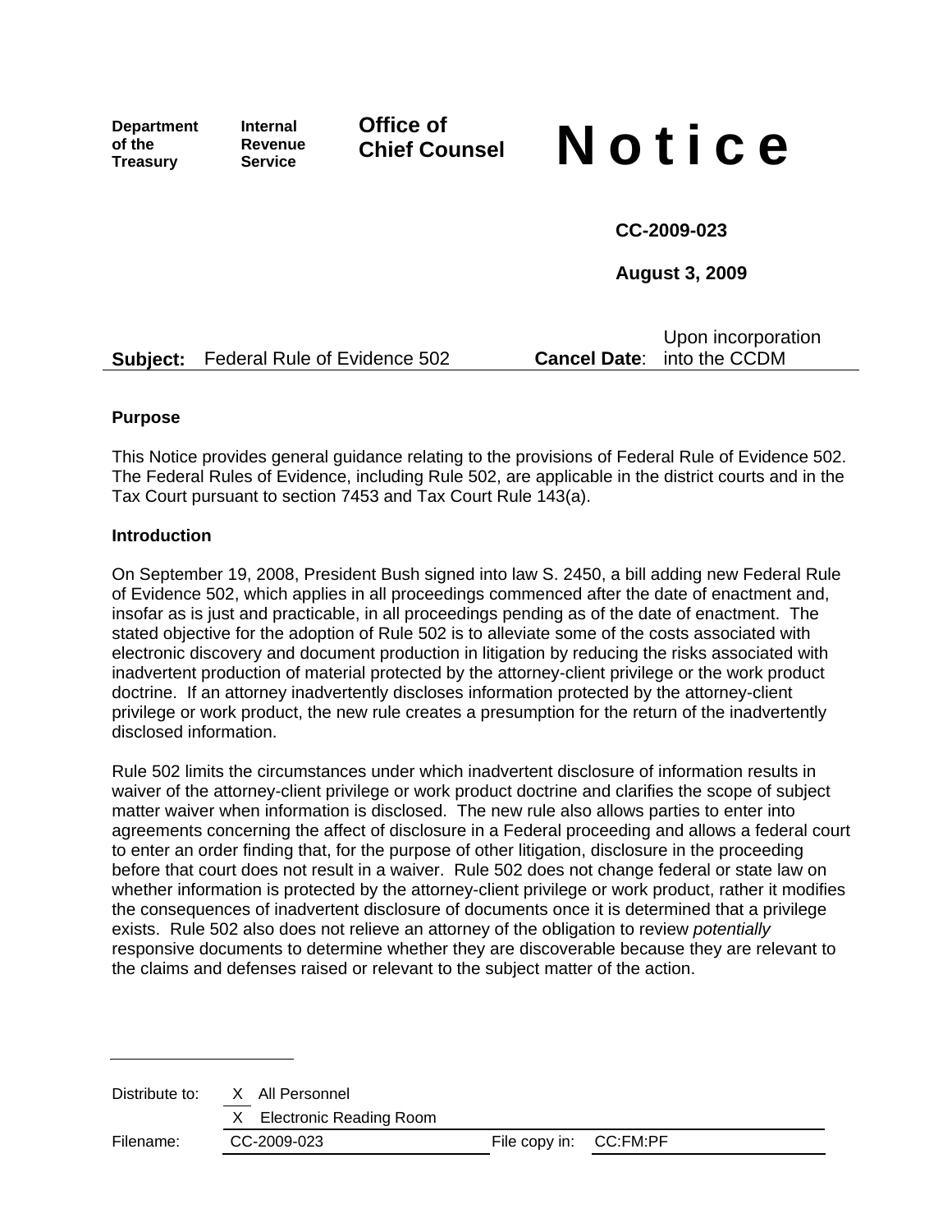Department of the Treasury | Internal Revenue Service | Office of Chief Counsel

# Notice

**CC-2009-023**

**August 3, 2009**

**Subject:** Federal Rule of Evidence 502 **Cancel Date:** Upon incorporation into the CCDM

### Purpose

This Notice provides general guidance relating to the provisions of Federal Rule of Evidence 502. The Federal Rules of Evidence, including Rule 502, are applicable in the district courts and in the Tax Court pursuant to section 7453 and Tax Court Rule 143(a).

### Introduction

On September 19, 2008, President Bush signed into law S. 2450, a bill adding new Federal Rule of Evidence 502, which applies in all proceedings commenced after the date of enactment and, insofar as is just and practicable, in all proceedings pending as of the date of enactment. The stated objective for the adoption of Rule 502 is to alleviate some of the costs associated with electronic discovery and document production in litigation by reducing the risks associated with inadvertent production of material protected by the attorney-client privilege or the work product doctrine. If an attorney inadvertently discloses information protected by the attorney-client privilege or work product, the new rule creates a presumption for the return of the inadvertently disclosed information.

Rule 502 limits the circumstances under which inadvertent disclosure of information results in waiver of the attorney-client privilege or work product doctrine and clarifies the scope of subject matter waiver when information is disclosed. The new rule also allows parties to enter into agreements concerning the affect of disclosure in a Federal proceeding and allows a federal court to enter an order finding that, for the purpose of other litigation, disclosure in the proceeding before that court does not result in a waiver. Rule 502 does not change federal or state law on whether information is protected by the attorney-client privilege or work product, rather it modifies the consequences of inadvertent disclosure of documents once it is determined that a privilege exists. Rule 502 also does not relieve an attorney of the obligation to review *potentially* responsive documents to determine whether they are discoverable because they are relevant to the claims and defenses raised or relevant to the subject matter of the action.

---

| | | | |
|---|---|---|---|
| Distribute to: | X All Personnel | | |
| | X Electronic Reading Room | | |
| Filename: | CC-2009-023 | File copy in: | CC:FM:PF |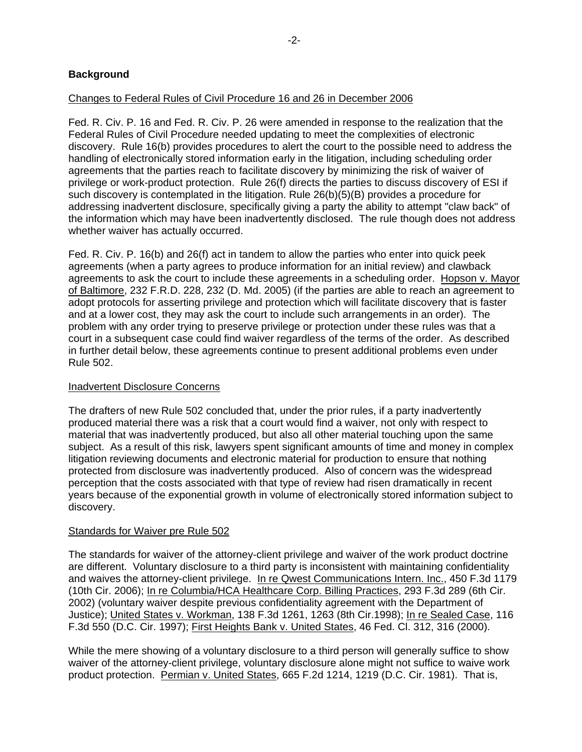## Background

Changes to Federal Rules of Civil Procedure 16 and 26 in December 2006

Fed. R. Civ. P. 16 and Fed. R. Civ. P. 26 were amended in response to the realization that the Federal Rules of Civil Procedure needed updating to meet the complexities of electronic discovery. Rule 16(b) provides procedures to alert the court to the possible need to address the handling of electronically stored information early in the litigation, including scheduling order agreements that the parties reach to facilitate discovery by minimizing the risk of waiver of privilege or work-product protection. Rule 26(f) directs the parties to discuss discovery of ESI if such discovery is contemplated in the litigation. Rule 26(b)(5)(B) provides a procedure for addressing inadvertent disclosure, specifically giving a party the ability to attempt "claw back" of the information which may have been inadvertently disclosed. The rule though does not address whether waiver has actually occurred.

Fed. R. Civ. P. 16(b) and 26(f) act in tandem to allow the parties who enter into quick peek agreements (when a party agrees to produce information for an initial review) and clawback agreements to ask the court to include these agreements in a scheduling order. Hopson v. Mayor of Baltimore, 232 F.R.D. 228, 232 (D. Md. 2005) (if the parties are able to reach an agreement to adopt protocols for asserting privilege and protection which will facilitate discovery that is faster and at a lower cost, they may ask the court to include such arrangements in an order). The problem with any order trying to preserve privilege or protection under these rules was that a court in a subsequent case could find waiver regardless of the terms of the order. As described in further detail below, these agreements continue to present additional problems even under Rule 502.

Inadvertent Disclosure Concerns

The drafters of new Rule 502 concluded that, under the prior rules, if a party inadvertently produced material there was a risk that a court would find a waiver, not only with respect to material that was inadvertently produced, but also all other material touching upon the same subject. As a result of this risk, lawyers spent significant amounts of time and money in complex litigation reviewing documents and electronic material for production to ensure that nothing protected from disclosure was inadvertently produced. Also of concern was the widespread perception that the costs associated with that type of review had risen dramatically in recent years because of the exponential growth in volume of electronically stored information subject to discovery.

Standards for Waiver pre Rule 502

The standards for waiver of the attorney-client privilege and waiver of the work product doctrine are different. Voluntary disclosure to a third party is inconsistent with maintaining confidentiality and waives the attorney-client privilege. In re Qwest Communications Intern. Inc., 450 F.3d 1179 (10th Cir. 2006); In re Columbia/HCA Healthcare Corp. Billing Practices, 293 F.3d 289 (6th Cir. 2002) (voluntary waiver despite previous confidentiality agreement with the Department of Justice); United States v. Workman, 138 F.3d 1261, 1263 (8th Cir.1998); In re Sealed Case, 116 F.3d 550 (D.C. Cir. 1997); First Heights Bank v. United States, 46 Fed. Cl. 312, 316 (2000).

While the mere showing of a voluntary disclosure to a third person will generally suffice to show waiver of the attorney-client privilege, voluntary disclosure alone might not suffice to waive work product protection. Permian v. United States, 665 F.2d 1214, 1219 (D.C. Cir. 1981). That is,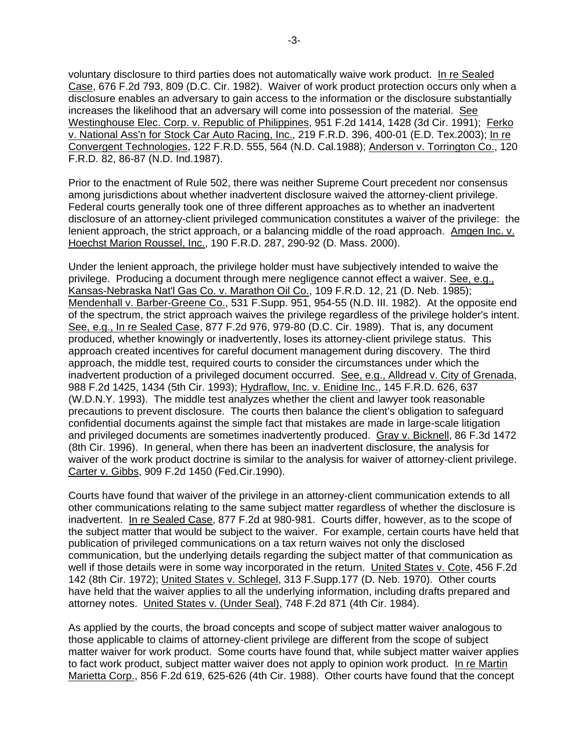voluntary disclosure to third parties does not automatically waive work product. In re Sealed Case, 676 F.2d 793, 809 (D.C. Cir. 1982). Waiver of work product protection occurs only when a disclosure enables an adversary to gain access to the information or the disclosure substantially increases the likelihood that an adversary will come into possession of the material. See Westinghouse Elec. Corp. v. Republic of Philippines, 951 F.2d 1414, 1428 (3d Cir. 1991); Ferko v. National Ass'n for Stock Car Auto Racing, Inc., 219 F.R.D. 396, 400-01 (E.D. Tex.2003); In re Convergent Technologies, 122 F.R.D. 555, 564 (N.D. Cal.1988); Anderson v. Torrington Co., 120 F.R.D. 82, 86-87 (N.D. Ind.1987).

Prior to the enactment of Rule 502, there was neither Supreme Court precedent nor consensus among jurisdictions about whether inadvertent disclosure waived the attorney-client privilege. Federal courts generally took one of three different approaches as to whether an inadvertent disclosure of an attorney-client privileged communication constitutes a waiver of the privilege: the lenient approach, the strict approach, or a balancing middle of the road approach. Amgen Inc. v. Hoechst Marion Roussel, Inc., 190 F.R.D. 287, 290-92 (D. Mass. 2000).

Under the lenient approach, the privilege holder must have subjectively intended to waive the privilege. Producing a document through mere negligence cannot effect a waiver. See, e.g., Kansas-Nebraska Nat'l Gas Co. v. Marathon Oil Co., 109 F.R.D. 12, 21 (D. Neb. 1985); Mendenhall v. Barber-Greene Co., 531 F.Supp. 951, 954-55 (N.D. Ill. 1982). At the opposite end of the spectrum, the strict approach waives the privilege regardless of the privilege holder's intent. See, e.g., In re Sealed Case, 877 F.2d 976, 979-80 (D.C. Cir. 1989). That is, any document produced, whether knowingly or inadvertently, loses its attorney-client privilege status. This approach created incentives for careful document management during discovery. The third approach, the middle test, required courts to consider the circumstances under which the inadvertent production of a privileged document occurred. See, e.g., Alldread v. City of Grenada, 988 F.2d 1425, 1434 (5th Cir. 1993); Hydraflow, Inc. v. Enidine Inc., 145 F.R.D. 626, 637 (W.D.N.Y. 1993). The middle test analyzes whether the client and lawyer took reasonable precautions to prevent disclosure. The courts then balance the client's obligation to safeguard confidential documents against the simple fact that mistakes are made in large-scale litigation and privileged documents are sometimes inadvertently produced. Gray v. Bicknell, 86 F.3d 1472 (8th Cir. 1996). In general, when there has been an inadvertent disclosure, the analysis for waiver of the work product doctrine is similar to the analysis for waiver of attorney-client privilege. Carter v. Gibbs, 909 F.2d 1450 (Fed.Cir.1990).

Courts have found that waiver of the privilege in an attorney-client communication extends to all other communications relating to the same subject matter regardless of whether the disclosure is inadvertent. In re Sealed Case, 877 F.2d at 980-981. Courts differ, however, as to the scope of the subject matter that would be subject to the waiver. For example, certain courts have held that publication of privileged communications on a tax return waives not only the disclosed communication, but the underlying details regarding the subject matter of that communication as well if those details were in some way incorporated in the return. United States v. Cote, 456 F.2d 142 (8th Cir. 1972); United States v. Schlegel, 313 F.Supp.177 (D. Neb. 1970). Other courts have held that the waiver applies to all the underlying information, including drafts prepared and attorney notes. United States v. (Under Seal), 748 F.2d 871 (4th Cir. 1984).

As applied by the courts, the broad concepts and scope of subject matter waiver analogous to those applicable to claims of attorney-client privilege are different from the scope of subject matter waiver for work product. Some courts have found that, while subject matter waiver applies to fact work product, subject matter waiver does not apply to opinion work product. In re Martin Marietta Corp., 856 F.2d 619, 625-626 (4th Cir. 1988). Other courts have found that the concept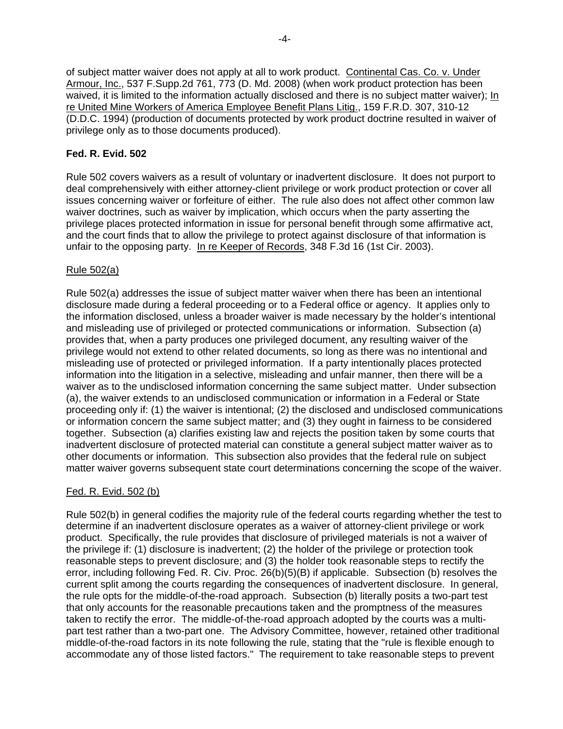of subject matter waiver does not apply at all to work product. Continental Cas. Co. v. Under Armour, Inc., 537 F.Supp.2d 761, 773 (D. Md. 2008) (when work product protection has been waived, it is limited to the information actually disclosed and there is no subject matter waiver); In re United Mine Workers of America Employee Benefit Plans Litig., 159 F.R.D. 307, 310-12 (D.D.C. 1994) (production of documents protected by work product doctrine resulted in waiver of privilege only as to those documents produced).

**Fed. R. Evid. 502**

Rule 502 covers waivers as a result of voluntary or inadvertent disclosure. It does not purport to deal comprehensively with either attorney-client privilege or work product protection or cover all issues concerning waiver or forfeiture of either. The rule also does not affect other common law waiver doctrines, such as waiver by implication, which occurs when the party asserting the privilege places protected information in issue for personal benefit through some affirmative act, and the court finds that to allow the privilege to protect against disclosure of that information is unfair to the opposing party. In re Keeper of Records, 348 F.3d 16 (1st Cir. 2003).

Rule 502(a)

Rule 502(a) addresses the issue of subject matter waiver when there has been an intentional disclosure made during a federal proceeding or to a Federal office or agency. It applies only to the information disclosed, unless a broader waiver is made necessary by the holder's intentional and misleading use of privileged or protected communications or information. Subsection (a) provides that, when a party produces one privileged document, any resulting waiver of the privilege would not extend to other related documents, so long as there was no intentional and misleading use of protected or privileged information. If a party intentionally places protected information into the litigation in a selective, misleading and unfair manner, then there will be a waiver as to the undisclosed information concerning the same subject matter. Under subsection (a), the waiver extends to an undisclosed communication or information in a Federal or State proceeding only if: (1) the waiver is intentional; (2) the disclosed and undisclosed communications or information concern the same subject matter; and (3) they ought in fairness to be considered together. Subsection (a) clarifies existing law and rejects the position taken by some courts that inadvertent disclosure of protected material can constitute a general subject matter waiver as to other documents or information. This subsection also provides that the federal rule on subject matter waiver governs subsequent state court determinations concerning the scope of the waiver.

Fed. R. Evid. 502 (b)

Rule 502(b) in general codifies the majority rule of the federal courts regarding whether the test to determine if an inadvertent disclosure operates as a waiver of attorney-client privilege or work product. Specifically, the rule provides that disclosure of privileged materials is not a waiver of the privilege if: (1) disclosure is inadvertent; (2) the holder of the privilege or protection took reasonable steps to prevent disclosure; and (3) the holder took reasonable steps to rectify the error, including following Fed. R. Civ. Proc. 26(b)(5)(B) if applicable. Subsection (b) resolves the current split among the courts regarding the consequences of inadvertent disclosure. In general, the rule opts for the middle-of-the-road approach. Subsection (b) literally posits a two-part test that only accounts for the reasonable precautions taken and the promptness of the measures taken to rectify the error. The middle-of-the-road approach adopted by the courts was a multi-part test rather than a two-part one. The Advisory Committee, however, retained other traditional middle-of-the-road factors in its note following the rule, stating that the "rule is flexible enough to accommodate any of those listed factors." The requirement to take reasonable steps to prevent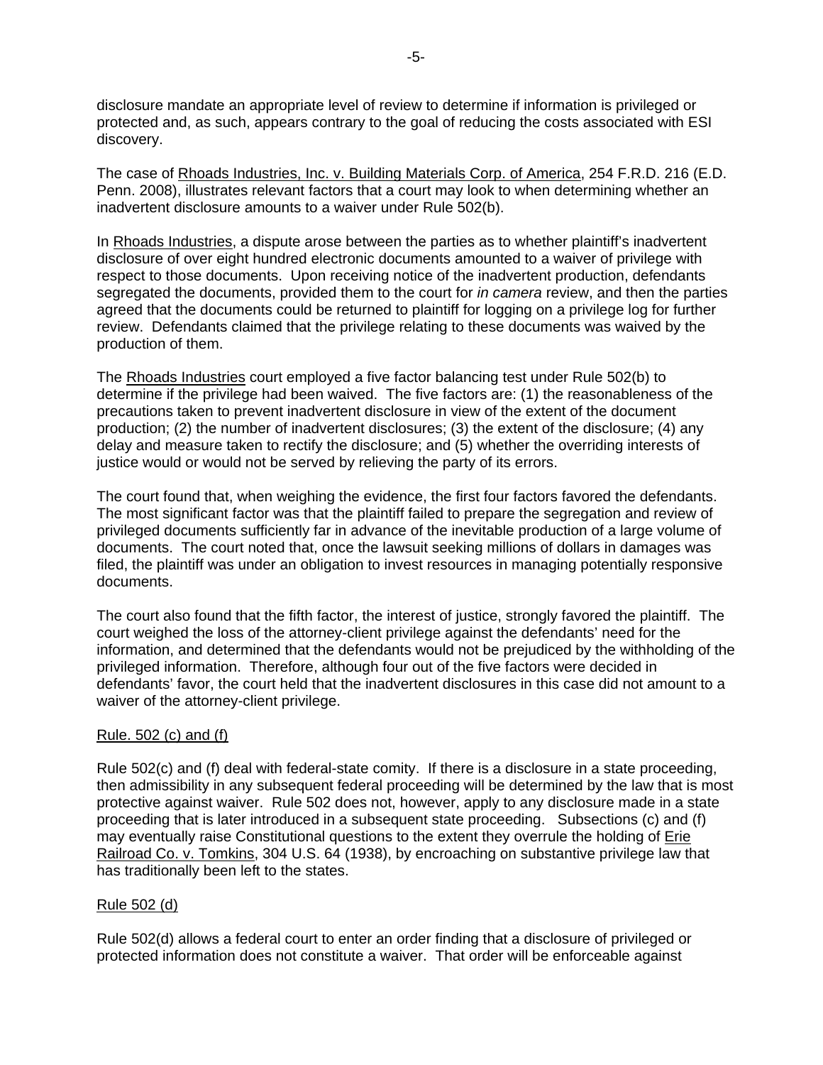disclosure mandate an appropriate level of review to determine if information is privileged or protected and, as such, appears contrary to the goal of reducing the costs associated with ESI discovery.

The case of Rhoads Industries, Inc. v. Building Materials Corp. of America, 254 F.R.D. 216 (E.D. Penn. 2008), illustrates relevant factors that a court may look to when determining whether an inadvertent disclosure amounts to a waiver under Rule 502(b).

In Rhoads Industries, a dispute arose between the parties as to whether plaintiff's inadvertent disclosure of over eight hundred electronic documents amounted to a waiver of privilege with respect to those documents. Upon receiving notice of the inadvertent production, defendants segregated the documents, provided them to the court for *in camera* review, and then the parties agreed that the documents could be returned to plaintiff for logging on a privilege log for further review. Defendants claimed that the privilege relating to these documents was waived by the production of them.

The Rhoads Industries court employed a five factor balancing test under Rule 502(b) to determine if the privilege had been waived. The five factors are: (1) the reasonableness of the precautions taken to prevent inadvertent disclosure in view of the extent of the document production; (2) the number of inadvertent disclosures; (3) the extent of the disclosure; (4) any delay and measure taken to rectify the disclosure; and (5) whether the overriding interests of justice would or would not be served by relieving the party of its errors.

The court found that, when weighing the evidence, the first four factors favored the defendants. The most significant factor was that the plaintiff failed to prepare the segregation and review of privileged documents sufficiently far in advance of the inevitable production of a large volume of documents. The court noted that, once the lawsuit seeking millions of dollars in damages was filed, the plaintiff was under an obligation to invest resources in managing potentially responsive documents.

The court also found that the fifth factor, the interest of justice, strongly favored the plaintiff. The court weighed the loss of the attorney-client privilege against the defendants' need for the information, and determined that the defendants would not be prejudiced by the withholding of the privileged information. Therefore, although four out of the five factors were decided in defendants' favor, the court held that the inadvertent disclosures in this case did not amount to a waiver of the attorney-client privilege.

Rule. 502 (c) and (f)

Rule 502(c) and (f) deal with federal-state comity. If there is a disclosure in a state proceeding, then admissibility in any subsequent federal proceeding will be determined by the law that is most protective against waiver. Rule 502 does not, however, apply to any disclosure made in a state proceeding that is later introduced in a subsequent state proceeding. Subsections (c) and (f) may eventually raise Constitutional questions to the extent they overrule the holding of Erie Railroad Co. v. Tomkins, 304 U.S. 64 (1938), by encroaching on substantive privilege law that has traditionally been left to the states.

Rule 502 (d)

Rule 502(d) allows a federal court to enter an order finding that a disclosure of privileged or protected information does not constitute a waiver. That order will be enforceable against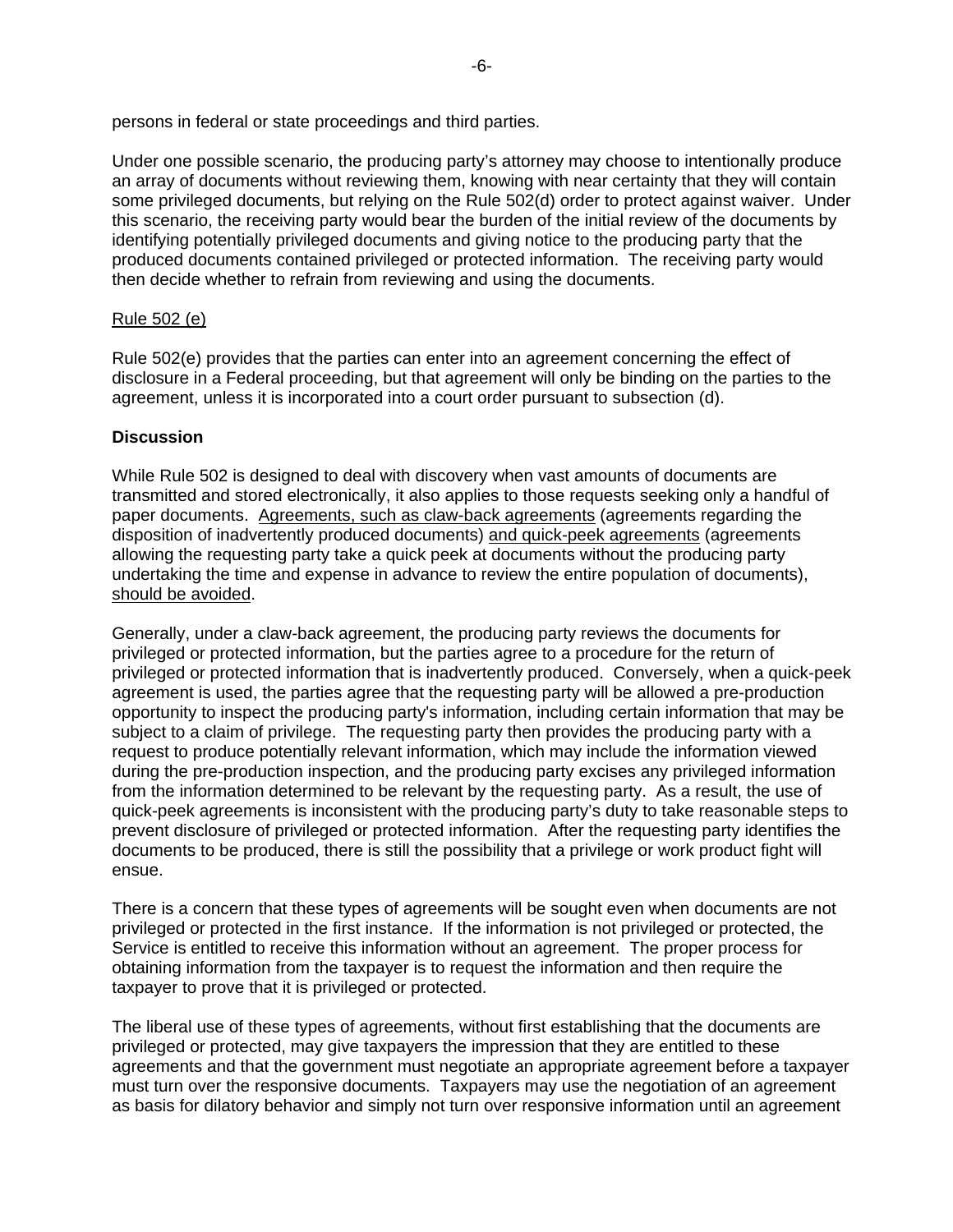persons in federal or state proceedings and third parties.

Under one possible scenario, the producing party's attorney may choose to intentionally produce an array of documents without reviewing them, knowing with near certainty that they will contain some privileged documents, but relying on the Rule 502(d) order to protect against waiver. Under this scenario, the receiving party would bear the burden of the initial review of the documents by identifying potentially privileged documents and giving notice to the producing party that the produced documents contained privileged or protected information. The receiving party would then decide whether to refrain from reviewing and using the documents.

<u>Rule 502 (e)</u>

Rule 502(e) provides that the parties can enter into an agreement concerning the effect of disclosure in a Federal proceeding, but that agreement will only be binding on the parties to the agreement, unless it is incorporated into a court order pursuant to subsection (d).

**Discussion**

While Rule 502 is designed to deal with discovery when vast amounts of documents are transmitted and stored electronically, it also applies to those requests seeking only a handful of paper documents. <u>Agreements, such as claw-back agreements</u> (agreements regarding the disposition of inadvertently produced documents) <u>and quick-peek agreements</u> (agreements allowing the requesting party take a quick peek at documents without the producing party undertaking the time and expense in advance to review the entire population of documents), <u>should be avoided</u>.

Generally, under a claw-back agreement, the producing party reviews the documents for privileged or protected information, but the parties agree to a procedure for the return of privileged or protected information that is inadvertently produced. Conversely, when a quick-peek agreement is used, the parties agree that the requesting party will be allowed a pre-production opportunity to inspect the producing party's information, including certain information that may be subject to a claim of privilege. The requesting party then provides the producing party with a request to produce potentially relevant information, which may include the information viewed during the pre-production inspection, and the producing party excises any privileged information from the information determined to be relevant by the requesting party. As a result, the use of quick-peek agreements is inconsistent with the producing party's duty to take reasonable steps to prevent disclosure of privileged or protected information. After the requesting party identifies the documents to be produced, there is still the possibility that a privilege or work product fight will ensue.

There is a concern that these types of agreements will be sought even when documents are not privileged or protected in the first instance. If the information is not privileged or protected, the Service is entitled to receive this information without an agreement. The proper process for obtaining information from the taxpayer is to request the information and then require the taxpayer to prove that it is privileged or protected.

The liberal use of these types of agreements, without first establishing that the documents are privileged or protected, may give taxpayers the impression that they are entitled to these agreements and that the government must negotiate an appropriate agreement before a taxpayer must turn over the responsive documents. Taxpayers may use the negotiation of an agreement as basis for dilatory behavior and simply not turn over responsive information until an agreement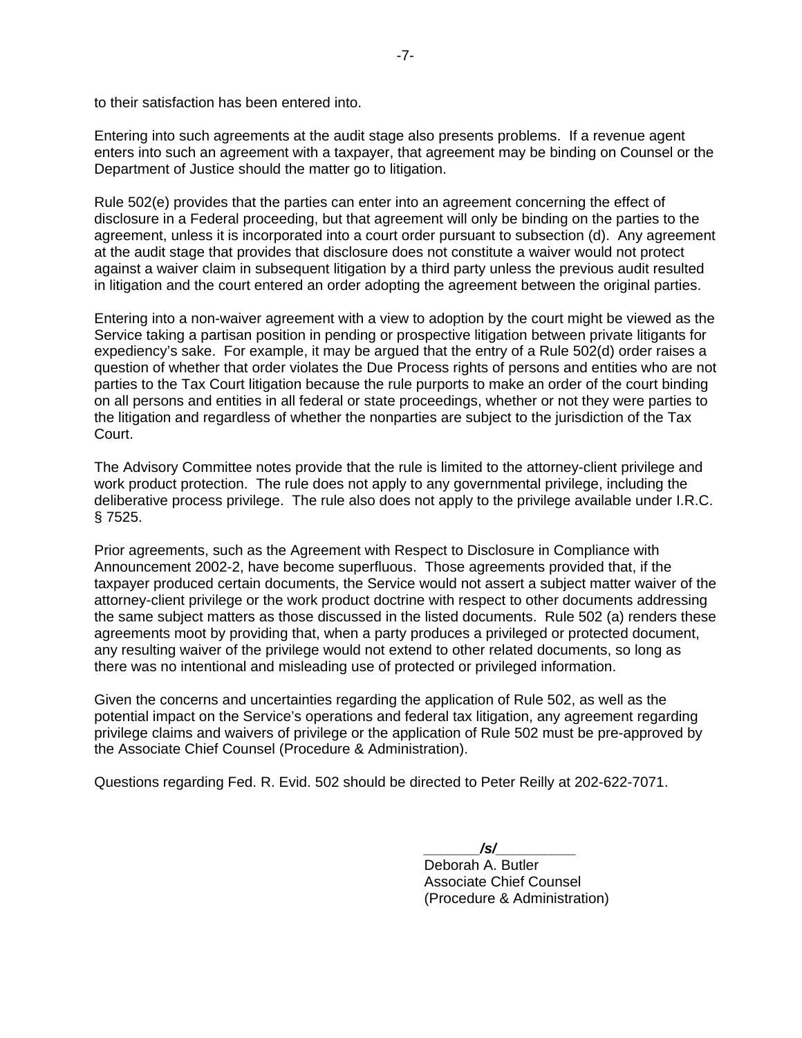to their satisfaction has been entered into.

Entering into such agreements at the audit stage also presents problems. If a revenue agent enters into such an agreement with a taxpayer, that agreement may be binding on Counsel or the Department of Justice should the matter go to litigation.

Rule 502(e) provides that the parties can enter into an agreement concerning the effect of disclosure in a Federal proceeding, but that agreement will only be binding on the parties to the agreement, unless it is incorporated into a court order pursuant to subsection (d). Any agreement at the audit stage that provides that disclosure does not constitute a waiver would not protect against a waiver claim in subsequent litigation by a third party unless the previous audit resulted in litigation and the court entered an order adopting the agreement between the original parties.

Entering into a non-waiver agreement with a view to adoption by the court might be viewed as the Service taking a partisan position in pending or prospective litigation between private litigants for expediency's sake. For example, it may be argued that the entry of a Rule 502(d) order raises a question of whether that order violates the Due Process rights of persons and entities who are not parties to the Tax Court litigation because the rule purports to make an order of the court binding on all persons and entities in all federal or state proceedings, whether or not they were parties to the litigation and regardless of whether the nonparties are subject to the jurisdiction of the Tax Court.

The Advisory Committee notes provide that the rule is limited to the attorney-client privilege and work product protection. The rule does not apply to any governmental privilege, including the deliberative process privilege. The rule also does not apply to the privilege available under I.R.C. § 7525.

Prior agreements, such as the Agreement with Respect to Disclosure in Compliance with Announcement 2002-2, have become superfluous. Those agreements provided that, if the taxpayer produced certain documents, the Service would not assert a subject matter waiver of the attorney-client privilege or the work product doctrine with respect to other documents addressing the same subject matters as those discussed in the listed documents. Rule 502 (a) renders these agreements moot by providing that, when a party produces a privileged or protected document, any resulting waiver of the privilege would not extend to other related documents, so long as there was no intentional and misleading use of protected or privileged information.

Given the concerns and uncertainties regarding the application of Rule 502, as well as the potential impact on the Service's operations and federal tax litigation, any agreement regarding privilege claims and waivers of privilege or the application of Rule 502 must be pre-approved by the Associate Chief Counsel (Procedure & Administration).

Questions regarding Fed. R. Evid. 502 should be directed to Peter Reilly at 202-622-7071.

_______**/s/**__________
Deborah A. Butler
Associate Chief Counsel
(Procedure & Administration)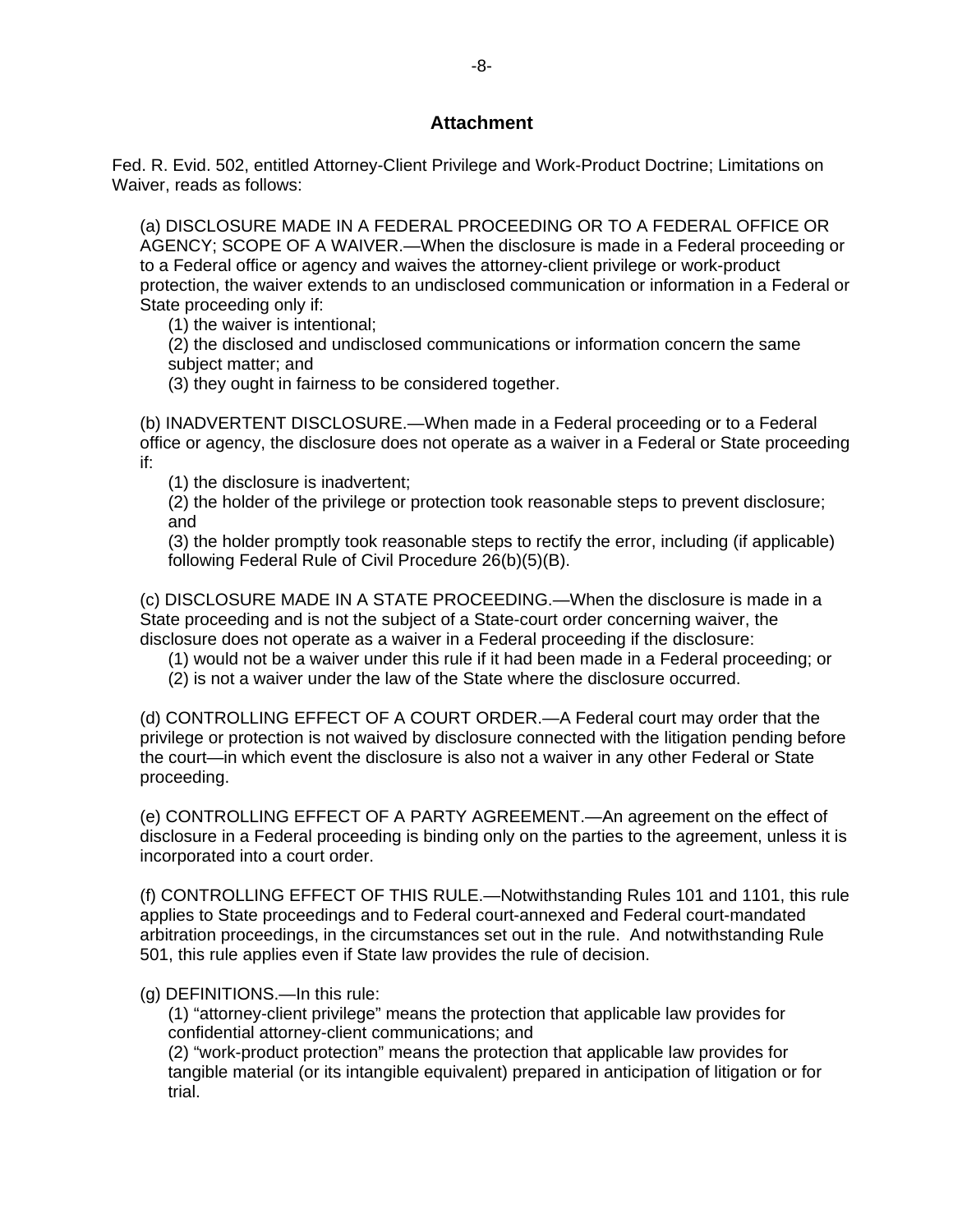## Attachment

Fed. R. Evid. 502, entitled Attorney-Client Privilege and Work-Product Doctrine; Limitations on Waiver, reads as follows:

(a) DISCLOSURE MADE IN A FEDERAL PROCEEDING OR TO A FEDERAL OFFICE OR AGENCY; SCOPE OF A WAIVER.—When the disclosure is made in a Federal proceeding or to a Federal office or agency and waives the attorney-client privilege or work-product protection, the waiver extends to an undisclosed communication or information in a Federal or State proceeding only if:

(1) the waiver is intentional;
(2) the disclosed and undisclosed communications or information concern the same subject matter; and
(3) they ought in fairness to be considered together.

(b) INADVERTENT DISCLOSURE.—When made in a Federal proceeding or to a Federal office or agency, the disclosure does not operate as a waiver in a Federal or State proceeding if:

(1) the disclosure is inadvertent;
(2) the holder of the privilege or protection took reasonable steps to prevent disclosure; and
(3) the holder promptly took reasonable steps to rectify the error, including (if applicable) following Federal Rule of Civil Procedure 26(b)(5)(B).

(c) DISCLOSURE MADE IN A STATE PROCEEDING.—When the disclosure is made in a State proceeding and is not the subject of a State-court order concerning waiver, the disclosure does not operate as a waiver in a Federal proceeding if the disclosure:

(1) would not be a waiver under this rule if it had been made in a Federal proceeding; or
(2) is not a waiver under the law of the State where the disclosure occurred.

(d) CONTROLLING EFFECT OF A COURT ORDER.—A Federal court may order that the privilege or protection is not waived by disclosure connected with the litigation pending before the court—in which event the disclosure is also not a waiver in any other Federal or State proceeding.

(e) CONTROLLING EFFECT OF A PARTY AGREEMENT.—An agreement on the effect of disclosure in a Federal proceeding is binding only on the parties to the agreement, unless it is incorporated into a court order.

(f) CONTROLLING EFFECT OF THIS RULE.—Notwithstanding Rules 101 and 1101, this rule applies to State proceedings and to Federal court-annexed and Federal court-mandated arbitration proceedings, in the circumstances set out in the rule. And notwithstanding Rule 501, this rule applies even if State law provides the rule of decision.

(g) DEFINITIONS.—In this rule:

(1) "attorney-client privilege" means the protection that applicable law provides for confidential attorney-client communications; and
(2) "work-product protection" means the protection that applicable law provides for tangible material (or its intangible equivalent) prepared in anticipation of litigation or for trial.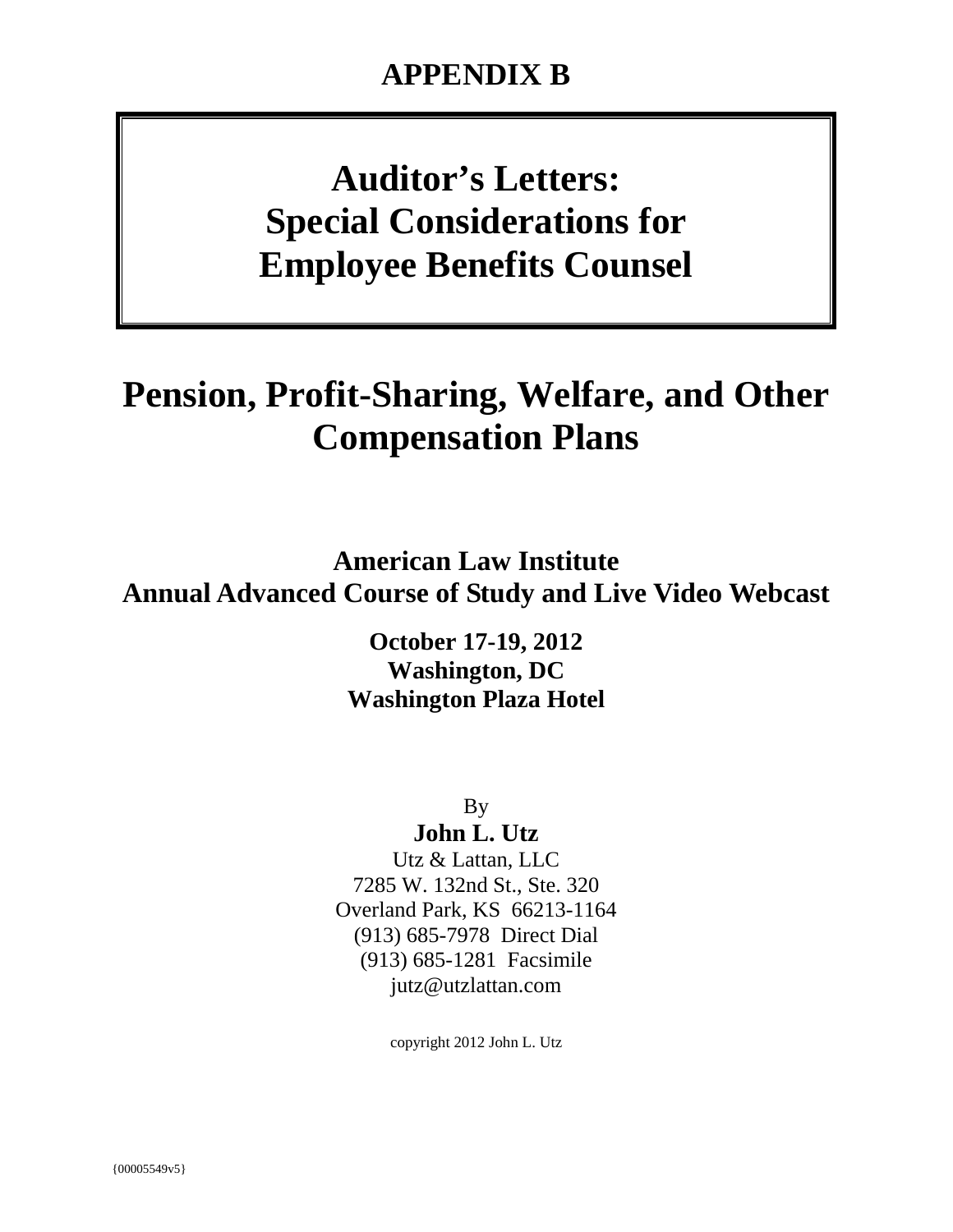# APPENDIX B

# Auditor's Letters: Special Considerations for Employee Benefits Counsel

## Pension, Profit-Sharing, Welfare, and Other Compensation Plans

**American Law Institute**
**Annual Advanced Course of Study and Live Video Webcast**

**October 17-19, 2012**
**Washington, DC**
**Washington Plaza Hotel**

By
**John L. Utz**
Utz & Lattan, LLC
7285 W. 132nd St., Ste. 320
Overland Park, KS 66213-1164
(913) 685-7978 Direct Dial
(913) 685-1281 Facsimile
jutz@utzlattan.com

copyright 2012 John L. Utz

{00005549v5}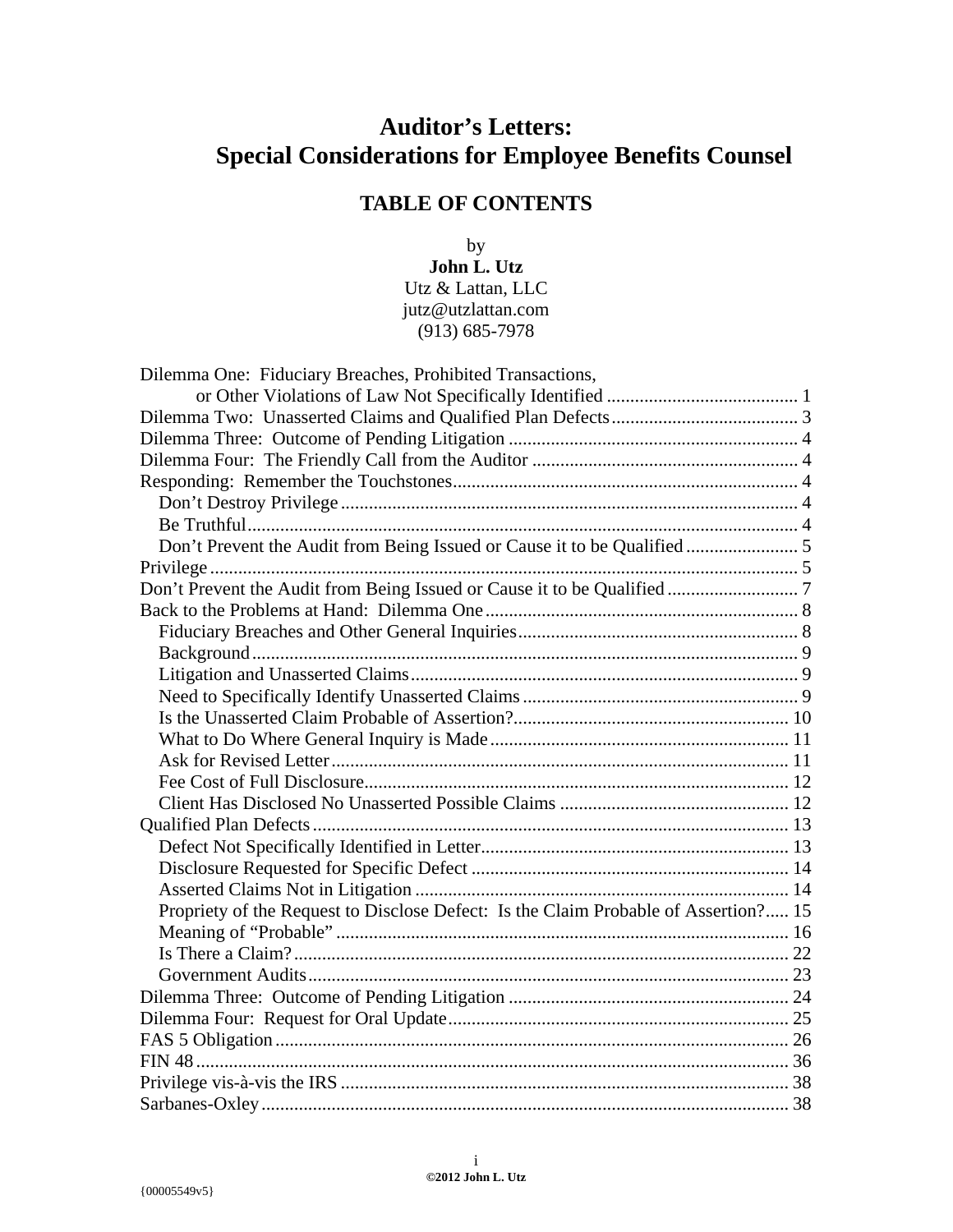# Auditor's Letters: Special Considerations for Employee Benefits Counsel

## TABLE OF CONTENTS

by
**John L. Utz**
Utz & Lattan, LLC
jutz@utzlattan.com
(913) 685-7978

Dilemma One: Fiduciary Breaches, Prohibited Transactions, or Other Violations of Law Not Specifically Identified ........................................ 1
Dilemma Two: Unasserted Claims and Qualified Plan Defects........................................ 3
Dilemma Three: Outcome of Pending Litigation ............................................................ 4
Dilemma Four: The Friendly Call from the Auditor ........................................................ 4
Responding: Remember the Touchstones........................................................................ 4
- Don't Destroy Privilege ................................................................................................ 4
- Be Truthful.................................................................................................................... 4
- Don't Prevent the Audit from Being Issued or Cause it to be Qualified ........................ 5

Privilege ............................................................................................................................ 5
Don't Prevent the Audit from Being Issued or Cause it to be Qualified ............................ 7
Back to the Problems at Hand: Dilemma One .................................................................. 8
- Fiduciary Breaches and Other General Inquiries........................................................... 8
- Background.................................................................................................................. 9
- Litigation and Unasserted Claims................................................................................. 9
- Need to Specifically Identify Unasserted Claims .......................................................... 9
- Is the Unasserted Claim Probable of Assertion?.......................................................... 10
- What to Do Where General Inquiry is Made ............................................................... 11
- Ask for Revised Letter ................................................................................................ 11
- Fee Cost of Full Disclosure......................................................................................... 12
- Client Has Disclosed No Unasserted Possible Claims ................................................ 12

Qualified Plan Defects .................................................................................................... 13
- Defect Not Specifically Identified in Letter................................................................. 13
- Disclosure Requested for Specific Defect ................................................................... 14
- Asserted Claims Not in Litigation ............................................................................... 14
- Propriety of the Request to Disclose Defect: Is the Claim Probable of Assertion?..... 15
- Meaning of "Probable" ............................................................................................... 16
- Is There a Claim?........................................................................................................ 22
- Government Audits..................................................................................................... 23

Dilemma Three: Outcome of Pending Litigation ........................................................... 24
Dilemma Four: Request for Oral Update........................................................................ 25
FAS 5 Obligation ............................................................................................................ 26
FIN 48 ............................................................................................................................. 36
Privilege vis-à-vis the IRS .............................................................................................. 38
Sarbanes-Oxley ............................................................................................................... 38

©2012 John L. Utz

{00005549v5}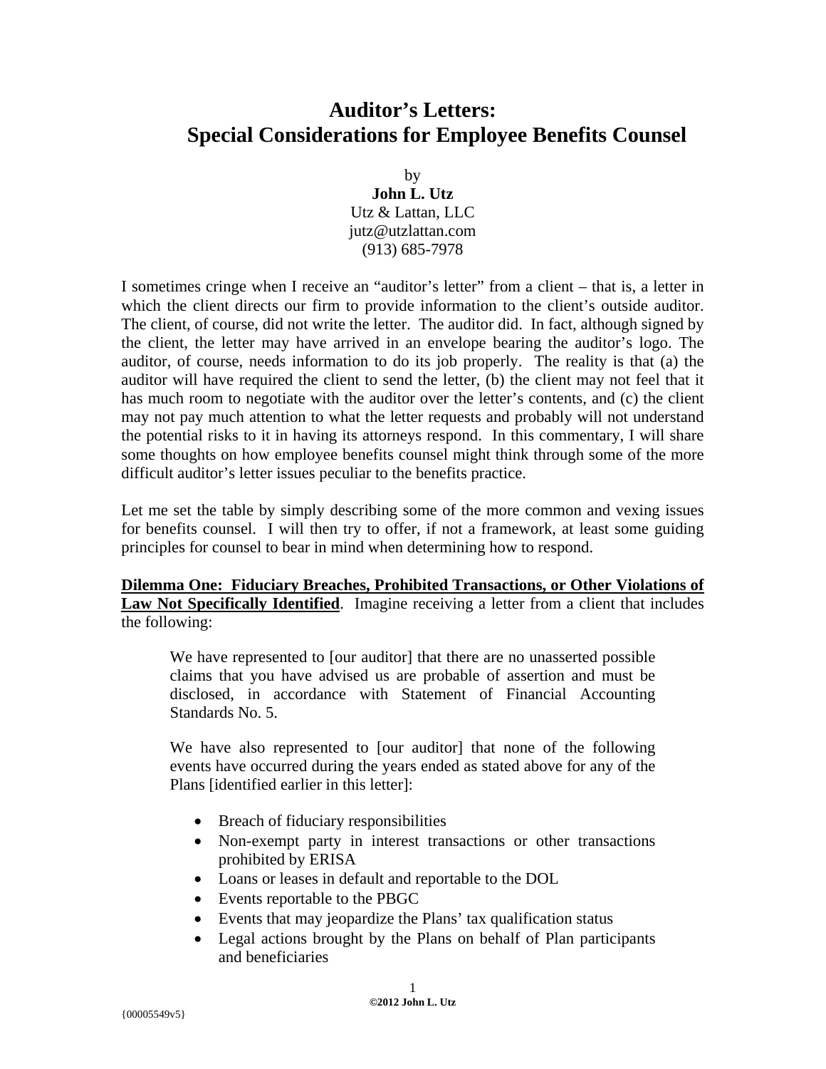# Auditor's Letters: Special Considerations for Employee Benefits Counsel

by
**John L. Utz**
Utz & Lattan, LLC
jutz@utzlattan.com
(913) 685-7978

I sometimes cringe when I receive an "auditor's letter" from a client – that is, a letter in which the client directs our firm to provide information to the client's outside auditor. The client, of course, did not write the letter. The auditor did. In fact, although signed by the client, the letter may have arrived in an envelope bearing the auditor's logo. The auditor, of course, needs information to do its job properly. The reality is that (a) the auditor will have required the client to send the letter, (b) the client may not feel that it has much room to negotiate with the auditor over the letter's contents, and (c) the client may not pay much attention to what the letter requests and probably will not understand the potential risks to it in having its attorneys respond. In this commentary, I will share some thoughts on how employee benefits counsel might think through some of the more difficult auditor's letter issues peculiar to the benefits practice.

Let me set the table by simply describing some of the more common and vexing issues for benefits counsel. I will then try to offer, if not a framework, at least some guiding principles for counsel to bear in mind when determining how to respond.

**Dilemma One: Fiduciary Breaches, Prohibited Transactions, or Other Violations of Law Not Specifically Identified**. Imagine receiving a letter from a client that includes the following:

> We have represented to [our auditor] that there are no unasserted possible claims that you have advised us are probable of assertion and must be disclosed, in accordance with Statement of Financial Accounting Standards No. 5.
>
> We have also represented to [our auditor] that none of the following events have occurred during the years ended as stated above for any of the Plans [identified earlier in this letter]:
>
> - Breach of fiduciary responsibilities
> - Non-exempt party in interest transactions or other transactions prohibited by ERISA
> - Loans or leases in default and reportable to the DOL
> - Events reportable to the PBGC
> - Events that may jeopardize the Plans' tax qualification status
> - Legal actions brought by the Plans on behalf of Plan participants and beneficiaries

©2012 John L. Utz

{00005549v5}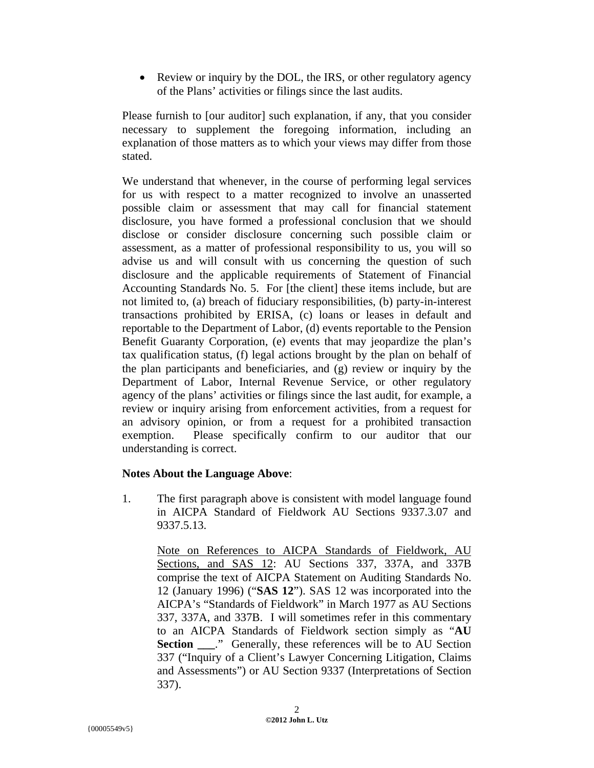- Review or inquiry by the DOL, the IRS, or other regulatory agency of the Plans' activities or filings since the last audits.

Please furnish to [our auditor] such explanation, if any, that you consider necessary to supplement the foregoing information, including an explanation of those matters as to which your views may differ from those stated.

We understand that whenever, in the course of performing legal services for us with respect to a matter recognized to involve an unasserted possible claim or assessment that may call for financial statement disclosure, you have formed a professional conclusion that we should disclose or consider disclosure concerning such possible claim or assessment, as a matter of professional responsibility to us, you will so advise us and will consult with us concerning the question of such disclosure and the applicable requirements of Statement of Financial Accounting Standards No. 5. For [the client] these items include, but are not limited to, (a) breach of fiduciary responsibilities, (b) party-in-interest transactions prohibited by ERISA, (c) loans or leases in default and reportable to the Department of Labor, (d) events reportable to the Pension Benefit Guaranty Corporation, (e) events that may jeopardize the plan's tax qualification status, (f) legal actions brought by the plan on behalf of the plan participants and beneficiaries, and (g) review or inquiry by the Department of Labor, Internal Revenue Service, or other regulatory agency of the plans' activities or filings since the last audit, for example, a review or inquiry arising from enforcement activities, from a request for an advisory opinion, or from a request for a prohibited transaction exemption. Please specifically confirm to our auditor that our understanding is correct.

**Notes About the Language Above**:

1. The first paragraph above is consistent with model language found in AICPA Standard of Fieldwork AU Sections 9337.3.07 and 9337.5.13.

   Note on References to AICPA Standards of Fieldwork, AU Sections, and SAS 12: AU Sections 337, 337A, and 337B comprise the text of AICPA Statement on Auditing Standards No. 12 (January 1996) ("**SAS 12**"). SAS 12 was incorporated into the AICPA's "Standards of Fieldwork" in March 1977 as AU Sections 337, 337A, and 337B. I will sometimes refer in this commentary to an AICPA Standards of Fieldwork section simply as "**AU Section ___**." Generally, these references will be to AU Section 337 ("Inquiry of a Client's Lawyer Concerning Litigation, Claims and Assessments") or AU Section 9337 (Interpretations of Section 337).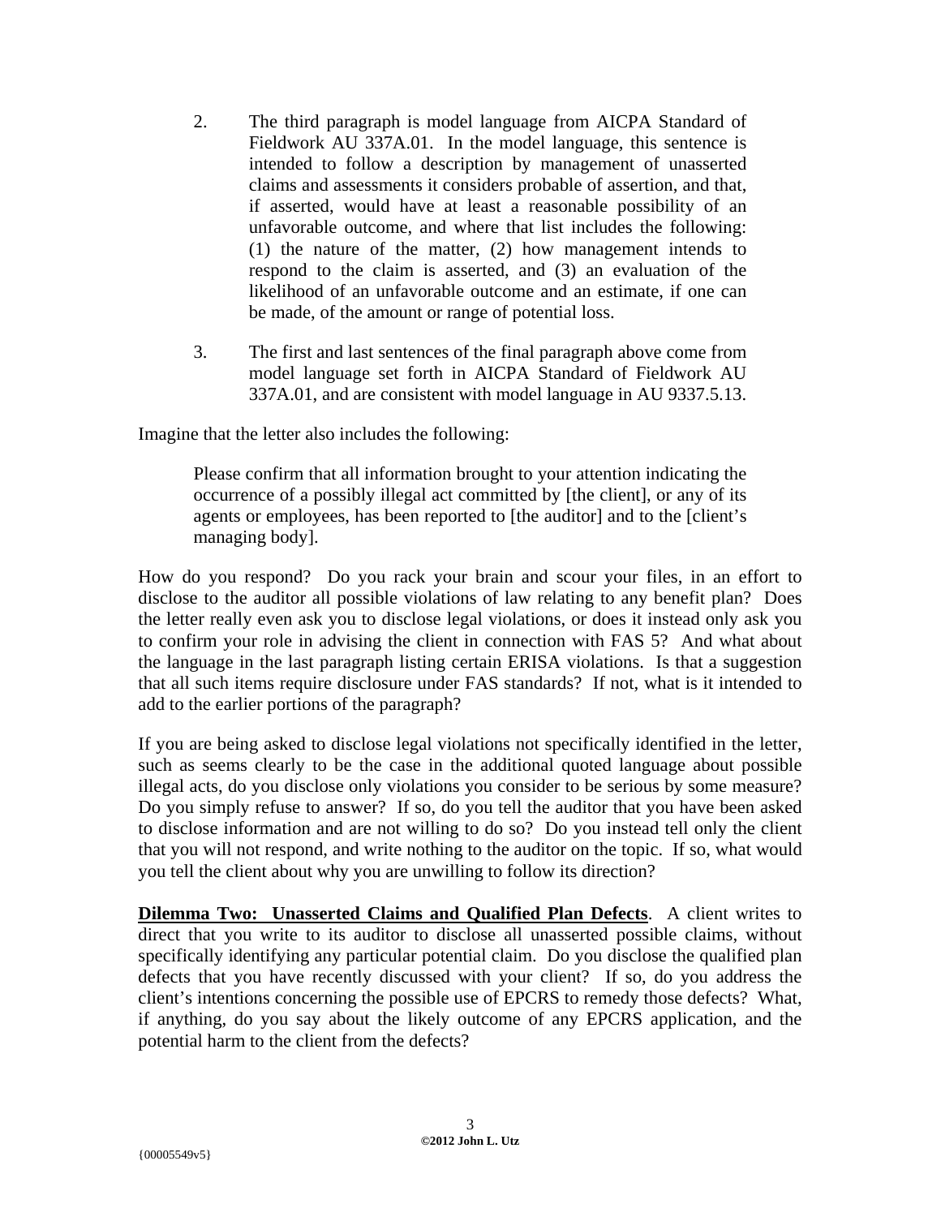2. The third paragraph is model language from AICPA Standard of Fieldwork AU 337A.01. In the model language, this sentence is intended to follow a description by management of unasserted claims and assessments it considers probable of assertion, and that, if asserted, would have at least a reasonable possibility of an unfavorable outcome, and where that list includes the following: (1) the nature of the matter, (2) how management intends to respond to the claim is asserted, and (3) an evaluation of the likelihood of an unfavorable outcome and an estimate, if one can be made, of the amount or range of potential loss.

3. The first and last sentences of the final paragraph above come from model language set forth in AICPA Standard of Fieldwork AU 337A.01, and are consistent with model language in AU 9337.5.13.

Imagine that the letter also includes the following:

> Please confirm that all information brought to your attention indicating the occurrence of a possibly illegal act committed by [the client], or any of its agents or employees, has been reported to [the auditor] and to the [client's managing body].

How do you respond? Do you rack your brain and scour your files, in an effort to disclose to the auditor all possible violations of law relating to any benefit plan? Does the letter really even ask you to disclose legal violations, or does it instead only ask you to confirm your role in advising the client in connection with FAS 5? And what about the language in the last paragraph listing certain ERISA violations. Is that a suggestion that all such items require disclosure under FAS standards? If not, what is it intended to add to the earlier portions of the paragraph?

If you are being asked to disclose legal violations not specifically identified in the letter, such as seems clearly to be the case in the additional quoted language about possible illegal acts, do you disclose only violations you consider to be serious by some measure? Do you simply refuse to answer? If so, do you tell the auditor that you have been asked to disclose information and are not willing to do so? Do you instead tell only the client that you will not respond, and write nothing to the auditor on the topic. If so, what would you tell the client about why you are unwilling to follow its direction?

**Dilemma Two: Unasserted Claims and Qualified Plan Defects**. A client writes to direct that you write to its auditor to disclose all unasserted possible claims, without specifically identifying any particular potential claim. Do you disclose the qualified plan defects that you have recently discussed with your client? If so, do you address the client's intentions concerning the possible use of EPCRS to remedy those defects? What, if anything, do you say about the likely outcome of any EPCRS application, and the potential harm to the client from the defects?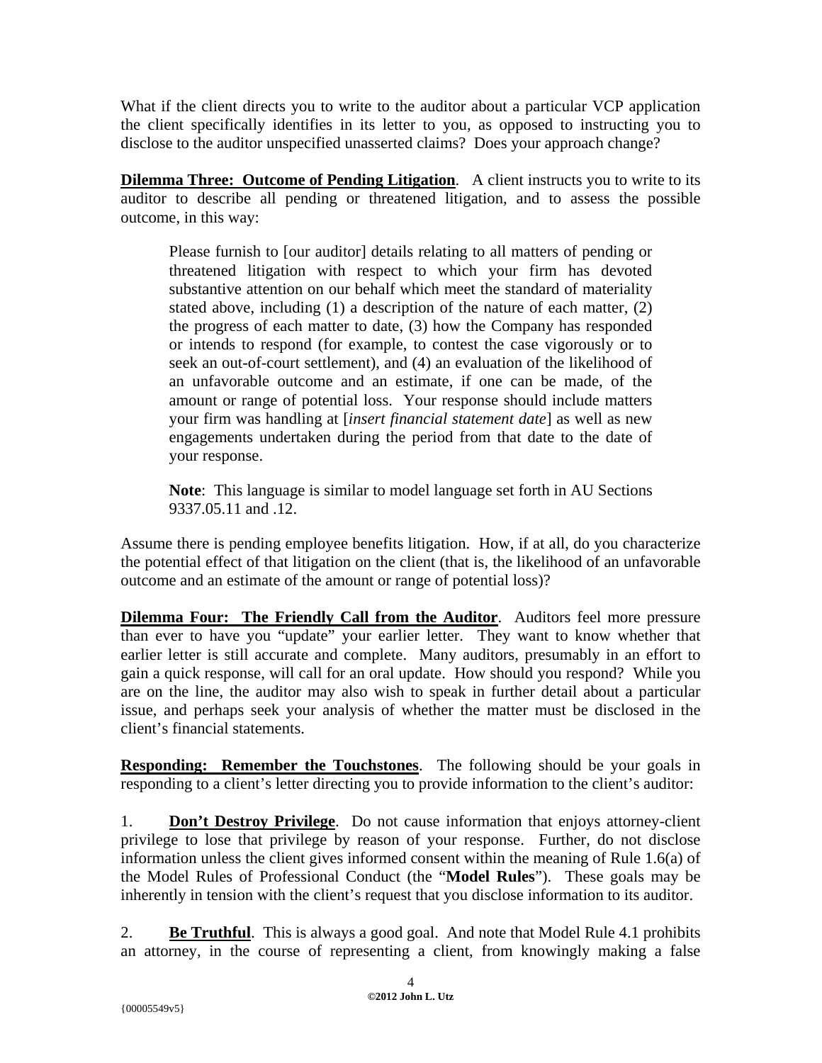What if the client directs you to write to the auditor about a particular VCP application the client specifically identifies in its letter to you, as opposed to instructing you to disclose to the auditor unspecified unasserted claims? Does your approach change?

**Dilemma Three: Outcome of Pending Litigation**. A client instructs you to write to its auditor to describe all pending or threatened litigation, and to assess the possible outcome, in this way:

> Please furnish to [our auditor] details relating to all matters of pending or threatened litigation with respect to which your firm has devoted substantive attention on our behalf which meet the standard of materiality stated above, including (1) a description of the nature of each matter, (2) the progress of each matter to date, (3) how the Company has responded or intends to respond (for example, to contest the case vigorously or to seek an out-of-court settlement), and (4) an evaluation of the likelihood of an unfavorable outcome and an estimate, if one can be made, of the amount or range of potential loss. Your response should include matters your firm was handling at [*insert financial statement date*] as well as new engagements undertaken during the period from that date to the date of your response.
>
> **Note**: This language is similar to model language set forth in AU Sections 9337.05.11 and .12.

Assume there is pending employee benefits litigation. How, if at all, do you characterize the potential effect of that litigation on the client (that is, the likelihood of an unfavorable outcome and an estimate of the amount or range of potential loss)?

**Dilemma Four: The Friendly Call from the Auditor**. Auditors feel more pressure than ever to have you "update" your earlier letter. They want to know whether that earlier letter is still accurate and complete. Many auditors, presumably in an effort to gain a quick response, will call for an oral update. How should you respond? While you are on the line, the auditor may also wish to speak in further detail about a particular issue, and perhaps seek your analysis of whether the matter must be disclosed in the client's financial statements.

**Responding: Remember the Touchstones**. The following should be your goals in responding to a client's letter directing you to provide information to the client's auditor:

1. **Don't Destroy Privilege**. Do not cause information that enjoys attorney-client privilege to lose that privilege by reason of your response. Further, do not disclose information unless the client gives informed consent within the meaning of Rule 1.6(a) of the Model Rules of Professional Conduct (the "**Model Rules**"). These goals may be inherently in tension with the client's request that you disclose information to its auditor.

2. **Be Truthful**. This is always a good goal. And note that Model Rule 4.1 prohibits an attorney, in the course of representing a client, from knowingly making a false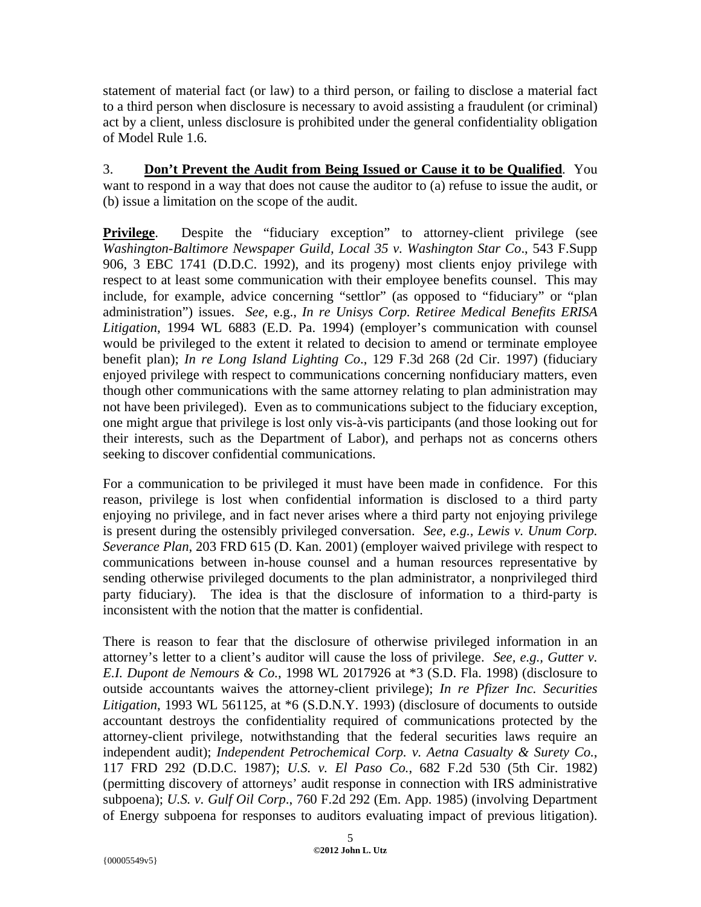statement of material fact (or law) to a third person, or failing to disclose a material fact to a third person when disclosure is necessary to avoid assisting a fraudulent (or criminal) act by a client, unless disclosure is prohibited under the general confidentiality obligation of Model Rule 1.6.

3. **<u>Don't Prevent the Audit from Being Issued or Cause it to be Qualified</u>**. You want to respond in a way that does not cause the auditor to (a) refuse to issue the audit, or (b) issue a limitation on the scope of the audit.

**<u>Privilege</u>**. Despite the "fiduciary exception" to attorney-client privilege (see *Washington-Baltimore Newspaper Guild, Local 35 v. Washington Star Co*., 543 F.Supp 906, 3 EBC 1741 (D.D.C. 1992), and its progeny) most clients enjoy privilege with respect to at least some communication with their employee benefits counsel. This may include, for example, advice concerning "settlor" (as opposed to "fiduciary" or "plan administration") issues. *See,* e.g., *In re Unisys Corp. Retiree Medical Benefits ERISA Litigation*, 1994 WL 6883 (E.D. Pa. 1994) (employer's communication with counsel would be privileged to the extent it related to decision to amend or terminate employee benefit plan); *In re Long Island Lighting Co*., 129 F.3d 268 (2d Cir. 1997) (fiduciary enjoyed privilege with respect to communications concerning nonfiduciary matters, even though other communications with the same attorney relating to plan administration may not have been privileged). Even as to communications subject to the fiduciary exception, one might argue that privilege is lost only vis-à-vis participants (and those looking out for their interests, such as the Department of Labor), and perhaps not as concerns others seeking to discover confidential communications.

For a communication to be privileged it must have been made in confidence. For this reason, privilege is lost when confidential information is disclosed to a third party enjoying no privilege, and in fact never arises where a third party not enjoying privilege is present during the ostensibly privileged conversation. *See, e.g., Lewis v. Unum Corp. Severance Plan*, 203 FRD 615 (D. Kan. 2001) (employer waived privilege with respect to communications between in-house counsel and a human resources representative by sending otherwise privileged documents to the plan administrator, a nonprivileged third party fiduciary). The idea is that the disclosure of information to a third-party is inconsistent with the notion that the matter is confidential.

There is reason to fear that the disclosure of otherwise privileged information in an attorney's letter to a client's auditor will cause the loss of privilege. *See, e.g., Gutter v. E.I. Dupont de Nemours & Co.*, 1998 WL 2017926 at *3 (S.D. Fla. 1998) (disclosure to outside accountants waives the attorney-client privilege); *In re Pfizer Inc. Securities Litigation*, 1993 WL 561125, at *6 (S.D.N.Y. 1993) (disclosure of documents to outside accountant destroys the confidentiality required of communications protected by the attorney-client privilege, notwithstanding that the federal securities laws require an independent audit); *Independent Petrochemical Corp. v. Aetna Casualty & Surety Co.*, 117 FRD 292 (D.D.C. 1987); *U.S. v. El Paso Co.*, 682 F.2d 530 (5th Cir. 1982) (permitting discovery of attorneys' audit response in connection with IRS administrative subpoena); *U.S. v. Gulf Oil Corp*., 760 F.2d 292 (Em. App. 1985) (involving Department of Energy subpoena for responses to auditors evaluating impact of previous litigation).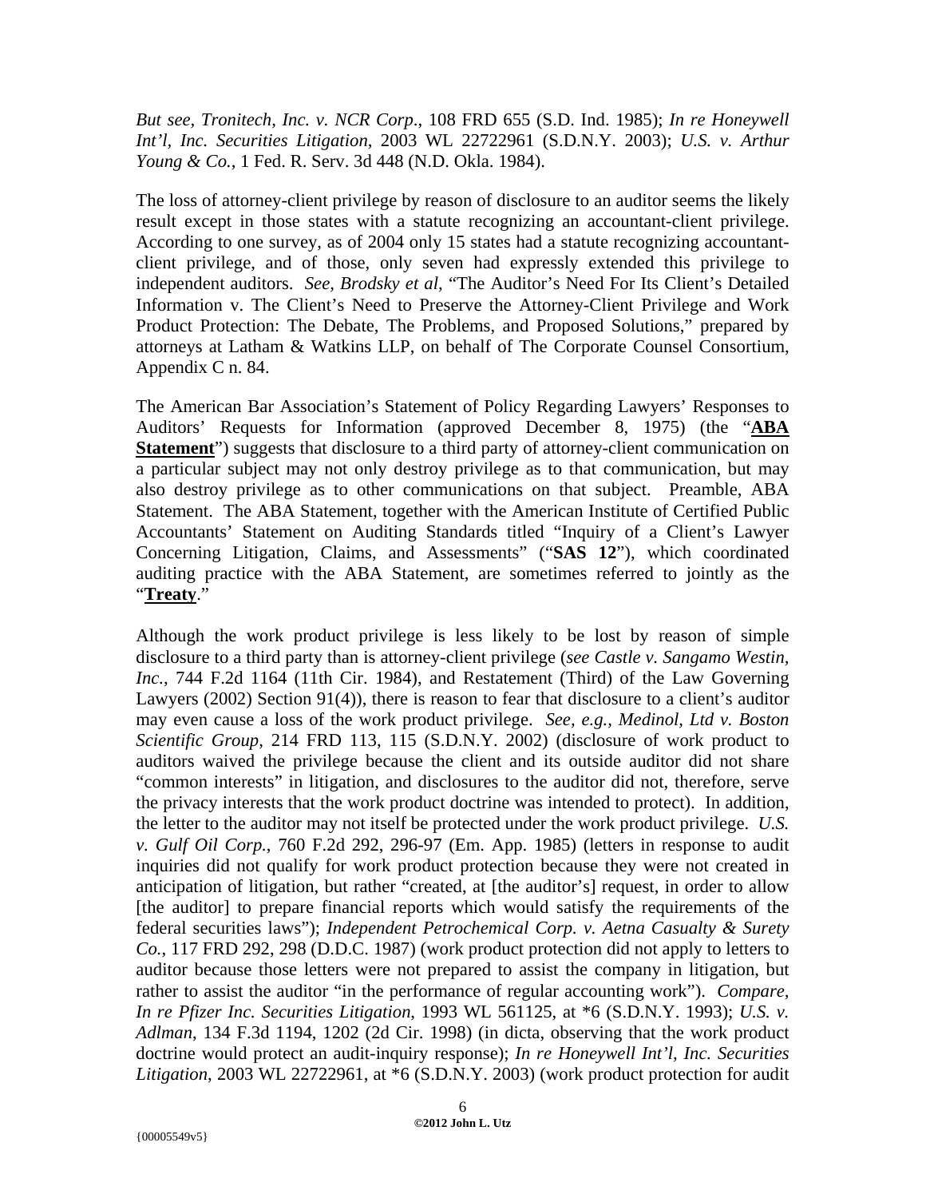*But see*, *Tronitech, Inc. v. NCR Corp*., 108 FRD 655 (S.D. Ind. 1985); *In re Honeywell Int'l, Inc. Securities Litigation*, 2003 WL 22722961 (S.D.N.Y. 2003); *U.S. v. Arthur Young & Co.*, 1 Fed. R. Serv. 3d 448 (N.D. Okla. 1984).

The loss of attorney-client privilege by reason of disclosure to an auditor seems the likely result except in those states with a statute recognizing an accountant-client privilege. According to one survey, as of 2004 only 15 states had a statute recognizing accountant-client privilege, and of those, only seven had expressly extended this privilege to independent auditors. *See*, *Brodsky et al*, "The Auditor's Need For Its Client's Detailed Information v. The Client's Need to Preserve the Attorney-Client Privilege and Work Product Protection: The Debate, The Problems, and Proposed Solutions," prepared by attorneys at Latham & Watkins LLP, on behalf of The Corporate Counsel Consortium, Appendix C n. 84.

The American Bar Association's Statement of Policy Regarding Lawyers' Responses to Auditors' Requests for Information (approved December 8, 1975) (the "**ABA Statement**") suggests that disclosure to a third party of attorney-client communication on a particular subject may not only destroy privilege as to that communication, but may also destroy privilege as to other communications on that subject. Preamble, ABA Statement. The ABA Statement, together with the American Institute of Certified Public Accountants' Statement on Auditing Standards titled "Inquiry of a Client's Lawyer Concerning Litigation, Claims, and Assessments" ("**SAS 12**"), which coordinated auditing practice with the ABA Statement, are sometimes referred to jointly as the "**Treaty**."

Although the work product privilege is less likely to be lost by reason of simple disclosure to a third party than is attorney-client privilege (*see Castle v. Sangamo Westin, Inc.*, 744 F.2d 1164 (11th Cir. 1984), and Restatement (Third) of the Law Governing Lawyers (2002) Section 91(4)), there is reason to fear that disclosure to a client's auditor may even cause a loss of the work product privilege. *See, e.g., Medinol, Ltd v. Boston Scientific Group*, 214 FRD 113, 115 (S.D.N.Y. 2002) (disclosure of work product to auditors waived the privilege because the client and its outside auditor did not share "common interests" in litigation, and disclosures to the auditor did not, therefore, serve the privacy interests that the work product doctrine was intended to protect). In addition, the letter to the auditor may not itself be protected under the work product privilege. *U.S. v. Gulf Oil Corp.*, 760 F.2d 292, 296-97 (Em. App. 1985) (letters in response to audit inquiries did not qualify for work product protection because they were not created in anticipation of litigation, but rather "created, at [the auditor's] request, in order to allow [the auditor] to prepare financial reports which would satisfy the requirements of the federal securities laws"); *Independent Petrochemical Corp. v. Aetna Casualty & Surety Co.*, 117 FRD 292, 298 (D.D.C. 1987) (work product protection did not apply to letters to auditor because those letters were not prepared to assist the company in litigation, but rather to assist the auditor "in the performance of regular accounting work"). *Compare*, *In re Pfizer Inc. Securities Litigation*, 1993 WL 561125, at *6 (S.D.N.Y. 1993); *U.S. v. Adlman*, 134 F.3d 1194, 1202 (2d Cir. 1998) (in dicta, observing that the work product doctrine would protect an audit-inquiry response); *In re Honeywell Int'l, Inc. Securities Litigation*, 2003 WL 22722961, at *6 (S.D.N.Y. 2003) (work product protection for audit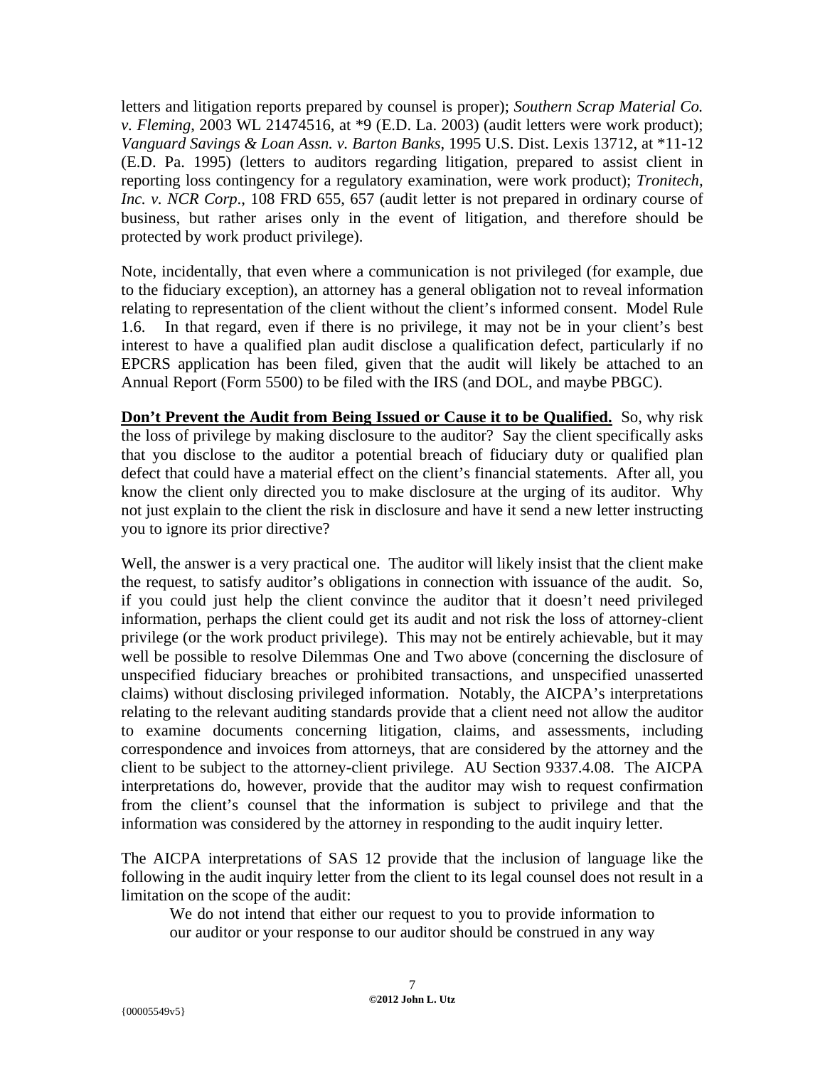letters and litigation reports prepared by counsel is proper); *Southern Scrap Material Co. v. Fleming*, 2003 WL 21474516, at *9 (E.D. La. 2003) (audit letters were work product); *Vanguard Savings & Loan Assn. v. Barton Banks*, 1995 U.S. Dist. Lexis 13712, at *11-12 (E.D. Pa. 1995) (letters to auditors regarding litigation, prepared to assist client in reporting loss contingency for a regulatory examination, were work product); *Tronitech, Inc. v. NCR Corp*., 108 FRD 655, 657 (audit letter is not prepared in ordinary course of business, but rather arises only in the event of litigation, and therefore should be protected by work product privilege).

Note, incidentally, that even where a communication is not privileged (for example, due to the fiduciary exception), an attorney has a general obligation not to reveal information relating to representation of the client without the client's informed consent. Model Rule 1.6. In that regard, even if there is no privilege, it may not be in your client's best interest to have a qualified plan audit disclose a qualification defect, particularly if no EPCRS application has been filed, given that the audit will likely be attached to an Annual Report (Form 5500) to be filed with the IRS (and DOL, and maybe PBGC).

**<u>Don't Prevent the Audit from Being Issued or Cause it to be Qualified.</u>** So, why risk the loss of privilege by making disclosure to the auditor? Say the client specifically asks that you disclose to the auditor a potential breach of fiduciary duty or qualified plan defect that could have a material effect on the client's financial statements. After all, you know the client only directed you to make disclosure at the urging of its auditor. Why not just explain to the client the risk in disclosure and have it send a new letter instructing you to ignore its prior directive?

Well, the answer is a very practical one. The auditor will likely insist that the client make the request, to satisfy auditor's obligations in connection with issuance of the audit. So, if you could just help the client convince the auditor that it doesn't need privileged information, perhaps the client could get its audit and not risk the loss of attorney-client privilege (or the work product privilege). This may not be entirely achievable, but it may well be possible to resolve Dilemmas One and Two above (concerning the disclosure of unspecified fiduciary breaches or prohibited transactions, and unspecified unasserted claims) without disclosing privileged information. Notably, the AICPA's interpretations relating to the relevant auditing standards provide that a client need not allow the auditor to examine documents concerning litigation, claims, and assessments, including correspondence and invoices from attorneys, that are considered by the attorney and the client to be subject to the attorney-client privilege. AU Section 9337.4.08. The AICPA interpretations do, however, provide that the auditor may wish to request confirmation from the client's counsel that the information is subject to privilege and that the information was considered by the attorney in responding to the audit inquiry letter.

The AICPA interpretations of SAS 12 provide that the inclusion of language like the following in the audit inquiry letter from the client to its legal counsel does not result in a limitation on the scope of the audit:

> We do not intend that either our request to you to provide information to our auditor or your response to our auditor should be construed in any way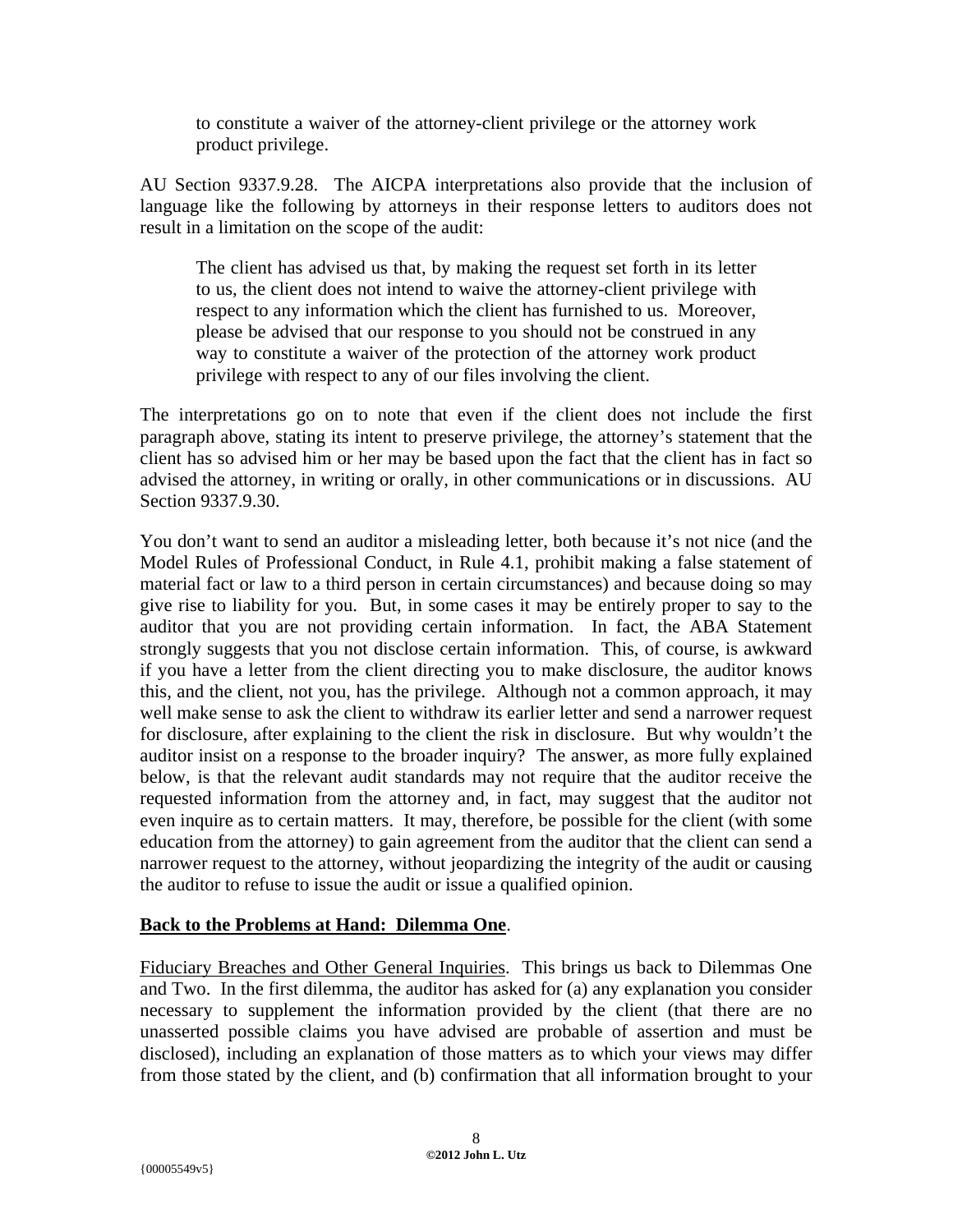> to constitute a waiver of the attorney-client privilege or the attorney work product privilege.

AU Section 9337.9.28. The AICPA interpretations also provide that the inclusion of language like the following by attorneys in their response letters to auditors does not result in a limitation on the scope of the audit:

> The client has advised us that, by making the request set forth in its letter to us, the client does not intend to waive the attorney-client privilege with respect to any information which the client has furnished to us. Moreover, please be advised that our response to you should not be construed in any way to constitute a waiver of the protection of the attorney work product privilege with respect to any of our files involving the client.

The interpretations go on to note that even if the client does not include the first paragraph above, stating its intent to preserve privilege, the attorney's statement that the client has so advised him or her may be based upon the fact that the client has in fact so advised the attorney, in writing or orally, in other communications or in discussions. AU Section 9337.9.30.

You don't want to send an auditor a misleading letter, both because it's not nice (and the Model Rules of Professional Conduct, in Rule 4.1, prohibit making a false statement of material fact or law to a third person in certain circumstances) and because doing so may give rise to liability for you. But, in some cases it may be entirely proper to say to the auditor that you are not providing certain information. In fact, the ABA Statement strongly suggests that you not disclose certain information. This, of course, is awkward if you have a letter from the client directing you to make disclosure, the auditor knows this, and the client, not you, has the privilege. Although not a common approach, it may well make sense to ask the client to withdraw its earlier letter and send a narrower request for disclosure, after explaining to the client the risk in disclosure. But why wouldn't the auditor insist on a response to the broader inquiry? The answer, as more fully explained below, is that the relevant audit standards may not require that the auditor receive the requested information from the attorney and, in fact, may suggest that the auditor not even inquire as to certain matters. It may, therefore, be possible for the client (with some education from the attorney) to gain agreement from the auditor that the client can send a narrower request to the attorney, without jeopardizing the integrity of the audit or causing the auditor to refuse to issue the audit or issue a qualified opinion.

**Back to the Problems at Hand: Dilemma One**.

Fiduciary Breaches and Other General Inquiries. This brings us back to Dilemmas One and Two. In the first dilemma, the auditor has asked for (a) any explanation you consider necessary to supplement the information provided by the client (that there are no unasserted possible claims you have advised are probable of assertion and must be disclosed), including an explanation of those matters as to which your views may differ from those stated by the client, and (b) confirmation that all information brought to your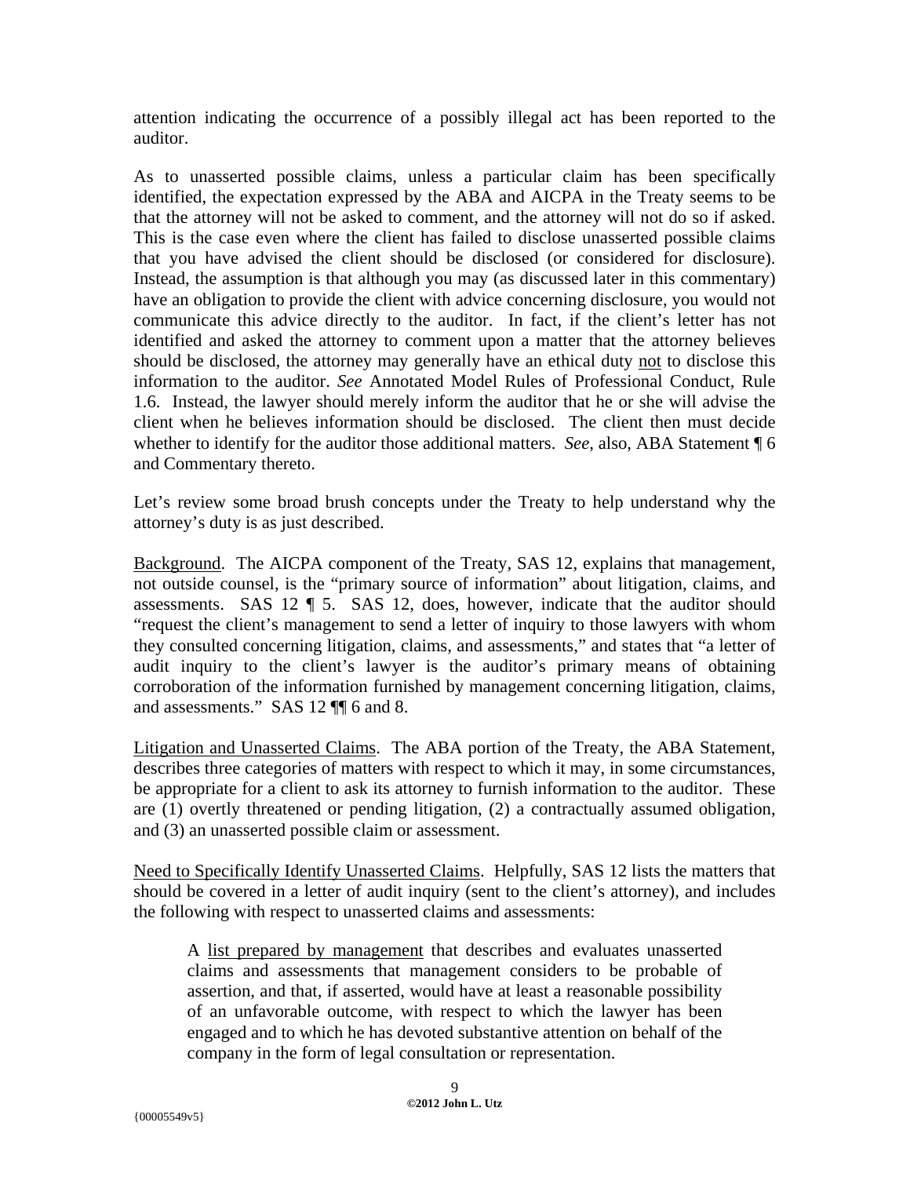attention indicating the occurrence of a possibly illegal act has been reported to the auditor.

As to unasserted possible claims, unless a particular claim has been specifically identified, the expectation expressed by the ABA and AICPA in the Treaty seems to be that the attorney will not be asked to comment, and the attorney will not do so if asked. This is the case even where the client has failed to disclose unasserted possible claims that you have advised the client should be disclosed (or considered for disclosure). Instead, the assumption is that although you may (as discussed later in this commentary) have an obligation to provide the client with advice concerning disclosure, you would not communicate this advice directly to the auditor. In fact, if the client's letter has not identified and asked the attorney to comment upon a matter that the attorney believes should be disclosed, the attorney may generally have an ethical duty not to disclose this information to the auditor. *See* Annotated Model Rules of Professional Conduct, Rule 1.6. Instead, the lawyer should merely inform the auditor that he or she will advise the client when he believes information should be disclosed. The client then must decide whether to identify for the auditor those additional matters. *See*, also, ABA Statement ¶ 6 and Commentary thereto.

Let's review some broad brush concepts under the Treaty to help understand why the attorney's duty is as just described.

Background. The AICPA component of the Treaty, SAS 12, explains that management, not outside counsel, is the "primary source of information" about litigation, claims, and assessments. SAS 12 ¶ 5. SAS 12, does, however, indicate that the auditor should "request the client's management to send a letter of inquiry to those lawyers with whom they consulted concerning litigation, claims, and assessments," and states that "a letter of audit inquiry to the client's lawyer is the auditor's primary means of obtaining corroboration of the information furnished by management concerning litigation, claims, and assessments." SAS 12 ¶¶ 6 and 8.

Litigation and Unasserted Claims. The ABA portion of the Treaty, the ABA Statement, describes three categories of matters with respect to which it may, in some circumstances, be appropriate for a client to ask its attorney to furnish information to the auditor. These are (1) overtly threatened or pending litigation, (2) a contractually assumed obligation, and (3) an unasserted possible claim or assessment.

Need to Specifically Identify Unasserted Claims. Helpfully, SAS 12 lists the matters that should be covered in a letter of audit inquiry (sent to the client's attorney), and includes the following with respect to unasserted claims and assessments:

> A list prepared by management that describes and evaluates unasserted claims and assessments that management considers to be probable of assertion, and that, if asserted, would have at least a reasonable possibility of an unfavorable outcome, with respect to which the lawyer has been engaged and to which he has devoted substantive attention on behalf of the company in the form of legal consultation or representation.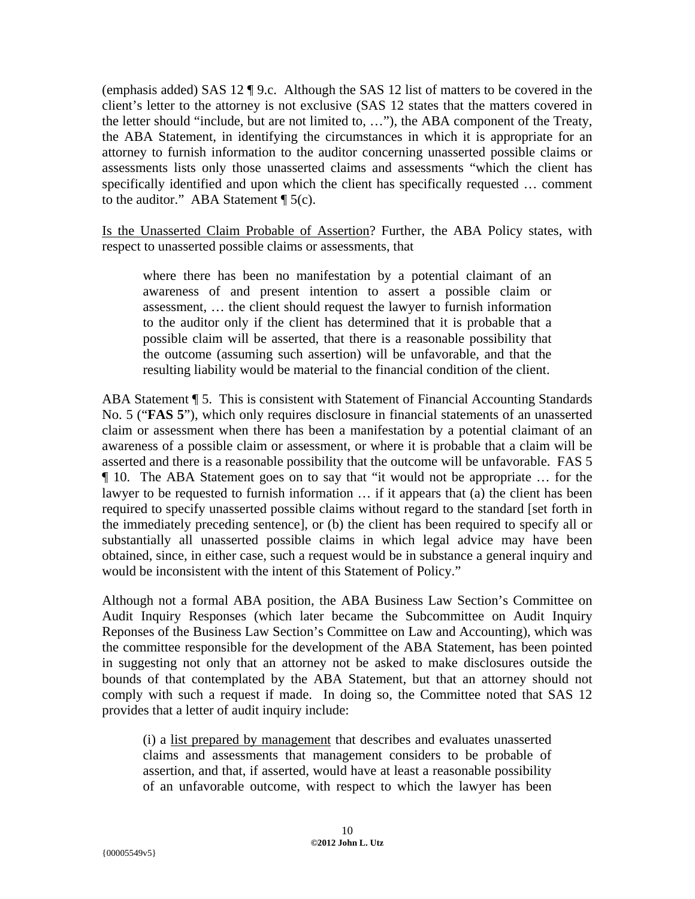(emphasis added) SAS 12 ¶ 9.c. Although the SAS 12 list of matters to be covered in the client's letter to the attorney is not exclusive (SAS 12 states that the matters covered in the letter should "include, but are not limited to, …"), the ABA component of the Treaty, the ABA Statement, in identifying the circumstances in which it is appropriate for an attorney to furnish information to the auditor concerning unasserted possible claims or assessments lists only those unasserted claims and assessments "which the client has specifically identified and upon which the client has specifically requested … comment to the auditor." ABA Statement ¶ 5(c).

<u>Is the Unasserted Claim Probable of Assertion</u>? Further, the ABA Policy states, with respect to unasserted possible claims or assessments, that

> where there has been no manifestation by a potential claimant of an awareness of and present intention to assert a possible claim or assessment, … the client should request the lawyer to furnish information to the auditor only if the client has determined that it is probable that a possible claim will be asserted, that there is a reasonable possibility that the outcome (assuming such assertion) will be unfavorable, and that the resulting liability would be material to the financial condition of the client.

ABA Statement ¶ 5. This is consistent with Statement of Financial Accounting Standards No. 5 ("**FAS 5**"), which only requires disclosure in financial statements of an unasserted claim or assessment when there has been a manifestation by a potential claimant of an awareness of a possible claim or assessment, or where it is probable that a claim will be asserted and there is a reasonable possibility that the outcome will be unfavorable. FAS 5 ¶ 10. The ABA Statement goes on to say that "it would not be appropriate … for the lawyer to be requested to furnish information … if it appears that (a) the client has been required to specify unasserted possible claims without regard to the standard [set forth in the immediately preceding sentence], or (b) the client has been required to specify all or substantially all unasserted possible claims in which legal advice may have been obtained, since, in either case, such a request would be in substance a general inquiry and would be inconsistent with the intent of this Statement of Policy."

Although not a formal ABA position, the ABA Business Law Section's Committee on Audit Inquiry Responses (which later became the Subcommittee on Audit Inquiry Reponses of the Business Law Section's Committee on Law and Accounting), which was the committee responsible for the development of the ABA Statement, has been pointed in suggesting not only that an attorney not be asked to make disclosures outside the bounds of that contemplated by the ABA Statement, but that an attorney should not comply with such a request if made. In doing so, the Committee noted that SAS 12 provides that a letter of audit inquiry include:

> (i) a <u>list prepared by management</u> that describes and evaluates unasserted claims and assessments that management considers to be probable of assertion, and that, if asserted, would have at least a reasonable possibility of an unfavorable outcome, with respect to which the lawyer has been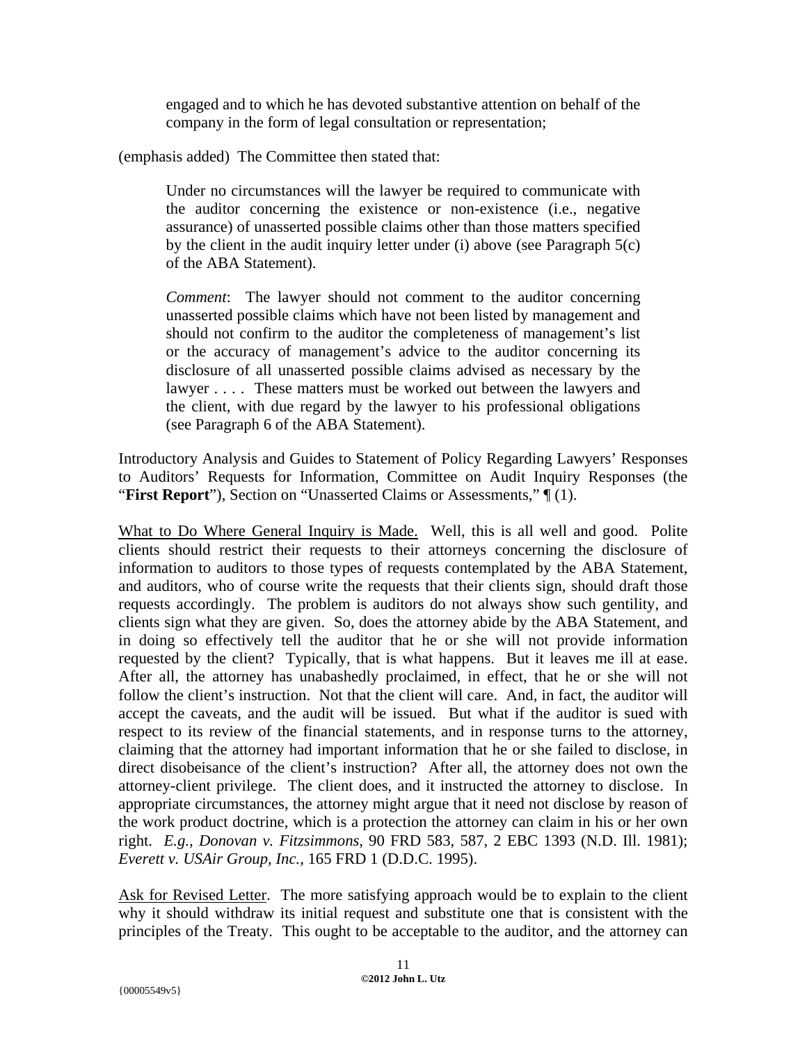> engaged and to which he has devoted substantive attention on behalf of the company in the form of legal consultation or representation;

(emphasis added) The Committee then stated that:

> Under no circumstances will the lawyer be required to communicate with the auditor concerning the existence or non-existence (i.e., negative assurance) of unasserted possible claims other than those matters specified by the client in the audit inquiry letter under (i) above (see Paragraph 5(c) of the ABA Statement).
>
> *Comment*: The lawyer should not comment to the auditor concerning unasserted possible claims which have not been listed by management and should not confirm to the auditor the completeness of management's list or the accuracy of management's advice to the auditor concerning its disclosure of all unasserted possible claims advised as necessary by the lawyer . . . . These matters must be worked out between the lawyers and the client, with due regard by the lawyer to his professional obligations (see Paragraph 6 of the ABA Statement).

Introductory Analysis and Guides to Statement of Policy Regarding Lawyers' Responses to Auditors' Requests for Information, Committee on Audit Inquiry Responses (the "**First Report**"), Section on "Unasserted Claims or Assessments," ¶ (1).

What to Do Where General Inquiry is Made. Well, this is all well and good. Polite clients should restrict their requests to their attorneys concerning the disclosure of information to auditors to those types of requests contemplated by the ABA Statement, and auditors, who of course write the requests that their clients sign, should draft those requests accordingly. The problem is auditors do not always show such gentility, and clients sign what they are given. So, does the attorney abide by the ABA Statement, and in doing so effectively tell the auditor that he or she will not provide information requested by the client? Typically, that is what happens. But it leaves me ill at ease. After all, the attorney has unabashedly proclaimed, in effect, that he or she will not follow the client's instruction. Not that the client will care. And, in fact, the auditor will accept the caveats, and the audit will be issued. But what if the auditor is sued with respect to its review of the financial statements, and in response turns to the attorney, claiming that the attorney had important information that he or she failed to disclose, in direct disobeisance of the client's instruction? After all, the attorney does not own the attorney-client privilege. The client does, and it instructed the attorney to disclose. In appropriate circumstances, the attorney might argue that it need not disclose by reason of the work product doctrine, which is a protection the attorney can claim in his or her own right. *E.g., Donovan v. Fitzsimmons*, 90 FRD 583, 587, 2 EBC 1393 (N.D. Ill. 1981); *Everett v. USAir Group, Inc.*, 165 FRD 1 (D.D.C. 1995).

Ask for Revised Letter. The more satisfying approach would be to explain to the client why it should withdraw its initial request and substitute one that is consistent with the principles of the Treaty. This ought to be acceptable to the auditor, and the attorney can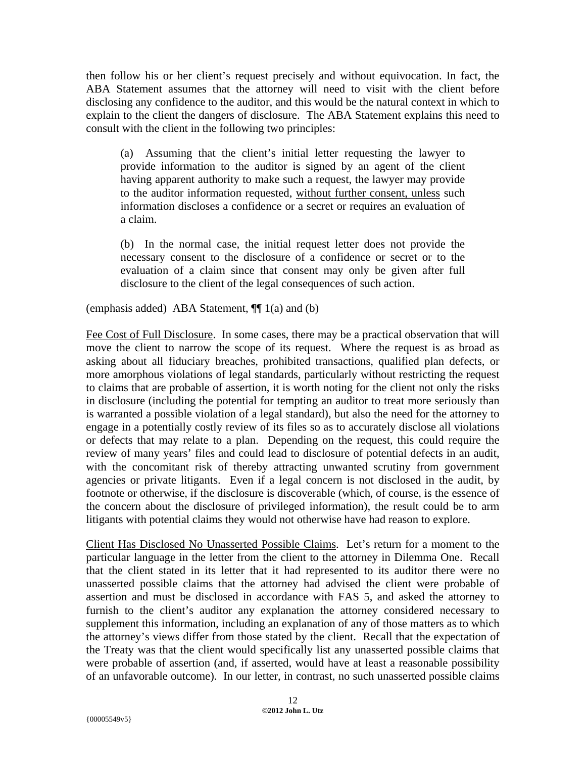then follow his or her client's request precisely and without equivocation. In fact, the ABA Statement assumes that the attorney will need to visit with the client before disclosing any confidence to the auditor, and this would be the natural context in which to explain to the client the dangers of disclosure. The ABA Statement explains this need to consult with the client in the following two principles:

> (a) Assuming that the client's initial letter requesting the lawyer to provide information to the auditor is signed by an agent of the client having apparent authority to make such a request, the lawyer may provide to the auditor information requested, <u>without further consent, unless</u> such information discloses a confidence or a secret or requires an evaluation of a claim.
>
> (b) In the normal case, the initial request letter does not provide the necessary consent to the disclosure of a confidence or secret or to the evaluation of a claim since that consent may only be given after full disclosure to the client of the legal consequences of such action.

(emphasis added) ABA Statement, ¶¶ 1(a) and (b)

<u>Fee Cost of Full Disclosure</u>. In some cases, there may be a practical observation that will move the client to narrow the scope of its request. Where the request is as broad as asking about all fiduciary breaches, prohibited transactions, qualified plan defects, or more amorphous violations of legal standards, particularly without restricting the request to claims that are probable of assertion, it is worth noting for the client not only the risks in disclosure (including the potential for tempting an auditor to treat more seriously than is warranted a possible violation of a legal standard), but also the need for the attorney to engage in a potentially costly review of its files so as to accurately disclose all violations or defects that may relate to a plan. Depending on the request, this could require the review of many years' files and could lead to disclosure of potential defects in an audit, with the concomitant risk of thereby attracting unwanted scrutiny from government agencies or private litigants. Even if a legal concern is not disclosed in the audit, by footnote or otherwise, if the disclosure is discoverable (which, of course, is the essence of the concern about the disclosure of privileged information), the result could be to arm litigants with potential claims they would not otherwise have had reason to explore.

<u>Client Has Disclosed No Unasserted Possible Claims</u>. Let's return for a moment to the particular language in the letter from the client to the attorney in Dilemma One. Recall that the client stated in its letter that it had represented to its auditor there were no unasserted possible claims that the attorney had advised the client were probable of assertion and must be disclosed in accordance with FAS 5, and asked the attorney to furnish to the client's auditor any explanation the attorney considered necessary to supplement this information, including an explanation of any of those matters as to which the attorney's views differ from those stated by the client. Recall that the expectation of the Treaty was that the client would specifically list any unasserted possible claims that were probable of assertion (and, if asserted, would have at least a reasonable possibility of an unfavorable outcome). In our letter, in contrast, no such unasserted possible claims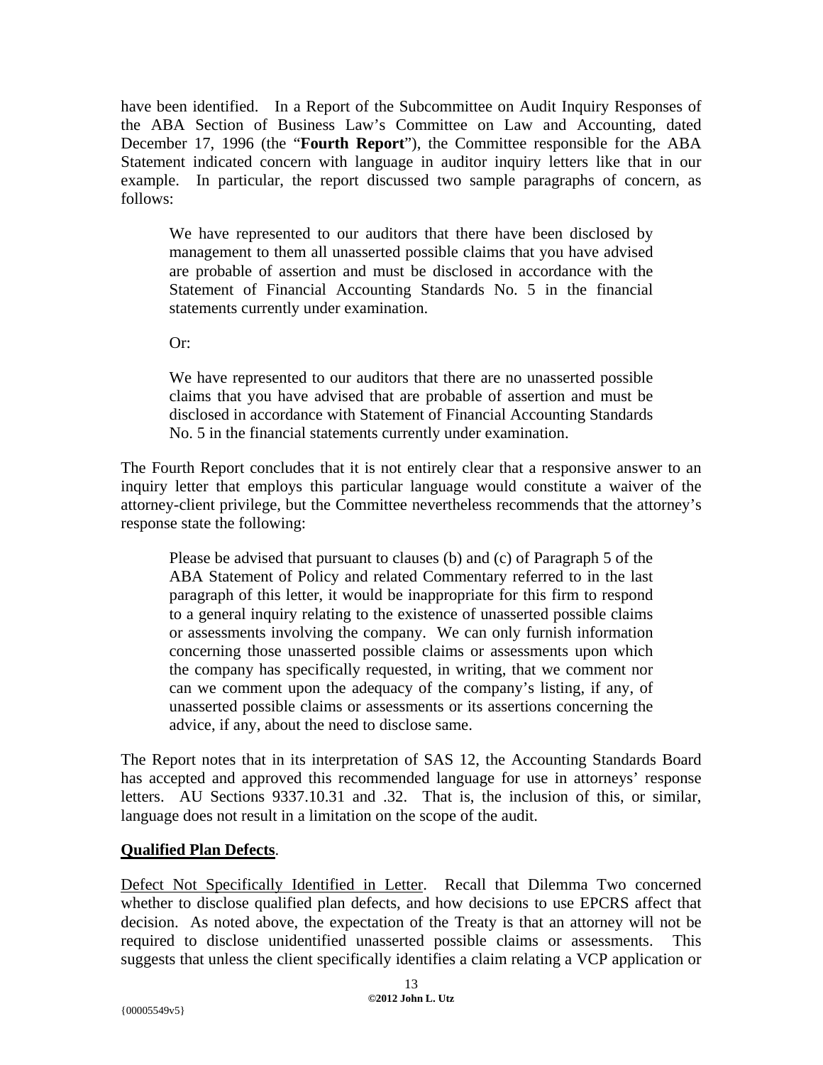have been identified. In a Report of the Subcommittee on Audit Inquiry Responses of the ABA Section of Business Law's Committee on Law and Accounting, dated December 17, 1996 (the "**Fourth Report**"), the Committee responsible for the ABA Statement indicated concern with language in auditor inquiry letters like that in our example. In particular, the report discussed two sample paragraphs of concern, as follows:

> We have represented to our auditors that there have been disclosed by management to them all unasserted possible claims that you have advised are probable of assertion and must be disclosed in accordance with the Statement of Financial Accounting Standards No. 5 in the financial statements currently under examination.
>
> Or:
>
> We have represented to our auditors that there are no unasserted possible claims that you have advised that are probable of assertion and must be disclosed in accordance with Statement of Financial Accounting Standards No. 5 in the financial statements currently under examination.

The Fourth Report concludes that it is not entirely clear that a responsive answer to an inquiry letter that employs this particular language would constitute a waiver of the attorney-client privilege, but the Committee nevertheless recommends that the attorney's response state the following:

> Please be advised that pursuant to clauses (b) and (c) of Paragraph 5 of the ABA Statement of Policy and related Commentary referred to in the last paragraph of this letter, it would be inappropriate for this firm to respond to a general inquiry relating to the existence of unasserted possible claims or assessments involving the company. We can only furnish information concerning those unasserted possible claims or assessments upon which the company has specifically requested, in writing, that we comment nor can we comment upon the adequacy of the company's listing, if any, of unasserted possible claims or assessments or its assertions concerning the advice, if any, about the need to disclose same.

The Report notes that in its interpretation of SAS 12, the Accounting Standards Board has accepted and approved this recommended language for use in attorneys' response letters. AU Sections 9337.10.31 and .32. That is, the inclusion of this, or similar, language does not result in a limitation on the scope of the audit.

**Qualified Plan Defects**.

Defect Not Specifically Identified in Letter. Recall that Dilemma Two concerned whether to disclose qualified plan defects, and how decisions to use EPCRS affect that decision. As noted above, the expectation of the Treaty is that an attorney will not be required to disclose unidentified unasserted possible claims or assessments. This suggests that unless the client specifically identifies a claim relating a VCP application or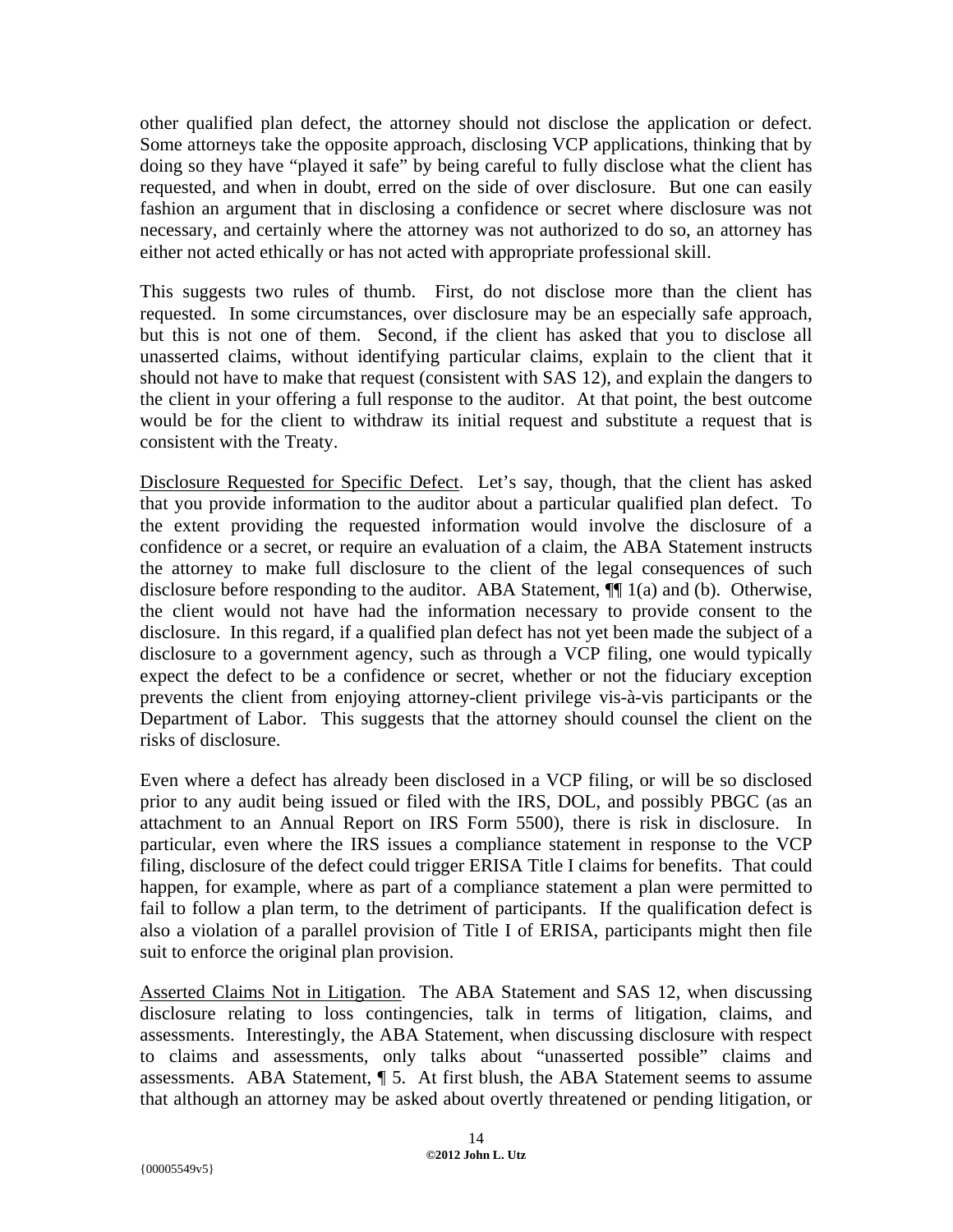other qualified plan defect, the attorney should not disclose the application or defect. Some attorneys take the opposite approach, disclosing VCP applications, thinking that by doing so they have "played it safe" by being careful to fully disclose what the client has requested, and when in doubt, erred on the side of over disclosure. But one can easily fashion an argument that in disclosing a confidence or secret where disclosure was not necessary, and certainly where the attorney was not authorized to do so, an attorney has either not acted ethically or has not acted with appropriate professional skill.

This suggests two rules of thumb. First, do not disclose more than the client has requested. In some circumstances, over disclosure may be an especially safe approach, but this is not one of them. Second, if the client has asked that you to disclose all unasserted claims, without identifying particular claims, explain to the client that it should not have to make that request (consistent with SAS 12), and explain the dangers to the client in your offering a full response to the auditor. At that point, the best outcome would be for the client to withdraw its initial request and substitute a request that is consistent with the Treaty.

<u>Disclosure Requested for Specific Defect</u>. Let's say, though, that the client has asked that you provide information to the auditor about a particular qualified plan defect. To the extent providing the requested information would involve the disclosure of a confidence or a secret, or require an evaluation of a claim, the ABA Statement instructs the attorney to make full disclosure to the client of the legal consequences of such disclosure before responding to the auditor. ABA Statement, ¶¶ 1(a) and (b). Otherwise, the client would not have had the information necessary to provide consent to the disclosure. In this regard, if a qualified plan defect has not yet been made the subject of a disclosure to a government agency, such as through a VCP filing, one would typically expect the defect to be a confidence or secret, whether or not the fiduciary exception prevents the client from enjoying attorney-client privilege vis-à-vis participants or the Department of Labor. This suggests that the attorney should counsel the client on the risks of disclosure.

Even where a defect has already been disclosed in a VCP filing, or will be so disclosed prior to any audit being issued or filed with the IRS, DOL, and possibly PBGC (as an attachment to an Annual Report on IRS Form 5500), there is risk in disclosure. In particular, even where the IRS issues a compliance statement in response to the VCP filing, disclosure of the defect could trigger ERISA Title I claims for benefits. That could happen, for example, where as part of a compliance statement a plan were permitted to fail to follow a plan term, to the detriment of participants. If the qualification defect is also a violation of a parallel provision of Title I of ERISA, participants might then file suit to enforce the original plan provision.

<u>Asserted Claims Not in Litigation</u>. The ABA Statement and SAS 12, when discussing disclosure relating to loss contingencies, talk in terms of litigation, claims, and assessments. Interestingly, the ABA Statement, when discussing disclosure with respect to claims and assessments, only talks about "unasserted possible" claims and assessments. ABA Statement, ¶ 5. At first blush, the ABA Statement seems to assume that although an attorney may be asked about overtly threatened or pending litigation, or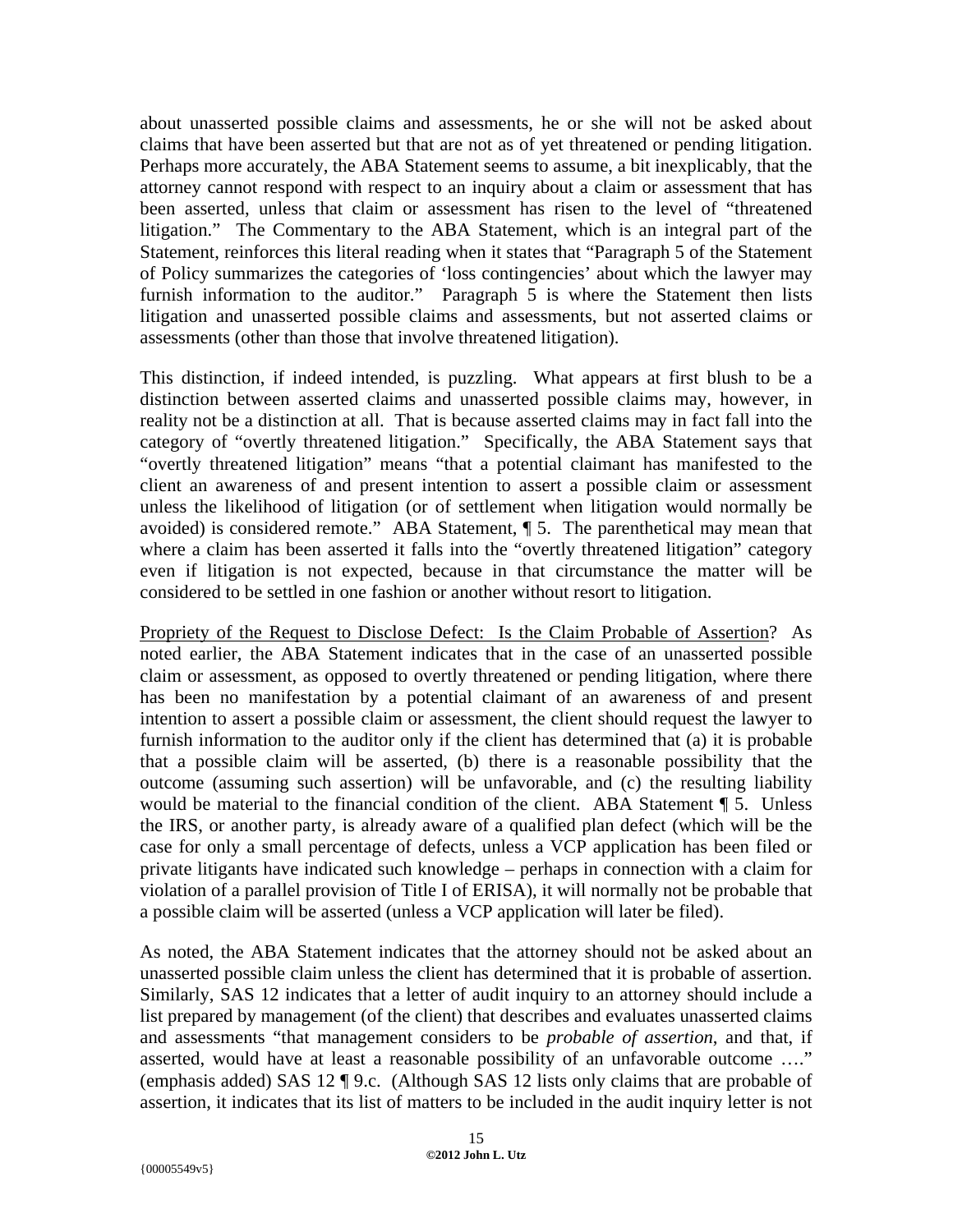about unasserted possible claims and assessments, he or she will not be asked about claims that have been asserted but that are not as of yet threatened or pending litigation. Perhaps more accurately, the ABA Statement seems to assume, a bit inexplicably, that the attorney cannot respond with respect to an inquiry about a claim or assessment that has been asserted, unless that claim or assessment has risen to the level of "threatened litigation." The Commentary to the ABA Statement, which is an integral part of the Statement, reinforces this literal reading when it states that "Paragraph 5 of the Statement of Policy summarizes the categories of 'loss contingencies' about which the lawyer may furnish information to the auditor." Paragraph 5 is where the Statement then lists litigation and unasserted possible claims and assessments, but not asserted claims or assessments (other than those that involve threatened litigation).

This distinction, if indeed intended, is puzzling. What appears at first blush to be a distinction between asserted claims and unasserted possible claims may, however, in reality not be a distinction at all. That is because asserted claims may in fact fall into the category of "overtly threatened litigation." Specifically, the ABA Statement says that "overtly threatened litigation" means "that a potential claimant has manifested to the client an awareness of and present intention to assert a possible claim or assessment unless the likelihood of litigation (or of settlement when litigation would normally be avoided) is considered remote." ABA Statement, ¶ 5. The parenthetical may mean that where a claim has been asserted it falls into the "overtly threatened litigation" category even if litigation is not expected, because in that circumstance the matter will be considered to be settled in one fashion or another without resort to litigation.

Propriety of the Request to Disclose Defect: Is the Claim Probable of Assertion? As noted earlier, the ABA Statement indicates that in the case of an unasserted possible claim or assessment, as opposed to overtly threatened or pending litigation, where there has been no manifestation by a potential claimant of an awareness of and present intention to assert a possible claim or assessment, the client should request the lawyer to furnish information to the auditor only if the client has determined that (a) it is probable that a possible claim will be asserted, (b) there is a reasonable possibility that the outcome (assuming such assertion) will be unfavorable, and (c) the resulting liability would be material to the financial condition of the client. ABA Statement ¶ 5. Unless the IRS, or another party, is already aware of a qualified plan defect (which will be the case for only a small percentage of defects, unless a VCP application has been filed or private litigants have indicated such knowledge – perhaps in connection with a claim for violation of a parallel provision of Title I of ERISA), it will normally not be probable that a possible claim will be asserted (unless a VCP application will later be filed).

As noted, the ABA Statement indicates that the attorney should not be asked about an unasserted possible claim unless the client has determined that it is probable of assertion. Similarly, SAS 12 indicates that a letter of audit inquiry to an attorney should include a list prepared by management (of the client) that describes and evaluates unasserted claims and assessments "that management considers to be *probable of assertion*, and that, if asserted, would have at least a reasonable possibility of an unfavorable outcome …." (emphasis added) SAS 12 ¶ 9.c. (Although SAS 12 lists only claims that are probable of assertion, it indicates that its list of matters to be included in the audit inquiry letter is not

**©2012 John L. Utz**

{00005549v5}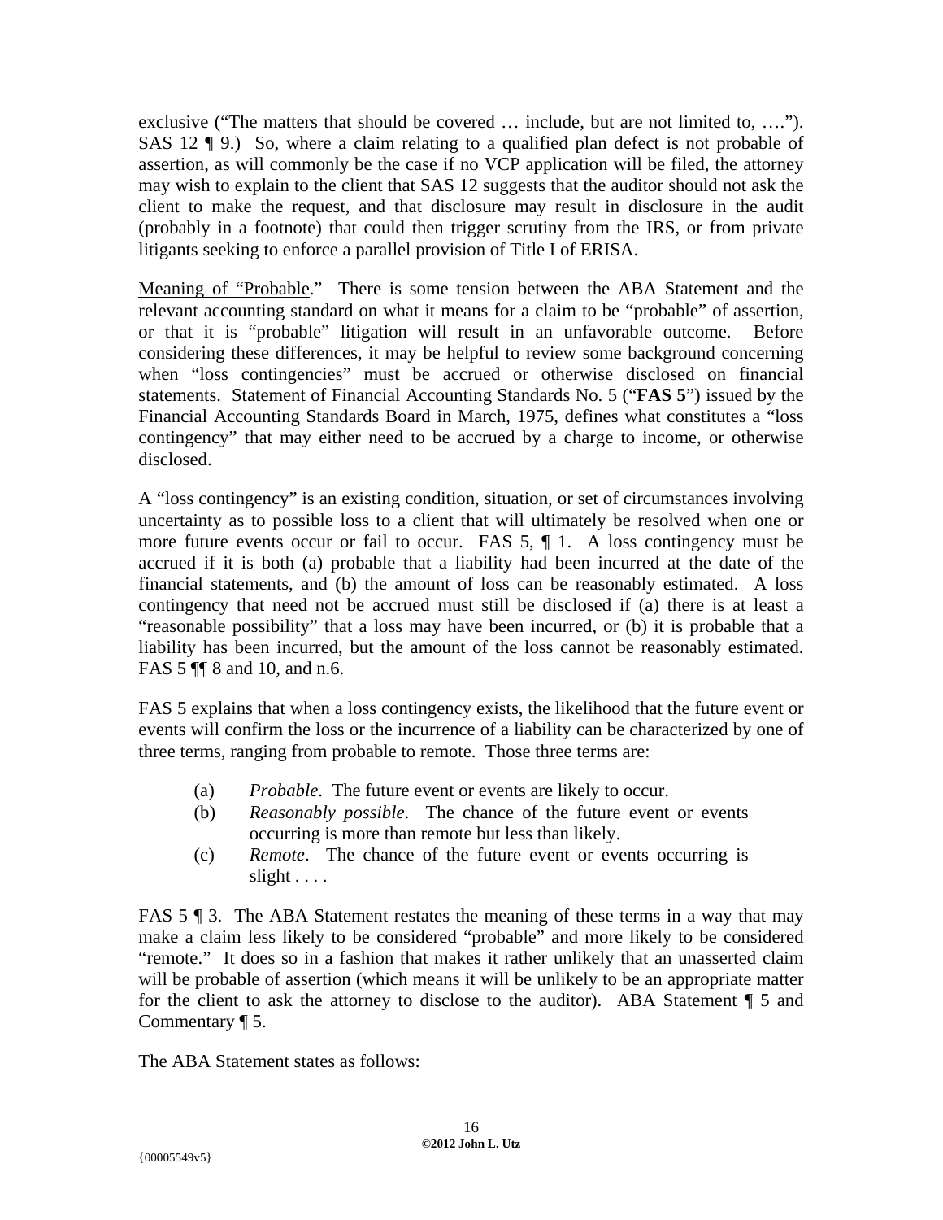exclusive ("The matters that should be covered … include, but are not limited to, ….").  SAS 12 ¶ 9.)  So, where a claim relating to a qualified plan defect is not probable of assertion, as will commonly be the case if no VCP application will be filed, the attorney may wish to explain to the client that SAS 12 suggests that the auditor should not ask the client to make the request, and that disclosure may result in disclosure in the audit (probably in a footnote) that could then trigger scrutiny from the IRS, or from private litigants seeking to enforce a parallel provision of Title I of ERISA.

<u>Meaning of "Probable</u>."  There is some tension between the ABA Statement and the relevant accounting standard on what it means for a claim to be "probable" of assertion, or that it is "probable" litigation will result in an unfavorable outcome.  Before considering these differences, it may be helpful to review some background concerning when "loss contingencies" must be accrued or otherwise disclosed on financial statements.  Statement of Financial Accounting Standards No. 5 ("**FAS 5**") issued by the Financial Accounting Standards Board in March, 1975, defines what constitutes a "loss contingency" that may either need to be accrued by a charge to income, or otherwise disclosed.

A "loss contingency" is an existing condition, situation, or set of circumstances involving uncertainty as to possible loss to a client that will ultimately be resolved when one or more future events occur or fail to occur.  FAS 5, ¶ 1.  A loss contingency must be accrued if it is both (a) probable that a liability had been incurred at the date of the financial statements, and (b) the amount of loss can be reasonably estimated.  A loss contingency that need not be accrued must still be disclosed if (a) there is at least a "reasonable possibility" that a loss may have been incurred, or (b) it is probable that a liability has been incurred, but the amount of the loss cannot be reasonably estimated.  FAS 5 ¶¶ 8 and 10, and n.6.

FAS 5 explains that when a loss contingency exists, the likelihood that the future event or events will confirm the loss or the incurrence of a liability can be characterized by one of three terms, ranging from probable to remote.  Those three terms are:

(a) *Probable*.  The future event or events are likely to occur.
(b) *Reasonably possible*.  The chance of the future event or events occurring is more than remote but less than likely.
(c) *Remote*.  The chance of the future event or events occurring is slight . . . .

FAS 5 ¶ 3.  The ABA Statement restates the meaning of these terms in a way that may make a claim less likely to be considered "probable" and more likely to be considered "remote."  It does so in a fashion that makes it rather unlikely that an unasserted claim will be probable of assertion (which means it will be unlikely to be an appropriate matter for the client to ask the attorney to disclose to the auditor).  ABA Statement ¶ 5 and Commentary ¶ 5.

The ABA Statement states as follows: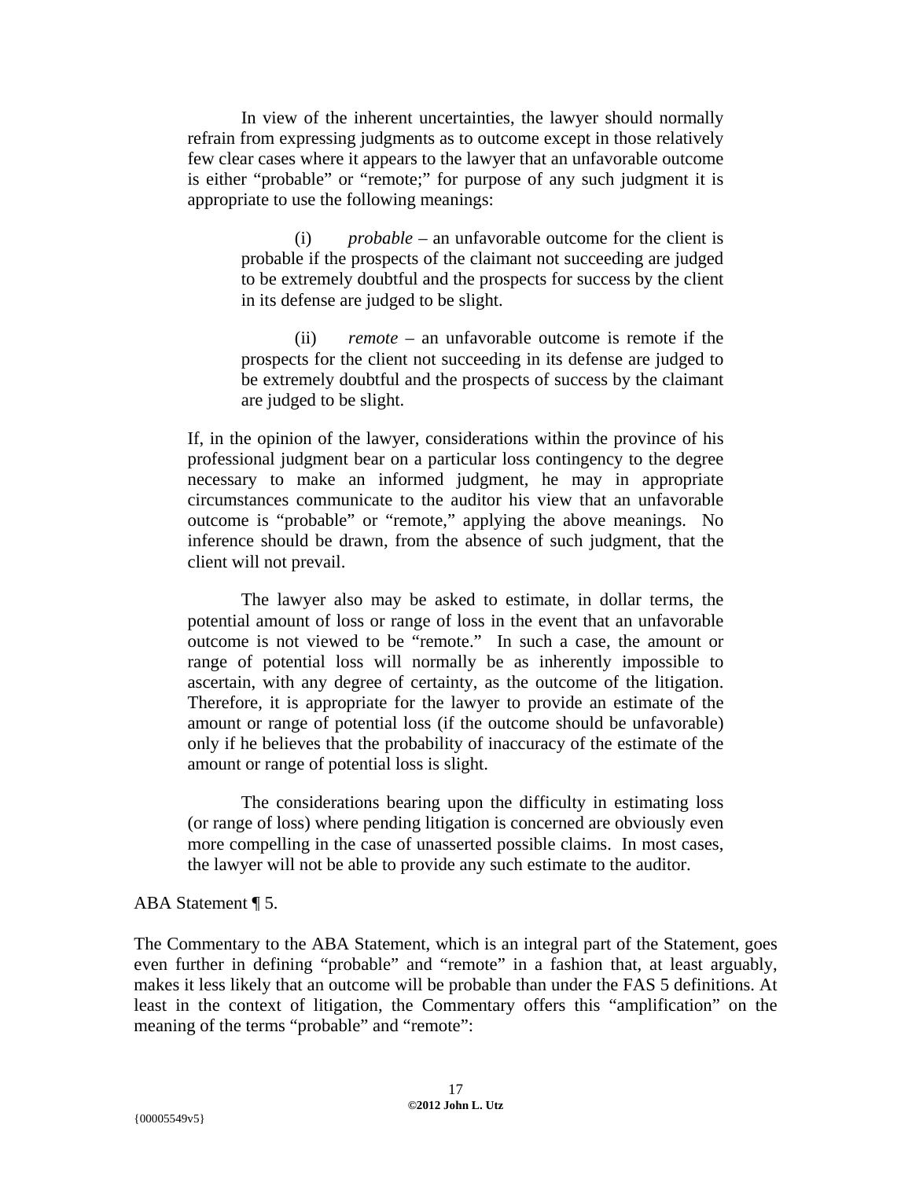> In view of the inherent uncertainties, the lawyer should normally refrain from expressing judgments as to outcome except in those relatively few clear cases where it appears to the lawyer that an unfavorable outcome is either "probable" or "remote;" for purpose of any such judgment it is appropriate to use the following meanings:
>
> > (i) *probable* – an unfavorable outcome for the client is probable if the prospects of the claimant not succeeding are judged to be extremely doubtful and the prospects for success by the client in its defense are judged to be slight.
> >
> > (ii) *remote* – an unfavorable outcome is remote if the prospects for the client not succeeding in its defense are judged to be extremely doubtful and the prospects of success by the claimant are judged to be slight.
>
> If, in the opinion of the lawyer, considerations within the province of his professional judgment bear on a particular loss contingency to the degree necessary to make an informed judgment, he may in appropriate circumstances communicate to the auditor his view that an unfavorable outcome is "probable" or "remote," applying the above meanings. No inference should be drawn, from the absence of such judgment, that the client will not prevail.
>
> The lawyer also may be asked to estimate, in dollar terms, the potential amount of loss or range of loss in the event that an unfavorable outcome is not viewed to be "remote." In such a case, the amount or range of potential loss will normally be as inherently impossible to ascertain, with any degree of certainty, as the outcome of the litigation. Therefore, it is appropriate for the lawyer to provide an estimate of the amount or range of potential loss (if the outcome should be unfavorable) only if he believes that the probability of inaccuracy of the estimate of the amount or range of potential loss is slight.
>
> The considerations bearing upon the difficulty in estimating loss (or range of loss) where pending litigation is concerned are obviously even more compelling in the case of unasserted possible claims. In most cases, the lawyer will not be able to provide any such estimate to the auditor.

ABA Statement ¶ 5.

The Commentary to the ABA Statement, which is an integral part of the Statement, goes even further in defining "probable" and "remote" in a fashion that, at least arguably, makes it less likely that an outcome will be probable than under the FAS 5 definitions. At least in the context of litigation, the Commentary offers this "amplification" on the meaning of the terms "probable" and "remote":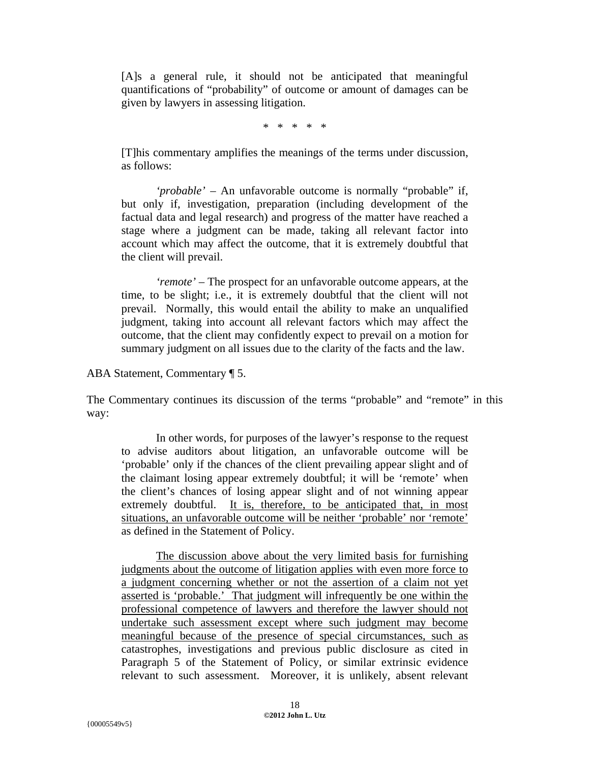> [A]s a general rule, it should not be anticipated that meaningful quantifications of "probability" of outcome or amount of damages can be given by lawyers in assessing litigation.
>
> \* \* \* \* \*
>
> [T]his commentary amplifies the meanings of the terms under discussion, as follows:
>
> *'probable'* – An unfavorable outcome is normally "probable" if, but only if, investigation, preparation (including development of the factual data and legal research) and progress of the matter have reached a stage where a judgment can be made, taking all relevant factor into account which may affect the outcome, that it is extremely doubtful that the client will prevail.
>
> *'remote'* – The prospect for an unfavorable outcome appears, at the time, to be slight; i.e., it is extremely doubtful that the client will not prevail. Normally, this would entail the ability to make an unqualified judgment, taking into account all relevant factors which may affect the outcome, that the client may confidently expect to prevail on a motion for summary judgment on all issues due to the clarity of the facts and the law.

ABA Statement, Commentary ¶ 5.

The Commentary continues its discussion of the terms "probable" and "remote" in this way:

> In other words, for purposes of the lawyer's response to the request to advise auditors about litigation, an unfavorable outcome will be 'probable' only if the chances of the client prevailing appear slight and of the claimant losing appear extremely doubtful; it will be 'remote' when the client's chances of losing appear slight and of not winning appear extremely doubtful. <u>It is, therefore, to be anticipated that, in most situations, an unfavorable outcome will be neither 'probable' nor 'remote'</u> as defined in the Statement of Policy.
>
> <u>The discussion above about the very limited basis for furnishing judgments about the outcome of litigation applies with even more force to a judgment concerning whether or not the assertion of a claim not yet asserted is 'probable.' That judgment will infrequently be one within the professional competence of lawyers and therefore the lawyer should not undertake such assessment except where such judgment may become meaningful because of the presence of special circumstances, such as</u> catastrophes, investigations and previous public disclosure as cited in Paragraph 5 of the Statement of Policy, or similar extrinsic evidence relevant to such assessment. Moreover, it is unlikely, absent relevant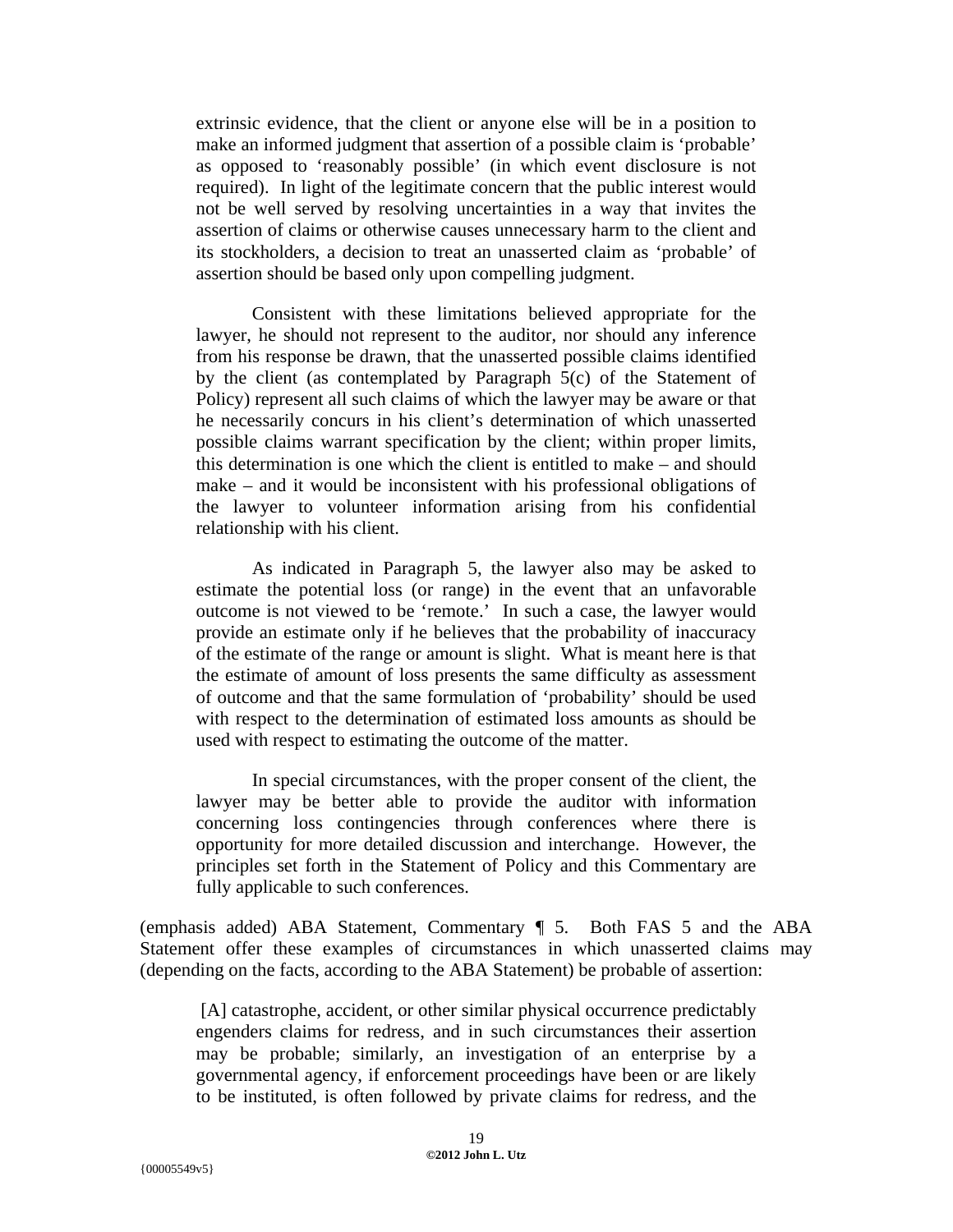> extrinsic evidence, that the client or anyone else will be in a position to make an informed judgment that assertion of a possible claim is 'probable' as opposed to 'reasonably possible' (in which event disclosure is not required). In light of the legitimate concern that the public interest would not be well served by resolving uncertainties in a way that invites the assertion of claims or otherwise causes unnecessary harm to the client and its stockholders, a decision to treat an unasserted claim as 'probable' of assertion should be based only upon compelling judgment.
>
> Consistent with these limitations believed appropriate for the lawyer, he should not represent to the auditor, nor should any inference from his response be drawn, that the unasserted possible claims identified by the client (as contemplated by Paragraph 5(c) of the Statement of Policy) represent all such claims of which the lawyer may be aware or that he necessarily concurs in his client's determination of which unasserted possible claims warrant specification by the client; within proper limits, this determination is one which the client is entitled to make – and should make – and it would be inconsistent with his professional obligations of the lawyer to volunteer information arising from his confidential relationship with his client.
>
> As indicated in Paragraph 5, the lawyer also may be asked to estimate the potential loss (or range) in the event that an unfavorable outcome is not viewed to be 'remote.' In such a case, the lawyer would provide an estimate only if he believes that the probability of inaccuracy of the estimate of the range or amount is slight. What is meant here is that the estimate of amount of loss presents the same difficulty as assessment of outcome and that the same formulation of 'probability' should be used with respect to the determination of estimated loss amounts as should be used with respect to estimating the outcome of the matter.
>
> In special circumstances, with the proper consent of the client, the lawyer may be better able to provide the auditor with information concerning loss contingencies through conferences where there is opportunity for more detailed discussion and interchange. However, the principles set forth in the Statement of Policy and this Commentary are fully applicable to such conferences.

(emphasis added) ABA Statement, Commentary ¶ 5. Both FAS 5 and the ABA Statement offer these examples of circumstances in which unasserted claims may (depending on the facts, according to the ABA Statement) be probable of assertion:

> [A] catastrophe, accident, or other similar physical occurrence predictably engenders claims for redress, and in such circumstances their assertion may be probable; similarly, an investigation of an enterprise by a governmental agency, if enforcement proceedings have been or are likely to be instituted, is often followed by private claims for redress, and the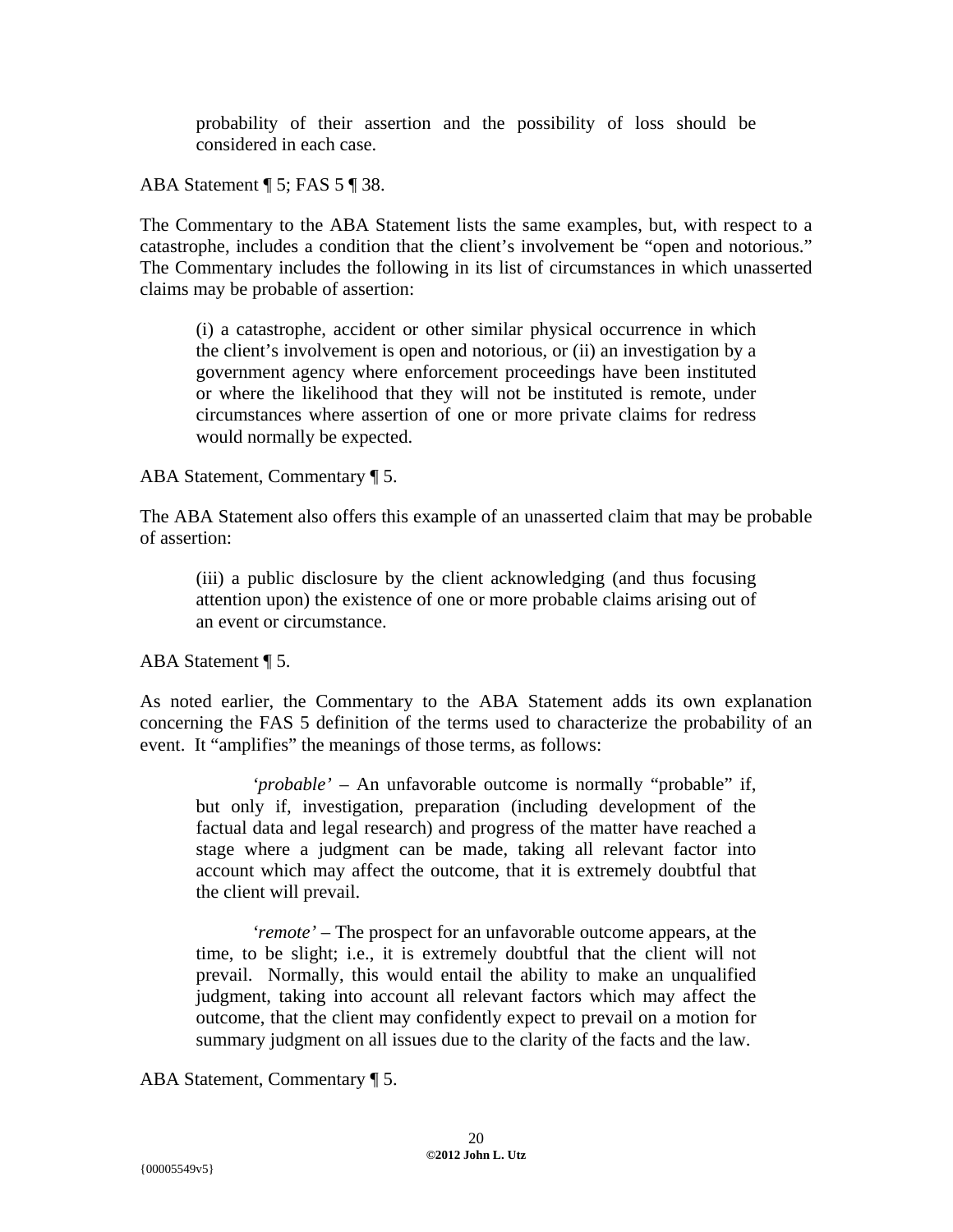> probability of their assertion and the possibility of loss should be considered in each case.

ABA Statement ¶ 5; FAS 5 ¶ 38.

The Commentary to the ABA Statement lists the same examples, but, with respect to a catastrophe, includes a condition that the client's involvement be "open and notorious." The Commentary includes the following in its list of circumstances in which unasserted claims may be probable of assertion:

> (i) a catastrophe, accident or other similar physical occurrence in which the client's involvement is open and notorious, or (ii) an investigation by a government agency where enforcement proceedings have been instituted or where the likelihood that they will not be instituted is remote, under circumstances where assertion of one or more private claims for redress would normally be expected.

ABA Statement, Commentary ¶ 5.

The ABA Statement also offers this example of an unasserted claim that may be probable of assertion:

> (iii) a public disclosure by the client acknowledging (and thus focusing attention upon) the existence of one or more probable claims arising out of an event or circumstance.

ABA Statement ¶ 5.

As noted earlier, the Commentary to the ABA Statement adds its own explanation concerning the FAS 5 definition of the terms used to characterize the probability of an event. It "amplifies" the meanings of those terms, as follows:

> '*probable'* – An unfavorable outcome is normally "probable" if, but only if, investigation, preparation (including development of the factual data and legal research) and progress of the matter have reached a stage where a judgment can be made, taking all relevant factor into account which may affect the outcome, that it is extremely doubtful that the client will prevail.
>
> '*remote'* – The prospect for an unfavorable outcome appears, at the time, to be slight; i.e., it is extremely doubtful that the client will not prevail. Normally, this would entail the ability to make an unqualified judgment, taking into account all relevant factors which may affect the outcome, that the client may confidently expect to prevail on a motion for summary judgment on all issues due to the clarity of the facts and the law.

ABA Statement, Commentary ¶ 5.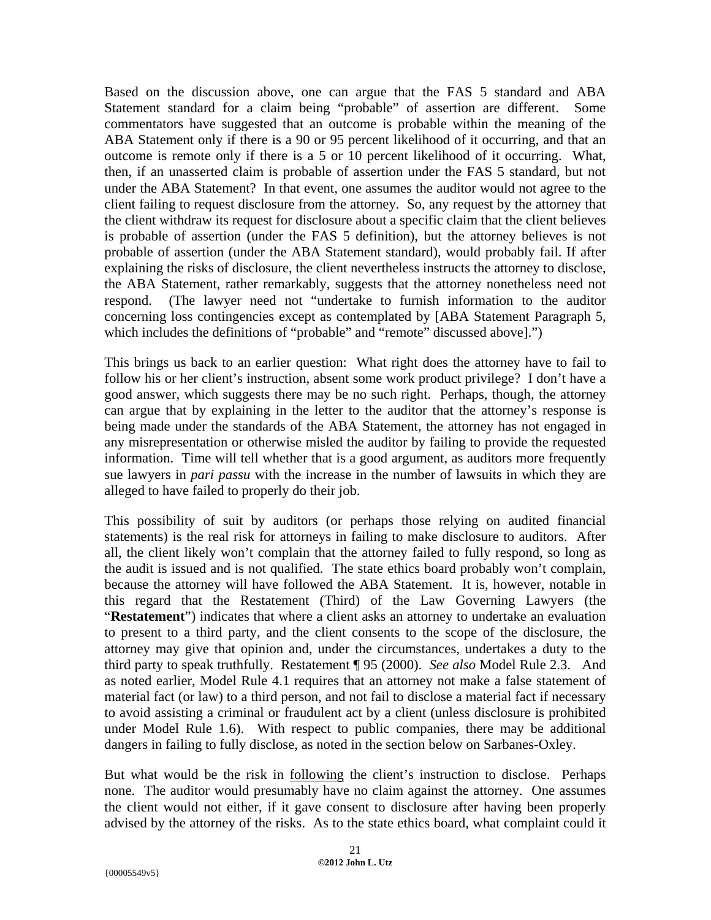Based on the discussion above, one can argue that the FAS 5 standard and ABA Statement standard for a claim being "probable" of assertion are different. Some commentators have suggested that an outcome is probable within the meaning of the ABA Statement only if there is a 90 or 95 percent likelihood of it occurring, and that an outcome is remote only if there is a 5 or 10 percent likelihood of it occurring. What, then, if an unasserted claim is probable of assertion under the FAS 5 standard, but not under the ABA Statement? In that event, one assumes the auditor would not agree to the client failing to request disclosure from the attorney. So, any request by the attorney that the client withdraw its request for disclosure about a specific claim that the client believes is probable of assertion (under the FAS 5 definition), but the attorney believes is not probable of assertion (under the ABA Statement standard), would probably fail. If after explaining the risks of disclosure, the client nevertheless instructs the attorney to disclose, the ABA Statement, rather remarkably, suggests that the attorney nonetheless need not respond. (The lawyer need not "undertake to furnish information to the auditor concerning loss contingencies except as contemplated by [ABA Statement Paragraph 5, which includes the definitions of "probable" and "remote" discussed above].")

This brings us back to an earlier question: What right does the attorney have to fail to follow his or her client's instruction, absent some work product privilege? I don't have a good answer, which suggests there may be no such right. Perhaps, though, the attorney can argue that by explaining in the letter to the auditor that the attorney's response is being made under the standards of the ABA Statement, the attorney has not engaged in any misrepresentation or otherwise misled the auditor by failing to provide the requested information. Time will tell whether that is a good argument, as auditors more frequently sue lawyers in *pari passu* with the increase in the number of lawsuits in which they are alleged to have failed to properly do their job.

This possibility of suit by auditors (or perhaps those relying on audited financial statements) is the real risk for attorneys in failing to make disclosure to auditors. After all, the client likely won't complain that the attorney failed to fully respond, so long as the audit is issued and is not qualified. The state ethics board probably won't complain, because the attorney will have followed the ABA Statement. It is, however, notable in this regard that the Restatement (Third) of the Law Governing Lawyers (the "**Restatement**") indicates that where a client asks an attorney to undertake an evaluation to present to a third party, and the client consents to the scope of the disclosure, the attorney may give that opinion and, under the circumstances, undertakes a duty to the third party to speak truthfully. Restatement ¶ 95 (2000). *See also* Model Rule 2.3. And as noted earlier, Model Rule 4.1 requires that an attorney not make a false statement of material fact (or law) to a third person, and not fail to disclose a material fact if necessary to avoid assisting a criminal or fraudulent act by a client (unless disclosure is prohibited under Model Rule 1.6). With respect to public companies, there may be additional dangers in failing to fully disclose, as noted in the section below on Sarbanes-Oxley.

But what would be the risk in <u>following</u> the client's instruction to disclose. Perhaps none. The auditor would presumably have no claim against the attorney. One assumes the client would not either, if it gave consent to disclosure after having been properly advised by the attorney of the risks. As to the state ethics board, what complaint could it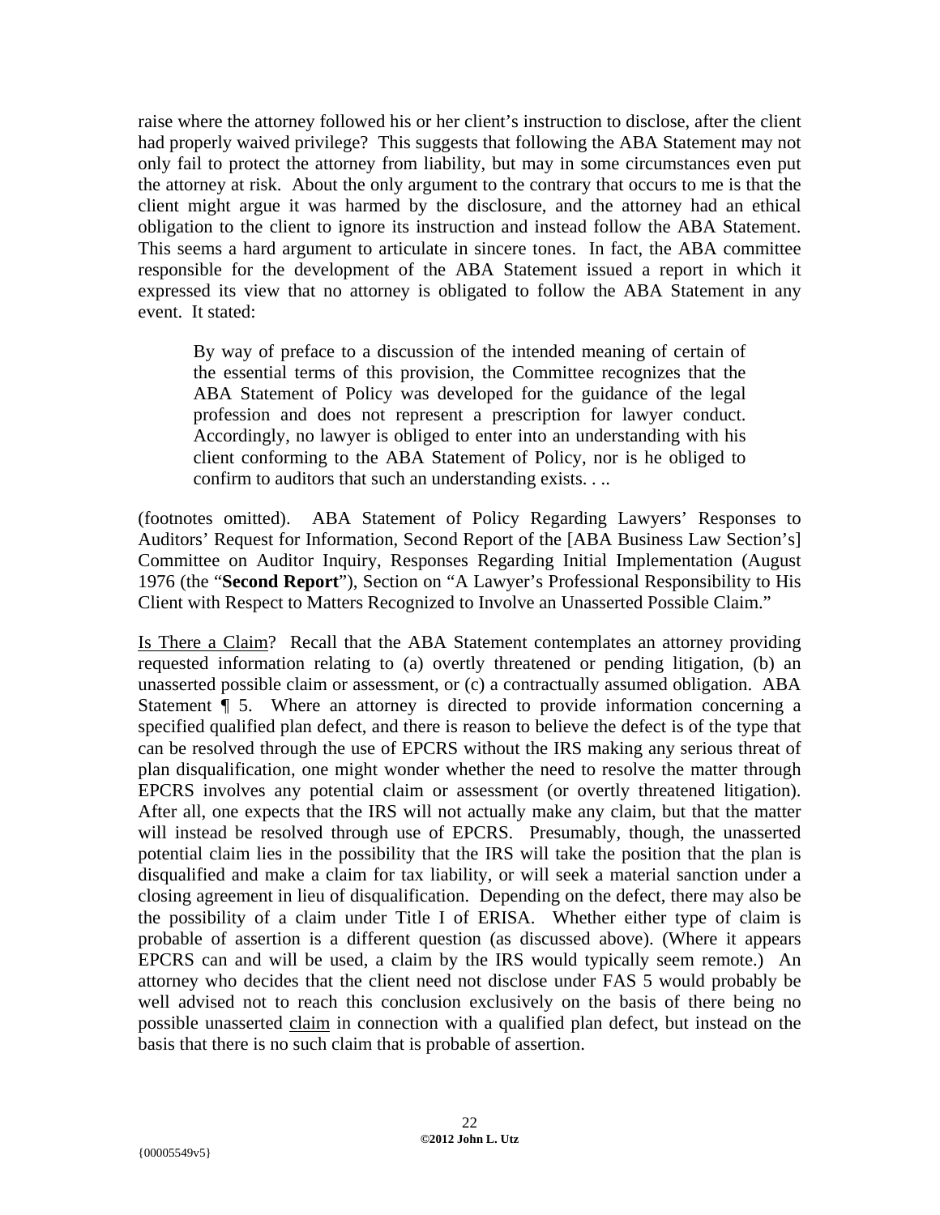raise where the attorney followed his or her client's instruction to disclose, after the client had properly waived privilege? This suggests that following the ABA Statement may not only fail to protect the attorney from liability, but may in some circumstances even put the attorney at risk. About the only argument to the contrary that occurs to me is that the client might argue it was harmed by the disclosure, and the attorney had an ethical obligation to the client to ignore its instruction and instead follow the ABA Statement. This seems a hard argument to articulate in sincere tones. In fact, the ABA committee responsible for the development of the ABA Statement issued a report in which it expressed its view that no attorney is obligated to follow the ABA Statement in any event. It stated:

> By way of preface to a discussion of the intended meaning of certain of the essential terms of this provision, the Committee recognizes that the ABA Statement of Policy was developed for the guidance of the legal profession and does not represent a prescription for lawyer conduct. Accordingly, no lawyer is obliged to enter into an understanding with his client conforming to the ABA Statement of Policy, nor is he obliged to confirm to auditors that such an understanding exists. . ..

(footnotes omitted). ABA Statement of Policy Regarding Lawyers' Responses to Auditors' Request for Information, Second Report of the [ABA Business Law Section's] Committee on Auditor Inquiry, Responses Regarding Initial Implementation (August 1976 (the "**Second Report**"), Section on "A Lawyer's Professional Responsibility to His Client with Respect to Matters Recognized to Involve an Unasserted Possible Claim."

<u>Is There a Claim</u>? Recall that the ABA Statement contemplates an attorney providing requested information relating to (a) overtly threatened or pending litigation, (b) an unasserted possible claim or assessment, or (c) a contractually assumed obligation. ABA Statement ¶ 5. Where an attorney is directed to provide information concerning a specified qualified plan defect, and there is reason to believe the defect is of the type that can be resolved through the use of EPCRS without the IRS making any serious threat of plan disqualification, one might wonder whether the need to resolve the matter through EPCRS involves any potential claim or assessment (or overtly threatened litigation). After all, one expects that the IRS will not actually make any claim, but that the matter will instead be resolved through use of EPCRS. Presumably, though, the unasserted potential claim lies in the possibility that the IRS will take the position that the plan is disqualified and make a claim for tax liability, or will seek a material sanction under a closing agreement in lieu of disqualification. Depending on the defect, there may also be the possibility of a claim under Title I of ERISA. Whether either type of claim is probable of assertion is a different question (as discussed above). (Where it appears EPCRS can and will be used, a claim by the IRS would typically seem remote.) An attorney who decides that the client need not disclose under FAS 5 would probably be well advised not to reach this conclusion exclusively on the basis of there being no possible unasserted <u>claim</u> in connection with a qualified plan defect, but instead on the basis that there is no such claim that is probable of assertion.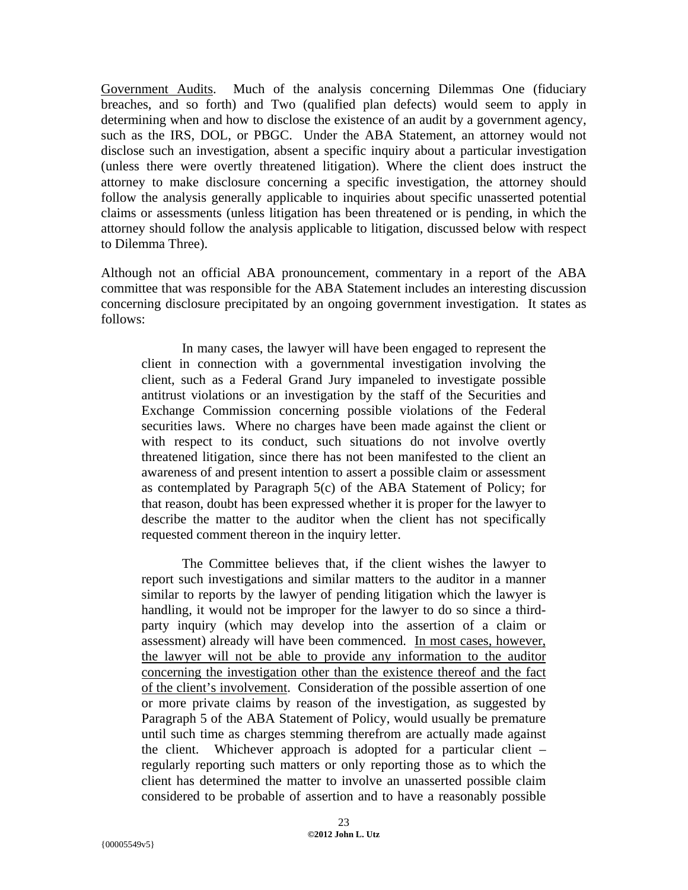<u>Government Audits</u>. Much of the analysis concerning Dilemmas One (fiduciary breaches, and so forth) and Two (qualified plan defects) would seem to apply in determining when and how to disclose the existence of an audit by a government agency, such as the IRS, DOL, or PBGC. Under the ABA Statement, an attorney would not disclose such an investigation, absent a specific inquiry about a particular investigation (unless there were overtly threatened litigation). Where the client does instruct the attorney to make disclosure concerning a specific investigation, the attorney should follow the analysis generally applicable to inquiries about specific unasserted potential claims or assessments (unless litigation has been threatened or is pending, in which the attorney should follow the analysis applicable to litigation, discussed below with respect to Dilemma Three).

Although not an official ABA pronouncement, commentary in a report of the ABA committee that was responsible for the ABA Statement includes an interesting discussion concerning disclosure precipitated by an ongoing government investigation. It states as follows:

> In many cases, the lawyer will have been engaged to represent the client in connection with a governmental investigation involving the client, such as a Federal Grand Jury impaneled to investigate possible antitrust violations or an investigation by the staff of the Securities and Exchange Commission concerning possible violations of the Federal securities laws. Where no charges have been made against the client or with respect to its conduct, such situations do not involve overtly threatened litigation, since there has not been manifested to the client an awareness of and present intention to assert a possible claim or assessment as contemplated by Paragraph 5(c) of the ABA Statement of Policy; for that reason, doubt has been expressed whether it is proper for the lawyer to describe the matter to the auditor when the client has not specifically requested comment thereon in the inquiry letter.
>
> The Committee believes that, if the client wishes the lawyer to report such investigations and similar matters to the auditor in a manner similar to reports by the lawyer of pending litigation which the lawyer is handling, it would not be improper for the lawyer to do so since a third-party inquiry (which may develop into the assertion of a claim or assessment) already will have been commenced. <u>In most cases, however, the lawyer will not be able to provide any information to the auditor concerning the investigation other than the existence thereof and the fact of the client's involvement</u>. Consideration of the possible assertion of one or more private claims by reason of the investigation, as suggested by Paragraph 5 of the ABA Statement of Policy, would usually be premature until such time as charges stemming therefrom are actually made against the client. Whichever approach is adopted for a particular client – regularly reporting such matters or only reporting those as to which the client has determined the matter to involve an unasserted possible claim considered to be probable of assertion and to have a reasonably possible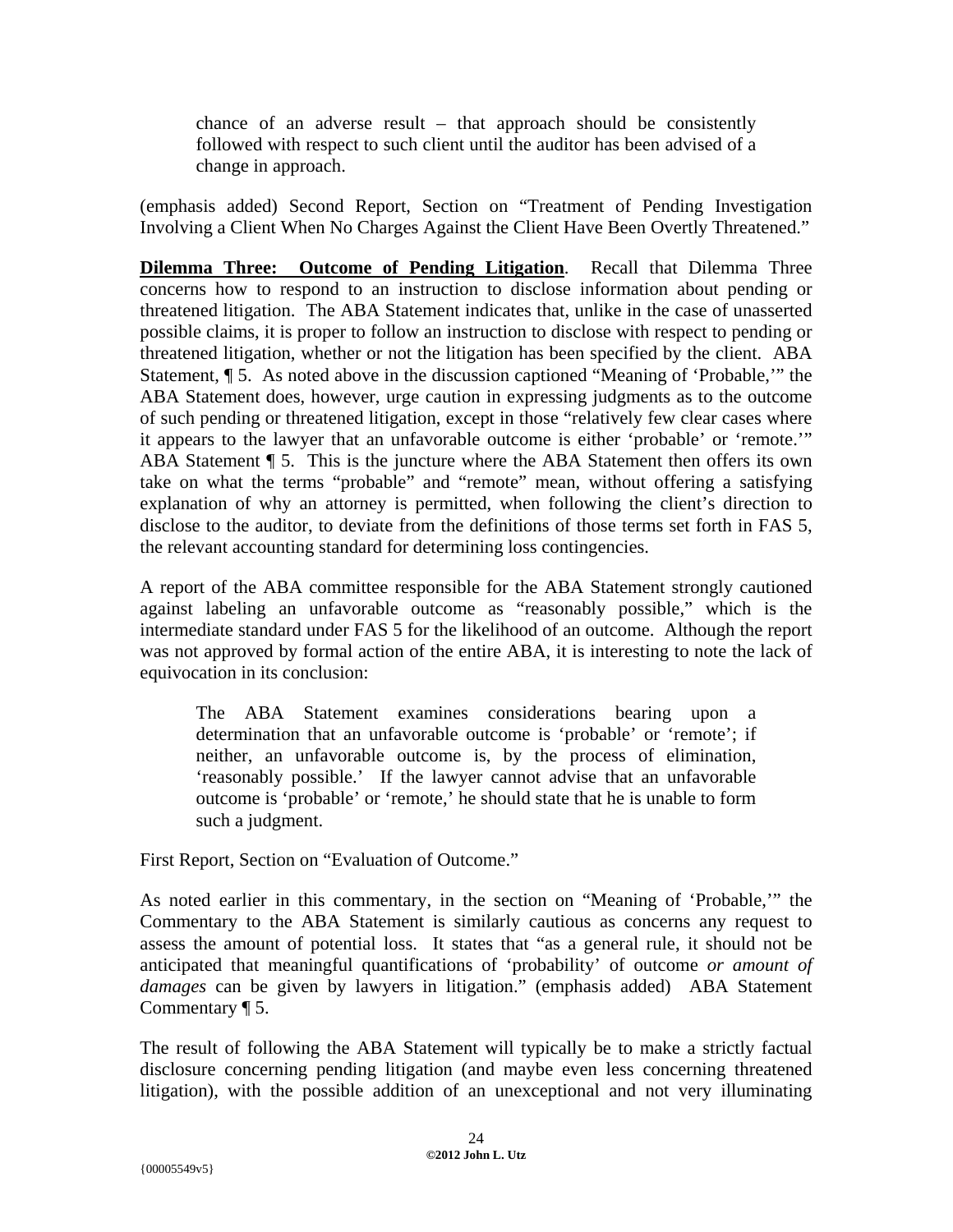> chance of an adverse result – that approach should be consistently followed with respect to such client until the auditor has been advised of a change in approach.

(emphasis added) Second Report, Section on "Treatment of Pending Investigation Involving a Client When No Charges Against the Client Have Been Overtly Threatened."

**Dilemma Three: Outcome of Pending Litigation**. Recall that Dilemma Three concerns how to respond to an instruction to disclose information about pending or threatened litigation. The ABA Statement indicates that, unlike in the case of unasserted possible claims, it is proper to follow an instruction to disclose with respect to pending or threatened litigation, whether or not the litigation has been specified by the client. ABA Statement, ¶ 5. As noted above in the discussion captioned "Meaning of 'Probable,'" the ABA Statement does, however, urge caution in expressing judgments as to the outcome of such pending or threatened litigation, except in those "relatively few clear cases where it appears to the lawyer that an unfavorable outcome is either 'probable' or 'remote.'" ABA Statement ¶ 5. This is the juncture where the ABA Statement then offers its own take on what the terms "probable" and "remote" mean, without offering a satisfying explanation of why an attorney is permitted, when following the client's direction to disclose to the auditor, to deviate from the definitions of those terms set forth in FAS 5, the relevant accounting standard for determining loss contingencies.

A report of the ABA committee responsible for the ABA Statement strongly cautioned against labeling an unfavorable outcome as "reasonably possible," which is the intermediate standard under FAS 5 for the likelihood of an outcome. Although the report was not approved by formal action of the entire ABA, it is interesting to note the lack of equivocation in its conclusion:

> The ABA Statement examines considerations bearing upon a determination that an unfavorable outcome is 'probable' or 'remote'; if neither, an unfavorable outcome is, by the process of elimination, 'reasonably possible.' If the lawyer cannot advise that an unfavorable outcome is 'probable' or 'remote,' he should state that he is unable to form such a judgment.

First Report, Section on "Evaluation of Outcome."

As noted earlier in this commentary, in the section on "Meaning of 'Probable,'" the Commentary to the ABA Statement is similarly cautious as concerns any request to assess the amount of potential loss. It states that "as a general rule, it should not be anticipated that meaningful quantifications of 'probability' of outcome *or amount of damages* can be given by lawyers in litigation." (emphasis added) ABA Statement Commentary ¶ 5.

The result of following the ABA Statement will typically be to make a strictly factual disclosure concerning pending litigation (and maybe even less concerning threatened litigation), with the possible addition of an unexceptional and not very illuminating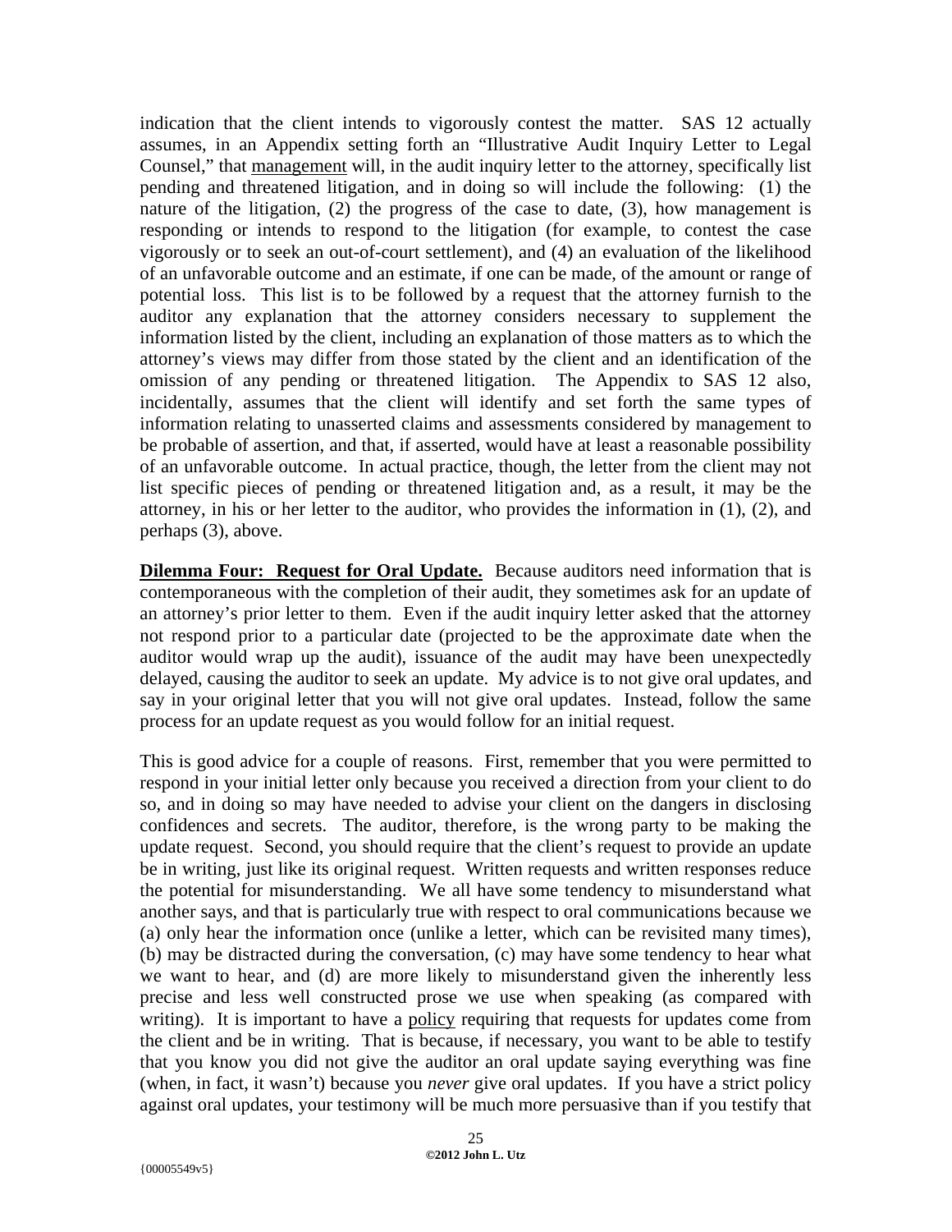indication that the client intends to vigorously contest the matter. SAS 12 actually assumes, in an Appendix setting forth an "Illustrative Audit Inquiry Letter to Legal Counsel," that management will, in the audit inquiry letter to the attorney, specifically list pending and threatened litigation, and in doing so will include the following: (1) the nature of the litigation, (2) the progress of the case to date, (3), how management is responding or intends to respond to the litigation (for example, to contest the case vigorously or to seek an out-of-court settlement), and (4) an evaluation of the likelihood of an unfavorable outcome and an estimate, if one can be made, of the amount or range of potential loss. This list is to be followed by a request that the attorney furnish to the auditor any explanation that the attorney considers necessary to supplement the information listed by the client, including an explanation of those matters as to which the attorney's views may differ from those stated by the client and an identification of the omission of any pending or threatened litigation. The Appendix to SAS 12 also, incidentally, assumes that the client will identify and set forth the same types of information relating to unasserted claims and assessments considered by management to be probable of assertion, and that, if asserted, would have at least a reasonable possibility of an unfavorable outcome. In actual practice, though, the letter from the client may not list specific pieces of pending or threatened litigation and, as a result, it may be the attorney, in his or her letter to the auditor, who provides the information in (1), (2), and perhaps (3), above.

**Dilemma Four: Request for Oral Update.** Because auditors need information that is contemporaneous with the completion of their audit, they sometimes ask for an update of an attorney's prior letter to them. Even if the audit inquiry letter asked that the attorney not respond prior to a particular date (projected to be the approximate date when the auditor would wrap up the audit), issuance of the audit may have been unexpectedly delayed, causing the auditor to seek an update. My advice is to not give oral updates, and say in your original letter that you will not give oral updates. Instead, follow the same process for an update request as you would follow for an initial request.

This is good advice for a couple of reasons. First, remember that you were permitted to respond in your initial letter only because you received a direction from your client to do so, and in doing so may have needed to advise your client on the dangers in disclosing confidences and secrets. The auditor, therefore, is the wrong party to be making the update request. Second, you should require that the client's request to provide an update be in writing, just like its original request. Written requests and written responses reduce the potential for misunderstanding. We all have some tendency to misunderstand what another says, and that is particularly true with respect to oral communications because we (a) only hear the information once (unlike a letter, which can be revisited many times), (b) may be distracted during the conversation, (c) may have some tendency to hear what we want to hear, and (d) are more likely to misunderstand given the inherently less precise and less well constructed prose we use when speaking (as compared with writing). It is important to have a policy requiring that requests for updates come from the client and be in writing. That is because, if necessary, you want to be able to testify that you know you did not give the auditor an oral update saying everything was fine (when, in fact, it wasn't) because you *never* give oral updates. If you have a strict policy against oral updates, your testimony will be much more persuasive than if you testify that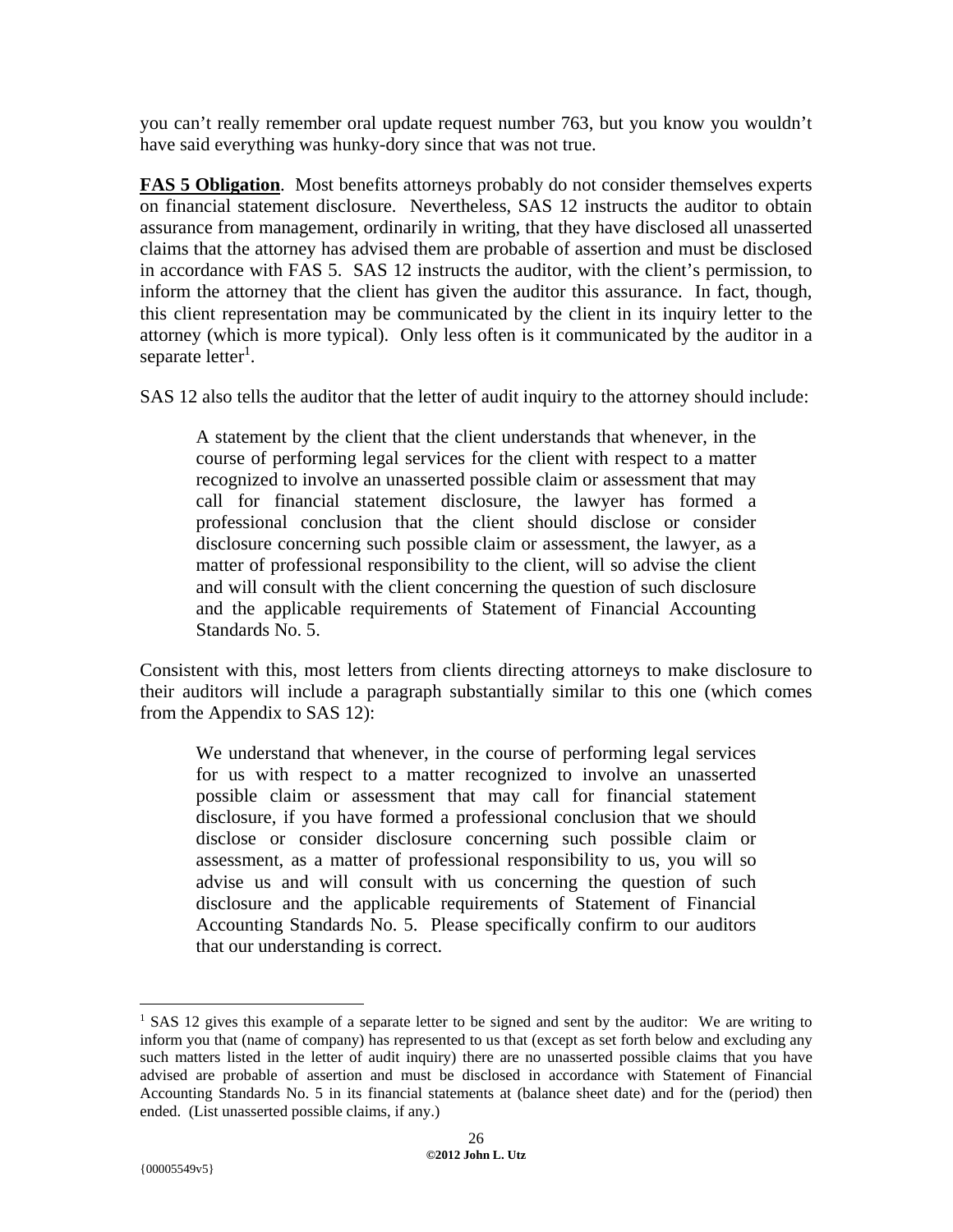you can't really remember oral update request number 763, but you know you wouldn't have said everything was hunky-dory since that was not true.

**FAS 5 Obligation**. Most benefits attorneys probably do not consider themselves experts on financial statement disclosure. Nevertheless, SAS 12 instructs the auditor to obtain assurance from management, ordinarily in writing, that they have disclosed all unasserted claims that the attorney has advised them are probable of assertion and must be disclosed in accordance with FAS 5. SAS 12 instructs the auditor, with the client's permission, to inform the attorney that the client has given the auditor this assurance. In fact, though, this client representation may be communicated by the client in its inquiry letter to the attorney (which is more typical). Only less often is it communicated by the auditor in a separate letter[1].

SAS 12 also tells the auditor that the letter of audit inquiry to the attorney should include:

> A statement by the client that the client understands that whenever, in the course of performing legal services for the client with respect to a matter recognized to involve an unasserted possible claim or assessment that may call for financial statement disclosure, the lawyer has formed a professional conclusion that the client should disclose or consider disclosure concerning such possible claim or assessment, the lawyer, as a matter of professional responsibility to the client, will so advise the client and will consult with the client concerning the question of such disclosure and the applicable requirements of Statement of Financial Accounting Standards No. 5.

Consistent with this, most letters from clients directing attorneys to make disclosure to their auditors will include a paragraph substantially similar to this one (which comes from the Appendix to SAS 12):

> We understand that whenever, in the course of performing legal services for us with respect to a matter recognized to involve an unasserted possible claim or assessment that may call for financial statement disclosure, if you have formed a professional conclusion that we should disclose or consider disclosure concerning such possible claim or assessment, as a matter of professional responsibility to us, you will so advise us and will consult with us concerning the question of such disclosure and the applicable requirements of Statement of Financial Accounting Standards No. 5. Please specifically confirm to our auditors that our understanding is correct.

---

[1] SAS 12 gives this example of a separate letter to be signed and sent by the auditor: We are writing to inform you that (name of company) has represented to us that (except as set forth below and excluding any such matters listed in the letter of audit inquiry) there are no unasserted possible claims that you have advised are probable of assertion and must be disclosed in accordance with Statement of Financial Accounting Standards No. 5 in its financial statements at (balance sheet date) and for the (period) then ended. (List unasserted possible claims, if any.)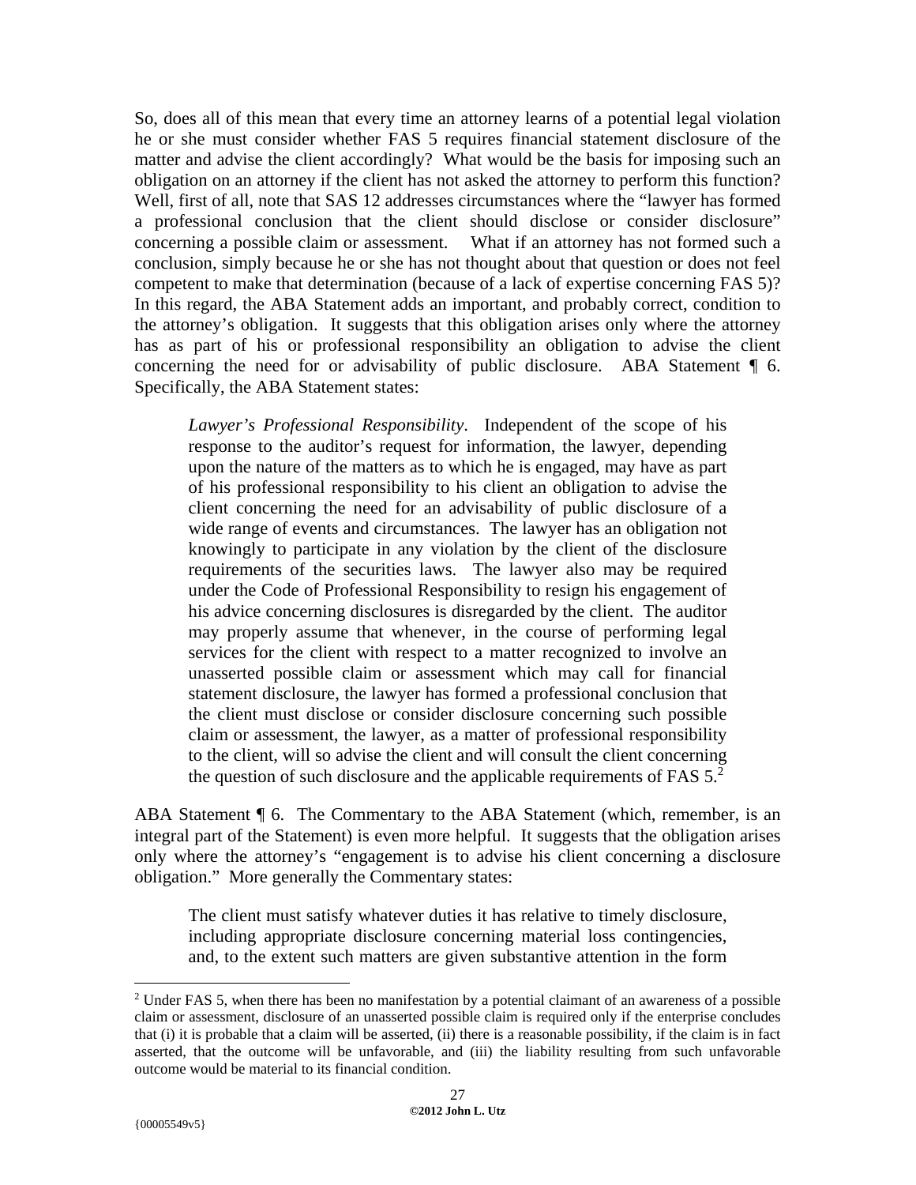So, does all of this mean that every time an attorney learns of a potential legal violation he or she must consider whether FAS 5 requires financial statement disclosure of the matter and advise the client accordingly? What would be the basis for imposing such an obligation on an attorney if the client has not asked the attorney to perform this function? Well, first of all, note that SAS 12 addresses circumstances where the "lawyer has formed a professional conclusion that the client should disclose or consider disclosure" concerning a possible claim or assessment. What if an attorney has not formed such a conclusion, simply because he or she has not thought about that question or does not feel competent to make that determination (because of a lack of expertise concerning FAS 5)? In this regard, the ABA Statement adds an important, and probably correct, condition to the attorney's obligation. It suggests that this obligation arises only where the attorney has as part of his or professional responsibility an obligation to advise the client concerning the need for or advisability of public disclosure. ABA Statement ¶ 6. Specifically, the ABA Statement states:

> *Lawyer's Professional Responsibility*. Independent of the scope of his response to the auditor's request for information, the lawyer, depending upon the nature of the matters as to which he is engaged, may have as part of his professional responsibility to his client an obligation to advise the client concerning the need for an advisability of public disclosure of a wide range of events and circumstances. The lawyer has an obligation not knowingly to participate in any violation by the client of the disclosure requirements of the securities laws. The lawyer also may be required under the Code of Professional Responsibility to resign his engagement of his advice concerning disclosures is disregarded by the client. The auditor may properly assume that whenever, in the course of performing legal services for the client with respect to a matter recognized to involve an unasserted possible claim or assessment which may call for financial statement disclosure, the lawyer has formed a professional conclusion that the client must disclose or consider disclosure concerning such possible claim or assessment, the lawyer, as a matter of professional responsibility to the client, will so advise the client and will consult the client concerning the question of such disclosure and the applicable requirements of FAS 5.[2]

ABA Statement ¶ 6. The Commentary to the ABA Statement (which, remember, is an integral part of the Statement) is even more helpful. It suggests that the obligation arises only where the attorney's "engagement is to advise his client concerning a disclosure obligation." More generally the Commentary states:

> The client must satisfy whatever duties it has relative to timely disclosure, including appropriate disclosure concerning material loss contingencies, and, to the extent such matters are given substantive attention in the form

[2] Under FAS 5, when there has been no manifestation by a potential claimant of an awareness of a possible claim or assessment, disclosure of an unasserted possible claim is required only if the enterprise concludes that (i) it is probable that a claim will be asserted, (ii) there is a reasonable possibility, if the claim is in fact asserted, that the outcome will be unfavorable, and (iii) the liability resulting from such unfavorable outcome would be material to its financial condition.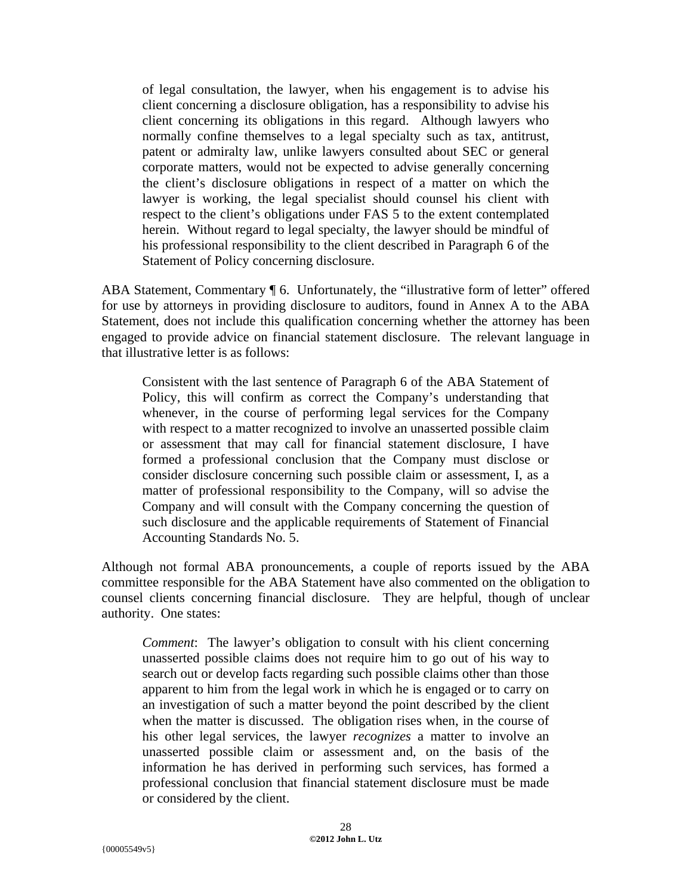> of legal consultation, the lawyer, when his engagement is to advise his client concerning a disclosure obligation, has a responsibility to advise his client concerning its obligations in this regard. Although lawyers who normally confine themselves to a legal specialty such as tax, antitrust, patent or admiralty law, unlike lawyers consulted about SEC or general corporate matters, would not be expected to advise generally concerning the client's disclosure obligations in respect of a matter on which the lawyer is working, the legal specialist should counsel his client with respect to the client's obligations under FAS 5 to the extent contemplated herein. Without regard to legal specialty, the lawyer should be mindful of his professional responsibility to the client described in Paragraph 6 of the Statement of Policy concerning disclosure.

ABA Statement, Commentary ¶ 6. Unfortunately, the "illustrative form of letter" offered for use by attorneys in providing disclosure to auditors, found in Annex A to the ABA Statement, does not include this qualification concerning whether the attorney has been engaged to provide advice on financial statement disclosure. The relevant language in that illustrative letter is as follows:

> Consistent with the last sentence of Paragraph 6 of the ABA Statement of Policy, this will confirm as correct the Company's understanding that whenever, in the course of performing legal services for the Company with respect to a matter recognized to involve an unasserted possible claim or assessment that may call for financial statement disclosure, I have formed a professional conclusion that the Company must disclose or consider disclosure concerning such possible claim or assessment, I, as a matter of professional responsibility to the Company, will so advise the Company and will consult with the Company concerning the question of such disclosure and the applicable requirements of Statement of Financial Accounting Standards No. 5.

Although not formal ABA pronouncements, a couple of reports issued by the ABA committee responsible for the ABA Statement have also commented on the obligation to counsel clients concerning financial disclosure. They are helpful, though of unclear authority. One states:

> *Comment*: The lawyer's obligation to consult with his client concerning unasserted possible claims does not require him to go out of his way to search out or develop facts regarding such possible claims other than those apparent to him from the legal work in which he is engaged or to carry on an investigation of such a matter beyond the point described by the client when the matter is discussed. The obligation rises when, in the course of his other legal services, the lawyer *recognizes* a matter to involve an unasserted possible claim or assessment and, on the basis of the information he has derived in performing such services, has formed a professional conclusion that financial statement disclosure must be made or considered by the client.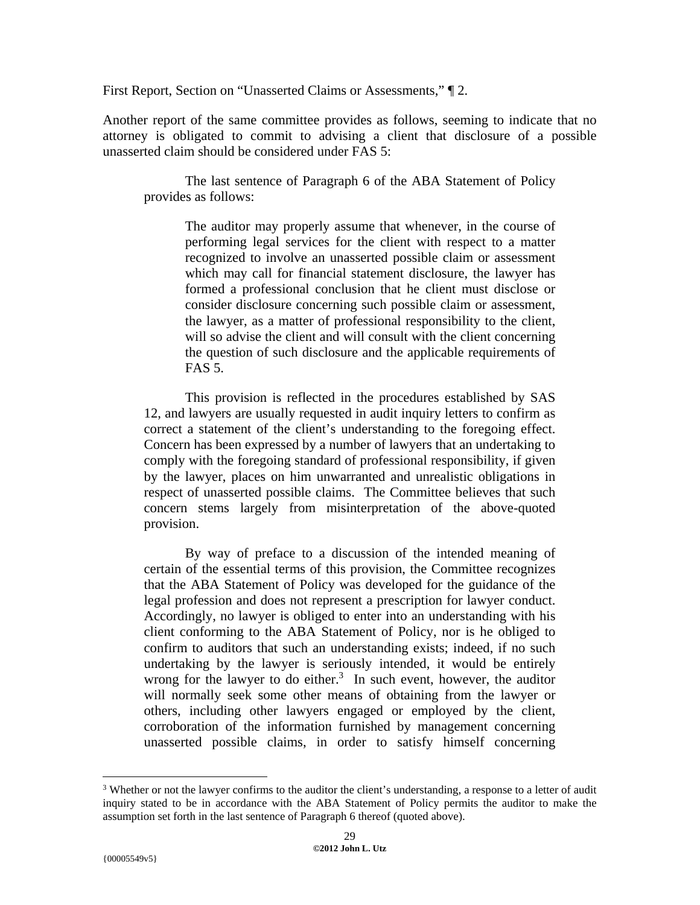First Report, Section on "Unasserted Claims or Assessments," ¶ 2.

Another report of the same committee provides as follows, seeming to indicate that no attorney is obligated to commit to advising a client that disclosure of a possible unasserted claim should be considered under FAS 5:

> The last sentence of Paragraph 6 of the ABA Statement of Policy provides as follows:
>
> > The auditor may properly assume that whenever, in the course of performing legal services for the client with respect to a matter recognized to involve an unasserted possible claim or assessment which may call for financial statement disclosure, the lawyer has formed a professional conclusion that he client must disclose or consider disclosure concerning such possible claim or assessment, the lawyer, as a matter of professional responsibility to the client, will so advise the client and will consult with the client concerning the question of such disclosure and the applicable requirements of FAS 5.
>
> This provision is reflected in the procedures established by SAS 12, and lawyers are usually requested in audit inquiry letters to confirm as correct a statement of the client's understanding to the foregoing effect. Concern has been expressed by a number of lawyers that an undertaking to comply with the foregoing standard of professional responsibility, if given by the lawyer, places on him unwarranted and unrealistic obligations in respect of unasserted possible claims. The Committee believes that such concern stems largely from misinterpretation of the above-quoted provision.
>
> By way of preface to a discussion of the intended meaning of certain of the essential terms of this provision, the Committee recognizes that the ABA Statement of Policy was developed for the guidance of the legal profession and does not represent a prescription for lawyer conduct. Accordingly, no lawyer is obliged to enter into an understanding with his client conforming to the ABA Statement of Policy, nor is he obliged to confirm to auditors that such an understanding exists; indeed, if no such undertaking by the lawyer is seriously intended, it would be entirely wrong for the lawyer to do either.[3] In such event, however, the auditor will normally seek some other means of obtaining from the lawyer or others, including other lawyers engaged or employed by the client, corroboration of the information furnished by management concerning unasserted possible claims, in order to satisfy himself concerning

[3] Whether or not the lawyer confirms to the auditor the client's understanding, a response to a letter of audit inquiry stated to be in accordance with the ABA Statement of Policy permits the auditor to make the assumption set forth in the last sentence of Paragraph 6 thereof (quoted above).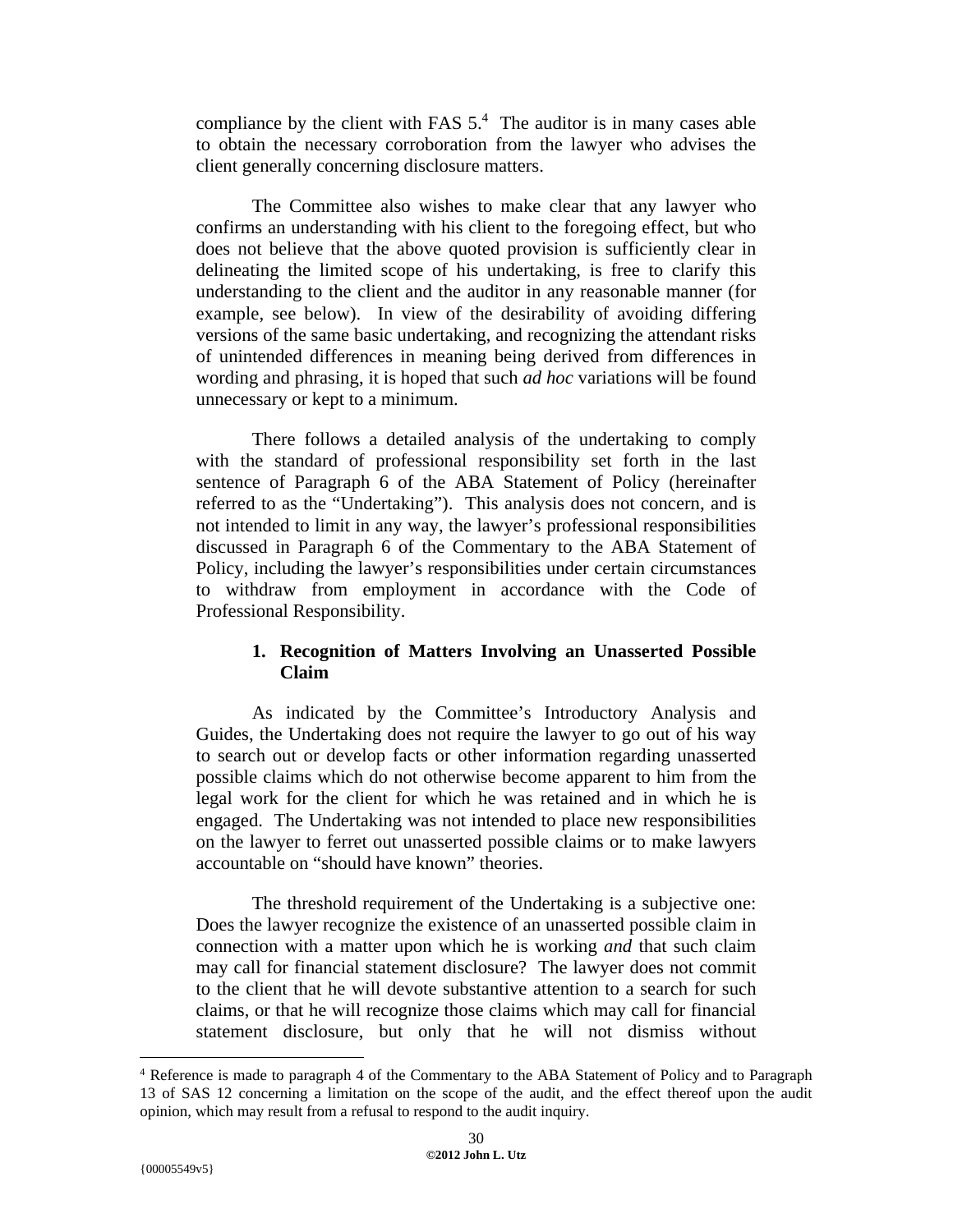compliance by the client with FAS 5.[4] The auditor is in many cases able to obtain the necessary corroboration from the lawyer who advises the client generally concerning disclosure matters.

The Committee also wishes to make clear that any lawyer who confirms an understanding with his client to the foregoing effect, but who does not believe that the above quoted provision is sufficiently clear in delineating the limited scope of his undertaking, is free to clarify this understanding to the client and the auditor in any reasonable manner (for example, see below). In view of the desirability of avoiding differing versions of the same basic undertaking, and recognizing the attendant risks of unintended differences in meaning being derived from differences in wording and phrasing, it is hoped that such *ad hoc* variations will be found unnecessary or kept to a minimum.

There follows a detailed analysis of the undertaking to comply with the standard of professional responsibility set forth in the last sentence of Paragraph 6 of the ABA Statement of Policy (hereinafter referred to as the "Undertaking"). This analysis does not concern, and is not intended to limit in any way, the lawyer's professional responsibilities discussed in Paragraph 6 of the Commentary to the ABA Statement of Policy, including the lawyer's responsibilities under certain circumstances to withdraw from employment in accordance with the Code of Professional Responsibility.

### 1. Recognition of Matters Involving an Unasserted Possible Claim

As indicated by the Committee's Introductory Analysis and Guides, the Undertaking does not require the lawyer to go out of his way to search out or develop facts or other information regarding unasserted possible claims which do not otherwise become apparent to him from the legal work for the client for which he was retained and in which he is engaged. The Undertaking was not intended to place new responsibilities on the lawyer to ferret out unasserted possible claims or to make lawyers accountable on "should have known" theories.

The threshold requirement of the Undertaking is a subjective one: Does the lawyer recognize the existence of an unasserted possible claim in connection with a matter upon which he is working *and* that such claim may call for financial statement disclosure? The lawyer does not commit to the client that he will devote substantive attention to a search for such claims, or that he will recognize those claims which may call for financial statement disclosure, but only that he will not dismiss without

---

[4] Reference is made to paragraph 4 of the Commentary to the ABA Statement of Policy and to Paragraph 13 of SAS 12 concerning a limitation on the scope of the audit, and the effect thereof upon the audit opinion, which may result from a refusal to respond to the audit inquiry.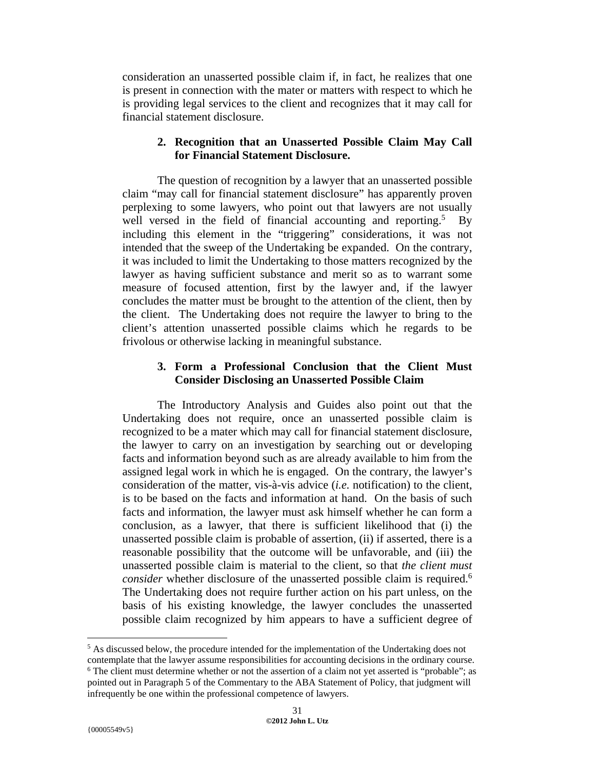consideration an unasserted possible claim if, in fact, he realizes that one is present in connection with the mater or matters with respect to which he is providing legal services to the client and recognizes that it may call for financial statement disclosure.

**2. Recognition that an Unasserted Possible Claim May Call for Financial Statement Disclosure.**

The question of recognition by a lawyer that an unasserted possible claim "may call for financial statement disclosure" has apparently proven perplexing to some lawyers, who point out that lawyers are not usually well versed in the field of financial accounting and reporting.[5] By including this element in the "triggering" considerations, it was not intended that the sweep of the Undertaking be expanded. On the contrary, it was included to limit the Undertaking to those matters recognized by the lawyer as having sufficient substance and merit so as to warrant some measure of focused attention, first by the lawyer and, if the lawyer concludes the matter must be brought to the attention of the client, then by the client. The Undertaking does not require the lawyer to bring to the client's attention unasserted possible claims which he regards to be frivolous or otherwise lacking in meaningful substance.

**3. Form a Professional Conclusion that the Client Must Consider Disclosing an Unasserted Possible Claim**

The Introductory Analysis and Guides also point out that the Undertaking does not require, once an unasserted possible claim is recognized to be a mater which may call for financial statement disclosure, the lawyer to carry on an investigation by searching out or developing facts and information beyond such as are already available to him from the assigned legal work in which he is engaged. On the contrary, the lawyer's consideration of the matter, vis-à-vis advice (*i.e.* notification) to the client, is to be based on the facts and information at hand. On the basis of such facts and information, the lawyer must ask himself whether he can form a conclusion, as a lawyer, that there is sufficient likelihood that (i) the unasserted possible claim is probable of assertion, (ii) if asserted, there is a reasonable possibility that the outcome will be unfavorable, and (iii) the unasserted possible claim is material to the client, so that *the client must consider* whether disclosure of the unasserted possible claim is required.[6] The Undertaking does not require further action on his part unless, on the basis of his existing knowledge, the lawyer concludes the unasserted possible claim recognized by him appears to have a sufficient degree of

---

[5] As discussed below, the procedure intended for the implementation of the Undertaking does not contemplate that the lawyer assume responsibilities for accounting decisions in the ordinary course.

[6] The client must determine whether or not the assertion of a claim not yet asserted is "probable"; as pointed out in Paragraph 5 of the Commentary to the ABA Statement of Policy, that judgment will infrequently be one within the professional competence of lawyers.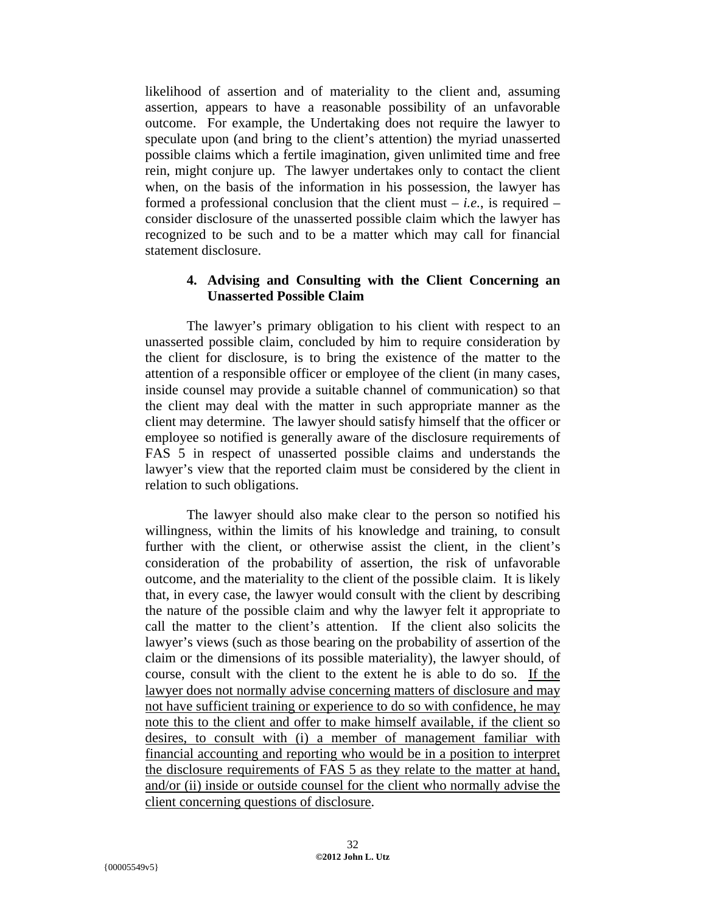likelihood of assertion and of materiality to the client and, assuming assertion, appears to have a reasonable possibility of an unfavorable outcome. For example, the Undertaking does not require the lawyer to speculate upon (and bring to the client's attention) the myriad unasserted possible claims which a fertile imagination, given unlimited time and free rein, might conjure up. The lawyer undertakes only to contact the client when, on the basis of the information in his possession, the lawyer has formed a professional conclusion that the client must – *i.e.*, is required – consider disclosure of the unasserted possible claim which the lawyer has recognized to be such and to be a matter which may call for financial statement disclosure.

**4. Advising and Consulting with the Client Concerning an Unasserted Possible Claim**

The lawyer's primary obligation to his client with respect to an unasserted possible claim, concluded by him to require consideration by the client for disclosure, is to bring the existence of the matter to the attention of a responsible officer or employee of the client (in many cases, inside counsel may provide a suitable channel of communication) so that the client may deal with the matter in such appropriate manner as the client may determine. The lawyer should satisfy himself that the officer or employee so notified is generally aware of the disclosure requirements of FAS 5 in respect of unasserted possible claims and understands the lawyer's view that the reported claim must be considered by the client in relation to such obligations.

The lawyer should also make clear to the person so notified his willingness, within the limits of his knowledge and training, to consult further with the client, or otherwise assist the client, in the client's consideration of the probability of assertion, the risk of unfavorable outcome, and the materiality to the client of the possible claim. It is likely that, in every case, the lawyer would consult with the client by describing the nature of the possible claim and why the lawyer felt it appropriate to call the matter to the client's attention. If the client also solicits the lawyer's views (such as those bearing on the probability of assertion of the claim or the dimensions of its possible materiality), the lawyer should, of course, consult with the client to the extent he is able to do so. <u>If the lawyer does not normally advise concerning matters of disclosure and may not have sufficient training or experience to do so with confidence, he may note this to the client and offer to make himself available, if the client so desires, to consult with (i) a member of management familiar with financial accounting and reporting who would be in a position to interpret the disclosure requirements of FAS 5 as they relate to the matter at hand, and/or (ii) inside or outside counsel for the client who normally advise the client concerning questions of disclosure</u>.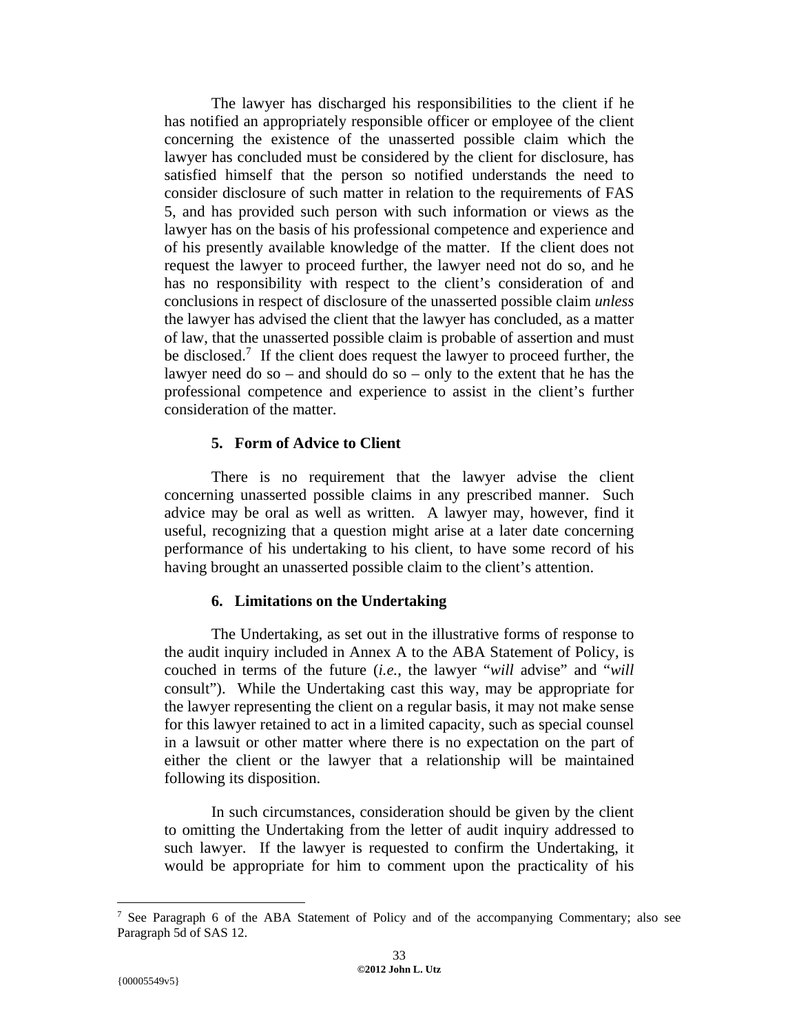The lawyer has discharged his responsibilities to the client if he has notified an appropriately responsible officer or employee of the client concerning the existence of the unasserted possible claim which the lawyer has concluded must be considered by the client for disclosure, has satisfied himself that the person so notified understands the need to consider disclosure of such matter in relation to the requirements of FAS 5, and has provided such person with such information or views as the lawyer has on the basis of his professional competence and experience and of his presently available knowledge of the matter. If the client does not request the lawyer to proceed further, the lawyer need not do so, and he has no responsibility with respect to the client's consideration of and conclusions in respect of disclosure of the unasserted possible claim *unless* the lawyer has advised the client that the lawyer has concluded, as a matter of law, that the unasserted possible claim is probable of assertion and must be disclosed.[7] If the client does request the lawyer to proceed further, the lawyer need do so – and should do so – only to the extent that he has the professional competence and experience to assist in the client's further consideration of the matter.

### 5. Form of Advice to Client

There is no requirement that the lawyer advise the client concerning unasserted possible claims in any prescribed manner. Such advice may be oral as well as written. A lawyer may, however, find it useful, recognizing that a question might arise at a later date concerning performance of his undertaking to his client, to have some record of his having brought an unasserted possible claim to the client's attention.

### 6. Limitations on the Undertaking

The Undertaking, as set out in the illustrative forms of response to the audit inquiry included in Annex A to the ABA Statement of Policy, is couched in terms of the future (*i.e.*, the lawyer "*will* advise" and "*will* consult"). While the Undertaking cast this way, may be appropriate for the lawyer representing the client on a regular basis, it may not make sense for this lawyer retained to act in a limited capacity, such as special counsel in a lawsuit or other matter where there is no expectation on the part of either the client or the lawyer that a relationship will be maintained following its disposition.

In such circumstances, consideration should be given by the client to omitting the Undertaking from the letter of audit inquiry addressed to such lawyer. If the lawyer is requested to confirm the Undertaking, it would be appropriate for him to comment upon the practicality of his

[7] See Paragraph 6 of the ABA Statement of Policy and of the accompanying Commentary; also see Paragraph 5d of SAS 12.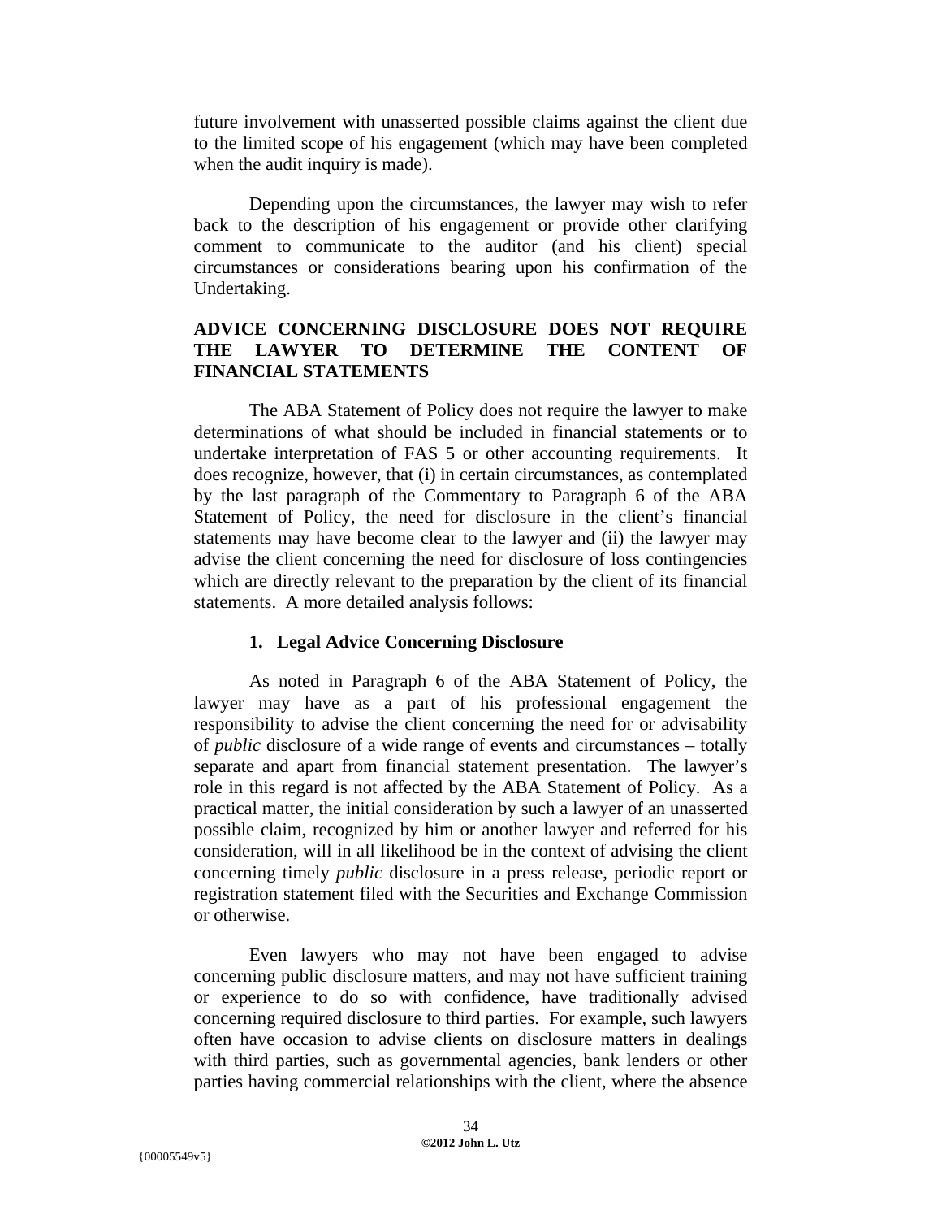future involvement with unasserted possible claims against the client due to the limited scope of his engagement (which may have been completed when the audit inquiry is made).

Depending upon the circumstances, the lawyer may wish to refer back to the description of his engagement or provide other clarifying comment to communicate to the auditor (and his client) special circumstances or considerations bearing upon his confirmation of the Undertaking.

**ADVICE CONCERNING DISCLOSURE DOES NOT REQUIRE THE LAWYER TO DETERMINE THE CONTENT OF FINANCIAL STATEMENTS**

The ABA Statement of Policy does not require the lawyer to make determinations of what should be included in financial statements or to undertake interpretation of FAS 5 or other accounting requirements. It does recognize, however, that (i) in certain circumstances, as contemplated by the last paragraph of the Commentary to Paragraph 6 of the ABA Statement of Policy, the need for disclosure in the client's financial statements may have become clear to the lawyer and (ii) the lawyer may advise the client concerning the need for disclosure of loss contingencies which are directly relevant to the preparation by the client of its financial statements. A more detailed analysis follows:

**1. Legal Advice Concerning Disclosure**

As noted in Paragraph 6 of the ABA Statement of Policy, the lawyer may have as a part of his professional engagement the responsibility to advise the client concerning the need for or advisability of *public* disclosure of a wide range of events and circumstances – totally separate and apart from financial statement presentation. The lawyer's role in this regard is not affected by the ABA Statement of Policy. As a practical matter, the initial consideration by such a lawyer of an unasserted possible claim, recognized by him or another lawyer and referred for his consideration, will in all likelihood be in the context of advising the client concerning timely *public* disclosure in a press release, periodic report or registration statement filed with the Securities and Exchange Commission or otherwise.

Even lawyers who may not have been engaged to advise concerning public disclosure matters, and may not have sufficient training or experience to do so with confidence, have traditionally advised concerning required disclosure to third parties. For example, such lawyers often have occasion to advise clients on disclosure matters in dealings with third parties, such as governmental agencies, bank lenders or other parties having commercial relationships with the client, where the absence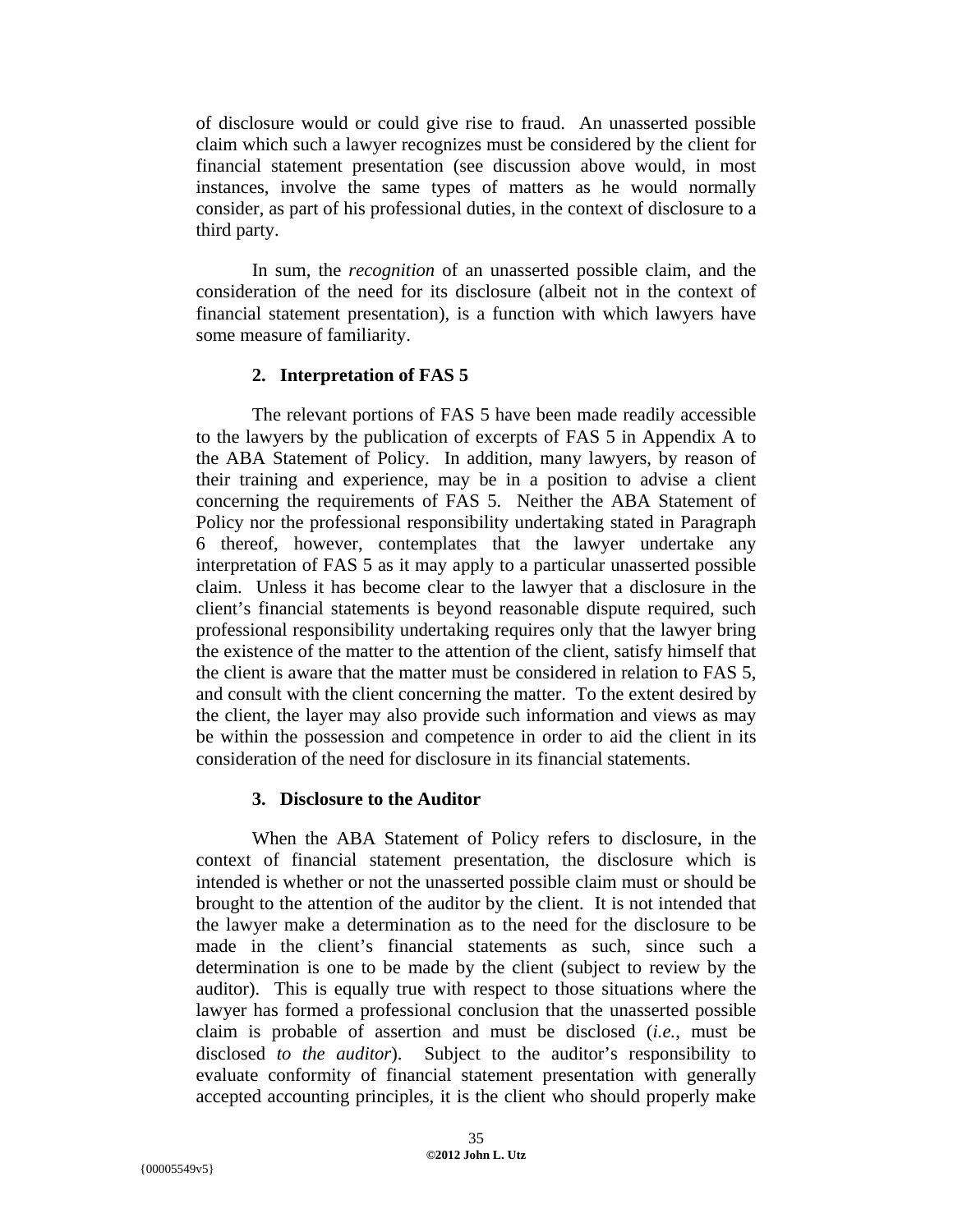of disclosure would or could give rise to fraud. An unasserted possible claim which such a lawyer recognizes must be considered by the client for financial statement presentation (see discussion above would, in most instances, involve the same types of matters as he would normally consider, as part of his professional duties, in the context of disclosure to a third party.

In sum, the *recognition* of an unasserted possible claim, and the consideration of the need for its disclosure (albeit not in the context of financial statement presentation), is a function with which lawyers have some measure of familiarity.

### 2. Interpretation of FAS 5

The relevant portions of FAS 5 have been made readily accessible to the lawyers by the publication of excerpts of FAS 5 in Appendix A to the ABA Statement of Policy. In addition, many lawyers, by reason of their training and experience, may be in a position to advise a client concerning the requirements of FAS 5. Neither the ABA Statement of Policy nor the professional responsibility undertaking stated in Paragraph 6 thereof, however, contemplates that the lawyer undertake any interpretation of FAS 5 as it may apply to a particular unasserted possible claim. Unless it has become clear to the lawyer that a disclosure in the client's financial statements is beyond reasonable dispute required, such professional responsibility undertaking requires only that the lawyer bring the existence of the matter to the attention of the client, satisfy himself that the client is aware that the matter must be considered in relation to FAS 5, and consult with the client concerning the matter. To the extent desired by the client, the layer may also provide such information and views as may be within the possession and competence in order to aid the client in its consideration of the need for disclosure in its financial statements.

### 3. Disclosure to the Auditor

When the ABA Statement of Policy refers to disclosure, in the context of financial statement presentation, the disclosure which is intended is whether or not the unasserted possible claim must or should be brought to the attention of the auditor by the client. It is not intended that the lawyer make a determination as to the need for the disclosure to be made in the client's financial statements as such, since such a determination is one to be made by the client (subject to review by the auditor). This is equally true with respect to those situations where the lawyer has formed a professional conclusion that the unasserted possible claim is probable of assertion and must be disclosed (*i.e.*, must be disclosed *to the auditor*). Subject to the auditor's responsibility to evaluate conformity of financial statement presentation with generally accepted accounting principles, it is the client who should properly make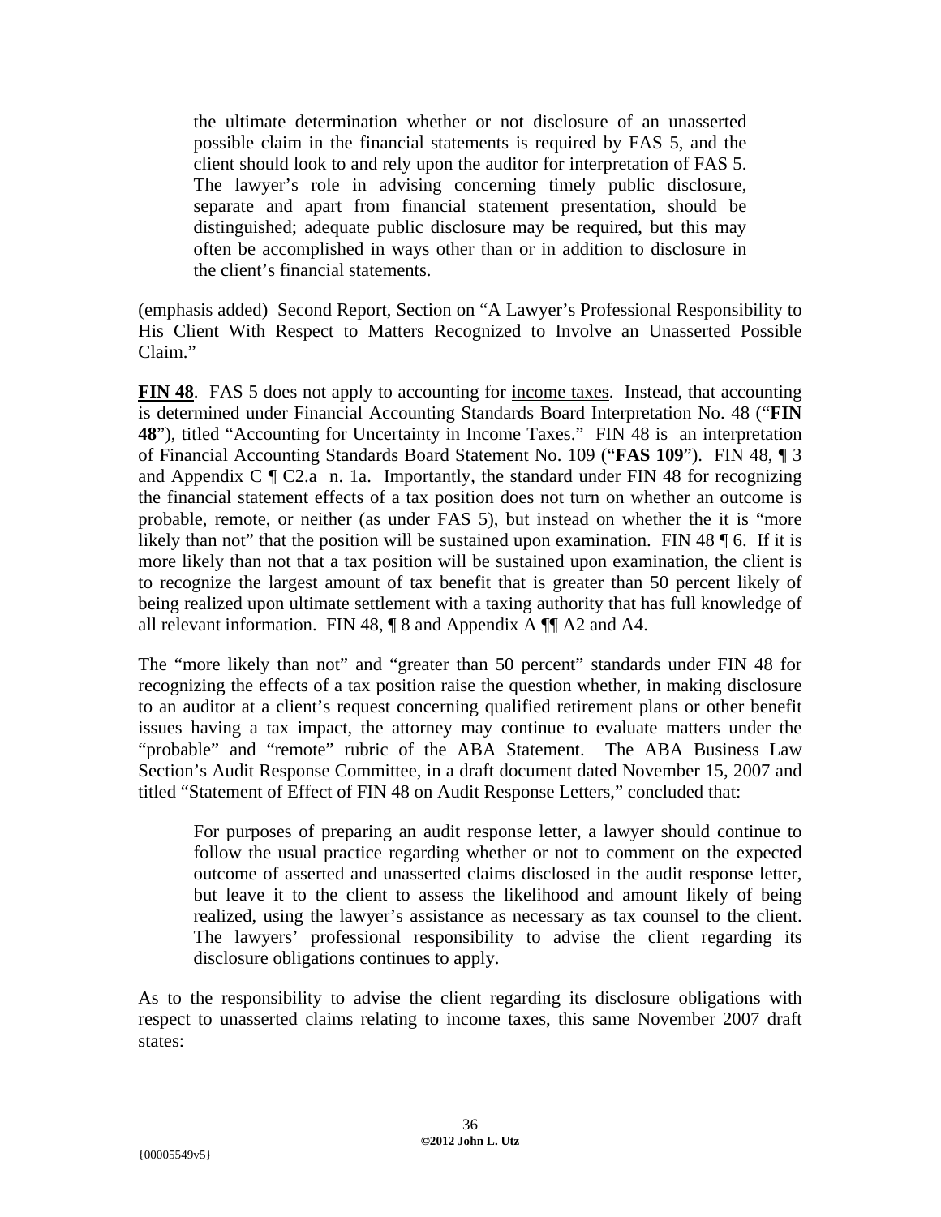> the ultimate determination whether or not disclosure of an unasserted possible claim in the financial statements is required by FAS 5, and the client should look to and rely upon the auditor for interpretation of FAS 5. The lawyer's role in advising concerning timely public disclosure, separate and apart from financial statement presentation, should be distinguished; adequate public disclosure may be required, but this may often be accomplished in ways other than or in addition to disclosure in the client's financial statements.

(emphasis added) Second Report, Section on "A Lawyer's Professional Responsibility to His Client With Respect to Matters Recognized to Involve an Unasserted Possible Claim."

**FIN 48**. FAS 5 does not apply to accounting for income taxes. Instead, that accounting is determined under Financial Accounting Standards Board Interpretation No. 48 ("**FIN 48**"), titled "Accounting for Uncertainty in Income Taxes." FIN 48 is an interpretation of Financial Accounting Standards Board Statement No. 109 ("**FAS 109**"). FIN 48, ¶ 3 and Appendix C ¶ C2.a n. 1a. Importantly, the standard under FIN 48 for recognizing the financial statement effects of a tax position does not turn on whether an outcome is probable, remote, or neither (as under FAS 5), but instead on whether the it is "more likely than not" that the position will be sustained upon examination. FIN 48 ¶ 6. If it is more likely than not that a tax position will be sustained upon examination, the client is to recognize the largest amount of tax benefit that is greater than 50 percent likely of being realized upon ultimate settlement with a taxing authority that has full knowledge of all relevant information. FIN 48, ¶ 8 and Appendix A ¶¶ A2 and A4.

The "more likely than not" and "greater than 50 percent" standards under FIN 48 for recognizing the effects of a tax position raise the question whether, in making disclosure to an auditor at a client's request concerning qualified retirement plans or other benefit issues having a tax impact, the attorney may continue to evaluate matters under the "probable" and "remote" rubric of the ABA Statement. The ABA Business Law Section's Audit Response Committee, in a draft document dated November 15, 2007 and titled "Statement of Effect of FIN 48 on Audit Response Letters," concluded that:

> For purposes of preparing an audit response letter, a lawyer should continue to follow the usual practice regarding whether or not to comment on the expected outcome of asserted and unasserted claims disclosed in the audit response letter, but leave it to the client to assess the likelihood and amount likely of being realized, using the lawyer's assistance as necessary as tax counsel to the client. The lawyers' professional responsibility to advise the client regarding its disclosure obligations continues to apply.

As to the responsibility to advise the client regarding its disclosure obligations with respect to unasserted claims relating to income taxes, this same November 2007 draft states: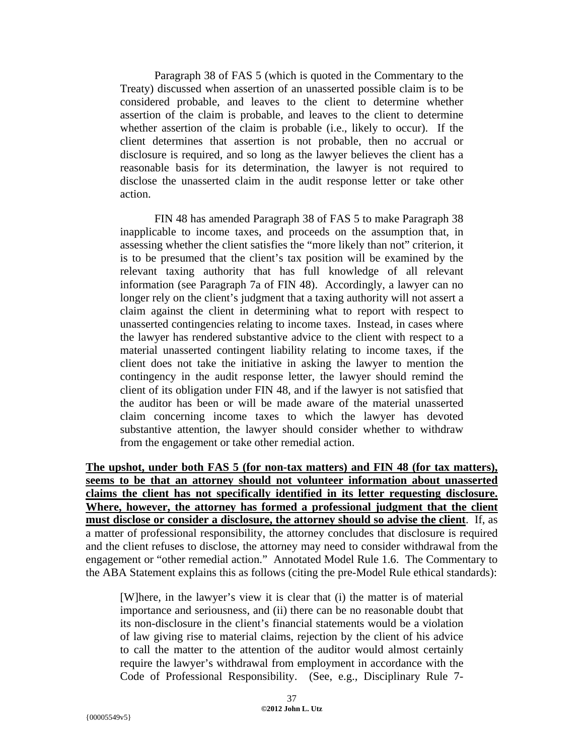> Paragraph 38 of FAS 5 (which is quoted in the Commentary to the Treaty) discussed when assertion of an unasserted possible claim is to be considered probable, and leaves to the client to determine whether assertion of the claim is probable, and leaves to the client to determine whether assertion of the claim is probable (i.e., likely to occur). If the client determines that assertion is not probable, then no accrual or disclosure is required, and so long as the lawyer believes the client has a reasonable basis for its determination, the lawyer is not required to disclose the unasserted claim in the audit response letter or take other action.
>
> FIN 48 has amended Paragraph 38 of FAS 5 to make Paragraph 38 inapplicable to income taxes, and proceeds on the assumption that, in assessing whether the client satisfies the "more likely than not" criterion, it is to be presumed that the client's tax position will be examined by the relevant taxing authority that has full knowledge of all relevant information (see Paragraph 7a of FIN 48). Accordingly, a lawyer can no longer rely on the client's judgment that a taxing authority will not assert a claim against the client in determining what to report with respect to unasserted contingencies relating to income taxes. Instead, in cases where the lawyer has rendered substantive advice to the client with respect to a material unasserted contingent liability relating to income taxes, if the client does not take the initiative in asking the lawyer to mention the contingency in the audit response letter, the lawyer should remind the client of its obligation under FIN 48, and if the lawyer is not satisfied that the auditor has been or will be made aware of the material unasserted claim concerning income taxes to which the lawyer has devoted substantive attention, the lawyer should consider whether to withdraw from the engagement or take other remedial action.

**The upshot, under both FAS 5 (for non-tax matters) and FIN 48 (for tax matters), seems to be that an attorney should not volunteer information about unasserted claims the client has not specifically identified in its letter requesting disclosure. Where, however, the attorney has formed a professional judgment that the client must disclose or consider a disclosure, the attorney should so advise the client**. If, as a matter of professional responsibility, the attorney concludes that disclosure is required and the client refuses to disclose, the attorney may need to consider withdrawal from the engagement or "other remedial action." Annotated Model Rule 1.6. The Commentary to the ABA Statement explains this as follows (citing the pre-Model Rule ethical standards):

> [W]here, in the lawyer's view it is clear that (i) the matter is of material importance and seriousness, and (ii) there can be no reasonable doubt that its non-disclosure in the client's financial statements would be a violation of law giving rise to material claims, rejection by the client of his advice to call the matter to the attention of the auditor would almost certainly require the lawyer's withdrawal from employment in accordance with the Code of Professional Responsibility. (See, e.g., Disciplinary Rule 7-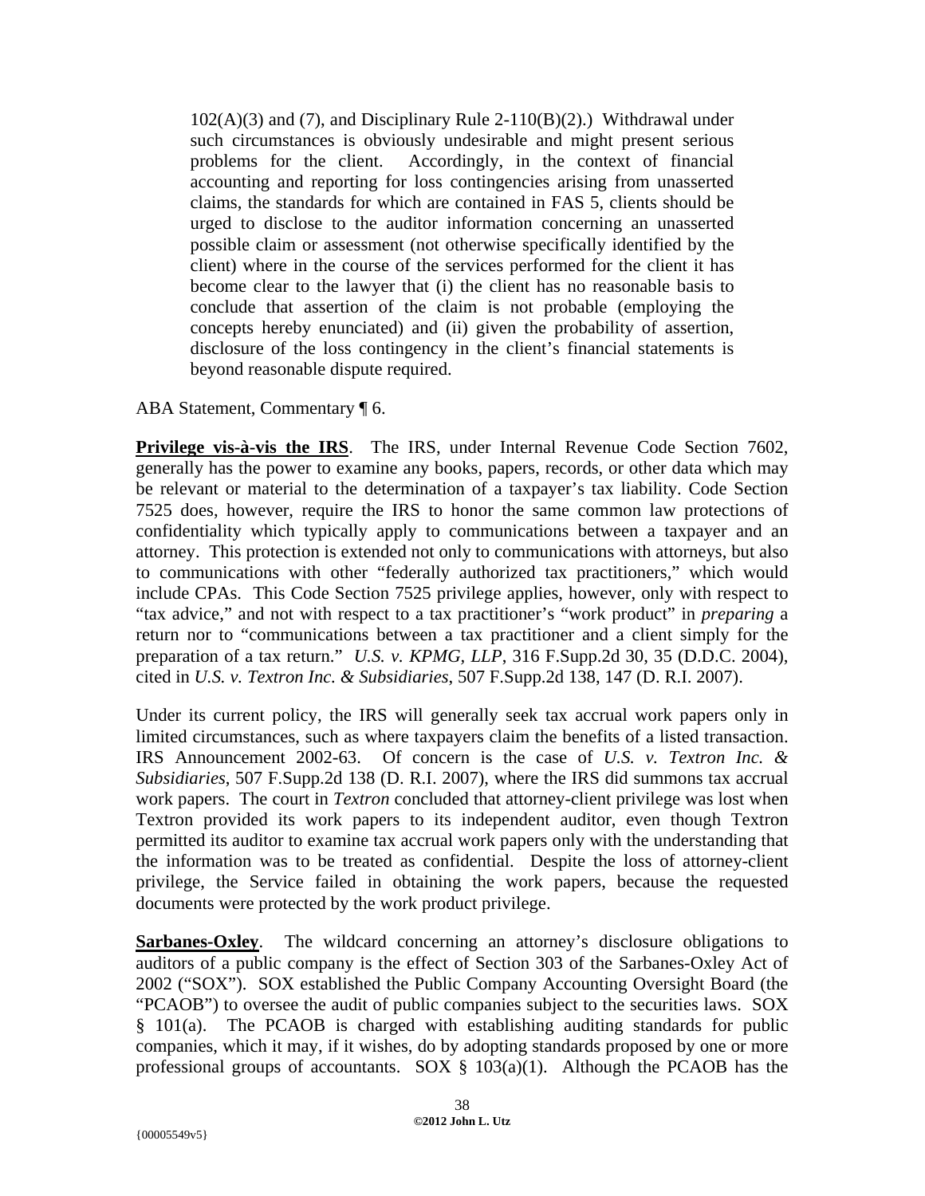> 102(A)(3) and (7), and Disciplinary Rule 2-110(B)(2).) Withdrawal under such circumstances is obviously undesirable and might present serious problems for the client. Accordingly, in the context of financial accounting and reporting for loss contingencies arising from unasserted claims, the standards for which are contained in FAS 5, clients should be urged to disclose to the auditor information concerning an unasserted possible claim or assessment (not otherwise specifically identified by the client) where in the course of the services performed for the client it has become clear to the lawyer that (i) the client has no reasonable basis to conclude that assertion of the claim is not probable (employing the concepts hereby enunciated) and (ii) given the probability of assertion, disclosure of the loss contingency in the client's financial statements is beyond reasonable dispute required.

ABA Statement, Commentary ¶ 6.

**Privilege vis-à-vis the IRS**. The IRS, under Internal Revenue Code Section 7602, generally has the power to examine any books, papers, records, or other data which may be relevant or material to the determination of a taxpayer's tax liability. Code Section 7525 does, however, require the IRS to honor the same common law protections of confidentiality which typically apply to communications between a taxpayer and an attorney. This protection is extended not only to communications with attorneys, but also to communications with other "federally authorized tax practitioners," which would include CPAs. This Code Section 7525 privilege applies, however, only with respect to "tax advice," and not with respect to a tax practitioner's "work product" in *preparing* a return nor to "communications between a tax practitioner and a client simply for the preparation of a tax return." *U.S. v. KPMG, LLP*, 316 F.Supp.2d 30, 35 (D.D.C. 2004), cited in *U.S. v. Textron Inc. & Subsidiaries*, 507 F.Supp.2d 138, 147 (D. R.I. 2007).

Under its current policy, the IRS will generally seek tax accrual work papers only in limited circumstances, such as where taxpayers claim the benefits of a listed transaction. IRS Announcement 2002-63. Of concern is the case of *U.S. v. Textron Inc. & Subsidiaries*, 507 F.Supp.2d 138 (D. R.I. 2007), where the IRS did summons tax accrual work papers. The court in *Textron* concluded that attorney-client privilege was lost when Textron provided its work papers to its independent auditor, even though Textron permitted its auditor to examine tax accrual work papers only with the understanding that the information was to be treated as confidential. Despite the loss of attorney-client privilege, the Service failed in obtaining the work papers, because the requested documents were protected by the work product privilege.

**Sarbanes-Oxley**. The wildcard concerning an attorney's disclosure obligations to auditors of a public company is the effect of Section 303 of the Sarbanes-Oxley Act of 2002 ("SOX"). SOX established the Public Company Accounting Oversight Board (the "PCAOB") to oversee the audit of public companies subject to the securities laws. SOX § 101(a). The PCAOB is charged with establishing auditing standards for public companies, which it may, if it wishes, do by adopting standards proposed by one or more professional groups of accountants. SOX § 103(a)(1). Although the PCAOB has the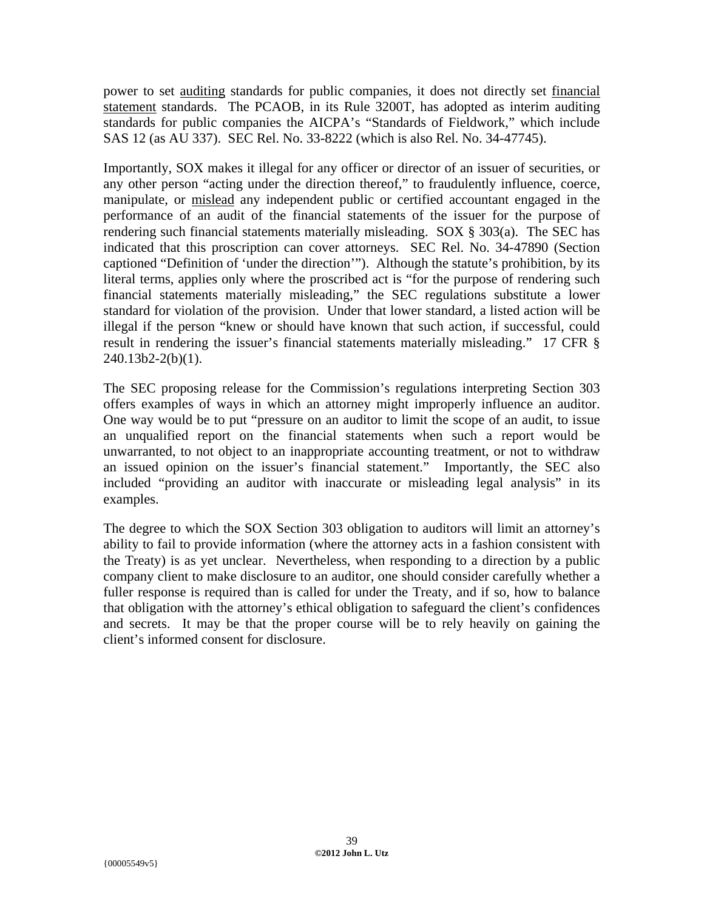power to set <u>auditing</u> standards for public companies, it does not directly set <u>financial statement</u> standards. The PCAOB, in its Rule 3200T, has adopted as interim auditing standards for public companies the AICPA's "Standards of Fieldwork," which include SAS 12 (as AU 337). SEC Rel. No. 33-8222 (which is also Rel. No. 34-47745).

Importantly, SOX makes it illegal for any officer or director of an issuer of securities, or any other person "acting under the direction thereof," to fraudulently influence, coerce, manipulate, or <u>mislead</u> any independent public or certified accountant engaged in the performance of an audit of the financial statements of the issuer for the purpose of rendering such financial statements materially misleading. SOX § 303(a). The SEC has indicated that this proscription can cover attorneys. SEC Rel. No. 34-47890 (Section captioned "Definition of 'under the direction'"). Although the statute's prohibition, by its literal terms, applies only where the proscribed act is "for the purpose of rendering such financial statements materially misleading," the SEC regulations substitute a lower standard for violation of the provision. Under that lower standard, a listed action will be illegal if the person "knew or should have known that such action, if successful, could result in rendering the issuer's financial statements materially misleading." 17 CFR § 240.13b2-2(b)(1).

The SEC proposing release for the Commission's regulations interpreting Section 303 offers examples of ways in which an attorney might improperly influence an auditor. One way would be to put "pressure on an auditor to limit the scope of an audit, to issue an unqualified report on the financial statements when such a report would be unwarranted, to not object to an inappropriate accounting treatment, or not to withdraw an issued opinion on the issuer's financial statement." Importantly, the SEC also included "providing an auditor with inaccurate or misleading legal analysis" in its examples.

The degree to which the SOX Section 303 obligation to auditors will limit an attorney's ability to fail to provide information (where the attorney acts in a fashion consistent with the Treaty) is as yet unclear. Nevertheless, when responding to a direction by a public company client to make disclosure to an auditor, one should consider carefully whether a fuller response is required than is called for under the Treaty, and if so, how to balance that obligation with the attorney's ethical obligation to safeguard the client's confidences and secrets. It may be that the proper course will be to rely heavily on gaining the client's informed consent for disclosure.